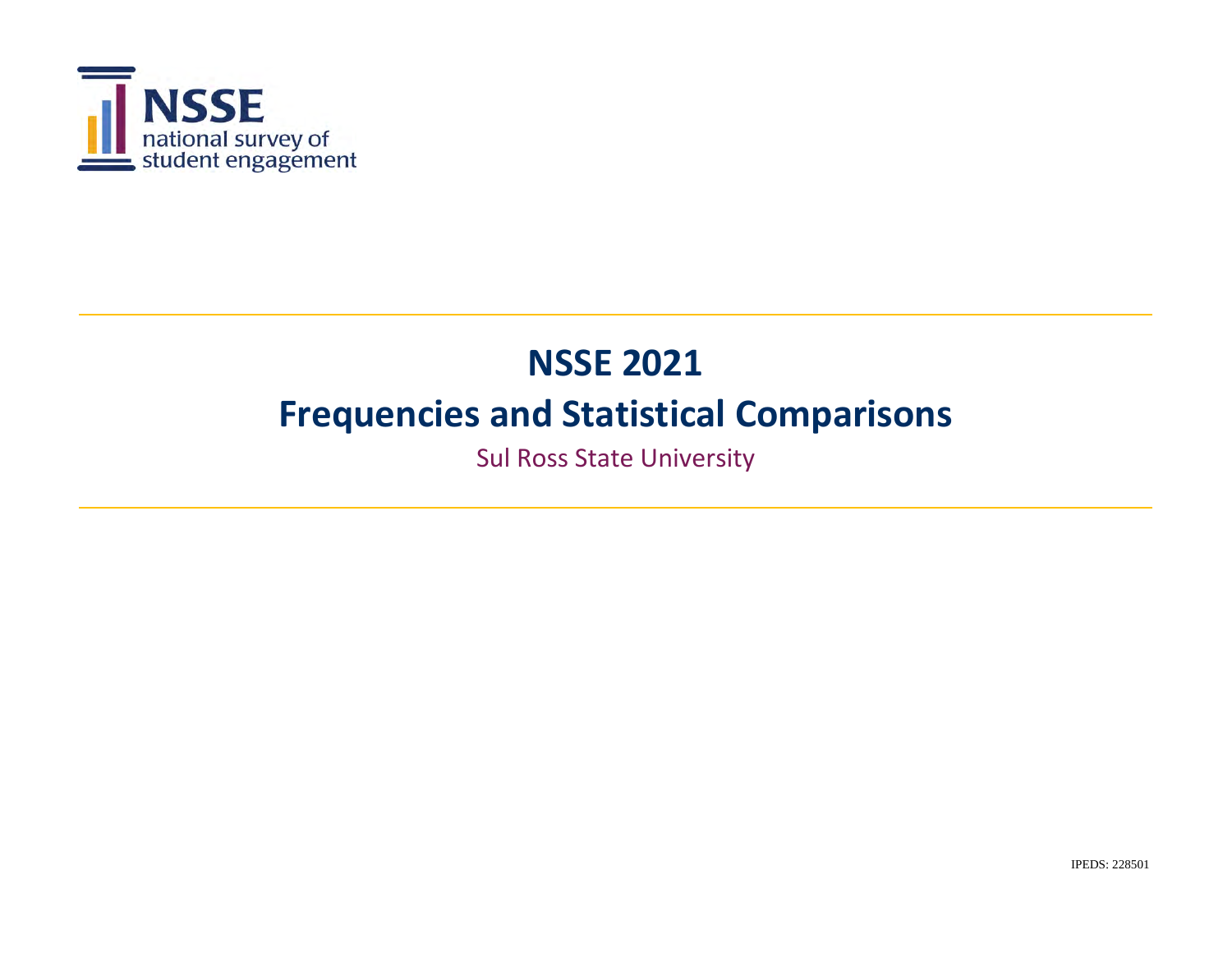NSSE
national survey of
student engagement

# NSSE 2021

# Frequencies and Statistical Comparisons

Sul Ross State University

IPEDS: 228501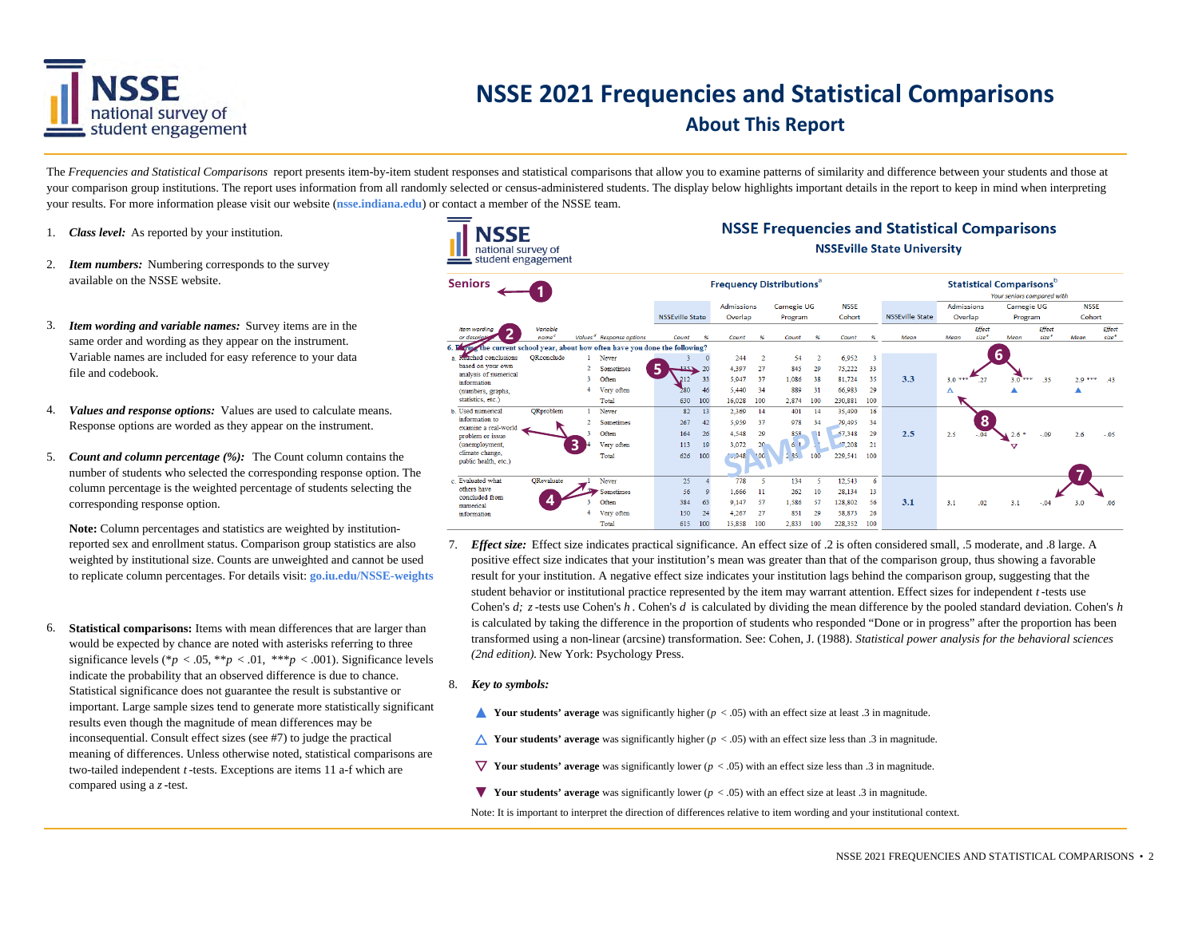# NSSE 2021 Frequencies and Statistical Comparisons

## About This Report

The *Frequencies and Statistical Comparisons* report presents item-by-item student responses and statistical comparisons that allow you to examine patterns of similarity and difference between your students and those at your comparison group institutions. The report uses information from all randomly selected or census-administered students. The display below highlights important details in the report to keep in mind when interpreting your results. For more information please visit our website (**nsse.indiana.edu**) or contact a member of the NSSE team.

1. ***Class level:*** As reported by your institution.

2. ***Item numbers:*** Numbering corresponds to the survey available on the NSSE website.

3. ***Item wording and variable names:*** Survey items are in the same order and wording as they appear on the instrument. Variable names are included for easy reference to your data file and codebook.

4. ***Values and response options:*** Values are used to calculate means. Response options are worded as they appear on the instrument.

5. ***Count and column percentage (%):*** The Count column contains the number of students who selected the corresponding response option. The column percentage is the weighted percentage of students selecting the corresponding response option.

   **Note:** Column percentages and statistics are weighted by institution-reported sex and enrollment status. Comparison group statistics are also weighted by institutional size. Counts are unweighted and cannot be used to replicate column percentages. For details visit: **go.iu.edu/NSSE-weights**

6. **Statistical comparisons:** Items with mean differences that are larger than would be expected by chance are noted with asterisks referring to three significance levels (* $p < .05$, ** $p < .01$, *** $p < .001$). Significance levels indicate the probability that an observed difference is due to chance. Statistical significance does not guarantee the result is substantive or important. Large sample sizes tend to generate more statistically significant results even though the magnitude of mean differences may be inconsequential. Consult effect sizes (see #7) to judge the practical meaning of differences. Unless otherwise noted, statistical comparisons are two-tailed independent *t*-tests. Exceptions are items 11 a-f which are compared using a *z*-test.

**NSSE Frequencies and Statistical Comparisons**
**NSSEville State University**

**Seniors** (1)

6. During the current school year, about how often have you done the following?

| Item wording or description | Variable name[c] | Values[d] | Response options | NSSEville State Count | % | Admissions Overlap Count | % | Carnegie UG Program Count | % | NSSE Cohort Count | % | NSSEville State Mean | Admissions Overlap Mean | Effect size[e] | Carnegie UG Program Mean | Effect size[e] | NSSE Cohort Mean | Effect size[e] |
|---|---|---|---|---|---|---|---|---|---|---|---|---|---|---|---|---|---|---|
| a. Reached conclusions based on your own analysis of numerical information (numbers, graphs, statistics, etc.) | QRconclude | 1 | Never | 3 | 0 | 244 | 2 | 54 | 2 | 6,952 | 3 | 3.3 | 3.0 *** △ | .27 | 3.0 *** ▲ | .35 | 2.9 *** ▲ | .43 |
| | | 2 | Sometimes | 133 | 20 | 4,397 | 27 | 845 | 29 | 75,222 | 33 | | | | | | | |
| | | 3 | Often | 212 | 33 | 5,947 | 37 | 1,086 | 38 | 81,724 | 35 | | | | | | | |
| | | 4 | Very often | 280 | 46 | 5,440 | 34 | 889 | 31 | 66,983 | 29 | | | | | | | |
| | | | Total | 630 | 100 | 16,028 | 100 | 2,874 | 100 | 230,881 | 100 | | | | | | | |
| b. Used numerical information to examine a real-world problem or issue (unemployment, climate change, public health, etc.) | QRproblem | 1 | Never | 82 | 13 | 2,360 | 14 | 401 | 14 | 35,400 | 16 | 2.5 | 2.5 | -.04 | 2.6 * ▽ | -.09 | 2.6 | -.05 |
| | | 2 | Sometimes | 267 | 42 | 5,950 | 37 | 978 | 34 | 79,405 | 34 | | | | | | | |
| | | 3 | Often | 164 | 26 | 4,548 | 29 | 858 | 31 | 67,348 | 29 | | | | | | | |
| | | 4 | Very often | 113 | 19 | 3,072 | 20 | | | 47,208 | 21 | | | | | | | |
| | | | Total | 626 | 100 | 15,948 | 100 | 2,853 | 100 | 229,541 | 100 | | | | | | | |
| c. Evaluated what others have concluded from numerical information | QRevaluate | 1 | Never | 25 | 4 | 778 | 5 | 134 | 5 | 12,543 | 6 | 3.1 | 3.1 | .02 | 3.1 | -.04 | 3.0 | .06 |
| | | 2 | Sometimes | 56 | 9 | 1,666 | 11 | 262 | 10 | 28,134 | 13 | | | | | | | |
| | | 3 | Often | 384 | 63 | 9,147 | 57 | 1,586 | 57 | 128,802 | 56 | | | | | | | |
| | | 4 | Very often | 150 | 24 | 4,267 | 27 | 851 | 29 | 58,873 | 26 | | | | | | | |
| | | | Total | 615 | 100 | 15,858 | 100 | 2,833 | 100 | 228,352 | 100 | | | | | | | |

7. ***Effect size:*** Effect size indicates practical significance. An effect size of .2 is often considered small, .5 moderate, and .8 large. A positive effect size indicates that your institution's mean was greater than that of the comparison group, thus showing a favorable result for your institution. A negative effect size indicates your institution lags behind the comparison group, suggesting that the student behavior or institutional practice represented by the item may warrant attention. Effect sizes for independent *t*-tests use Cohen's *d*; *z*-tests use Cohen's *h*. Cohen's *d* is calculated by dividing the mean difference by the pooled standard deviation. Cohen's *h* is calculated by taking the difference in the proportion of students who responded "Done or in progress" after the proportion has been transformed using a non-linear (arcsine) transformation. See: Cohen, J. (1988). *Statistical power analysis for the behavioral sciences (2nd edition).* New York: Psychology Press.

8. ***Key to symbols:***

   ▲ **Your students' average** was significantly higher ($p < .05$) with an effect size at least .3 in magnitude.

   △ **Your students' average** was significantly higher ($p < .05$) with an effect size less than .3 in magnitude.

   ▽ **Your students' average** was significantly lower ($p < .05$) with an effect size less than .3 in magnitude.

   ▼ **Your students' average** was significantly lower ($p < .05$) with an effect size at least .3 in magnitude.

   Note: It is important to interpret the direction of differences relative to item wording and your institutional context.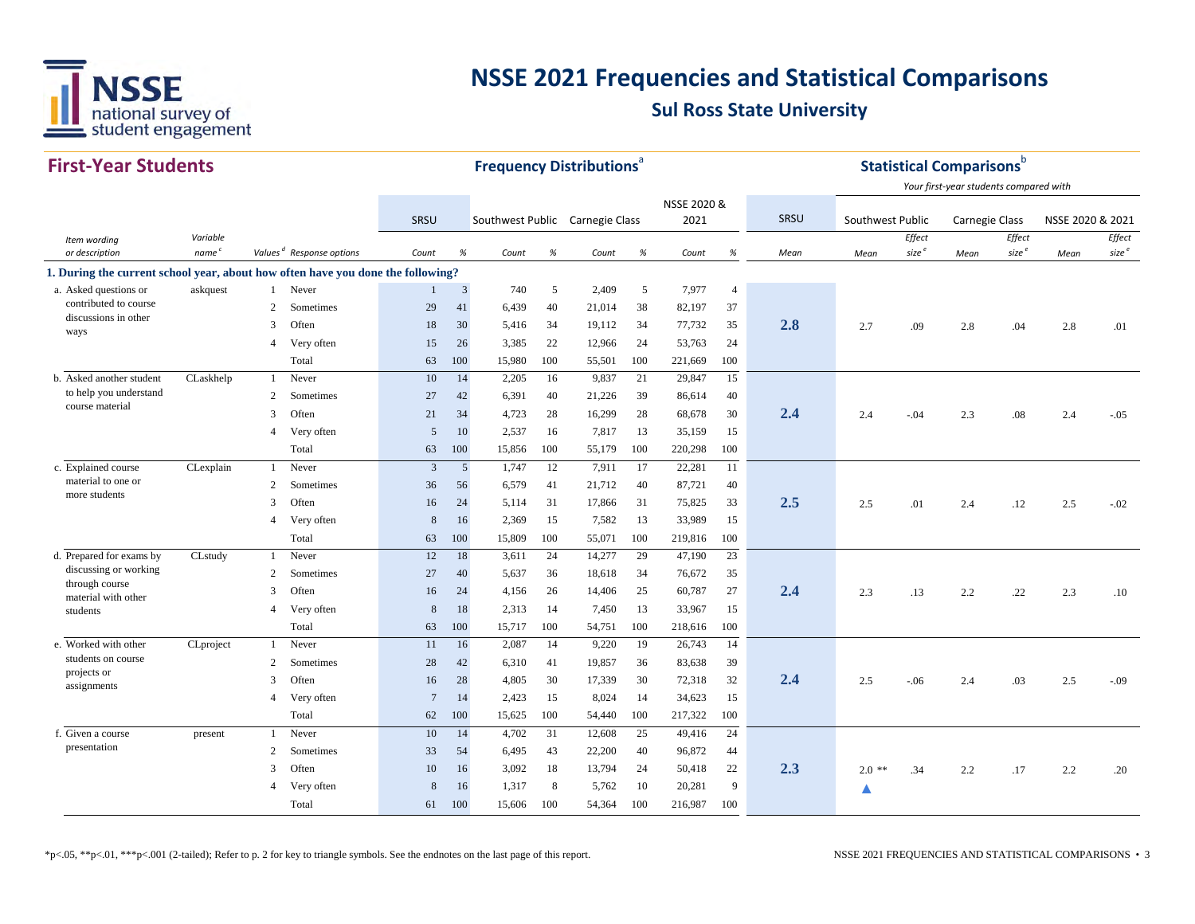# NSSE 2021 Frequencies and Statistical Comparisons

## Sul Ross State University

### First-Year Students

| | | | | Frequency Distributions[a] | | | | | | | | | Statistical Comparisons[b] | | | | | | |
|---|---|---|---|---|---|---|---|---|---|---|---|---|---|---|---|---|---|---|---|
| | | | | | | | | | | | | | *Your first-year students compared with* | | | | | | |
| | | | | SRSU | | Southwest Public | | Carnegie Class | | NSSE 2020 & 2021 | | SRSU | Southwest Public | | Carnegie Class | | NSSE 2020 & 2021 | |
| *Item wording or description* | *Variable name[c]* | *Values[d]* | *Response options* | *Count* | *%* | *Count* | *%* | *Count* | *%* | *Count* | *%* | *Mean* | *Mean* | *Effect size[e]* | *Mean* | *Effect size[e]* | *Mean* | *Effect size[e]* |
| **1. During the current school year, about how often have you done the following?** | | | | | | | | | | | | | | | | | | |
| a. Asked questions or contributed to course discussions in other ways | askquest | 1 | Never | 1 | 3 | 740 | 5 | 2,409 | 5 | 7,977 | 4 | | | | | | | |
| | | 2 | Sometimes | 29 | 41 | 6,439 | 40 | 21,014 | 38 | 82,197 | 37 | | | | | | | |
| | | 3 | Often | 18 | 30 | 5,416 | 34 | 19,112 | 34 | 77,732 | 35 | **2.8** | 2.7 | .09 | 2.8 | .04 | 2.8 | .01 |
| | | 4 | Very often | 15 | 26 | 3,385 | 22 | 12,966 | 24 | 53,763 | 24 | | | | | | | |
| | | | Total | 63 | 100 | 15,980 | 100 | 55,501 | 100 | 221,669 | 100 | | | | | | | |
| b. Asked another student to help you understand course material | CLaskhelp | 1 | Never | 10 | 14 | 2,205 | 16 | 9,837 | 21 | 29,847 | 15 | | | | | | | |
| | | 2 | Sometimes | 27 | 42 | 6,391 | 40 | 21,226 | 39 | 86,614 | 40 | | | | | | | |
| | | 3 | Often | 21 | 34 | 4,723 | 28 | 16,299 | 28 | 68,678 | 30 | **2.4** | 2.4 | -.04 | 2.3 | .08 | 2.4 | -.05 |
| | | 4 | Very often | 5 | 10 | 2,537 | 16 | 7,817 | 13 | 35,159 | 15 | | | | | | | |
| | | | Total | 63 | 100 | 15,856 | 100 | 55,179 | 100 | 220,298 | 100 | | | | | | | |
| c. Explained course material to one or more students | CLexplain | 1 | Never | 3 | 5 | 1,747 | 12 | 7,911 | 17 | 22,281 | 11 | | | | | | | |
| | | 2 | Sometimes | 36 | 56 | 6,579 | 41 | 21,712 | 40 | 87,721 | 40 | | | | | | | |
| | | 3 | Often | 16 | 24 | 5,114 | 31 | 17,866 | 31 | 75,825 | 33 | **2.5** | 2.5 | .01 | 2.4 | .12 | 2.5 | -.02 |
| | | 4 | Very often | 8 | 16 | 2,369 | 15 | 7,582 | 13 | 33,989 | 15 | | | | | | | |
| | | | Total | 63 | 100 | 15,809 | 100 | 55,071 | 100 | 219,816 | 100 | | | | | | | |
| d. Prepared for exams by discussing or working through course material with other students | CLstudy | 1 | Never | 12 | 18 | 3,611 | 24 | 14,277 | 29 | 47,190 | 23 | | | | | | | |
| | | 2 | Sometimes | 27 | 40 | 5,637 | 36 | 18,618 | 34 | 76,672 | 35 | | | | | | | |
| | | 3 | Often | 16 | 24 | 4,156 | 26 | 14,406 | 25 | 60,787 | 27 | **2.4** | 2.3 | .13 | 2.2 | .22 | 2.3 | .10 |
| | | 4 | Very often | 8 | 18 | 2,313 | 14 | 7,450 | 13 | 33,967 | 15 | | | | | | | |
| | | | Total | 63 | 100 | 15,717 | 100 | 54,751 | 100 | 218,616 | 100 | | | | | | | |
| e. Worked with other students on course projects or assignments | CLproject | 1 | Never | 11 | 16 | 2,087 | 14 | 9,220 | 19 | 26,743 | 14 | | | | | | | |
| | | 2 | Sometimes | 28 | 42 | 6,310 | 41 | 19,857 | 36 | 83,638 | 39 | | | | | | | |
| | | 3 | Often | 16 | 28 | 4,805 | 30 | 17,339 | 30 | 72,318 | 32 | **2.4** | 2.5 | -.06 | 2.4 | .03 | 2.5 | -.09 |
| | | 4 | Very often | 7 | 14 | 2,423 | 15 | 8,024 | 14 | 34,623 | 15 | | | | | | | |
| | | | Total | 62 | 100 | 15,625 | 100 | 54,440 | 100 | 217,322 | 100 | | | | | | | |
| f. Given a course presentation | present | 1 | Never | 10 | 14 | 4,702 | 31 | 12,608 | 25 | 49,416 | 24 | | | | | | | |
| | | 2 | Sometimes | 33 | 54 | 6,495 | 43 | 22,200 | 40 | 96,872 | 44 | | | | | | | |
| | | 3 | Often | 10 | 16 | 3,092 | 18 | 13,794 | 24 | 50,418 | 22 | **2.3** | 2.0 ** ▲ | .34 | 2.2 | .17 | 2.2 | .20 |
| | | 4 | Very often | 8 | 16 | 1,317 | 8 | 5,762 | 10 | 20,281 | 9 | | | | | | | |
| | | | Total | 61 | 100 | 15,606 | 100 | 54,364 | 100 | 216,987 | 100 | | | | | | | |

*p<.05, **p<.01, ***p<.001 (2-tailed); Refer to p. 2 for key to triangle symbols. See the endnotes on the last page of this report.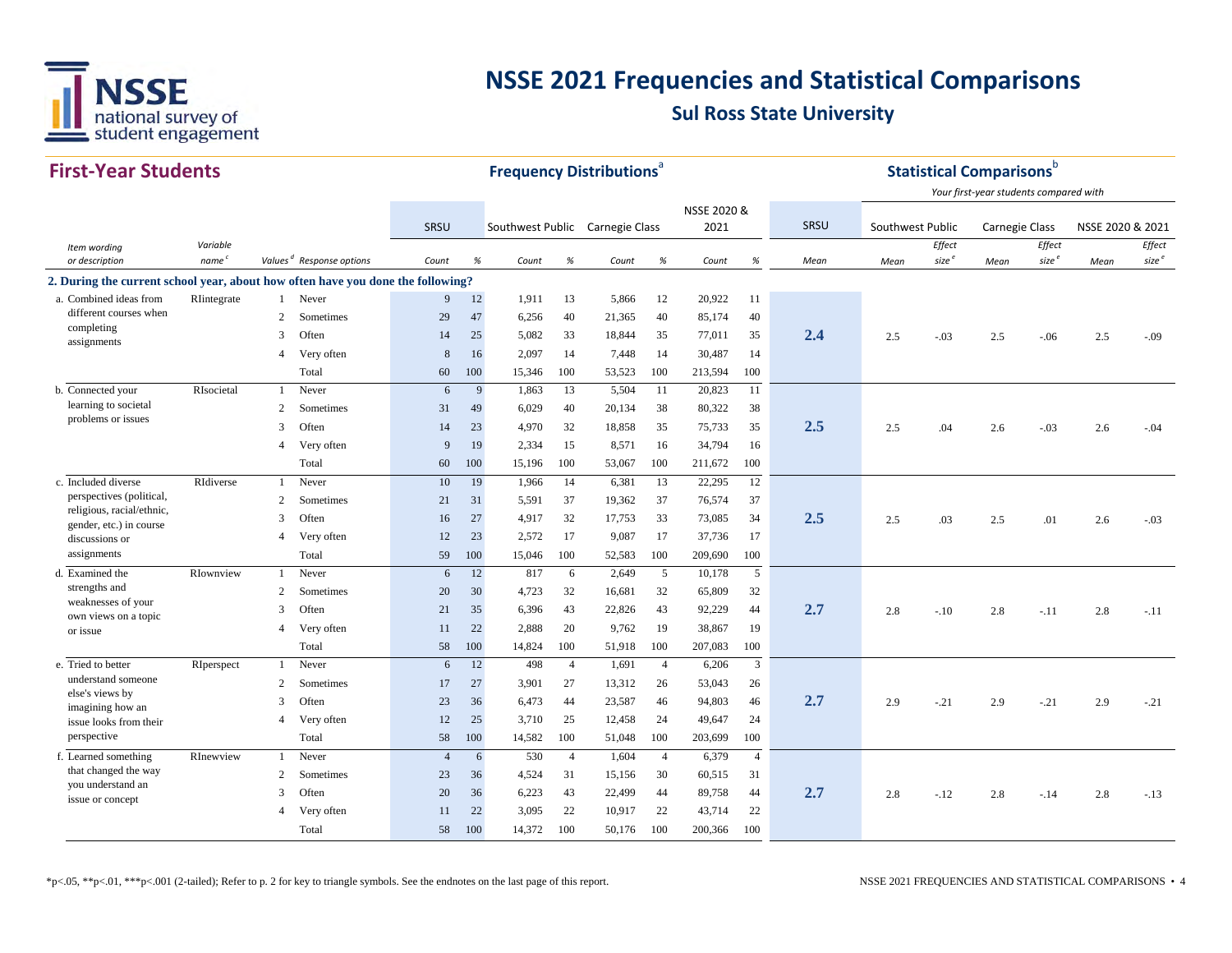# NSSE 2021 Frequencies and Statistical Comparisons

## Sul Ross State University

### First-Year Students

| | | | | Frequency Distributions[a] | | | | | | | | | Statistical Comparisons[b] | | | | | | |
|---|---|---|---|---|---|---|---|---|---|---|---|---|---|---|---|---|---|---|---|
| | | | | | | | | | | | | | | *Your first-year students compared with* | | | | | |
| | | | | SRSU | | Southwest Public | | Carnegie Class | | NSSE 2020 & 2021 | | SRSU | Southwest Public | | Carnegie Class | | NSSE 2020 & 2021 | |
| *Item wording or description* | *Variable name[c]* | *Values[d]* | *Response options* | *Count* | *%* | *Count* | *%* | *Count* | *%* | *Count* | *%* | *Mean* | *Mean* | *Effect size[e]* | *Mean* | *Effect size[e]* | *Mean* | *Effect size[e]* |
| **2. During the current school year, about how often have you done the following?** | | | | | | | | | | | | | | | | | | |
| a. Combined ideas from different courses when completing assignments | RIintegrate | 1 | Never | 9 | 12 | 1,911 | 13 | 5,866 | 12 | 20,922 | 11 | | | | | | | |
| | | 2 | Sometimes | 29 | 47 | 6,256 | 40 | 21,365 | 40 | 85,174 | 40 | | | | | | | |
| | | 3 | Often | 14 | 25 | 5,082 | 33 | 18,844 | 35 | 77,011 | 35 | **2.4** | 2.5 | -.03 | 2.5 | -.06 | 2.5 | -.09 |
| | | 4 | Very often | 8 | 16 | 2,097 | 14 | 7,448 | 14 | 30,487 | 14 | | | | | | | |
| | | | Total | 60 | 100 | 15,346 | 100 | 53,523 | 100 | 213,594 | 100 | | | | | | | |
| b. Connected your learning to societal problems or issues | RIsocietal | 1 | Never | 6 | 9 | 1,863 | 13 | 5,504 | 11 | 20,823 | 11 | | | | | | | |
| | | 2 | Sometimes | 31 | 49 | 6,029 | 40 | 20,134 | 38 | 80,322 | 38 | | | | | | | |
| | | 3 | Often | 14 | 23 | 4,970 | 32 | 18,858 | 35 | 75,733 | 35 | **2.5** | 2.5 | .04 | 2.6 | -.03 | 2.6 | -.04 |
| | | 4 | Very often | 9 | 19 | 2,334 | 15 | 8,571 | 16 | 34,794 | 16 | | | | | | | |
| | | | Total | 60 | 100 | 15,196 | 100 | 53,067 | 100 | 211,672 | 100 | | | | | | | |
| c. Included diverse perspectives (political, religious, racial/ethnic, gender, etc.) in course discussions or assignments | RIdiverse | 1 | Never | 10 | 19 | 1,966 | 14 | 6,381 | 13 | 22,295 | 12 | | | | | | | |
| | | 2 | Sometimes | 21 | 31 | 5,591 | 37 | 19,362 | 37 | 76,574 | 37 | | | | | | | |
| | | 3 | Often | 16 | 27 | 4,917 | 32 | 17,753 | 33 | 73,085 | 34 | **2.5** | 2.5 | .03 | 2.5 | .01 | 2.6 | -.03 |
| | | 4 | Very often | 12 | 23 | 2,572 | 17 | 9,087 | 17 | 37,736 | 17 | | | | | | | |
| | | | Total | 59 | 100 | 15,046 | 100 | 52,583 | 100 | 209,690 | 100 | | | | | | | |
| d. Examined the strengths and weaknesses of your own views on a topic or issue | RIownview | 1 | Never | 6 | 12 | 817 | 6 | 2,649 | 5 | 10,178 | 5 | | | | | | | |
| | | 2 | Sometimes | 20 | 30 | 4,723 | 32 | 16,681 | 32 | 65,809 | 32 | | | | | | | |
| | | 3 | Often | 21 | 35 | 6,396 | 43 | 22,826 | 43 | 92,229 | 44 | **2.7** | 2.8 | -.10 | 2.8 | -.11 | 2.8 | -.11 |
| | | 4 | Very often | 11 | 22 | 2,888 | 20 | 9,762 | 19 | 38,867 | 19 | | | | | | | |
| | | | Total | 58 | 100 | 14,824 | 100 | 51,918 | 100 | 207,083 | 100 | | | | | | | |
| e. Tried to better understand someone else's views by imagining how an issue looks from their perspective | RIperspect | 1 | Never | 6 | 12 | 498 | 4 | 1,691 | 4 | 6,206 | 3 | | | | | | | |
| | | 2 | Sometimes | 17 | 27 | 3,901 | 27 | 13,312 | 26 | 53,043 | 26 | | | | | | | |
| | | 3 | Often | 23 | 36 | 6,473 | 44 | 23,587 | 46 | 94,803 | 46 | **2.7** | 2.9 | -.21 | 2.9 | -.21 | 2.9 | -.21 |
| | | 4 | Very often | 12 | 25 | 3,710 | 25 | 12,458 | 24 | 49,647 | 24 | | | | | | | |
| | | | Total | 58 | 100 | 14,582 | 100 | 51,048 | 100 | 203,699 | 100 | | | | | | | |
| f. Learned something that changed the way you understand an issue or concept | RInewview | 1 | Never | 4 | 6 | 530 | 4 | 1,604 | 4 | 6,379 | 4 | | | | | | | |
| | | 2 | Sometimes | 23 | 36 | 4,524 | 31 | 15,156 | 30 | 60,515 | 31 | | | | | | | |
| | | 3 | Often | 20 | 36 | 6,223 | 43 | 22,499 | 44 | 89,758 | 44 | **2.7** | 2.8 | -.12 | 2.8 | -.14 | 2.8 | -.13 |
| | | 4 | Very often | 11 | 22 | 3,095 | 22 | 10,917 | 22 | 43,714 | 22 | | | | | | | |
| | | | Total | 58 | 100 | 14,372 | 100 | 50,176 | 100 | 200,366 | 100 | | | | | | | |

*p<.05, **p<.01, ***p<.001 (2-tailed); Refer to p. 2 for key to triangle symbols. See the endnotes on the last page of this report.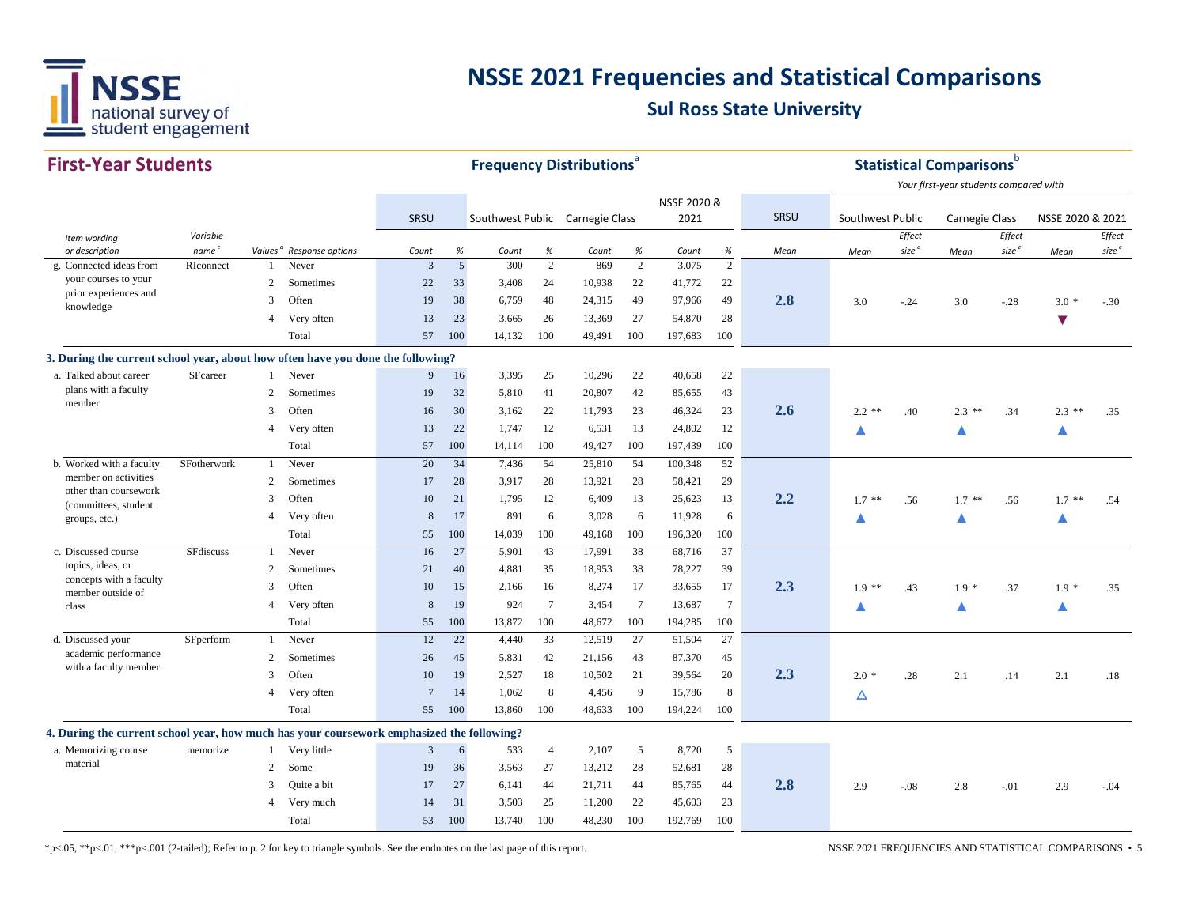# NSSE 2021 Frequencies and Statistical Comparisons

## Sul Ross State University

### First-Year Students

| Item wording or description | Variable name[c] | Values[d] | Response options | SRSU Count | SRSU % | Southwest Public Count | Southwest Public % | Carnegie Class Count | Carnegie Class % | NSSE 2020 & 2021 Count | NSSE 2020 & 2021 % | SRSU Mean | Southwest Public Mean | Southwest Public Effect size[e] | Carnegie Class Mean | Carnegie Class Effect size[e] | NSSE 2020 & 2021 Mean | NSSE 2020 & 2021 Effect size[e] |
|---|---|---|---|---|---|---|---|---|---|---|---|---|---|---|---|---|---|---|
| g. Connected ideas from your courses to your prior experiences and knowledge | RIconnect | 1 | Never | 3 | 5 | 300 | 2 | 869 | 2 | 3,075 | 2 | 2.8 | 3.0 | -.24 | 3.0 | -.28 | 3.0 * ▼ | -.30 |
| | | 2 | Sometimes | 22 | 33 | 3,408 | 24 | 10,938 | 22 | 41,772 | 22 | | | | | | | |
| | | 3 | Often | 19 | 38 | 6,759 | 48 | 24,315 | 49 | 97,966 | 49 | | | | | | | |
| | | 4 | Very often | 13 | 23 | 3,665 | 26 | 13,369 | 27 | 54,870 | 28 | | | | | | | |
| | | | Total | 57 | 100 | 14,132 | 100 | 49,491 | 100 | 197,683 | 100 | | | | | | | |
| **3. During the current school year, about how often have you done the following?** | | | | | | | | | | | | | | | | | | |
| a. Talked about career plans with a faculty member | SFcareer | 1 | Never | 9 | 16 | 3,395 | 25 | 10,296 | 22 | 40,658 | 22 | 2.6 | 2.2 ** ▲ | .40 | 2.3 ** ▲ | .34 | 2.3 ** ▲ | .35 |
| | | 2 | Sometimes | 19 | 32 | 5,810 | 41 | 20,807 | 42 | 85,655 | 43 | | | | | | | |
| | | 3 | Often | 16 | 30 | 3,162 | 22 | 11,793 | 23 | 46,324 | 23 | | | | | | | |
| | | 4 | Very often | 13 | 22 | 1,747 | 12 | 6,531 | 13 | 24,802 | 12 | | | | | | | |
| | | | Total | 57 | 100 | 14,114 | 100 | 49,427 | 100 | 197,439 | 100 | | | | | | | |
| b. Worked with a faculty member on activities other than coursework (committees, student groups, etc.) | SFotherwork | 1 | Never | 20 | 34 | 7,436 | 54 | 25,810 | 54 | 100,348 | 52 | 2.2 | 1.7 ** ▲ | .56 | 1.7 ** ▲ | .56 | 1.7 ** ▲ | .54 |
| | | 2 | Sometimes | 17 | 28 | 3,917 | 28 | 13,921 | 28 | 58,421 | 29 | | | | | | | |
| | | 3 | Often | 10 | 21 | 1,795 | 12 | 6,409 | 13 | 25,623 | 13 | | | | | | | |
| | | 4 | Very often | 8 | 17 | 891 | 6 | 3,028 | 6 | 11,928 | 6 | | | | | | | |
| | | | Total | 55 | 100 | 14,039 | 100 | 49,168 | 100 | 196,320 | 100 | | | | | | | |
| c. Discussed course topics, ideas, or concepts with a faculty member outside of class | SFdiscuss | 1 | Never | 16 | 27 | 5,901 | 43 | 17,991 | 38 | 68,716 | 37 | 2.3 | 1.9 ** ▲ | .43 | 1.9 * ▲ | .37 | 1.9 * ▲ | .35 |
| | | 2 | Sometimes | 21 | 40 | 4,881 | 35 | 18,953 | 38 | 78,227 | 39 | | | | | | | |
| | | 3 | Often | 10 | 15 | 2,166 | 16 | 8,274 | 17 | 33,655 | 17 | | | | | | | |
| | | 4 | Very often | 8 | 19 | 924 | 7 | 3,454 | 7 | 13,687 | 7 | | | | | | | |
| | | | Total | 55 | 100 | 13,872 | 100 | 48,672 | 100 | 194,285 | 100 | | | | | | | |
| d. Discussed your academic performance with a faculty member | SFperform | 1 | Never | 12 | 22 | 4,440 | 33 | 12,519 | 27 | 51,504 | 27 | 2.3 | 2.0 * △ | .28 | 2.1 | .14 | 2.1 | .18 |
| | | 2 | Sometimes | 26 | 45 | 5,831 | 42 | 21,156 | 43 | 87,370 | 45 | | | | | | | |
| | | 3 | Often | 10 | 19 | 2,527 | 18 | 10,502 | 21 | 39,564 | 20 | | | | | | | |
| | | 4 | Very often | 7 | 14 | 1,062 | 8 | 4,456 | 9 | 15,786 | 8 | | | | | | | |
| | | | Total | 55 | 100 | 13,860 | 100 | 48,633 | 100 | 194,224 | 100 | | | | | | | |
| **4. During the current school year, how much has your coursework emphasized the following?** | | | | | | | | | | | | | | | | | | |
| a. Memorizing course material | memorize | 1 | Very little | 3 | 6 | 533 | 4 | 2,107 | 5 | 8,720 | 5 | 2.8 | 2.9 | -.08 | 2.8 | -.01 | 2.9 | -.04 |
| | | 2 | Some | 19 | 36 | 3,563 | 27 | 13,212 | 28 | 52,681 | 28 | | | | | | | |
| | | 3 | Quite a bit | 17 | 27 | 6,141 | 44 | 21,711 | 44 | 85,765 | 44 | | | | | | | |
| | | 4 | Very much | 14 | 31 | 3,503 | 25 | 11,200 | 22 | 45,603 | 23 | | | | | | | |
| | | | Total | 53 | 100 | 13,740 | 100 | 48,230 | 100 | 192,769 | 100 | | | | | | | |

Frequency Distributions[a]; Statistical Comparisons[b] — Your first-year students compared with Southwest Public, Carnegie Class, and NSSE 2020 & 2021.

*p<.05, **p<.01, ***p<.001 (2-tailed); Refer to p. 2 for key to triangle symbols. See the endnotes on the last page of this report.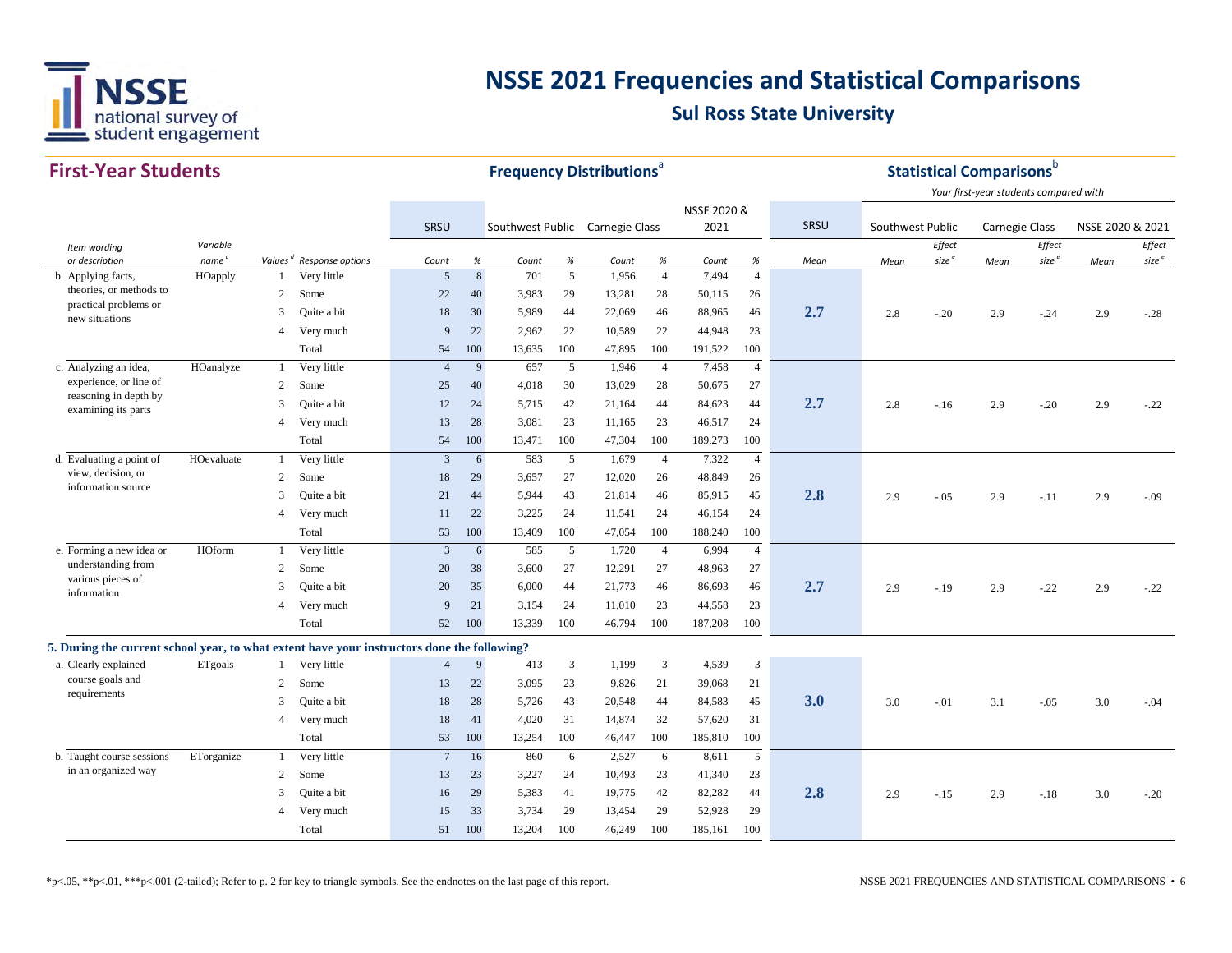# NSSE 2021 Frequencies and Statistical Comparisons

## Sul Ross State University

### First-Year Students

**Frequency Distributions**[a] / **Statistical Comparisons**[b]

*Your first-year students compared with*

| Item wording or description | Variable name[c] | Values[d] | Response options | SRSU Count | SRSU % | Southwest Public Count | Southwest Public % | Carnegie Class Count | Carnegie Class % | NSSE 2020 & 2021 Count | NSSE 2020 & 2021 % | SRSU Mean | Southwest Public Mean | Southwest Public Effect size[e] | Carnegie Class Mean | Carnegie Class Effect size[e] | NSSE 2020 & 2021 Mean | NSSE 2020 & 2021 Effect size[e] |
|---|---|---|---|---|---|---|---|---|---|---|---|---|---|---|---|---|---|---|
| b. Applying facts, theories, or methods to practical problems or new situations | HOapply | 1 | Very little | 5 | 8 | 701 | 5 | 1,956 | 4 | 7,494 | 4 | 2.7 | 2.8 | -.20 | 2.9 | -.24 | 2.9 | -.28 |
| | | 2 | Some | 22 | 40 | 3,983 | 29 | 13,281 | 28 | 50,115 | 26 | | | | | | | |
| | | 3 | Quite a bit | 18 | 30 | 5,989 | 44 | 22,069 | 46 | 88,965 | 46 | | | | | | | |
| | | 4 | Very much | 9 | 22 | 2,962 | 22 | 10,589 | 22 | 44,948 | 23 | | | | | | | |
| | | | Total | 54 | 100 | 13,635 | 100 | 47,895 | 100 | 191,522 | 100 | | | | | | | |
| c. Analyzing an idea, experience, or line of reasoning in depth by examining its parts | HOanalyze | 1 | Very little | 4 | 9 | 657 | 5 | 1,946 | 4 | 7,458 | 4 | 2.7 | 2.8 | -.16 | 2.9 | -.20 | 2.9 | -.22 |
| | | 2 | Some | 25 | 40 | 4,018 | 30 | 13,029 | 28 | 50,675 | 27 | | | | | | | |
| | | 3 | Quite a bit | 12 | 24 | 5,715 | 42 | 21,164 | 44 | 84,623 | 44 | | | | | | | |
| | | 4 | Very much | 13 | 28 | 3,081 | 23 | 11,165 | 23 | 46,517 | 24 | | | | | | | |
| | | | Total | 54 | 100 | 13,471 | 100 | 47,304 | 100 | 189,273 | 100 | | | | | | | |
| d. Evaluating a point of view, decision, or information source | HOevaluate | 1 | Very little | 3 | 6 | 583 | 5 | 1,679 | 4 | 7,322 | 4 | 2.8 | 2.9 | -.05 | 2.9 | -.11 | 2.9 | -.09 |
| | | 2 | Some | 18 | 29 | 3,657 | 27 | 12,020 | 26 | 48,849 | 26 | | | | | | | |
| | | 3 | Quite a bit | 21 | 44 | 5,944 | 43 | 21,814 | 46 | 85,915 | 45 | | | | | | | |
| | | 4 | Very much | 11 | 22 | 3,225 | 24 | 11,541 | 24 | 46,154 | 24 | | | | | | | |
| | | | Total | 53 | 100 | 13,409 | 100 | 47,054 | 100 | 188,240 | 100 | | | | | | | |
| e. Forming a new idea or understanding from various pieces of information | HOform | 1 | Very little | 3 | 6 | 585 | 5 | 1,720 | 4 | 6,994 | 4 | 2.7 | 2.9 | -.19 | 2.9 | -.22 | 2.9 | -.22 |
| | | 2 | Some | 20 | 38 | 3,600 | 27 | 12,291 | 27 | 48,963 | 27 | | | | | | | |
| | | 3 | Quite a bit | 20 | 35 | 6,000 | 44 | 21,773 | 46 | 86,693 | 46 | | | | | | | |
| | | 4 | Very much | 9 | 21 | 3,154 | 24 | 11,010 | 23 | 44,558 | 23 | | | | | | | |
| | | | Total | 52 | 100 | 13,339 | 100 | 46,794 | 100 | 187,208 | 100 | | | | | | | |
| **5. During the current school year, to what extent have your instructors done the following?** | | | | | | | | | | | | | | | | | | |
| a. Clearly explained course goals and requirements | ETgoals | 1 | Very little | 4 | 9 | 413 | 3 | 1,199 | 3 | 4,539 | 3 | 3.0 | 3.0 | -.01 | 3.1 | -.05 | 3.0 | -.04 |
| | | 2 | Some | 13 | 22 | 3,095 | 23 | 9,826 | 21 | 39,068 | 21 | | | | | | | |
| | | 3 | Quite a bit | 18 | 28 | 5,726 | 43 | 20,548 | 44 | 84,583 | 45 | | | | | | | |
| | | 4 | Very much | 18 | 41 | 4,020 | 31 | 14,874 | 32 | 57,620 | 31 | | | | | | | |
| | | | Total | 53 | 100 | 13,254 | 100 | 46,447 | 100 | 185,810 | 100 | | | | | | | |
| b. Taught course sessions in an organized way | ETorganize | 1 | Very little | 7 | 16 | 860 | 6 | 2,527 | 6 | 8,611 | 5 | 2.8 | 2.9 | -.15 | 2.9 | -.18 | 3.0 | -.20 |
| | | 2 | Some | 13 | 23 | 3,227 | 24 | 10,493 | 23 | 41,340 | 23 | | | | | | | |
| | | 3 | Quite a bit | 16 | 29 | 5,383 | 41 | 19,775 | 42 | 82,282 | 44 | | | | | | | |
| | | 4 | Very much | 15 | 33 | 3,734 | 29 | 13,454 | 29 | 52,928 | 29 | | | | | | | |
| | | | Total | 51 | 100 | 13,204 | 100 | 46,249 | 100 | 185,161 | 100 | | | | | | | |

*p<.05, **p<.01, ***p<.001 (2-tailed); Refer to p. 2 for key to triangle symbols. See the endnotes on the last page of this report.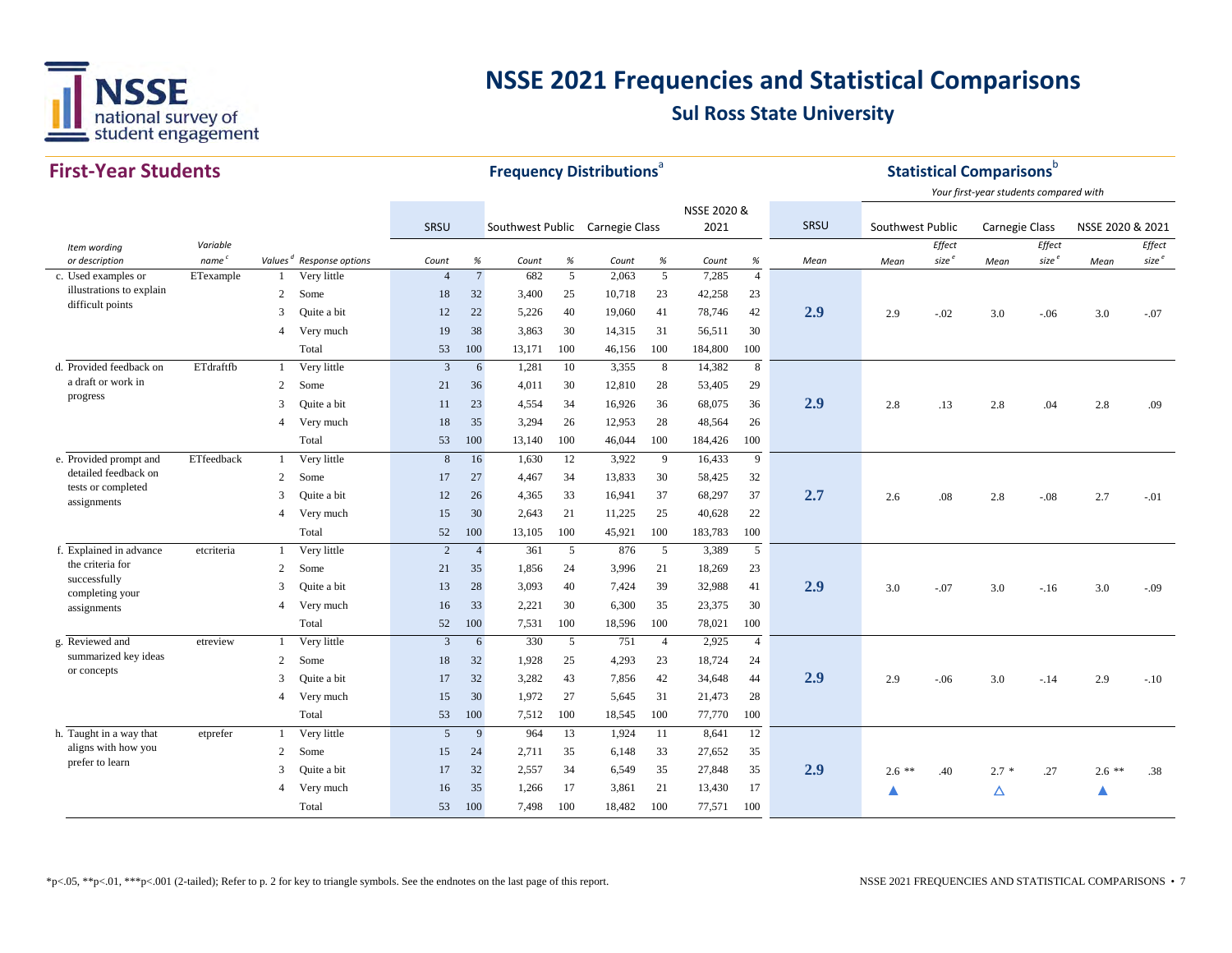# NSSE 2021 Frequencies and Statistical Comparisons

## Sul Ross State University

### First-Year Students

| Item wording or description | Variable name[c] | Values[d] | Response options | SRSU Count | SRSU % | Southwest Public Count | Southwest Public % | Carnegie Class Count | Carnegie Class % | NSSE 2020 & 2021 Count | NSSE 2020 & 2021 % | SRSU Mean | Southwest Public Mean | Southwest Public Effect size[e] | Carnegie Class Mean | Carnegie Class Effect size[e] | NSSE 2020 & 2021 Mean | NSSE 2020 & 2021 Effect size[e] |
|---|---|---|---|---|---|---|---|---|---|---|---|---|---|---|---|---|---|---|
| | | | | **Frequency Distributions[a]** | | | | | | | | **Statistical Comparisons[b]** *Your first-year students compared with* | | | | | | |
| c. Used examples or illustrations to explain difficult points | ETexample | 1 | Very little | 4 | 7 | 682 | 5 | 2,063 | 5 | 7,285 | 4 | | | | | | | |
| | | 2 | Some | 18 | 32 | 3,400 | 25 | 10,718 | 23 | 42,258 | 23 | | | | | | | |
| | | 3 | Quite a bit | 12 | 22 | 5,226 | 40 | 19,060 | 41 | 78,746 | 42 | **2.9** | 2.9 | -.02 | 3.0 | -.06 | 3.0 | -.07 |
| | | 4 | Very much | 19 | 38 | 3,863 | 30 | 14,315 | 31 | 56,511 | 30 | | | | | | | |
| | | | Total | 53 | 100 | 13,171 | 100 | 46,156 | 100 | 184,800 | 100 | | | | | | | |
| d. Provided feedback on a draft or work in progress | ETdraftfb | 1 | Very little | 3 | 6 | 1,281 | 10 | 3,355 | 8 | 14,382 | 8 | | | | | | | |
| | | 2 | Some | 21 | 36 | 4,011 | 30 | 12,810 | 28 | 53,405 | 29 | | | | | | | |
| | | 3 | Quite a bit | 11 | 23 | 4,554 | 34 | 16,926 | 36 | 68,075 | 36 | **2.9** | 2.8 | .13 | 2.8 | .04 | 2.8 | .09 |
| | | 4 | Very much | 18 | 35 | 3,294 | 26 | 12,953 | 28 | 48,564 | 26 | | | | | | | |
| | | | Total | 53 | 100 | 13,140 | 100 | 46,044 | 100 | 184,426 | 100 | | | | | | | |
| e. Provided prompt and detailed feedback on tests or completed assignments | ETfeedback | 1 | Very little | 8 | 16 | 1,630 | 12 | 3,922 | 9 | 16,433 | 9 | | | | | | | |
| | | 2 | Some | 17 | 27 | 4,467 | 34 | 13,833 | 30 | 58,425 | 32 | | | | | | | |
| | | 3 | Quite a bit | 12 | 26 | 4,365 | 33 | 16,941 | 37 | 68,297 | 37 | **2.7** | 2.6 | .08 | 2.8 | -.08 | 2.7 | -.01 |
| | | 4 | Very much | 15 | 30 | 2,643 | 21 | 11,225 | 25 | 40,628 | 22 | | | | | | | |
| | | | Total | 52 | 100 | 13,105 | 100 | 45,921 | 100 | 183,783 | 100 | | | | | | | |
| f. Explained in advance the criteria for successfully completing your assignments | etcriteria | 1 | Very little | 2 | 4 | 361 | 5 | 876 | 5 | 3,389 | 5 | | | | | | | |
| | | 2 | Some | 21 | 35 | 1,856 | 24 | 3,996 | 21 | 18,269 | 23 | | | | | | | |
| | | 3 | Quite a bit | 13 | 28 | 3,093 | 40 | 7,424 | 39 | 32,988 | 41 | **2.9** | 3.0 | -.07 | 3.0 | -.16 | 3.0 | -.09 |
| | | 4 | Very much | 16 | 33 | 2,221 | 30 | 6,300 | 35 | 23,375 | 30 | | | | | | | |
| | | | Total | 52 | 100 | 7,531 | 100 | 18,596 | 100 | 78,021 | 100 | | | | | | | |
| g. Reviewed and summarized key ideas or concepts | etreview | 1 | Very little | 3 | 6 | 330 | 5 | 751 | 4 | 2,925 | 4 | | | | | | | |
| | | 2 | Some | 18 | 32 | 1,928 | 25 | 4,293 | 23 | 18,724 | 24 | | | | | | | |
| | | 3 | Quite a bit | 17 | 32 | 3,282 | 43 | 7,856 | 42 | 34,648 | 44 | **2.9** | 2.9 | -.06 | 3.0 | -.14 | 2.9 | -.10 |
| | | 4 | Very much | 15 | 30 | 1,972 | 27 | 5,645 | 31 | 21,473 | 28 | | | | | | | |
| | | | Total | 53 | 100 | 7,512 | 100 | 18,545 | 100 | 77,770 | 100 | | | | | | | |
| h. Taught in a way that aligns with how you prefer to learn | etprefer | 1 | Very little | 5 | 9 | 964 | 13 | 1,924 | 11 | 8,641 | 12 | | | | | | | |
| | | 2 | Some | 15 | 24 | 2,711 | 35 | 6,148 | 33 | 27,652 | 35 | | | | | | | |
| | | 3 | Quite a bit | 17 | 32 | 2,557 | 34 | 6,549 | 35 | 27,848 | 35 | **2.9** | 2.6 ** | .40 | 2.7 * | .27 | 2.6 ** | .38 |
| | | 4 | Very much | 16 | 35 | 1,266 | 17 | 3,861 | 21 | 13,430 | 17 | | ▲ | | △ | | ▲ | |
| | | | Total | 53 | 100 | 7,498 | 100 | 18,482 | 100 | 77,571 | 100 | | | | | | | |

*p<.05, **p<.01, ***p<.001 (2-tailed); Refer to p. 2 for key to triangle symbols. See the endnotes on the last page of this report.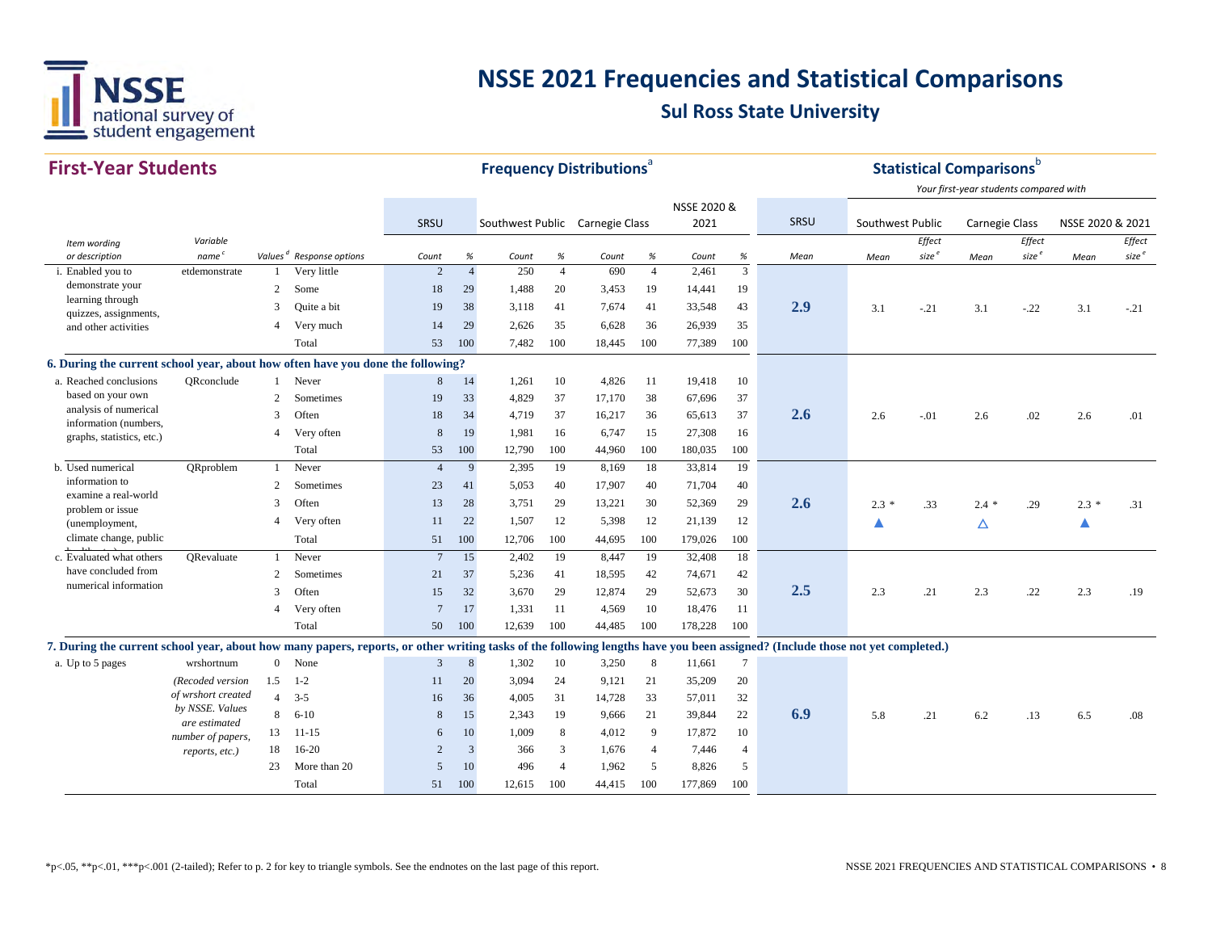# NSSE 2021 Frequencies and Statistical Comparisons

## Sul Ross State University

## First-Year Students

| Item wording or description | Variable name[c] | Values[d] | Response options | SRSU Count | SRSU % | Southwest Public Count | Southwest Public % | Carnegie Class Count | Carnegie Class % | NSSE 2020 & 2021 Count | NSSE 2020 & 2021 % | SRSU Mean | Southwest Public Mean | Southwest Public Effect size[e] | Carnegie Class Mean | Carnegie Class Effect size[e] | NSSE 2020 & 2021 Mean | NSSE 2020 & 2021 Effect size[e] |
|---|---|---|---|---|---|---|---|---|---|---|---|---|---|---|---|---|---|---|
| i. Enabled you to demonstrate your learning through quizzes, assignments, and other activities | etdemonstrate | 1 | Very little | 2 | 4 | 250 | 4 | 690 | 4 | 2,461 | 3 | 2.9 | 3.1 | -.21 | 3.1 | -.22 | 3.1 | -.21 |
| | | 2 | Some | 18 | 29 | 1,488 | 20 | 3,453 | 19 | 14,441 | 19 | | | | | | | |
| | | 3 | Quite a bit | 19 | 38 | 3,118 | 41 | 7,674 | 41 | 33,548 | 43 | | | | | | | |
| | | 4 | Very much | 14 | 29 | 2,626 | 35 | 6,628 | 36 | 26,939 | 35 | | | | | | | |
| | | | Total | 53 | 100 | 7,482 | 100 | 18,445 | 100 | 77,389 | 100 | | | | | | | |
| **6. During the current school year, about how often have you done the following?** | | | | | | | | | | | | | | | | | | |
| a. Reached conclusions based on your own analysis of numerical information (numbers, graphs, statistics, etc.) | QRconclude | 1 | Never | 8 | 14 | 1,261 | 10 | 4,826 | 11 | 19,418 | 10 | 2.6 | 2.6 | -.01 | 2.6 | .02 | 2.6 | .01 |
| | | 2 | Sometimes | 19 | 33 | 4,829 | 37 | 17,170 | 38 | 67,696 | 37 | | | | | | | |
| | | 3 | Often | 18 | 34 | 4,719 | 37 | 16,217 | 36 | 65,613 | 37 | | | | | | | |
| | | 4 | Very often | 8 | 19 | 1,981 | 16 | 6,747 | 15 | 27,308 | 16 | | | | | | | |
| | | | Total | 53 | 100 | 12,790 | 100 | 44,960 | 100 | 180,035 | 100 | | | | | | | |
| b. Used numerical information to examine a real-world problem or issue (unemployment, climate change, public health, etc.) | QRproblem | 1 | Never | 4 | 9 | 2,395 | 19 | 8,169 | 18 | 33,814 | 19 | 2.6 | 2.3 * ▲ | .33 | 2.4 * △ | .29 | 2.3 * ▲ | .31 |
| | | 2 | Sometimes | 23 | 41 | 5,053 | 40 | 17,907 | 40 | 71,704 | 40 | | | | | | | |
| | | 3 | Often | 13 | 28 | 3,751 | 29 | 13,221 | 30 | 52,369 | 29 | | | | | | | |
| | | 4 | Very often | 11 | 22 | 1,507 | 12 | 5,398 | 12 | 21,139 | 12 | | | | | | | |
| | | | Total | 51 | 100 | 12,706 | 100 | 44,695 | 100 | 179,026 | 100 | | | | | | | |
| c. Evaluated what others have concluded from numerical information | QRevaluate | 1 | Never | 7 | 15 | 2,402 | 19 | 8,447 | 19 | 32,408 | 18 | 2.5 | 2.3 | .21 | 2.3 | .22 | 2.3 | .19 |
| | | 2 | Sometimes | 21 | 37 | 5,236 | 41 | 18,595 | 42 | 74,671 | 42 | | | | | | | |
| | | 3 | Often | 15 | 32 | 3,670 | 29 | 12,874 | 29 | 52,673 | 30 | | | | | | | |
| | | 4 | Very often | 7 | 17 | 1,331 | 11 | 4,569 | 10 | 18,476 | 11 | | | | | | | |
| | | | Total | 50 | 100 | 12,639 | 100 | 44,485 | 100 | 178,228 | 100 | | | | | | | |
| **7. During the current school year, about how many papers, reports, or other writing tasks of the following lengths have you been assigned? (Include those not yet completed.)** | | | | | | | | | | | | | | | | | | |
| a. Up to 5 pages | wrshortnum | 0 | None | 3 | 8 | 1,302 | 10 | 3,250 | 8 | 11,661 | 7 | 6.9 | 5.8 | .21 | 6.2 | .13 | 6.5 | .08 |
| | *(Recoded version of wrshort created by NSSE. Values are estimated number of papers, reports, etc.)* | 1.5 | 1-2 | 11 | 20 | 3,094 | 24 | 9,121 | 21 | 35,209 | 20 | | | | | | | |
| | | 4 | 3-5 | 16 | 36 | 4,005 | 31 | 14,728 | 33 | 57,011 | 32 | | | | | | | |
| | | 8 | 6-10 | 8 | 15 | 2,343 | 19 | 9,666 | 21 | 39,844 | 22 | | | | | | | |
| | | 13 | 11-15 | 6 | 10 | 1,009 | 8 | 4,012 | 9 | 17,872 | 10 | | | | | | | |
| | | 18 | 16-20 | 2 | 3 | 366 | 3 | 1,676 | 4 | 7,446 | 4 | | | | | | | |
| | | 23 | More than 20 | 5 | 10 | 496 | 4 | 1,962 | 5 | 8,826 | 5 | | | | | | | |
| | | | Total | 51 | 100 | 12,615 | 100 | 44,415 | 100 | 177,869 | 100 | | | | | | | |

Frequency Distributions[a]; Statistical Comparisons[b] — Your first-year students compared with

*p<.05, **p<.01, ***p<.001 (2-tailed); Refer to p. 2 for key to triangle symbols. See the endnotes on the last page of this report.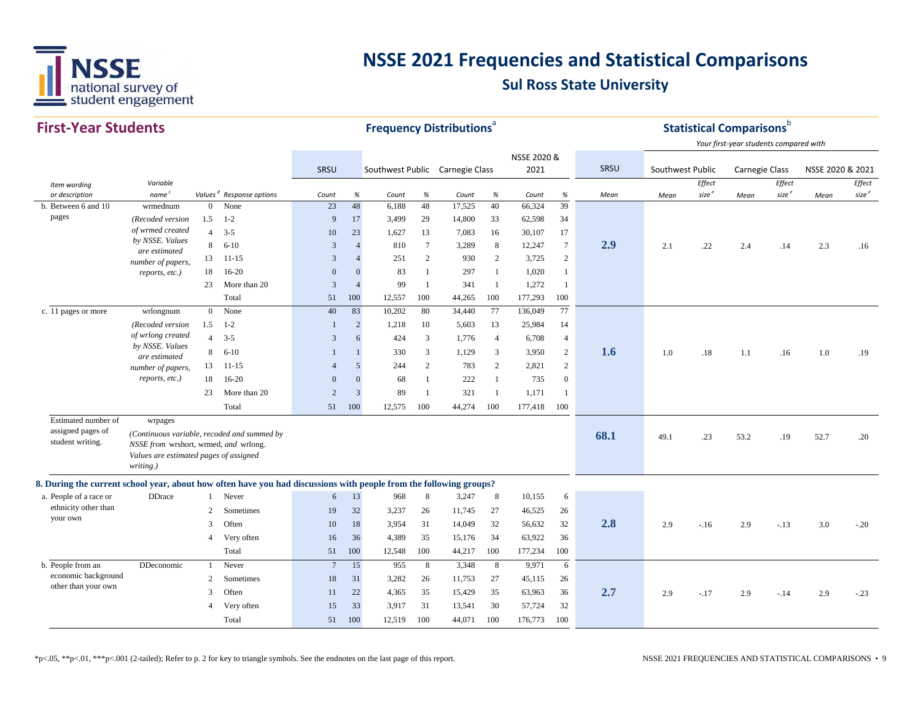# NSSE 2021 Frequencies and Statistical Comparisons

## Sul Ross State University

## First-Year Students

| Item wording or description | Variable name[c] | Values[d] | Response options | SRSU Count | SRSU % | Southwest Public Count | Southwest Public % | Carnegie Class Count | Carnegie Class % | NSSE 2020 & 2021 Count | NSSE 2020 & 2021 % | SRSU Mean | Southwest Public Mean | Southwest Public Effect size[e] | Carnegie Class Mean | Carnegie Class Effect size[e] | NSSE 2020 & 2021 Mean | NSSE 2020 & 2021 Effect size[e] |
|---|---|---|---|---|---|---|---|---|---|---|---|---|---|---|---|---|---|---|
| b. Between 6 and 10 pages | wrmednum | 0 | None | 23 | 48 | 6,188 | 48 | 17,525 | 40 | 66,324 | 39 | 2.9 | 2.1 | .22 | 2.4 | .14 | 2.3 | .16 |
| | *(Recoded version of wrmed created by NSSE. Values are estimated number of papers, reports, etc.)* | 1.5 | 1-2 | 9 | 17 | 3,499 | 29 | 14,800 | 33 | 62,598 | 34 | | | | | | | |
| | | 4 | 3-5 | 10 | 23 | 1,627 | 13 | 7,083 | 16 | 30,107 | 17 | | | | | | | |
| | | 8 | 6-10 | 3 | 4 | 810 | 7 | 3,289 | 8 | 12,247 | 7 | | | | | | | |
| | | 13 | 11-15 | 3 | 4 | 251 | 2 | 930 | 2 | 3,725 | 2 | | | | | | | |
| | | 18 | 16-20 | 0 | 0 | 83 | 1 | 297 | 1 | 1,020 | 1 | | | | | | | |
| | | 23 | More than 20 | 3 | 4 | 99 | 1 | 341 | 1 | 1,272 | 1 | | | | | | | |
| | | | Total | 51 | 100 | 12,557 | 100 | 44,265 | 100 | 177,293 | 100 | | | | | | | |
| c. 11 pages or more | wrlongnum | 0 | None | 40 | 83 | 10,202 | 80 | 34,440 | 77 | 136,049 | 77 | 1.6 | 1.0 | .18 | 1.1 | .16 | 1.0 | .19 |
| | *(Recoded version of wrlong created by NSSE. Values are estimated number of papers, reports, etc.)* | 1.5 | 1-2 | 1 | 2 | 1,218 | 10 | 5,603 | 13 | 25,984 | 14 | | | | | | | |
| | | 4 | 3-5 | 3 | 6 | 424 | 3 | 1,776 | 4 | 6,708 | 4 | | | | | | | |
| | | 8 | 6-10 | 1 | 1 | 330 | 3 | 1,129 | 3 | 3,950 | 2 | | | | | | | |
| | | 13 | 11-15 | 4 | 5 | 244 | 2 | 783 | 2 | 2,821 | 2 | | | | | | | |
| | | 18 | 16-20 | 0 | 0 | 68 | 1 | 222 | 1 | 735 | 0 | | | | | | | |
| | | 23 | More than 20 | 2 | 3 | 89 | 1 | 321 | 1 | 1,171 | 1 | | | | | | | |
| | | | Total | 51 | 100 | 12,575 | 100 | 44,274 | 100 | 177,418 | 100 | | | | | | | |
| Estimated number of assigned pages of student writing. | wrpages *(Continuous variable, recoded and summed by NSSE from wrshort, wrmed, and wrlong. Values are estimated pages of assigned writing.)* | | | | | | | | | | | 68.1 | 49.1 | .23 | 53.2 | .19 | 52.7 | .20 |
| **8. During the current school year, about how often have you had discussions with people from the following groups?** | | | | | | | | | | | | | | | | | | |
| a. People of a race or ethnicity other than your own | DDrace | 1 | Never | 6 | 13 | 968 | 8 | 3,247 | 8 | 10,155 | 6 | 2.8 | 2.9 | -.16 | 2.9 | -.13 | 3.0 | -.20 |
| | | 2 | Sometimes | 19 | 32 | 3,237 | 26 | 11,745 | 27 | 46,525 | 26 | | | | | | | |
| | | 3 | Often | 10 | 18 | 3,954 | 31 | 14,049 | 32 | 56,632 | 32 | | | | | | | |
| | | 4 | Very often | 16 | 36 | 4,389 | 35 | 15,176 | 34 | 63,922 | 36 | | | | | | | |
| | | | Total | 51 | 100 | 12,548 | 100 | 44,217 | 100 | 177,234 | 100 | | | | | | | |
| b. People from an economic background other than your own | DDeconomic | 1 | Never | 7 | 15 | 955 | 8 | 3,348 | 8 | 9,971 | 6 | 2.7 | 2.9 | -.17 | 2.9 | -.14 | 2.9 | -.23 |
| | | 2 | Sometimes | 18 | 31 | 3,282 | 26 | 11,753 | 27 | 45,115 | 26 | | | | | | | |
| | | 3 | Often | 11 | 22 | 4,365 | 35 | 15,429 | 35 | 63,963 | 36 | | | | | | | |
| | | 4 | Very often | 15 | 33 | 3,917 | 31 | 13,541 | 30 | 57,724 | 32 | | | | | | | |
| | | | Total | 51 | 100 | 12,519 | 100 | 44,071 | 100 | 176,773 | 100 | | | | | | | |

Frequency Distributions[a]; Statistical Comparisons[b] — Your first-year students compared with Southwest Public, Carnegie Class, and NSSE 2020 & 2021.

*p<.05, **p<.01, ***p<.001 (2-tailed); Refer to p. 2 for key to triangle symbols. See the endnotes on the last page of this report.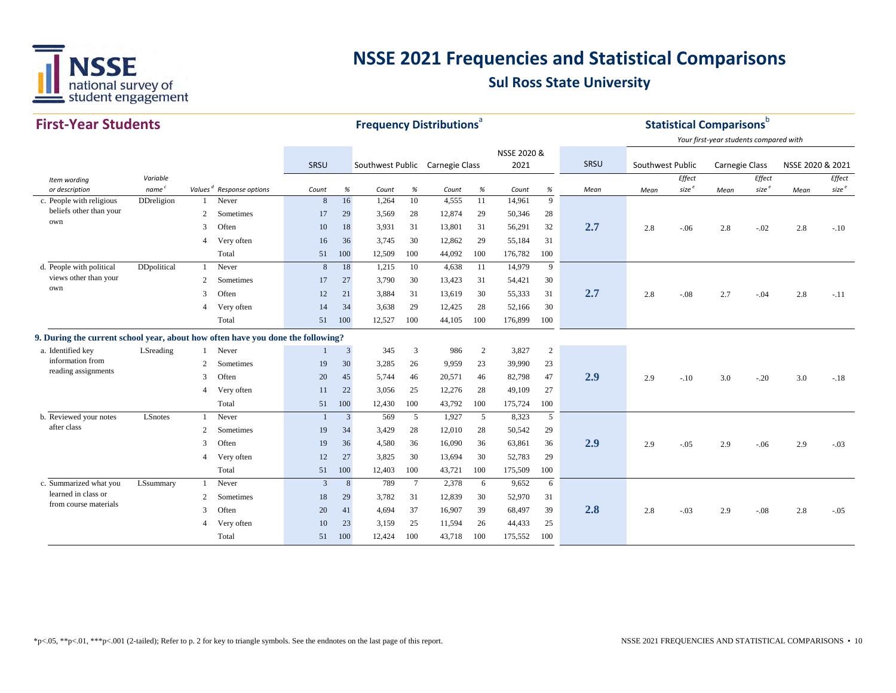# NSSE 2021 Frequencies and Statistical Comparisons

## Sul Ross State University

## First-Year Students

| | | | | **Frequency Distributions**[a] | | | | | | | | | **Statistical Comparisons**[b] | | | | | | |
|---|---|---|---|---|---|---|---|---|---|---|---|---|---|---|---|---|---|---|---|
| | | | | | | | | | | | | | *Your first-year students compared with* | | | | | | |
| | | | | SRSU | | Southwest Public | | Carnegie Class | | NSSE 2020 & 2021 | | SRSU | Southwest Public | | Carnegie Class | | NSSE 2020 & 2021 | | |
| *Item wording or description* | *Variable name*[c] | *Values*[d] | *Response options* | *Count* | *%* | *Count* | *%* | *Count* | *%* | *Count* | *%* | *Mean* | *Mean* | *Effect size*[e] | *Mean* | *Effect size*[e] | *Mean* | *Effect size*[e] | |
| c. People with religious beliefs other than your own | DDreligion | 1 | Never | 8 | 16 | 1,264 | 10 | 4,555 | 11 | 14,961 | 9 | | | | | | | | |
| | | 2 | Sometimes | 17 | 29 | 3,569 | 28 | 12,874 | 29 | 50,346 | 28 | | | | | | | | |
| | | 3 | Often | 10 | 18 | 3,931 | 31 | 13,801 | 31 | 56,291 | 32 | **2.7** | 2.8 | -.06 | 2.8 | -.02 | 2.8 | -.10 | |
| | | 4 | Very often | 16 | 36 | 3,745 | 30 | 12,862 | 29 | 55,184 | 31 | | | | | | | | |
| | | | Total | 51 | 100 | 12,509 | 100 | 44,092 | 100 | 176,782 | 100 | | | | | | | | |
| d. People with political views other than your own | DDpolitical | 1 | Never | 8 | 18 | 1,215 | 10 | 4,638 | 11 | 14,979 | 9 | | | | | | | | |
| | | 2 | Sometimes | 17 | 27 | 3,790 | 30 | 13,423 | 31 | 54,421 | 30 | | | | | | | | |
| | | 3 | Often | 12 | 21 | 3,884 | 31 | 13,619 | 30 | 55,333 | 31 | **2.7** | 2.8 | -.08 | 2.7 | -.04 | 2.8 | -.11 | |
| | | 4 | Very often | 14 | 34 | 3,638 | 29 | 12,425 | 28 | 52,166 | 30 | | | | | | | | |
| | | | Total | 51 | 100 | 12,527 | 100 | 44,105 | 100 | 176,899 | 100 | | | | | | | | |
| **9. During the current school year, about how often have you done the following?** | | | | | | | | | | | | | | | | | | | |
| a. Identified key information from reading assignments | LSreading | 1 | Never | 1 | 3 | 345 | 3 | 986 | 2 | 3,827 | 2 | | | | | | | | |
| | | 2 | Sometimes | 19 | 30 | 3,285 | 26 | 9,959 | 23 | 39,990 | 23 | | | | | | | | |
| | | 3 | Often | 20 | 45 | 5,744 | 46 | 20,571 | 46 | 82,798 | 47 | **2.9** | 2.9 | -.10 | 3.0 | -.20 | 3.0 | -.18 | |
| | | 4 | Very often | 11 | 22 | 3,056 | 25 | 12,276 | 28 | 49,109 | 27 | | | | | | | | |
| | | | Total | 51 | 100 | 12,430 | 100 | 43,792 | 100 | 175,724 | 100 | | | | | | | | |
| b. Reviewed your notes after class | LSnotes | 1 | Never | 1 | 3 | 569 | 5 | 1,927 | 5 | 8,323 | 5 | | | | | | | | |
| | | 2 | Sometimes | 19 | 34 | 3,429 | 28 | 12,010 | 28 | 50,542 | 29 | | | | | | | | |
| | | 3 | Often | 19 | 36 | 4,580 | 36 | 16,090 | 36 | 63,861 | 36 | **2.9** | 2.9 | -.05 | 2.9 | -.06 | 2.9 | -.03 | |
| | | 4 | Very often | 12 | 27 | 3,825 | 30 | 13,694 | 30 | 52,783 | 29 | | | | | | | | |
| | | | Total | 51 | 100 | 12,403 | 100 | 43,721 | 100 | 175,509 | 100 | | | | | | | | |
| c. Summarized what you learned in class or from course materials | LSsummary | 1 | Never | 3 | 8 | 789 | 7 | 2,378 | 6 | 9,652 | 6 | | | | | | | | |
| | | 2 | Sometimes | 18 | 29 | 3,782 | 31 | 12,839 | 30 | 52,970 | 31 | | | | | | | | |
| | | 3 | Often | 20 | 41 | 4,694 | 37 | 16,907 | 39 | 68,497 | 39 | **2.8** | 2.8 | -.03 | 2.9 | -.08 | 2.8 | -.05 | |
| | | 4 | Very often | 10 | 23 | 3,159 | 25 | 11,594 | 26 | 44,433 | 25 | | | | | | | | |
| | | | Total | 51 | 100 | 12,424 | 100 | 43,718 | 100 | 175,552 | 100 | | | | | | | | |

*p<.05, **p<.01, ***p<.001 (2-tailed); Refer to p. 2 for key to triangle symbols. See the endnotes on the last page of this report.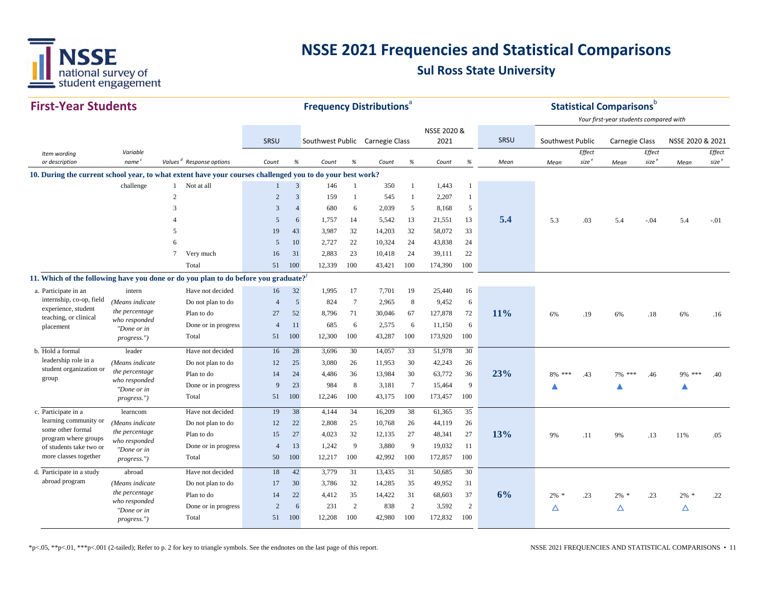# NSSE 2021 Frequencies and Statistical Comparisons

## Sul Ross State University

### First-Year Students

| Item wording or description | Variable name[c] | Values[d] | Response options | SRSU Count | SRSU % | Southwest Public Count | Southwest Public % | Carnegie Class Count | Carnegie Class % | NSSE 2020 & 2021 Count | NSSE 2020 & 2021 % | SRSU Mean | Southwest Public Mean | Southwest Public Effect size[e] | Carnegie Class Mean | Carnegie Class Effect size[e] | NSSE 2020 & 2021 Mean | NSSE 2020 & 2021 Effect size[e] |
|---|---|---|---|---|---|---|---|---|---|---|---|---|---|---|---|---|---|---|
| **10. During the current school year, to what extent have your courses challenged you to do your best work?** | | | | | | | | | | | | | | | | | | |
| | challenge | 1 | Not at all | 1 | 3 | 146 | 1 | 350 | 1 | 1,443 | 1 | **5.4** | 5.3 | .03 | 5.4 | -.04 | 5.4 | -.01 |
| | | 2 | | 2 | 3 | 159 | 1 | 545 | 1 | 2,207 | 1 | | | | | | | |
| | | 3 | | 3 | 4 | 680 | 6 | 2,039 | 5 | 8,168 | 5 | | | | | | | |
| | | 4 | | 5 | 6 | 1,757 | 14 | 5,542 | 13 | 21,551 | 13 | | | | | | | |
| | | 5 | | 19 | 43 | 3,987 | 32 | 14,203 | 32 | 58,072 | 33 | | | | | | | |
| | | 6 | | 5 | 10 | 2,727 | 22 | 10,324 | 24 | 43,838 | 24 | | | | | | | |
| | | 7 | Very much | 16 | 31 | 2,883 | 23 | 10,418 | 24 | 39,111 | 22 | | | | | | | |
| | | | Total | 51 | 100 | 12,339 | 100 | 43,421 | 100 | 174,390 | 100 | | | | | | | |
| **11. Which of the following have you done or do you plan to do before you graduate?[f]** | | | | | | | | | | | | | | | | | | |
| a. Participate in an internship, co-op, field experience, student teaching, or clinical placement | intern (Means indicate the percentage who responded "Done or in progress.") | | Have not decided | 16 | 32 | 1,995 | 17 | 7,701 | 19 | 25,440 | 16 | **11%** | 6% | .19 | 6% | .18 | 6% | .16 |
| | | | Do not plan to do | 4 | 5 | 824 | 7 | 2,965 | 8 | 9,452 | 6 | | | | | | | |
| | | | Plan to do | 27 | 52 | 8,796 | 71 | 30,046 | 67 | 127,878 | 72 | | | | | | | |
| | | | Done or in progress | 4 | 11 | 685 | 6 | 2,575 | 6 | 11,150 | 6 | | | | | | | |
| | | | Total | 51 | 100 | 12,300 | 100 | 43,287 | 100 | 173,920 | 100 | | | | | | | |
| b. Hold a formal leadership role in a student organization or group | leader (Means indicate the percentage who responded "Done or in progress.") | | Have not decided | 16 | 28 | 3,696 | 30 | 14,057 | 33 | 51,978 | 30 | **23%** | 8% *** ▲ | .43 | 7% *** ▲ | .46 | 9% *** ▲ | .40 |
| | | | Do not plan to do | 12 | 25 | 3,080 | 26 | 11,953 | 30 | 42,243 | 26 | | | | | | | |
| | | | Plan to do | 14 | 24 | 4,486 | 36 | 13,984 | 30 | 63,772 | 36 | | | | | | | |
| | | | Done or in progress | 9 | 23 | 984 | 8 | 3,181 | 7 | 15,464 | 9 | | | | | | | |
| | | | Total | 51 | 100 | 12,246 | 100 | 43,175 | 100 | 173,457 | 100 | | | | | | | |
| c. Participate in a learning community or some other formal program where groups of students take two or more classes together | learncom (Means indicate the percentage who responded "Done or in progress.") | | Have not decided | 19 | 38 | 4,144 | 34 | 16,209 | 38 | 61,365 | 35 | **13%** | 9% | .11 | 9% | .13 | 11% | .05 |
| | | | Do not plan to do | 12 | 22 | 2,808 | 25 | 10,768 | 26 | 44,119 | 26 | | | | | | | |
| | | | Plan to do | 15 | 27 | 4,023 | 32 | 12,135 | 27 | 48,341 | 27 | | | | | | | |
| | | | Done or in progress | 4 | 13 | 1,242 | 9 | 3,880 | 9 | 19,032 | 11 | | | | | | | |
| | | | Total | 50 | 100 | 12,217 | 100 | 42,992 | 100 | 172,857 | 100 | | | | | | | |
| d. Participate in a study abroad program | abroad (Means indicate the percentage who responded "Done or in progress.") | | Have not decided | 18 | 42 | 3,779 | 31 | 13,435 | 31 | 50,685 | 30 | **6%** | 2% * △ | .23 | 2% * △ | .23 | 2% * △ | .22 |
| | | | Do not plan to do | 17 | 30 | 3,786 | 32 | 14,285 | 35 | 49,952 | 31 | | | | | | | |
| | | | Plan to do | 14 | 22 | 4,412 | 35 | 14,422 | 31 | 68,603 | 37 | | | | | | | |
| | | | Done or in progress | 2 | 6 | 231 | 2 | 838 | 2 | 3,592 | 2 | | | | | | | |
| | | | Total | 51 | 100 | 12,208 | 100 | 42,980 | 100 | 172,832 | 100 | | | | | | | |

Frequency Distributions[a]; Statistical Comparisons[b] — Your first-year students compared with

*p<.05, **p<.01, ***p<.001 (2-tailed); Refer to p. 2 for key to triangle symbols. See the endnotes on the last page of this report.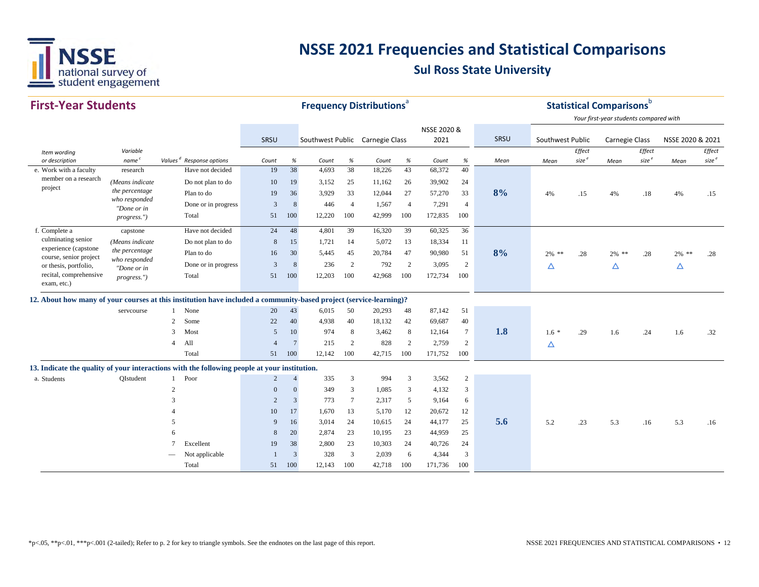# NSSE 2021 Frequencies and Statistical Comparisons

## Sul Ross State University

## First-Year Students

| Item wording or description | Variable name[c] | Values[d] | Response options | SRSU Count | SRSU % | Southwest Public Count | Southwest Public % | Carnegie Class Count | Carnegie Class % | NSSE 2020 & 2021 Count | NSSE 2020 & 2021 % | SRSU Mean | Southwest Public Mean | Southwest Public Effect size[e] | Carnegie Class Mean | Carnegie Class Effect size[e] | NSSE 2020 & 2021 Mean | NSSE 2020 & 2021 Effect size[e] |
|---|---|---|---|---|---|---|---|---|---|---|---|---|---|---|---|---|---|---|
| e. Work with a faculty member on a research project | research (Means indicate the percentage who responded "Done or in progress.") | | Have not decided | 19 | 38 | 4,693 | 38 | 18,226 | 43 | 68,372 | 40 | **8%** | 4% | .15 | 4% | .18 | 4% | .15 |
| | | | Do not plan to do | 10 | 19 | 3,152 | 25 | 11,162 | 26 | 39,902 | 24 | | | | | | | |
| | | | Plan to do | 19 | 36 | 3,929 | 33 | 12,044 | 27 | 57,270 | 33 | | | | | | | |
| | | | Done or in progress | 3 | 8 | 446 | 4 | 1,567 | 4 | 7,291 | 4 | | | | | | | |
| | | | Total | 51 | 100 | 12,220 | 100 | 42,999 | 100 | 172,835 | 100 | | | | | | | |
| f. Complete a culminating senior experience (capstone course, senior project or thesis, portfolio, recital, comprehensive exam, etc.) | capstone (Means indicate the percentage who responded "Done or in progress.") | | Have not decided | 24 | 48 | 4,801 | 39 | 16,320 | 39 | 60,325 | 36 | **8%** | 2% ** △ | .28 | 2% ** △ | .28 | 2% ** △ | .28 |
| | | | Do not plan to do | 8 | 15 | 1,721 | 14 | 5,072 | 13 | 18,334 | 11 | | | | | | | |
| | | | Plan to do | 16 | 30 | 5,445 | 45 | 20,784 | 47 | 90,980 | 51 | | | | | | | |
| | | | Done or in progress | 3 | 8 | 236 | 2 | 792 | 2 | 3,095 | 2 | | | | | | | |
| | | | Total | 51 | 100 | 12,203 | 100 | 42,968 | 100 | 172,734 | 100 | | | | | | | |
| **12. About how many of your courses at this institution have included a community-based project (service-learning)?** | | | | | | | | | | | | | | | | | | |
| | servcourse | 1 | None | 20 | 43 | 6,015 | 50 | 20,293 | 48 | 87,142 | 51 | **1.8** | 1.6 * △ | .29 | 1.6 | .24 | 1.6 | .32 |
| | | 2 | Some | 22 | 40 | 4,938 | 40 | 18,132 | 42 | 69,687 | 40 | | | | | | | |
| | | 3 | Most | 5 | 10 | 974 | 8 | 3,462 | 8 | 12,164 | 7 | | | | | | | |
| | | 4 | All | 4 | 7 | 215 | 2 | 828 | 2 | 2,759 | 2 | | | | | | | |
| | | | Total | 51 | 100 | 12,142 | 100 | 42,715 | 100 | 171,752 | 100 | | | | | | | |
| **13. Indicate the quality of your interactions with the following people at your institution.** | | | | | | | | | | | | | | | | | | |
| a. Students | QIstudent | 1 | Poor | 2 | 4 | 335 | 3 | 994 | 3 | 3,562 | 2 | **5.6** | 5.2 | .23 | 5.3 | .16 | 5.3 | .16 |
| | | 2 | | 0 | 0 | 349 | 3 | 1,085 | 3 | 4,132 | 3 | | | | | | | |
| | | 3 | | 2 | 3 | 773 | 7 | 2,317 | 5 | 9,164 | 6 | | | | | | | |
| | | 4 | | 10 | 17 | 1,670 | 13 | 5,170 | 12 | 20,672 | 12 | | | | | | | |
| | | 5 | | 9 | 16 | 3,014 | 24 | 10,615 | 24 | 44,177 | 25 | | | | | | | |
| | | 6 | | 8 | 20 | 2,874 | 23 | 10,195 | 23 | 44,959 | 25 | | | | | | | |
| | | 7 | Excellent | 19 | 38 | 2,800 | 23 | 10,303 | 24 | 40,726 | 24 | | | | | | | |
| | | — | Not applicable | 1 | 3 | 328 | 3 | 2,039 | 6 | 4,344 | 3 | | | | | | | |
| | | | Total | 51 | 100 | 12,143 | 100 | 42,718 | 100 | 171,736 | 100 | | | | | | | |

Frequency Distributions[a]; Statistical Comparisons[b] — Your first-year students compared with Southwest Public, Carnegie Class, and NSSE 2020 & 2021.

*p<.05, **p<.01, ***p<.001 (2-tailed); Refer to p. 2 for key to triangle symbols. See the endnotes on the last page of this report.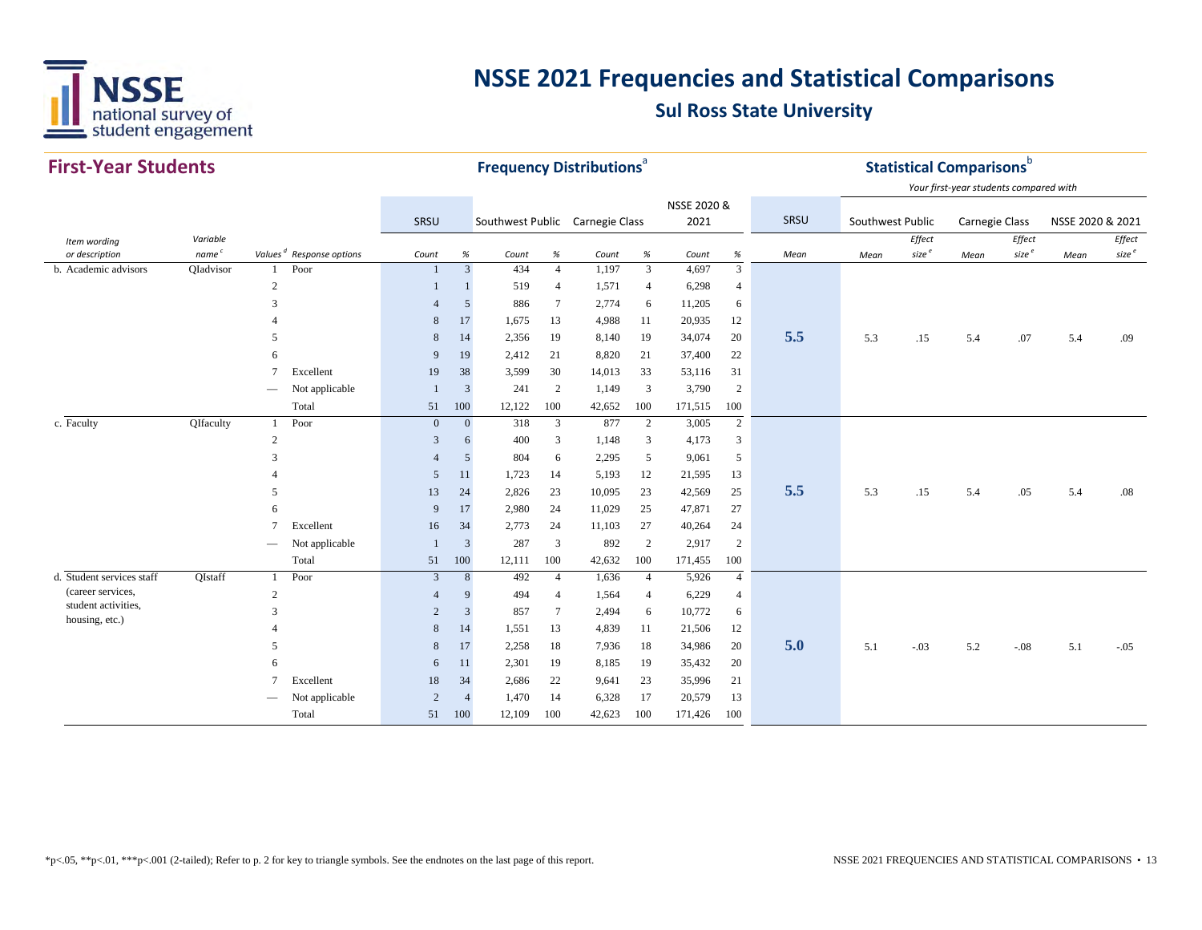# NSSE 2021 Frequencies and Statistical Comparisons

## Sul Ross State University

### First-Year Students

| | | | | Frequency Distributions[a] | | | | | | | | | Statistical Comparisons[b] | | | | | | |
|---|---|---|---|---|---|---|---|---|---|---|---|---|---|---|---|---|---|---|---|
| | | | | | | | | | | | | | *Your first-year students compared with* | | | | | | |
| | | | | SRSU | | Southwest Public | | Carnegie Class | | NSSE 2020 & 2021 | | SRSU | Southwest Public | | Carnegie Class | | NSSE 2020 & 2021 | | |
| *Item wording or description* | *Variable name[c]* | *Values[d]* | *Response options* | *Count* | *%* | *Count* | *%* | *Count* | *%* | *Count* | *%* | *Mean* | *Mean* | *Effect size[e]* | *Mean* | *Effect size[e]* | *Mean* | *Effect size[e]* | |
| b. Academic advisors | QIadvisor | 1 | Poor | 1 | 3 | 434 | 4 | 1,197 | 3 | 4,697 | 3 | | | | | | | | |
| | | 2 | | 1 | 1 | 519 | 4 | 1,571 | 4 | 6,298 | 4 | | | | | | | | |
| | | 3 | | 4 | 5 | 886 | 7 | 2,774 | 6 | 11,205 | 6 | | | | | | | | |
| | | 4 | | 8 | 17 | 1,675 | 13 | 4,988 | 11 | 20,935 | 12 | | | | | | | | |
| | | 5 | | 8 | 14 | 2,356 | 19 | 8,140 | 19 | 34,074 | 20 | **5.5** | 5.3 | .15 | 5.4 | .07 | 5.4 | .09 | |
| | | 6 | | 9 | 19 | 2,412 | 21 | 8,820 | 21 | 37,400 | 22 | | | | | | | | |
| | | 7 | Excellent | 19 | 38 | 3,599 | 30 | 14,013 | 33 | 53,116 | 31 | | | | | | | | |
| | | — | Not applicable | 1 | 3 | 241 | 2 | 1,149 | 3 | 3,790 | 2 | | | | | | | | |
| | | | Total | 51 | 100 | 12,122 | 100 | 42,652 | 100 | 171,515 | 100 | | | | | | | | |
| c. Faculty | QIfaculty | 1 | Poor | 0 | 0 | 318 | 3 | 877 | 2 | 3,005 | 2 | | | | | | | | |
| | | 2 | | 3 | 6 | 400 | 3 | 1,148 | 3 | 4,173 | 3 | | | | | | | | |
| | | 3 | | 4 | 5 | 804 | 6 | 2,295 | 5 | 9,061 | 5 | | | | | | | | |
| | | 4 | | 5 | 11 | 1,723 | 14 | 5,193 | 12 | 21,595 | 13 | | | | | | | | |
| | | 5 | | 13 | 24 | 2,826 | 23 | 10,095 | 23 | 42,569 | 25 | **5.5** | 5.3 | .15 | 5.4 | .05 | 5.4 | .08 | |
| | | 6 | | 9 | 17 | 2,980 | 24 | 11,029 | 25 | 47,871 | 27 | | | | | | | | |
| | | 7 | Excellent | 16 | 34 | 2,773 | 24 | 11,103 | 27 | 40,264 | 24 | | | | | | | | |
| | | — | Not applicable | 1 | 3 | 287 | 3 | 892 | 2 | 2,917 | 2 | | | | | | | | |
| | | | Total | 51 | 100 | 12,111 | 100 | 42,632 | 100 | 171,455 | 100 | | | | | | | | |
| d. Student services staff (career services, student activities, housing, etc.) | QIstaff | 1 | Poor | 3 | 8 | 492 | 4 | 1,636 | 4 | 5,926 | 4 | | | | | | | | |
| | | 2 | | 4 | 9 | 494 | 4 | 1,564 | 4 | 6,229 | 4 | | | | | | | | |
| | | 3 | | 2 | 3 | 857 | 7 | 2,494 | 6 | 10,772 | 6 | | | | | | | | |
| | | 4 | | 8 | 14 | 1,551 | 13 | 4,839 | 11 | 21,506 | 12 | | | | | | | | |
| | | 5 | | 8 | 17 | 2,258 | 18 | 7,936 | 18 | 34,986 | 20 | **5.0** | 5.1 | -.03 | 5.2 | -.08 | 5.1 | -.05 | |
| | | 6 | | 6 | 11 | 2,301 | 19 | 8,185 | 19 | 35,432 | 20 | | | | | | | | |
| | | 7 | Excellent | 18 | 34 | 2,686 | 22 | 9,641 | 23 | 35,996 | 21 | | | | | | | | |
| | | — | Not applicable | 2 | 4 | 1,470 | 14 | 6,328 | 17 | 20,579 | 13 | | | | | | | | |
| | | | Total | 51 | 100 | 12,109 | 100 | 42,623 | 100 | 171,426 | 100 | | | | | | | | |

*p<.05, **p<.01, ***p<.001 (2-tailed); Refer to p. 2 for key to triangle symbols. See the endnotes on the last page of this report.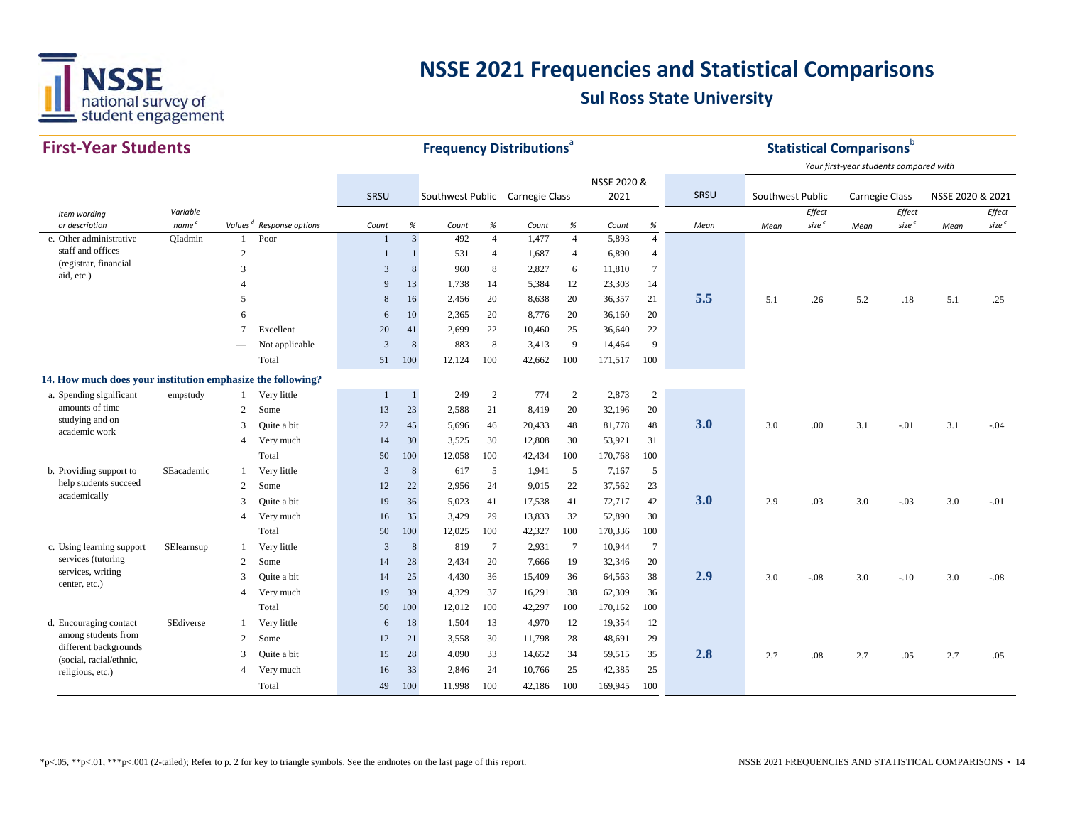# NSSE 2021 Frequencies and Statistical Comparisons

## Sul Ross State University

## First-Year Students

**Frequency Distributions**[a] / **Statistical Comparisons**[b]

*Your first-year students compared with*

| Item wording or description | Variable name[c] | Values[d] | Response options | SRSU Count | SRSU % | Southwest Public Count | Southwest Public % | Carnegie Class Count | Carnegie Class % | NSSE 2020 & 2021 Count | NSSE 2020 & 2021 % | SRSU Mean | Southwest Public Mean | Southwest Public Effect size[e] | Carnegie Class Mean | Carnegie Class Effect size[e] | NSSE 2020 & 2021 Mean | NSSE 2020 & 2021 Effect size[e] |
|---|---|---|---|---|---|---|---|---|---|---|---|---|---|---|---|---|---|---|
| e. Other administrative staff and offices (registrar, financial aid, etc.) | QIadmin | 1 | Poor | 1 | 3 | 492 | 4 | 1,477 | 4 | 5,893 | 4 | | | | | | | |
| | | 2 | | 1 | 1 | 531 | 4 | 1,687 | 4 | 6,890 | 4 | | | | | | | |
| | | 3 | | 3 | 8 | 960 | 8 | 2,827 | 6 | 11,810 | 7 | | | | | | | |
| | | 4 | | 9 | 13 | 1,738 | 14 | 5,384 | 12 | 23,303 | 14 | | | | | | | |
| | | 5 | | 8 | 16 | 2,456 | 20 | 8,638 | 20 | 36,357 | 21 | **5.5** | 5.1 | .26 | 5.2 | .18 | 5.1 | .25 |
| | | 6 | | 6 | 10 | 2,365 | 20 | 8,776 | 20 | 36,160 | 20 | | | | | | | |
| | | 7 | Excellent | 20 | 41 | 2,699 | 22 | 10,460 | 25 | 36,640 | 22 | | | | | | | |
| | | — | Not applicable | 3 | 8 | 883 | 8 | 3,413 | 9 | 14,464 | 9 | | | | | | | |
| | | | Total | 51 | 100 | 12,124 | 100 | 42,662 | 100 | 171,517 | 100 | | | | | | | |
| **14. How much does your institution emphasize the following?** | | | | | | | | | | | | | | | | | | |
| a. Spending significant amounts of time studying and on academic work | empstudy | 1 | Very little | 1 | 1 | 249 | 2 | 774 | 2 | 2,873 | 2 | | | | | | | |
| | | 2 | Some | 13 | 23 | 2,588 | 21 | 8,419 | 20 | 32,196 | 20 | | | | | | | |
| | | 3 | Quite a bit | 22 | 45 | 5,696 | 46 | 20,433 | 48 | 81,778 | 48 | **3.0** | 3.0 | .00 | 3.1 | -.01 | 3.1 | -.04 |
| | | 4 | Very much | 14 | 30 | 3,525 | 30 | 12,808 | 30 | 53,921 | 31 | | | | | | | |
| | | | Total | 50 | 100 | 12,058 | 100 | 42,434 | 100 | 170,768 | 100 | | | | | | | |
| b. Providing support to help students succeed academically | SEacademic | 1 | Very little | 3 | 8 | 617 | 5 | 1,941 | 5 | 7,167 | 5 | | | | | | | |
| | | 2 | Some | 12 | 22 | 2,956 | 24 | 9,015 | 22 | 37,562 | 23 | | | | | | | |
| | | 3 | Quite a bit | 19 | 36 | 5,023 | 41 | 17,538 | 41 | 72,717 | 42 | **3.0** | 2.9 | .03 | 3.0 | -.03 | 3.0 | -.01 |
| | | 4 | Very much | 16 | 35 | 3,429 | 29 | 13,833 | 32 | 52,890 | 30 | | | | | | | |
| | | | Total | 50 | 100 | 12,025 | 100 | 42,327 | 100 | 170,336 | 100 | | | | | | | |
| c. Using learning support services (tutoring services, writing center, etc.) | SElearnsup | 1 | Very little | 3 | 8 | 819 | 7 | 2,931 | 7 | 10,944 | 7 | | | | | | | |
| | | 2 | Some | 14 | 28 | 2,434 | 20 | 7,666 | 19 | 32,346 | 20 | | | | | | | |
| | | 3 | Quite a bit | 14 | 25 | 4,430 | 36 | 15,409 | 36 | 64,563 | 38 | **2.9** | 3.0 | -.08 | 3.0 | -.10 | 3.0 | -.08 |
| | | 4 | Very much | 19 | 39 | 4,329 | 37 | 16,291 | 38 | 62,309 | 36 | | | | | | | |
| | | | Total | 50 | 100 | 12,012 | 100 | 42,297 | 100 | 170,162 | 100 | | | | | | | |
| d. Encouraging contact among students from different backgrounds (social, racial/ethnic, religious, etc.) | SEdiverse | 1 | Very little | 6 | 18 | 1,504 | 13 | 4,970 | 12 | 19,354 | 12 | | | | | | | |
| | | 2 | Some | 12 | 21 | 3,558 | 30 | 11,798 | 28 | 48,691 | 29 | | | | | | | |
| | | 3 | Quite a bit | 15 | 28 | 4,090 | 33 | 14,652 | 34 | 59,515 | 35 | **2.8** | 2.7 | .08 | 2.7 | .05 | 2.7 | .05 |
| | | 4 | Very much | 16 | 33 | 2,846 | 24 | 10,766 | 25 | 42,385 | 25 | | | | | | | |
| | | | Total | 49 | 100 | 11,998 | 100 | 42,186 | 100 | 169,945 | 100 | | | | | | | |

*p<.05, **p<.01, ***p<.001 (2-tailed); Refer to p. 2 for key to triangle symbols. See the endnotes on the last page of this report.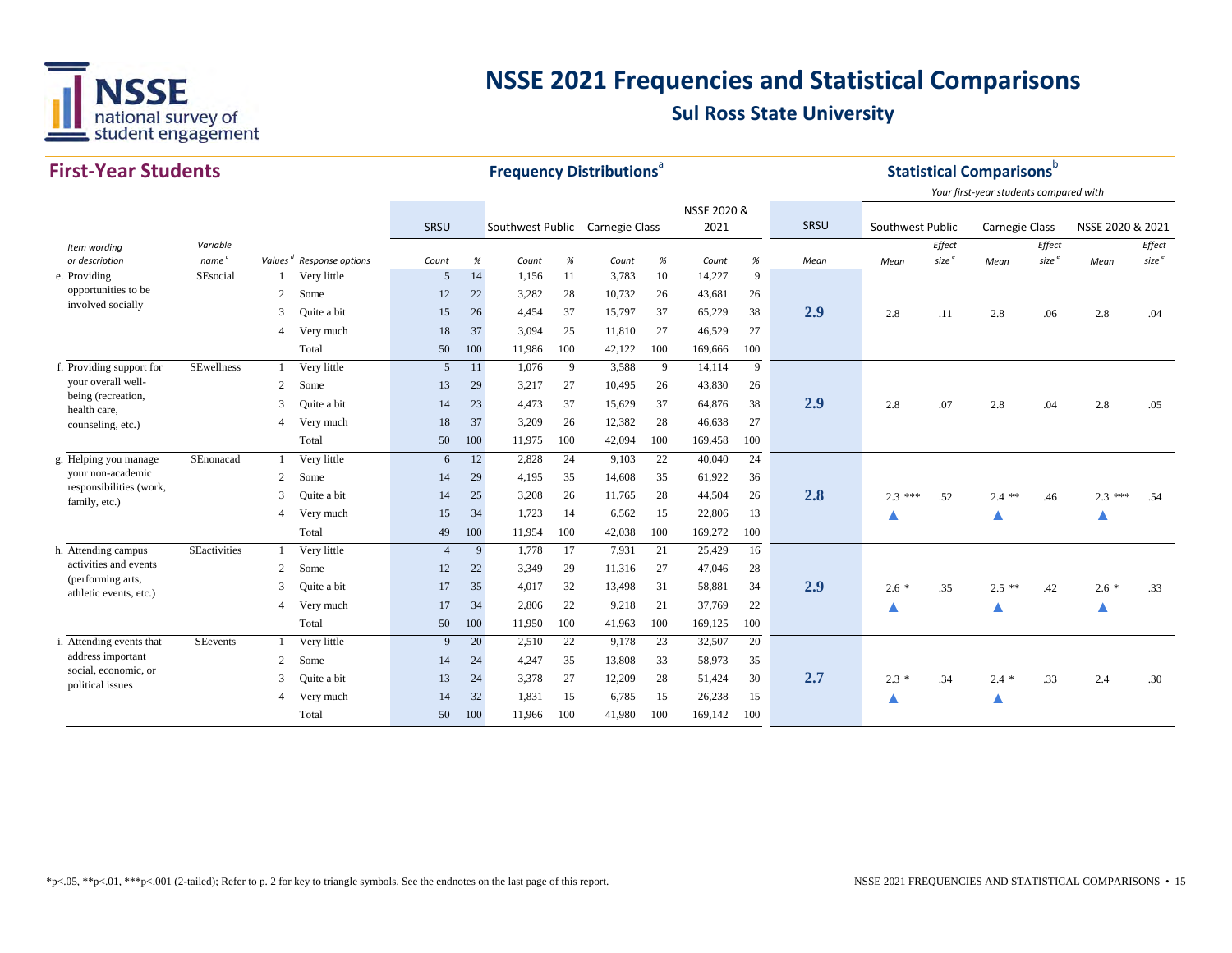# NSSE 2021 Frequencies and Statistical Comparisons

## Sul Ross State University

### First-Year Students

| | | | | Frequency Distributions[a] | | | | | | | | | Statistical Comparisons[b] | | | | | | |
|---|---|---|---|---|---|---|---|---|---|---|---|---|---|---|---|---|---|---|---|
| | | | | | | | | | | | | | Your first-year students compared with | | | | | | |
| | | | | SRSU | | Southwest Public | | Carnegie Class | | NSSE 2020 & 2021 | | SRSU | Southwest Public | | Carnegie Class | | NSSE 2020 & 2021 | | |
| Item wording or description | Variable name[c] | Values[d] | Response options | Count | % | Count | % | Count | % | Count | % | Mean | Mean | Effect size[e] | Mean | Effect size[e] | Mean | Effect size[e] |
| e. Providing opportunities to be involved socially | SEsocial | 1 | Very little | 5 | 14 | 1,156 | 11 | 3,783 | 10 | 14,227 | 9 | 2.9 | 2.8 | .11 | 2.8 | .06 | 2.8 | .04 |
| | | 2 | Some | 12 | 22 | 3,282 | 28 | 10,732 | 26 | 43,681 | 26 | | | | | | | |
| | | 3 | Quite a bit | 15 | 26 | 4,454 | 37 | 15,797 | 37 | 65,229 | 38 | | | | | | | |
| | | 4 | Very much | 18 | 37 | 3,094 | 25 | 11,810 | 27 | 46,529 | 27 | | | | | | | |
| | | | Total | 50 | 100 | 11,986 | 100 | 42,122 | 100 | 169,666 | 100 | | | | | | | |
| f. Providing support for your overall well-being (recreation, health care, counseling, etc.) | SEwellness | 1 | Very little | 5 | 11 | 1,076 | 9 | 3,588 | 9 | 14,114 | 9 | 2.9 | 2.8 | .07 | 2.8 | .04 | 2.8 | .05 |
| | | 2 | Some | 13 | 29 | 3,217 | 27 | 10,495 | 26 | 43,830 | 26 | | | | | | | |
| | | 3 | Quite a bit | 14 | 23 | 4,473 | 37 | 15,629 | 37 | 64,876 | 38 | | | | | | | |
| | | 4 | Very much | 18 | 37 | 3,209 | 26 | 12,382 | 28 | 46,638 | 27 | | | | | | | |
| | | | Total | 50 | 100 | 11,975 | 100 | 42,094 | 100 | 169,458 | 100 | | | | | | | |
| g. Helping you manage your non-academic responsibilities (work, family, etc.) | SEnonacad | 1 | Very little | 6 | 12 | 2,828 | 24 | 9,103 | 22 | 40,040 | 24 | 2.8 | 2.3 *** ▲ | .52 | 2.4 ** ▲ | .46 | 2.3 *** ▲ | .54 |
| | | 2 | Some | 14 | 29 | 4,195 | 35 | 14,608 | 35 | 61,922 | 36 | | | | | | | |
| | | 3 | Quite a bit | 14 | 25 | 3,208 | 26 | 11,765 | 28 | 44,504 | 26 | | | | | | | |
| | | 4 | Very much | 15 | 34 | 1,723 | 14 | 6,562 | 15 | 22,806 | 13 | | | | | | | |
| | | | Total | 49 | 100 | 11,954 | 100 | 42,038 | 100 | 169,272 | 100 | | | | | | | |
| h. Attending campus activities and events (performing arts, athletic events, etc.) | SEactivities | 1 | Very little | 4 | 9 | 1,778 | 17 | 7,931 | 21 | 25,429 | 16 | 2.9 | 2.6 * ▲ | .35 | 2.5 ** ▲ | .42 | 2.6 * ▲ | .33 |
| | | 2 | Some | 12 | 22 | 3,349 | 29 | 11,316 | 27 | 47,046 | 28 | | | | | | | |
| | | 3 | Quite a bit | 17 | 35 | 4,017 | 32 | 13,498 | 31 | 58,881 | 34 | | | | | | | |
| | | 4 | Very much | 17 | 34 | 2,806 | 22 | 9,218 | 21 | 37,769 | 22 | | | | | | | |
| | | | Total | 50 | 100 | 11,950 | 100 | 41,963 | 100 | 169,125 | 100 | | | | | | | |
| i. Attending events that address important social, economic, or political issues | SEevents | 1 | Very little | 9 | 20 | 2,510 | 22 | 9,178 | 23 | 32,507 | 20 | 2.7 | 2.3 * ▲ | .34 | 2.4 * ▲ | .33 | 2.4 | .30 |
| | | 2 | Some | 14 | 24 | 4,247 | 35 | 13,808 | 33 | 58,973 | 35 | | | | | | | |
| | | 3 | Quite a bit | 13 | 24 | 3,378 | 27 | 12,209 | 28 | 51,424 | 30 | | | | | | | |
| | | 4 | Very much | 14 | 32 | 1,831 | 15 | 6,785 | 15 | 26,238 | 15 | | | | | | | |
| | | | Total | 50 | 100 | 11,966 | 100 | 41,980 | 100 | 169,142 | 100 | | | | | | | |

*p<.05, **p<.01, ***p<.001 (2-tailed); Refer to p. 2 for key to triangle symbols. See the endnotes on the last page of this report.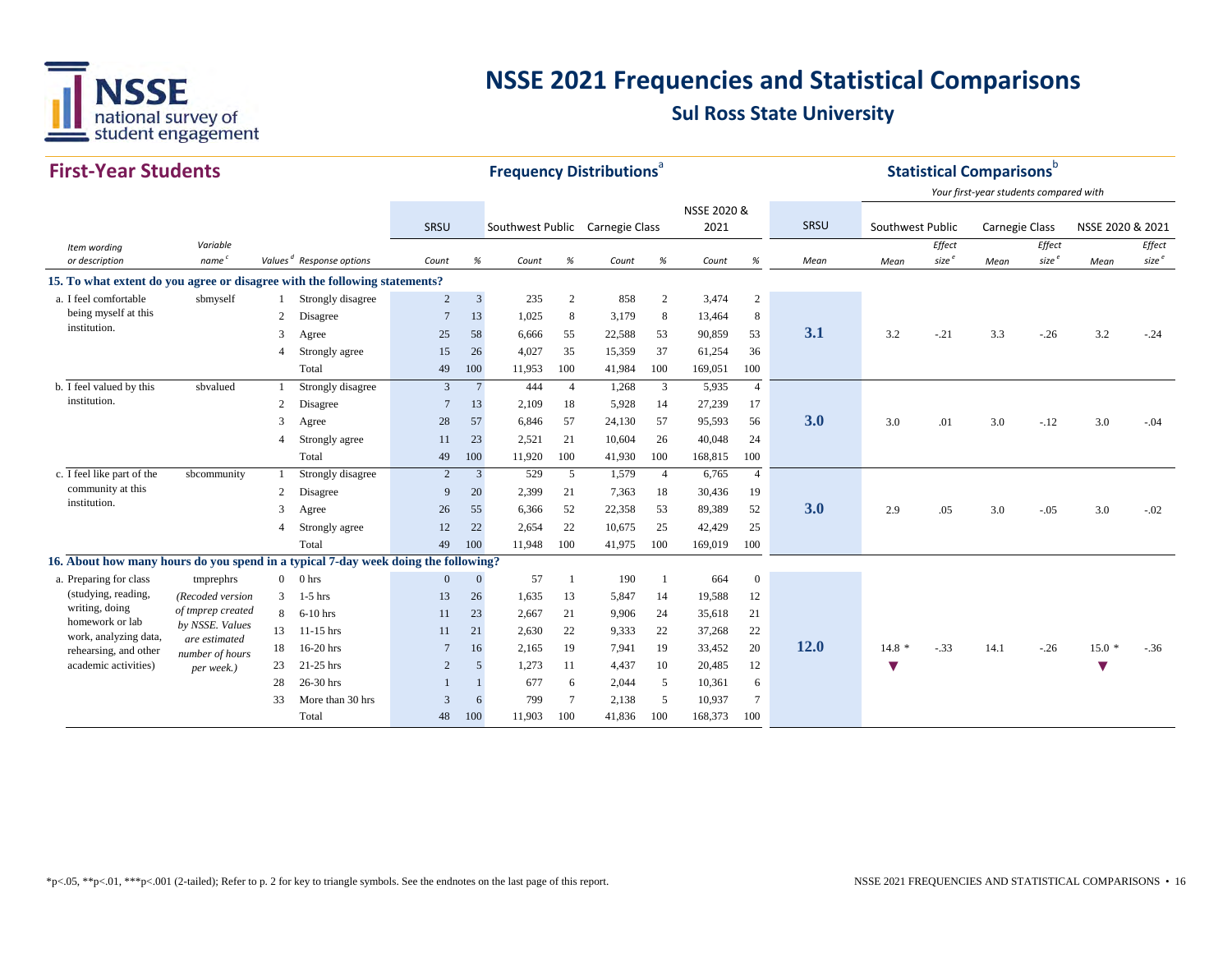# NSSE 2021 Frequencies and Statistical Comparisons

## Sul Ross State University

### First-Year Students

| Item wording or description | Variable name[c] | Values[d] | Response options | SRSU Count | SRSU % | Southwest Public Count | Southwest Public % | Carnegie Class Count | Carnegie Class % | NSSE 2020 & 2021 Count | NSSE 2020 & 2021 % | SRSU Mean | Southwest Public Mean | Southwest Public Effect size[e] | Carnegie Class Mean | Carnegie Class Effect size[e] | NSSE 2020 & 2021 Mean | NSSE 2020 & 2021 Effect size[e] |
|---|---|---|---|---|---|---|---|---|---|---|---|---|---|---|---|---|---|---|
| **15. To what extent do you agree or disagree with the following statements?** | | | | | | | | | | | | | | | | | | |
| a. I feel comfortable being myself at this institution. | sbmyself | 1 | Strongly disagree | 2 | 3 | 235 | 2 | 858 | 2 | 3,474 | 2 | | | | | | | |
| | | 2 | Disagree | 7 | 13 | 1,025 | 8 | 3,179 | 8 | 13,464 | 8 | | | | | | | |
| | | 3 | Agree | 25 | 58 | 6,666 | 55 | 22,588 | 53 | 90,859 | 53 | **3.1** | 3.2 | -.21 | 3.3 | -.26 | 3.2 | -.24 |
| | | 4 | Strongly agree | 15 | 26 | 4,027 | 35 | 15,359 | 37 | 61,254 | 36 | | | | | | | |
| | | | Total | 49 | 100 | 11,953 | 100 | 41,984 | 100 | 169,051 | 100 | | | | | | | |
| b. I feel valued by this institution. | sbvalued | 1 | Strongly disagree | 3 | 7 | 444 | 4 | 1,268 | 3 | 5,935 | 4 | | | | | | | |
| | | 2 | Disagree | 7 | 13 | 2,109 | 18 | 5,928 | 14 | 27,239 | 17 | | | | | | | |
| | | 3 | Agree | 28 | 57 | 6,846 | 57 | 24,130 | 57 | 95,593 | 56 | **3.0** | 3.0 | .01 | 3.0 | -.12 | 3.0 | -.04 |
| | | 4 | Strongly agree | 11 | 23 | 2,521 | 21 | 10,604 | 26 | 40,048 | 24 | | | | | | | |
| | | | Total | 49 | 100 | 11,920 | 100 | 41,930 | 100 | 168,815 | 100 | | | | | | | |
| c. I feel like part of the community at this institution. | sbcommunity | 1 | Strongly disagree | 2 | 3 | 529 | 5 | 1,579 | 4 | 6,765 | 4 | | | | | | | |
| | | 2 | Disagree | 9 | 20 | 2,399 | 21 | 7,363 | 18 | 30,436 | 19 | | | | | | | |
| | | 3 | Agree | 26 | 55 | 6,366 | 52 | 22,358 | 53 | 89,389 | 52 | **3.0** | 2.9 | .05 | 3.0 | -.05 | 3.0 | -.02 |
| | | 4 | Strongly agree | 12 | 22 | 2,654 | 22 | 10,675 | 25 | 42,429 | 25 | | | | | | | |
| | | | Total | 49 | 100 | 11,948 | 100 | 41,975 | 100 | 169,019 | 100 | | | | | | | |
| **16. About how many hours do you spend in a typical 7-day week doing the following?** | | | | | | | | | | | | | | | | | | |
| a. Preparing for class (studying, reading, writing, doing homework or lab work, analyzing data, rehearsing, and other academic activities) | tmprephrs *(Recoded version of tmprep created by NSSE. Values are estimated number of hours per week.)* | 0 | 0 hrs | 0 | 0 | 57 | 1 | 190 | 1 | 664 | 0 | | | | | | | |
| | | 3 | 1-5 hrs | 13 | 26 | 1,635 | 13 | 5,847 | 14 | 19,588 | 12 | | | | | | | |
| | | 8 | 6-10 hrs | 11 | 23 | 2,667 | 21 | 9,906 | 24 | 35,618 | 21 | | | | | | | |
| | | 13 | 11-15 hrs | 11 | 21 | 2,630 | 22 | 9,333 | 22 | 37,268 | 22 | | | | | | | |
| | | 18 | 16-20 hrs | 7 | 16 | 2,165 | 19 | 7,941 | 19 | 33,452 | 20 | **12.0** | 14.8 * ▼ | -.33 | 14.1 | -.26 | 15.0 * ▼ | -.36 |
| | | 23 | 21-25 hrs | 2 | 5 | 1,273 | 11 | 4,437 | 10 | 20,485 | 12 | | | | | | | |
| | | 28 | 26-30 hrs | 1 | 1 | 677 | 6 | 2,044 | 5 | 10,361 | 6 | | | | | | | |
| | | 33 | More than 30 hrs | 3 | 6 | 799 | 7 | 2,138 | 5 | 10,937 | 7 | | | | | | | |
| | | | Total | 48 | 100 | 11,903 | 100 | 41,836 | 100 | 168,373 | 100 | | | | | | | |

Frequency Distributions[a]; Statistical Comparisons[b] — Your first-year students compared with

*p<.05, **p<.01, ***p<.001 (2-tailed); Refer to p. 2 for key to triangle symbols. See the endnotes on the last page of this report.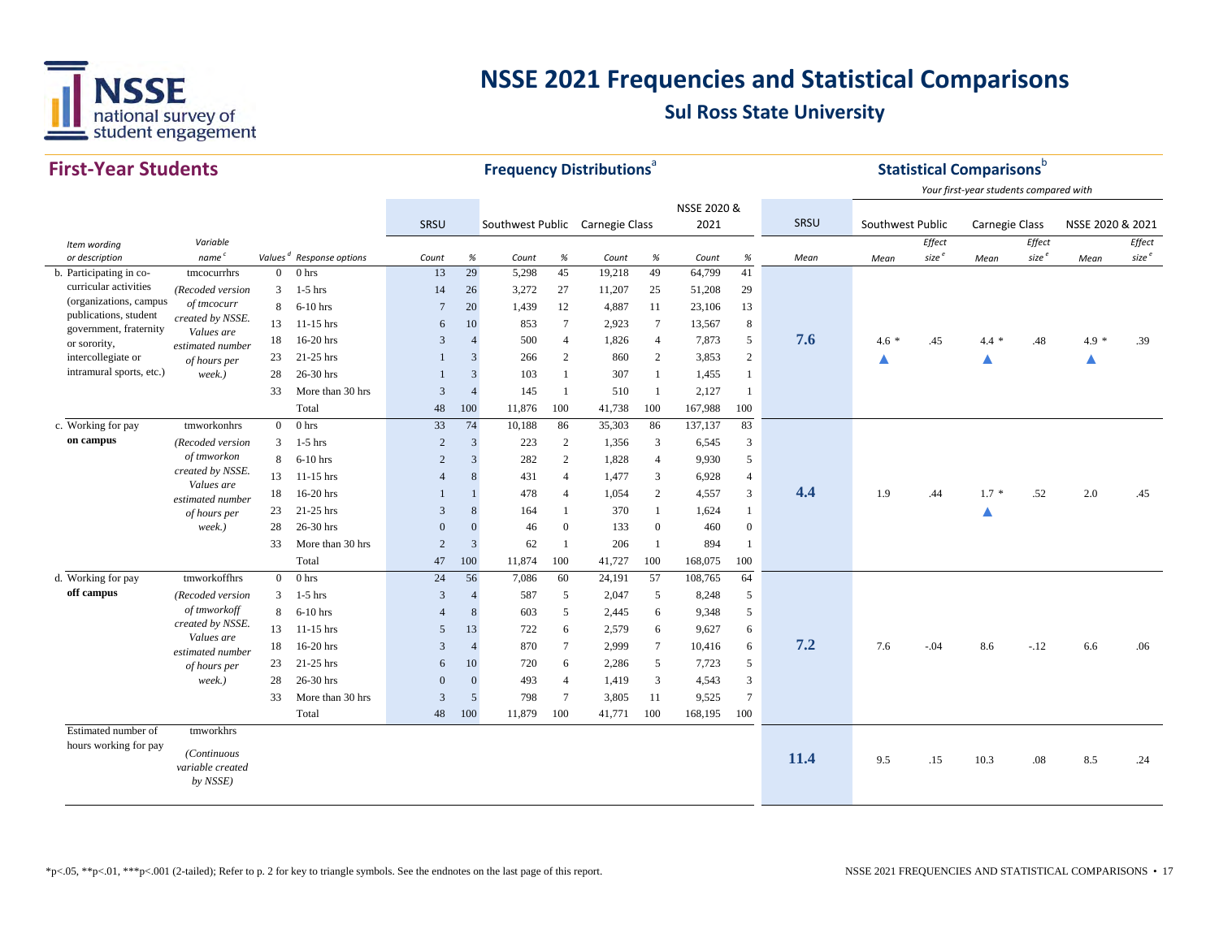# NSSE 2021 Frequencies and Statistical Comparisons

## Sul Ross State University

## First-Year Students

| Item wording or description | Variable name[c] | Values[d] | Response options | SRSU Count | SRSU % | Southwest Public Count | Southwest Public % | Carnegie Class Count | Carnegie Class % | NSSE 2020 & 2021 Count | NSSE 2020 & 2021 % | SRSU Mean | Southwest Public Mean | Southwest Public Effect size[e] | Carnegie Class Mean | Carnegie Class Effect size[e] | NSSE 2020 & 2021 Mean | NSSE 2020 & 2021 Effect size[e] |
|---|---|---|---|---|---|---|---|---|---|---|---|---|---|---|---|---|---|---|
| b. Participating in co-curricular activities (organizations, campus publications, student government, fraternity or sorority, intercollegiate or intramural sports, etc.) | tmcocurrhrs (Recoded version of tmcocurr created by NSSE. Values are estimated number of hours per week.) | 0 | 0 hrs | 13 | 29 | 5,298 | 45 | 19,218 | 49 | 64,799 | 41 | 7.6 | 4.6 * ▲ | .45 | 4.4 * ▲ | .48 | 4.9 * ▲ | .39 |
| | | 3 | 1-5 hrs | 14 | 26 | 3,272 | 27 | 11,207 | 25 | 51,208 | 29 | | | | | | | |
| | | 8 | 6-10 hrs | 7 | 20 | 1,439 | 12 | 4,887 | 11 | 23,106 | 13 | | | | | | | |
| | | 13 | 11-15 hrs | 6 | 10 | 853 | 7 | 2,923 | 7 | 13,567 | 8 | | | | | | | |
| | | 18 | 16-20 hrs | 3 | 4 | 500 | 4 | 1,826 | 4 | 7,873 | 5 | | | | | | | |
| | | 23 | 21-25 hrs | 1 | 3 | 266 | 2 | 860 | 2 | 3,853 | 2 | | | | | | | |
| | | 28 | 26-30 hrs | 1 | 3 | 103 | 1 | 307 | 1 | 1,455 | 1 | | | | | | | |
| | | 33 | More than 30 hrs | 3 | 4 | 145 | 1 | 510 | 1 | 2,127 | 1 | | | | | | | |
| | | | Total | 48 | 100 | 11,876 | 100 | 41,738 | 100 | 167,988 | 100 | | | | | | | |
| c. Working for pay **on campus** | tmworkonhrs (Recoded version of tmworkon created by NSSE. Values are estimated number of hours per week.) | 0 | 0 hrs | 33 | 74 | 10,188 | 86 | 35,303 | 86 | 137,137 | 83 | 4.4 | 1.9 | .44 | 1.7 * ▲ | .52 | 2.0 | .45 |
| | | 3 | 1-5 hrs | 2 | 3 | 223 | 2 | 1,356 | 3 | 6,545 | 3 | | | | | | | |
| | | 8 | 6-10 hrs | 2 | 3 | 282 | 2 | 1,828 | 4 | 9,930 | 5 | | | | | | | |
| | | 13 | 11-15 hrs | 4 | 8 | 431 | 4 | 1,477 | 3 | 6,928 | 4 | | | | | | | |
| | | 18 | 16-20 hrs | 1 | 1 | 478 | 4 | 1,054 | 2 | 4,557 | 3 | | | | | | | |
| | | 23 | 21-25 hrs | 3 | 8 | 164 | 1 | 370 | 1 | 1,624 | 1 | | | | | | | |
| | | 28 | 26-30 hrs | 0 | 0 | 46 | 0 | 133 | 0 | 460 | 0 | | | | | | | |
| | | 33 | More than 30 hrs | 2 | 3 | 62 | 1 | 206 | 1 | 894 | 1 | | | | | | | |
| | | | Total | 47 | 100 | 11,874 | 100 | 41,727 | 100 | 168,075 | 100 | | | | | | | |
| d. Working for pay **off campus** | tmworkoffhrs (Recoded version of tmworkoff created by NSSE. Values are estimated number of hours per week.) | 0 | 0 hrs | 24 | 56 | 7,086 | 60 | 24,191 | 57 | 108,765 | 64 | 7.2 | 7.6 | -.04 | 8.6 | -.12 | 6.6 | .06 |
| | | 3 | 1-5 hrs | 3 | 4 | 587 | 5 | 2,047 | 5 | 8,248 | 5 | | | | | | | |
| | | 8 | 6-10 hrs | 4 | 8 | 603 | 5 | 2,445 | 6 | 9,348 | 5 | | | | | | | |
| | | 13 | 11-15 hrs | 5 | 13 | 722 | 6 | 2,579 | 6 | 9,627 | 6 | | | | | | | |
| | | 18 | 16-20 hrs | 3 | 4 | 870 | 7 | 2,999 | 7 | 10,416 | 6 | | | | | | | |
| | | 23 | 21-25 hrs | 6 | 10 | 720 | 6 | 2,286 | 5 | 7,723 | 5 | | | | | | | |
| | | 28 | 26-30 hrs | 0 | 0 | 493 | 4 | 1,419 | 3 | 4,543 | 3 | | | | | | | |
| | | 33 | More than 30 hrs | 3 | 5 | 798 | 7 | 3,805 | 11 | 9,525 | 7 | | | | | | | |
| | | | Total | 48 | 100 | 11,879 | 100 | 41,771 | 100 | 168,195 | 100 | | | | | | | |
| Estimated number of hours working for pay | tmworkhrs (Continuous variable created by NSSE) | | | | | | | | | | | 11.4 | 9.5 | .15 | 10.3 | .08 | 8.5 | .24 |

Frequency Distributions[a]; Statistical Comparisons[b] — Your first-year students compared with

*p<.05, **p<.01, ***p<.001 (2-tailed); Refer to p. 2 for key to triangle symbols. See the endnotes on the last page of this report.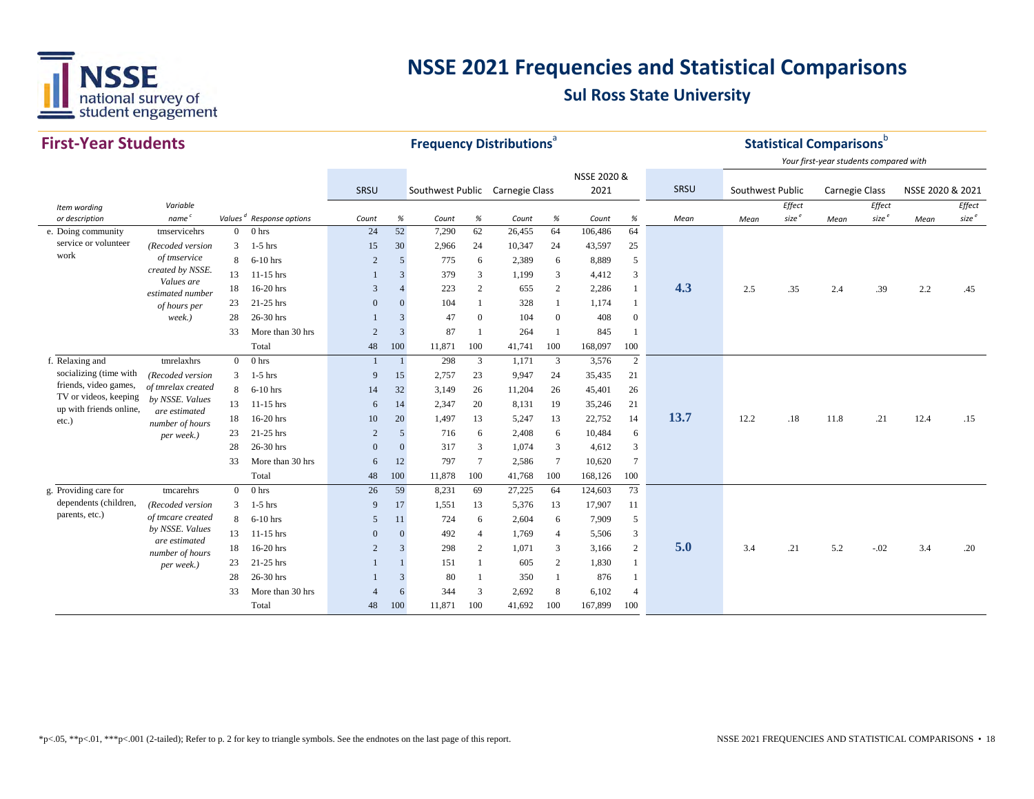# NSSE 2021 Frequencies and Statistical Comparisons

## Sul Ross State University

### First-Year Students

| Item wording or description | Variable name[c] | Values[d] | Response options | SRSU Count | SRSU % | Southwest Public Count | Southwest Public % | Carnegie Class Count | Carnegie Class % | NSSE 2020 & 2021 Count | NSSE 2020 & 2021 % | SRSU Mean | Southwest Public Mean | Southwest Public Effect size[e] | Carnegie Class Mean | Carnegie Class Effect size[e] | NSSE 2020 & 2021 Mean | NSSE 2020 & 2021 Effect size[e] |
|---|---|---|---|---|---|---|---|---|---|---|---|---|---|---|---|---|---|---|
| e. Doing community service or volunteer work | tmservicehrs (Recoded version of tmservice created by NSSE. Values are estimated number of hours per week.) | 0 | 0 hrs | 24 | 52 | 7,290 | 62 | 26,455 | 64 | 106,486 | 64 | **4.3** | 2.5 | .35 | 2.4 | .39 | 2.2 | .45 |
| | | 3 | 1-5 hrs | 15 | 30 | 2,966 | 24 | 10,347 | 24 | 43,597 | 25 | | | | | | | |
| | | 8 | 6-10 hrs | 2 | 5 | 775 | 6 | 2,389 | 6 | 8,889 | 5 | | | | | | | |
| | | 13 | 11-15 hrs | 1 | 3 | 379 | 3 | 1,199 | 3 | 4,412 | 3 | | | | | | | |
| | | 18 | 16-20 hrs | 3 | 4 | 223 | 2 | 655 | 2 | 2,286 | 1 | | | | | | | |
| | | 23 | 21-25 hrs | 0 | 0 | 104 | 1 | 328 | 1 | 1,174 | 1 | | | | | | | |
| | | 28 | 26-30 hrs | 1 | 3 | 47 | 0 | 104 | 0 | 408 | 0 | | | | | | | |
| | | 33 | More than 30 hrs | 2 | 3 | 87 | 1 | 264 | 1 | 845 | 1 | | | | | | | |
| | | | Total | 48 | 100 | 11,871 | 100 | 41,741 | 100 | 168,097 | 100 | | | | | | | |
| f. Relaxing and socializing (time with friends, video games, TV or videos, keeping up with friends online, etc.) | tmrelaxhrs (Recoded version of tmrelax created by NSSE. Values are estimated number of hours per week.) | 0 | 0 hrs | 1 | 1 | 298 | 3 | 1,171 | 3 | 3,576 | 2 | **13.7** | 12.2 | .18 | 11.8 | .21 | 12.4 | .15 |
| | | 3 | 1-5 hrs | 9 | 15 | 2,757 | 23 | 9,947 | 24 | 35,435 | 21 | | | | | | | |
| | | 8 | 6-10 hrs | 14 | 32 | 3,149 | 26 | 11,204 | 26 | 45,401 | 26 | | | | | | | |
| | | 13 | 11-15 hrs | 6 | 14 | 2,347 | 20 | 8,131 | 19 | 35,246 | 21 | | | | | | | |
| | | 18 | 16-20 hrs | 10 | 20 | 1,497 | 13 | 5,247 | 13 | 22,752 | 14 | | | | | | | |
| | | 23 | 21-25 hrs | 2 | 5 | 716 | 6 | 2,408 | 6 | 10,484 | 6 | | | | | | | |
| | | 28 | 26-30 hrs | 0 | 0 | 317 | 3 | 1,074 | 3 | 4,612 | 3 | | | | | | | |
| | | 33 | More than 30 hrs | 6 | 12 | 797 | 7 | 2,586 | 7 | 10,620 | 7 | | | | | | | |
| | | | Total | 48 | 100 | 11,878 | 100 | 41,768 | 100 | 168,126 | 100 | | | | | | | |
| g. Providing care for dependents (children, parents, etc.) | tmcarehrs (Recoded version of tmcare created by NSSE. Values are estimated number of hours per week.) | 0 | 0 hrs | 26 | 59 | 8,231 | 69 | 27,225 | 64 | 124,603 | 73 | **5.0** | 3.4 | .21 | 5.2 | -.02 | 3.4 | .20 |
| | | 3 | 1-5 hrs | 9 | 17 | 1,551 | 13 | 5,376 | 13 | 17,907 | 11 | | | | | | | |
| | | 8 | 6-10 hrs | 5 | 11 | 724 | 6 | 2,604 | 6 | 7,909 | 5 | | | | | | | |
| | | 13 | 11-15 hrs | 0 | 0 | 492 | 4 | 1,769 | 4 | 5,506 | 3 | | | | | | | |
| | | 18 | 16-20 hrs | 2 | 3 | 298 | 2 | 1,071 | 3 | 3,166 | 2 | | | | | | | |
| | | 23 | 21-25 hrs | 1 | 1 | 151 | 1 | 605 | 2 | 1,830 | 1 | | | | | | | |
| | | 28 | 26-30 hrs | 1 | 3 | 80 | 1 | 350 | 1 | 876 | 1 | | | | | | | |
| | | 33 | More than 30 hrs | 4 | 6 | 344 | 3 | 2,692 | 8 | 6,102 | 4 | | | | | | | |
| | | | Total | 48 | 100 | 11,871 | 100 | 41,692 | 100 | 167,899 | 100 | | | | | | | |

Frequency Distributions[a]; Statistical Comparisons[b] — Your first-year students compared with Southwest Public, Carnegie Class, and NSSE 2020 & 2021.

*p<.05, **p<.01, ***p<.001 (2-tailed); Refer to p. 2 for key to triangle symbols. See the endnotes on the last page of this report.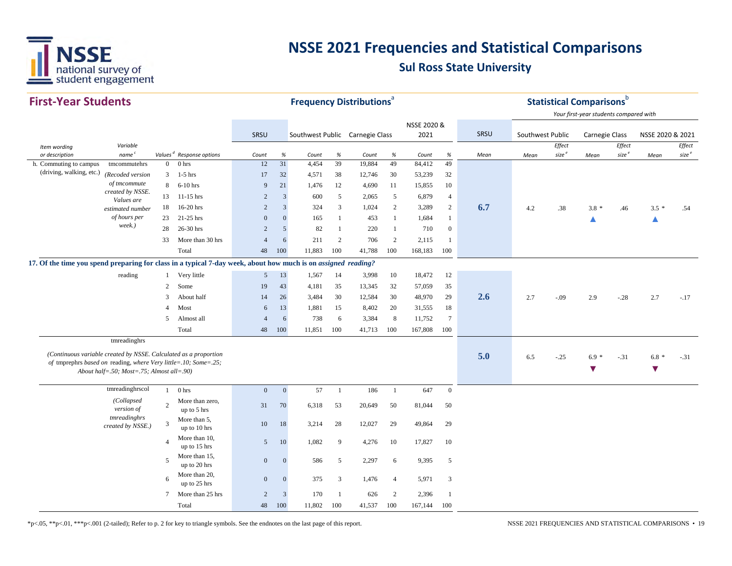# NSSE 2021 Frequencies and Statistical Comparisons

## Sul Ross State University

## First-Year Students

**Frequency Distributions**[a] | **Statistical Comparisons**[b]

*Your first-year students compared with*

| Item wording or description | Variable name[c] | Values[d] | Response options | SRSU Count | SRSU % | Southwest Public Count | Southwest Public % | Carnegie Class Count | Carnegie Class % | NSSE 2020 & 2021 Count | NSSE 2020 & 2021 % | SRSU Mean | Southwest Public Mean | Southwest Public Effect size[e] | Carnegie Class Mean | Carnegie Class Effect size[e] | NSSE 2020 & 2021 Mean | NSSE 2020 & 2021 Effect size[e] |
|---|---|---|---|---|---|---|---|---|---|---|---|---|---|---|---|---|---|---|
| h. Commuting to campus (driving, walking, etc.) | tmcommutehrs (Recoded version of tmcommute created by NSSE. Values are estimated number of hours per week.) | 0 | 0 hrs | 12 | 31 | 4,454 | 39 | 19,884 | 49 | 84,412 | 49 | 6.7 | 4.2 | .38 | 3.8 * ▲ | .46 | 3.5 * ▲ | .54 |
| | | 3 | 1-5 hrs | 17 | 32 | 4,571 | 38 | 12,746 | 30 | 53,239 | 32 | | | | | | | |
| | | 8 | 6-10 hrs | 9 | 21 | 1,476 | 12 | 4,690 | 11 | 15,855 | 10 | | | | | | | |
| | | 13 | 11-15 hrs | 2 | 3 | 600 | 5 | 2,065 | 5 | 6,879 | 4 | | | | | | | |
| | | 18 | 16-20 hrs | 2 | 3 | 324 | 3 | 1,024 | 2 | 3,289 | 2 | | | | | | | |
| | | 23 | 21-25 hrs | 0 | 0 | 165 | 1 | 453 | 1 | 1,684 | 1 | | | | | | | |
| | | 28 | 26-30 hrs | 2 | 5 | 82 | 1 | 220 | 1 | 710 | 0 | | | | | | | |
| | | 33 | More than 30 hrs | 4 | 6 | 211 | 2 | 706 | 2 | 2,115 | 1 | | | | | | | |
| | | | Total | 48 | 100 | 11,883 | 100 | 41,788 | 100 | 168,183 | 100 | | | | | | | |
| **17. Of the time you spend preparing for class in a typical 7-day week, about how much is on *assigned reading*?** | | | | | | | | | | | | | | | | | | |
| | reading | 1 | Very little | 5 | 13 | 1,567 | 14 | 3,998 | 10 | 18,472 | 12 | 2.6 | 2.7 | -.09 | 2.9 | -.28 | 2.7 | -.17 |
| | | 2 | Some | 19 | 43 | 4,181 | 35 | 13,345 | 32 | 57,059 | 35 | | | | | | | |
| | | 3 | About half | 14 | 26 | 3,484 | 30 | 12,584 | 30 | 48,970 | 29 | | | | | | | |
| | | 4 | Most | 6 | 13 | 1,881 | 15 | 8,402 | 20 | 31,555 | 18 | | | | | | | |
| | | 5 | Almost all | 4 | 6 | 738 | 6 | 3,384 | 8 | 11,752 | 7 | | | | | | | |
| | | | Total | 48 | 100 | 11,851 | 100 | 41,713 | 100 | 167,808 | 100 | | | | | | | |
| *(Continuous variable created by NSSE. Calculated as a proportion of* tmprephrs *based on* reading*, where Very little=.10; Some=.25; About half=.50; Most=.75; Almost all=.90)* | tmreadinghrs | | | | | | | | | | | 5.0 | 6.5 | -.25 | 6.9 * ▼ | -.31 | 6.8 * ▼ | -.31 |
| | tmreadinghrscol (Collapsed version of tmreadinghrs created by NSSE.) | 1 | 0 hrs | 0 | 0 | 57 | 1 | 186 | 1 | 647 | 0 | | | | | | | |
| | | 2 | More than zero, up to 5 hrs | 31 | 70 | 6,318 | 53 | 20,649 | 50 | 81,044 | 50 | | | | | | | |
| | | 3 | More than 5, up to 10 hrs | 10 | 18 | 3,214 | 28 | 12,027 | 29 | 49,864 | 29 | | | | | | | |
| | | 4 | More than 10, up to 15 hrs | 5 | 10 | 1,082 | 9 | 4,276 | 10 | 17,827 | 10 | | | | | | | |
| | | 5 | More than 15, up to 20 hrs | 0 | 0 | 586 | 5 | 2,297 | 6 | 9,395 | 5 | | | | | | | |
| | | 6 | More than 20, up to 25 hrs | 0 | 0 | 375 | 3 | 1,476 | 4 | 5,971 | 3 | | | | | | | |
| | | 7 | More than 25 hrs | 2 | 3 | 170 | 1 | 626 | 2 | 2,396 | 1 | | | | | | | |
| | | | Total | 48 | 100 | 11,802 | 100 | 41,537 | 100 | 167,144 | 100 | | | | | | | |

*p<.05, **p<.01, ***p<.001 (2-tailed); Refer to p. 2 for key to triangle symbols. See the endnotes on the last page of this report.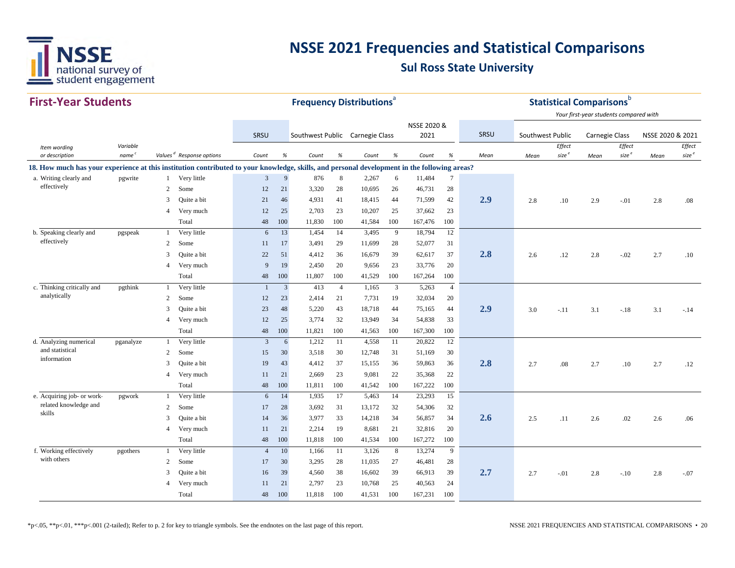# NSSE 2021 Frequencies and Statistical Comparisons

## Sul Ross State University

### First-Year Students

| | | | | Frequency Distributions[a] | | | | | | | | Statistical Comparisons[b] | | | | | | |
|---|---|---|---|---|---|---|---|---|---|---|---|---|---|---|---|---|---|---|
| | | | | | | | | | | | | | *Your first-year students compared with* | | | | | |
| | | | | SRSU | | Southwest Public | | Carnegie Class | | NSSE 2020 & 2021 | | SRSU | Southwest Public | | Carnegie Class | | NSSE 2020 & 2021 | |
| *Item wording or description* | *Variable name[c]* | *Values[d]* | *Response options* | *Count* | *%* | *Count* | *%* | *Count* | *%* | *Count* | *%* | *Mean* | *Mean* | *Effect size[e]* | *Mean* | *Effect size[e]* | *Mean* | *Effect size[e]* |
| **18. How much has your experience at this institution contributed to your knowledge, skills, and personal development in the following areas?** | | | | | | | | | | | | | | | | | | |
| a. Writing clearly and effectively | pgwrite | 1 | Very little | 3 | 9 | 876 | 8 | 2,267 | 6 | 11,484 | 7 | | | | | | | |
| | | 2 | Some | 12 | 21 | 3,320 | 28 | 10,695 | 26 | 46,731 | 28 | | | | | | | |
| | | 3 | Quite a bit | 21 | 46 | 4,931 | 41 | 18,415 | 44 | 71,599 | 42 | **2.9** | 2.8 | .10 | 2.9 | -.01 | 2.8 | .08 |
| | | 4 | Very much | 12 | 25 | 2,703 | 23 | 10,207 | 25 | 37,662 | 23 | | | | | | | |
| | | | Total | 48 | 100 | 11,830 | 100 | 41,584 | 100 | 167,476 | 100 | | | | | | | |
| b. Speaking clearly and effectively | pgspeak | 1 | Very little | 6 | 13 | 1,454 | 14 | 3,495 | 9 | 18,794 | 12 | | | | | | | |
| | | 2 | Some | 11 | 17 | 3,491 | 29 | 11,699 | 28 | 52,077 | 31 | | | | | | | |
| | | 3 | Quite a bit | 22 | 51 | 4,412 | 36 | 16,679 | 39 | 62,617 | 37 | **2.8** | 2.6 | .12 | 2.8 | -.02 | 2.7 | .10 |
| | | 4 | Very much | 9 | 19 | 2,450 | 20 | 9,656 | 23 | 33,776 | 20 | | | | | | | |
| | | | Total | 48 | 100 | 11,807 | 100 | 41,529 | 100 | 167,264 | 100 | | | | | | | |
| c. Thinking critically and analytically | pgthink | 1 | Very little | 1 | 3 | 413 | 4 | 1,165 | 3 | 5,263 | 4 | | | | | | | |
| | | 2 | Some | 12 | 23 | 2,414 | 21 | 7,731 | 19 | 32,034 | 20 | | | | | | | |
| | | 3 | Quite a bit | 23 | 48 | 5,220 | 43 | 18,718 | 44 | 75,165 | 44 | **2.9** | 3.0 | -.11 | 3.1 | -.18 | 3.1 | -.14 |
| | | 4 | Very much | 12 | 25 | 3,774 | 32 | 13,949 | 34 | 54,838 | 33 | | | | | | | |
| | | | Total | 48 | 100 | 11,821 | 100 | 41,563 | 100 | 167,300 | 100 | | | | | | | |
| d. Analyzing numerical and statistical information | pganalyze | 1 | Very little | 3 | 6 | 1,212 | 11 | 4,558 | 11 | 20,822 | 12 | | | | | | | |
| | | 2 | Some | 15 | 30 | 3,518 | 30 | 12,748 | 31 | 51,169 | 30 | | | | | | | |
| | | 3 | Quite a bit | 19 | 43 | 4,412 | 37 | 15,155 | 36 | 59,863 | 36 | **2.8** | 2.7 | .08 | 2.7 | .10 | 2.7 | .12 |
| | | 4 | Very much | 11 | 21 | 2,669 | 23 | 9,081 | 22 | 35,368 | 22 | | | | | | | |
| | | | Total | 48 | 100 | 11,811 | 100 | 41,542 | 100 | 167,222 | 100 | | | | | | | |
| e. Acquiring job- or work-related knowledge and skills | pgwork | 1 | Very little | 6 | 14 | 1,935 | 17 | 5,463 | 14 | 23,293 | 15 | | | | | | | |
| | | 2 | Some | 17 | 28 | 3,692 | 31 | 13,172 | 32 | 54,306 | 32 | | | | | | | |
| | | 3 | Quite a bit | 14 | 36 | 3,977 | 33 | 14,218 | 34 | 56,857 | 34 | **2.6** | 2.5 | .11 | 2.6 | .02 | 2.6 | .06 |
| | | 4 | Very much | 11 | 21 | 2,214 | 19 | 8,681 | 21 | 32,816 | 20 | | | | | | | |
| | | | Total | 48 | 100 | 11,818 | 100 | 41,534 | 100 | 167,272 | 100 | | | | | | | |
| f. Working effectively with others | pgothers | 1 | Very little | 4 | 10 | 1,166 | 11 | 3,126 | 8 | 13,274 | 9 | | | | | | | |
| | | 2 | Some | 17 | 30 | 3,295 | 28 | 11,035 | 27 | 46,481 | 28 | | | | | | | |
| | | 3 | Quite a bit | 16 | 39 | 4,560 | 38 | 16,602 | 39 | 66,913 | 39 | **2.7** | 2.7 | -.01 | 2.8 | -.10 | 2.8 | -.07 |
| | | 4 | Very much | 11 | 21 | 2,797 | 23 | 10,768 | 25 | 40,563 | 24 | | | | | | | |
| | | | Total | 48 | 100 | 11,818 | 100 | 41,531 | 100 | 167,231 | 100 | | | | | | | |

*p<.05, **p<.01, ***p<.001 (2-tailed); Refer to p. 2 for key to triangle symbols. See the endnotes on the last page of this report.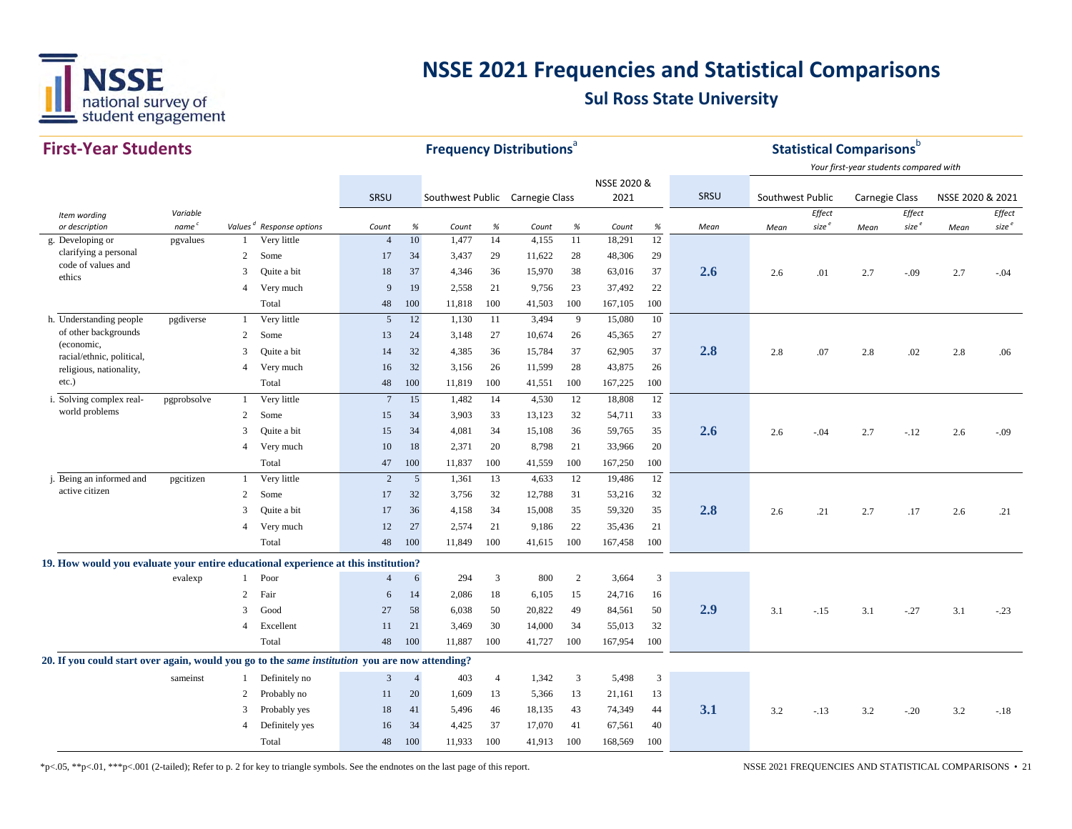# NSSE 2021 Frequencies and Statistical Comparisons

## Sul Ross State University

### First-Year Students

| Item wording or description | Variable name[c] | Values[d] | Response options | SRSU Count | SRSU % | Southwest Public Count | Southwest Public % | Carnegie Class Count | Carnegie Class % | NSSE 2020 & 2021 Count | NSSE 2020 & 2021 % | SRSU Mean | Southwest Public Mean | Southwest Public Effect size[e] | Carnegie Class Mean | Carnegie Class Effect size[e] | NSSE 2020 & 2021 Mean | NSSE 2020 & 2021 Effect size[e] |
|---|---|---|---|---|---|---|---|---|---|---|---|---|---|---|---|---|---|---|
| g. Developing or clarifying a personal code of values and ethics | pgvalues | 1 | Very little | 4 | 10 | 1,477 | 14 | 4,155 | 11 | 18,291 | 12 | 2.6 | 2.6 | .01 | 2.7 | -.09 | 2.7 | -.04 |
| | | 2 | Some | 17 | 34 | 3,437 | 29 | 11,622 | 28 | 48,306 | 29 | | | | | | | |
| | | 3 | Quite a bit | 18 | 37 | 4,346 | 36 | 15,970 | 38 | 63,016 | 37 | | | | | | | |
| | | 4 | Very much | 9 | 19 | 2,558 | 21 | 9,756 | 23 | 37,492 | 22 | | | | | | | |
| | | | Total | 48 | 100 | 11,818 | 100 | 41,503 | 100 | 167,105 | 100 | | | | | | | |
| h. Understanding people of other backgrounds (economic, racial/ethnic, political, religious, nationality, etc.) | pgdiverse | 1 | Very little | 5 | 12 | 1,130 | 11 | 3,494 | 9 | 15,080 | 10 | 2.8 | 2.8 | .07 | 2.8 | .02 | 2.8 | .06 |
| | | 2 | Some | 13 | 24 | 3,148 | 27 | 10,674 | 26 | 45,365 | 27 | | | | | | | |
| | | 3 | Quite a bit | 14 | 32 | 4,385 | 36 | 15,784 | 37 | 62,905 | 37 | | | | | | | |
| | | 4 | Very much | 16 | 32 | 3,156 | 26 | 11,599 | 28 | 43,875 | 26 | | | | | | | |
| | | | Total | 48 | 100 | 11,819 | 100 | 41,551 | 100 | 167,225 | 100 | | | | | | | |
| i. Solving complex real-world problems | pgprobsolve | 1 | Very little | 7 | 15 | 1,482 | 14 | 4,530 | 12 | 18,808 | 12 | 2.6 | 2.6 | -.04 | 2.7 | -.12 | 2.6 | -.09 |
| | | 2 | Some | 15 | 34 | 3,903 | 33 | 13,123 | 32 | 54,711 | 33 | | | | | | | |
| | | 3 | Quite a bit | 15 | 34 | 4,081 | 34 | 15,108 | 36 | 59,765 | 35 | | | | | | | |
| | | 4 | Very much | 10 | 18 | 2,371 | 20 | 8,798 | 21 | 33,966 | 20 | | | | | | | |
| | | | Total | 47 | 100 | 11,837 | 100 | 41,559 | 100 | 167,250 | 100 | | | | | | | |
| j. Being an informed and active citizen | pgcitizen | 1 | Very little | 2 | 5 | 1,361 | 13 | 4,633 | 12 | 19,486 | 12 | 2.8 | 2.6 | .21 | 2.7 | .17 | 2.6 | .21 |
| | | 2 | Some | 17 | 32 | 3,756 | 32 | 12,788 | 31 | 53,216 | 32 | | | | | | | |
| | | 3 | Quite a bit | 17 | 36 | 4,158 | 34 | 15,008 | 35 | 59,320 | 35 | | | | | | | |
| | | 4 | Very much | 12 | 27 | 2,574 | 21 | 9,186 | 22 | 35,436 | 21 | | | | | | | |
| | | | Total | 48 | 100 | 11,849 | 100 | 41,615 | 100 | 167,458 | 100 | | | | | | | |
| **19. How would you evaluate your entire educational experience at this institution?** | | | | | | | | | | | | | | | | | | |
| | evalexp | 1 | Poor | 4 | 6 | 294 | 3 | 800 | 2 | 3,664 | 3 | 2.9 | 3.1 | -.15 | 3.1 | -.27 | 3.1 | -.23 |
| | | 2 | Fair | 6 | 14 | 2,086 | 18 | 6,105 | 15 | 24,716 | 16 | | | | | | | |
| | | 3 | Good | 27 | 58 | 6,038 | 50 | 20,822 | 49 | 84,561 | 50 | | | | | | | |
| | | 4 | Excellent | 11 | 21 | 3,469 | 30 | 14,000 | 34 | 55,013 | 32 | | | | | | | |
| | | | Total | 48 | 100 | 11,887 | 100 | 41,727 | 100 | 167,954 | 100 | | | | | | | |
| **20. If you could start over again, would you go to the *same institution* you are now attending?** | | | | | | | | | | | | | | | | | | |
| | sameinst | 1 | Definitely no | 3 | 4 | 403 | 4 | 1,342 | 3 | 5,498 | 3 | 3.1 | 3.2 | -.13 | 3.2 | -.20 | 3.2 | -.18 |
| | | 2 | Probably no | 11 | 20 | 1,609 | 13 | 5,366 | 13 | 21,161 | 13 | | | | | | | |
| | | 3 | Probably yes | 18 | 41 | 5,496 | 46 | 18,135 | 43 | 74,349 | 44 | | | | | | | |
| | | 4 | Definitely yes | 16 | 34 | 4,425 | 37 | 17,070 | 41 | 67,561 | 40 | | | | | | | |
| | | | Total | 48 | 100 | 11,933 | 100 | 41,913 | 100 | 168,569 | 100 | | | | | | | |

Frequency Distributions[a]; Statistical Comparisons[b] — Your first-year students compared with Southwest Public, Carnegie Class, and NSSE 2020 & 2021.

*p<.05, **p<.01, ***p<.001 (2-tailed); Refer to p. 2 for key to triangle symbols. See the endnotes on the last page of this report.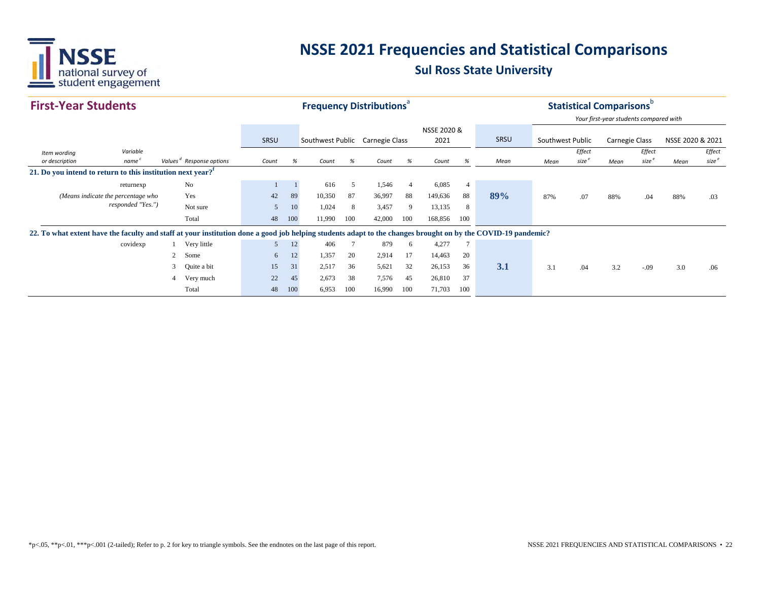# NSSE 2021 Frequencies and Statistical Comparisons

## Sul Ross State University

### First-Year Students

| Item wording or description | Variable name[c] | Values[d] | Response options | SRSU Count | SRSU % | Southwest Public Count | Southwest Public % | Carnegie Class Count | Carnegie Class % | NSSE 2020 & 2021 Count | NSSE 2020 & 2021 % | SRSU Mean | Southwest Public Mean | Southwest Public Effect size[e] | Carnegie Class Mean | Carnegie Class Effect size[e] | NSSE 2020 & 2021 Mean | NSSE 2020 & 2021 Effect size[e] |
|---|---|---|---|---|---|---|---|---|---|---|---|---|---|---|---|---|---|---|
| **21. Do you intend to return to this institution next year?[f]** | | | | | | | | | | | | | | | | | | |
| | returnexp | | No | 1 | 1 | 616 | 5 | 1,546 | 4 | 6,085 | 4 | | | | | | | |
| *(Means indicate the percentage who responded "Yes.")* | | | Yes | 42 | 89 | 10,350 | 87 | 36,997 | 88 | 149,636 | 88 | **89%** | 87% | .07 | 88% | .04 | 88% | .03 |
| | | | Not sure | 5 | 10 | 1,024 | 8 | 3,457 | 9 | 13,135 | 8 | | | | | | | |
| | | | Total | 48 | 100 | 11,990 | 100 | 42,000 | 100 | 168,856 | 100 | | | | | | | |
| **22. To what extent have the faculty and staff at your institution done a good job helping students adapt to the changes brought on by the COVID-19 pandemic?** | | | | | | | | | | | | | | | | | | |
| | covidexp | 1 | Very little | 5 | 12 | 406 | 7 | 879 | 6 | 4,277 | 7 | | | | | | | |
| | | 2 | Some | 6 | 12 | 1,357 | 20 | 2,914 | 17 | 14,463 | 20 | | | | | | | |
| | | 3 | Quite a bit | 15 | 31 | 2,517 | 36 | 5,621 | 32 | 26,153 | 36 | **3.1** | 3.1 | .04 | 3.2 | -.09 | 3.0 | .06 |
| | | 4 | Very much | 22 | 45 | 2,673 | 38 | 7,576 | 45 | 26,810 | 37 | | | | | | | |
| | | | Total | 48 | 100 | 6,953 | 100 | 16,990 | 100 | 71,703 | 100 | | | | | | | |

Frequency Distributions[a]; Statistical Comparisons[b] — *Your first-year students compared with*

*p<.05, **p<.01, ***p<.001 (2-tailed); Refer to p. 2 for key to triangle symbols. See the endnotes on the last page of this report.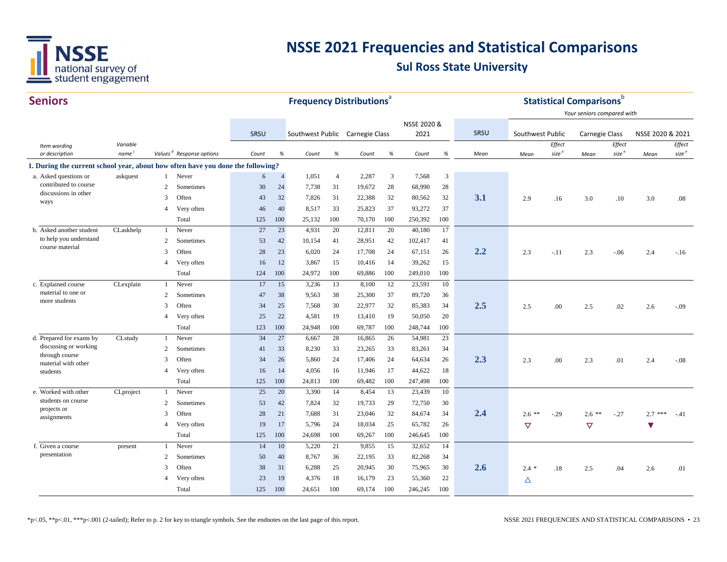# NSSE 2021 Frequencies and Statistical Comparisons

## Sul Ross State University

## Seniors

| Item wording or description | Variable name[c] | Values[d] | Response options | SRSU Count | SRSU % | Southwest Public Count | Southwest Public % | Carnegie Class Count | Carnegie Class % | NSSE 2020 & 2021 Count | NSSE 2020 & 2021 % | SRSU Mean | Southwest Public Mean | Southwest Public Effect size[e] | Carnegie Class Mean | Carnegie Class Effect size[e] | NSSE 2020 & 2021 Mean | NSSE 2020 & 2021 Effect size[e] |
|---|---|---|---|---|---|---|---|---|---|---|---|---|---|---|---|---|---|---|
| **1. During the current school year, about how often have you done the following?** | | | | | | | | | | | | | | | | | | |
| a. Asked questions or contributed to course discussions in other ways | askquest | 1 | Never | 6 | 4 | 1,051 | 4 | 2,287 | 3 | 7,568 | 3 | | | | | | | |
| | | 2 | Sometimes | 30 | 24 | 7,738 | 31 | 19,672 | 28 | 68,990 | 28 | | | | | | | |
| | | 3 | Often | 43 | 32 | 7,826 | 31 | 22,388 | 32 | 80,562 | 32 | **3.1** | 2.9 | .16 | 3.0 | .10 | 3.0 | .08 |
| | | 4 | Very often | 46 | 40 | 8,517 | 33 | 25,823 | 37 | 93,272 | 37 | | | | | | | |
| | | | Total | 125 | 100 | 25,132 | 100 | 70,170 | 100 | 250,392 | 100 | | | | | | | |
| b. Asked another student to help you understand course material | CLaskhelp | 1 | Never | 27 | 23 | 4,931 | 20 | 12,811 | 20 | 40,180 | 17 | | | | | | | |
| | | 2 | Sometimes | 53 | 42 | 10,154 | 41 | 28,951 | 42 | 102,417 | 41 | | | | | | | |
| | | 3 | Often | 28 | 23 | 6,020 | 24 | 17,708 | 24 | 67,151 | 26 | **2.2** | 2.3 | -.11 | 2.3 | -.06 | 2.4 | -.16 |
| | | 4 | Very often | 16 | 12 | 3,867 | 15 | 10,416 | 14 | 39,262 | 15 | | | | | | | |
| | | | Total | 124 | 100 | 24,972 | 100 | 69,886 | 100 | 249,010 | 100 | | | | | | | |
| c. Explained course material to one or more students | CLexplain | 1 | Never | 17 | 15 | 3,236 | 13 | 8,100 | 12 | 23,591 | 10 | | | | | | | |
| | | 2 | Sometimes | 47 | 38 | 9,563 | 38 | 25,300 | 37 | 89,720 | 36 | | | | | | | |
| | | 3 | Often | 34 | 25 | 7,568 | 30 | 22,977 | 32 | 85,383 | 34 | **2.5** | 2.5 | .00 | 2.5 | .02 | 2.6 | -.09 |
| | | 4 | Very often | 25 | 22 | 4,581 | 19 | 13,410 | 19 | 50,050 | 20 | | | | | | | |
| | | | Total | 123 | 100 | 24,948 | 100 | 69,787 | 100 | 248,744 | 100 | | | | | | | |
| d. Prepared for exams by discussing or working through course material with other students | CLstudy | 1 | Never | 34 | 27 | 6,667 | 28 | 16,865 | 26 | 54,981 | 23 | | | | | | | |
| | | 2 | Sometimes | 41 | 33 | 8,230 | 33 | 23,265 | 33 | 83,261 | 34 | | | | | | | |
| | | 3 | Often | 34 | 26 | 5,860 | 24 | 17,406 | 24 | 64,634 | 26 | **2.3** | 2.3 | .00 | 2.3 | .01 | 2.4 | -.08 |
| | | 4 | Very often | 16 | 14 | 4,056 | 16 | 11,946 | 17 | 44,622 | 18 | | | | | | | |
| | | | Total | 125 | 100 | 24,813 | 100 | 69,482 | 100 | 247,498 | 100 | | | | | | | |
| e. Worked with other students on course projects or assignments | CLproject | 1 | Never | 25 | 20 | 3,390 | 14 | 8,454 | 13 | 23,439 | 10 | | | | | | | |
| | | 2 | Sometimes | 53 | 42 | 7,824 | 32 | 19,733 | 29 | 72,750 | 30 | | | | | | | |
| | | 3 | Often | 28 | 21 | 7,688 | 31 | 23,046 | 32 | 84,674 | 34 | **2.4** | 2.6 ** ▽ | -.29 | 2.6 ** ▽ | -.27 | 2.7 *** ▼ | -.41 |
| | | 4 | Very often | 19 | 17 | 5,796 | 24 | 18,034 | 25 | 65,782 | 26 | | | | | | | |
| | | | Total | 125 | 100 | 24,698 | 100 | 69,267 | 100 | 246,645 | 100 | | | | | | | |
| f. Given a course presentation | present | 1 | Never | 14 | 10 | 5,220 | 21 | 9,855 | 15 | 32,652 | 14 | | | | | | | |
| | | 2 | Sometimes | 50 | 40 | 8,767 | 36 | 22,195 | 33 | 82,268 | 34 | | | | | | | |
| | | 3 | Often | 38 | 31 | 6,288 | 25 | 20,945 | 30 | 75,965 | 30 | **2.6** | 2.4 * △ | .18 | 2.5 | .04 | 2.6 | .01 |
| | | 4 | Very often | 23 | 19 | 4,376 | 18 | 16,179 | 23 | 55,360 | 22 | | | | | | | |
| | | | Total | 125 | 100 | 24,651 | 100 | 69,174 | 100 | 246,245 | 100 | | | | | | | |

Frequency Distributions[a]; Statistical Comparisons[b] — Your seniors compared with

*p<.05, **p<.01, ***p<.001 (2-tailed); Refer to p. 2 for key to triangle symbols. See the endnotes on the last page of this report.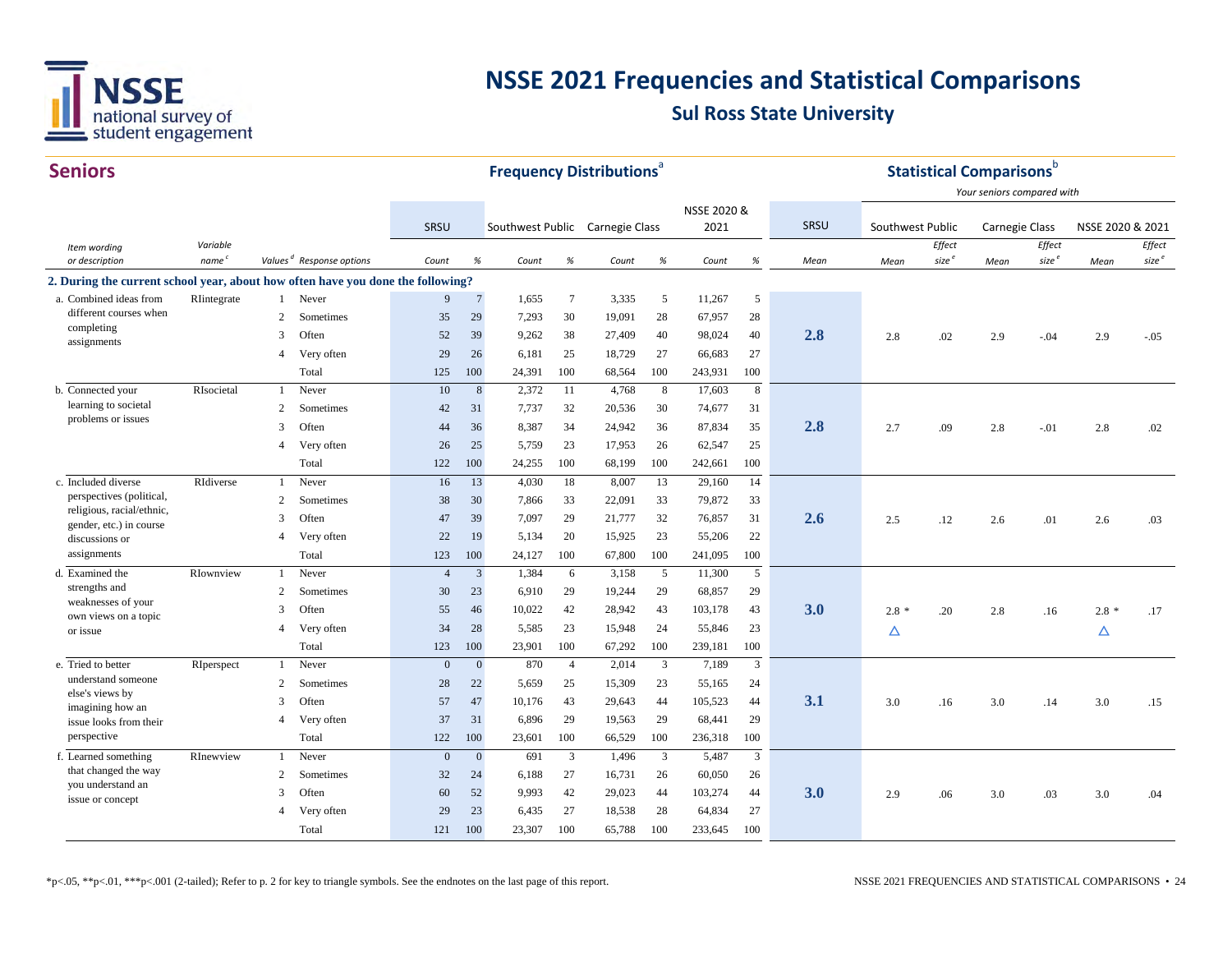# NSSE 2021 Frequencies and Statistical Comparisons

## Sul Ross State University

## Seniors

| Item wording or description | Variable name[c] | Values[d] | Response options | SRSU Count | SRSU % | Southwest Public Count | Southwest Public % | Carnegie Class Count | Carnegie Class % | NSSE 2020 & 2021 Count | NSSE 2020 & 2021 % | SRSU Mean | Southwest Public Mean | Southwest Public Effect size[e] | Carnegie Class Mean | Carnegie Class Effect size[e] | NSSE 2020 & 2021 Mean | NSSE 2020 & 2021 Effect size[e] |
|---|---|---|---|---|---|---|---|---|---|---|---|---|---|---|---|---|---|---|
| **2. During the current school year, about how often have you done the following?** | | | | | | | | | | | | | | | | | | |
| a. Combined ideas from different courses when completing assignments | RIintegrate | 1 | Never | 9 | 7 | 1,655 | 7 | 3,335 | 5 | 11,267 | 5 | | | | | | | |
| | | 2 | Sometimes | 35 | 29 | 7,293 | 30 | 19,091 | 28 | 67,957 | 28 | | | | | | | |
| | | 3 | Often | 52 | 39 | 9,262 | 38 | 27,409 | 40 | 98,024 | 40 | **2.8** | 2.8 | .02 | 2.9 | -.04 | 2.9 | -.05 |
| | | 4 | Very often | 29 | 26 | 6,181 | 25 | 18,729 | 27 | 66,683 | 27 | | | | | | | |
| | | | Total | 125 | 100 | 24,391 | 100 | 68,564 | 100 | 243,931 | 100 | | | | | | | |
| b. Connected your learning to societal problems or issues | RIsocietal | 1 | Never | 10 | 8 | 2,372 | 11 | 4,768 | 8 | 17,603 | 8 | | | | | | | |
| | | 2 | Sometimes | 42 | 31 | 7,737 | 32 | 20,536 | 30 | 74,677 | 31 | | | | | | | |
| | | 3 | Often | 44 | 36 | 8,387 | 34 | 24,942 | 36 | 87,834 | 35 | **2.8** | 2.7 | .09 | 2.8 | -.01 | 2.8 | .02 |
| | | 4 | Very often | 26 | 25 | 5,759 | 23 | 17,953 | 26 | 62,547 | 25 | | | | | | | |
| | | | Total | 122 | 100 | 24,255 | 100 | 68,199 | 100 | 242,661 | 100 | | | | | | | |
| c. Included diverse perspectives (political, religious, racial/ethnic, gender, etc.) in course discussions or assignments | RIdiverse | 1 | Never | 16 | 13 | 4,030 | 18 | 8,007 | 13 | 29,160 | 14 | | | | | | | |
| | | 2 | Sometimes | 38 | 30 | 7,866 | 33 | 22,091 | 33 | 79,872 | 33 | | | | | | | |
| | | 3 | Often | 47 | 39 | 7,097 | 29 | 21,777 | 32 | 76,857 | 31 | **2.6** | 2.5 | .12 | 2.6 | .01 | 2.6 | .03 |
| | | 4 | Very often | 22 | 19 | 5,134 | 20 | 15,925 | 23 | 55,206 | 22 | | | | | | | |
| | | | Total | 123 | 100 | 24,127 | 100 | 67,800 | 100 | 241,095 | 100 | | | | | | | |
| d. Examined the strengths and weaknesses of your own views on a topic or issue | RIownview | 1 | Never | 4 | 3 | 1,384 | 6 | 3,158 | 5 | 11,300 | 5 | | | | | | | |
| | | 2 | Sometimes | 30 | 23 | 6,910 | 29 | 19,244 | 29 | 68,857 | 29 | | | | | | | |
| | | 3 | Often | 55 | 46 | 10,022 | 42 | 28,942 | 43 | 103,178 | 43 | **3.0** | 2.8 * △ | .20 | 2.8 | .16 | 2.8 * △ | .17 |
| | | 4 | Very often | 34 | 28 | 5,585 | 23 | 15,948 | 24 | 55,846 | 23 | | | | | | | |
| | | | Total | 123 | 100 | 23,901 | 100 | 67,292 | 100 | 239,181 | 100 | | | | | | | |
| e. Tried to better understand someone else's views by imagining how an issue looks from their perspective | RIperspect | 1 | Never | 0 | 0 | 870 | 4 | 2,014 | 3 | 7,189 | 3 | | | | | | | |
| | | 2 | Sometimes | 28 | 22 | 5,659 | 25 | 15,309 | 23 | 55,165 | 24 | | | | | | | |
| | | 3 | Often | 57 | 47 | 10,176 | 43 | 29,643 | 44 | 105,523 | 44 | **3.1** | 3.0 | .16 | 3.0 | .14 | 3.0 | .15 |
| | | 4 | Very often | 37 | 31 | 6,896 | 29 | 19,563 | 29 | 68,441 | 29 | | | | | | | |
| | | | Total | 122 | 100 | 23,601 | 100 | 66,529 | 100 | 236,318 | 100 | | | | | | | |
| f. Learned something that changed the way you understand an issue or concept | RInewview | 1 | Never | 0 | 0 | 691 | 3 | 1,496 | 3 | 5,487 | 3 | | | | | | | |
| | | 2 | Sometimes | 32 | 24 | 6,188 | 27 | 16,731 | 26 | 60,050 | 26 | | | | | | | |
| | | 3 | Often | 60 | 52 | 9,993 | 42 | 29,023 | 44 | 103,274 | 44 | **3.0** | 2.9 | .06 | 3.0 | .03 | 3.0 | .04 |
| | | 4 | Very often | 29 | 23 | 6,435 | 27 | 18,538 | 28 | 64,834 | 27 | | | | | | | |
| | | | Total | 121 | 100 | 23,307 | 100 | 65,788 | 100 | 233,645 | 100 | | | | | | | |

Frequency Distributions[a]; Statistical Comparisons[b] — Your seniors compared with

*p<.05, **p<.01, ***p<.001 (2-tailed); Refer to p. 2 for key to triangle symbols. See the endnotes on the last page of this report.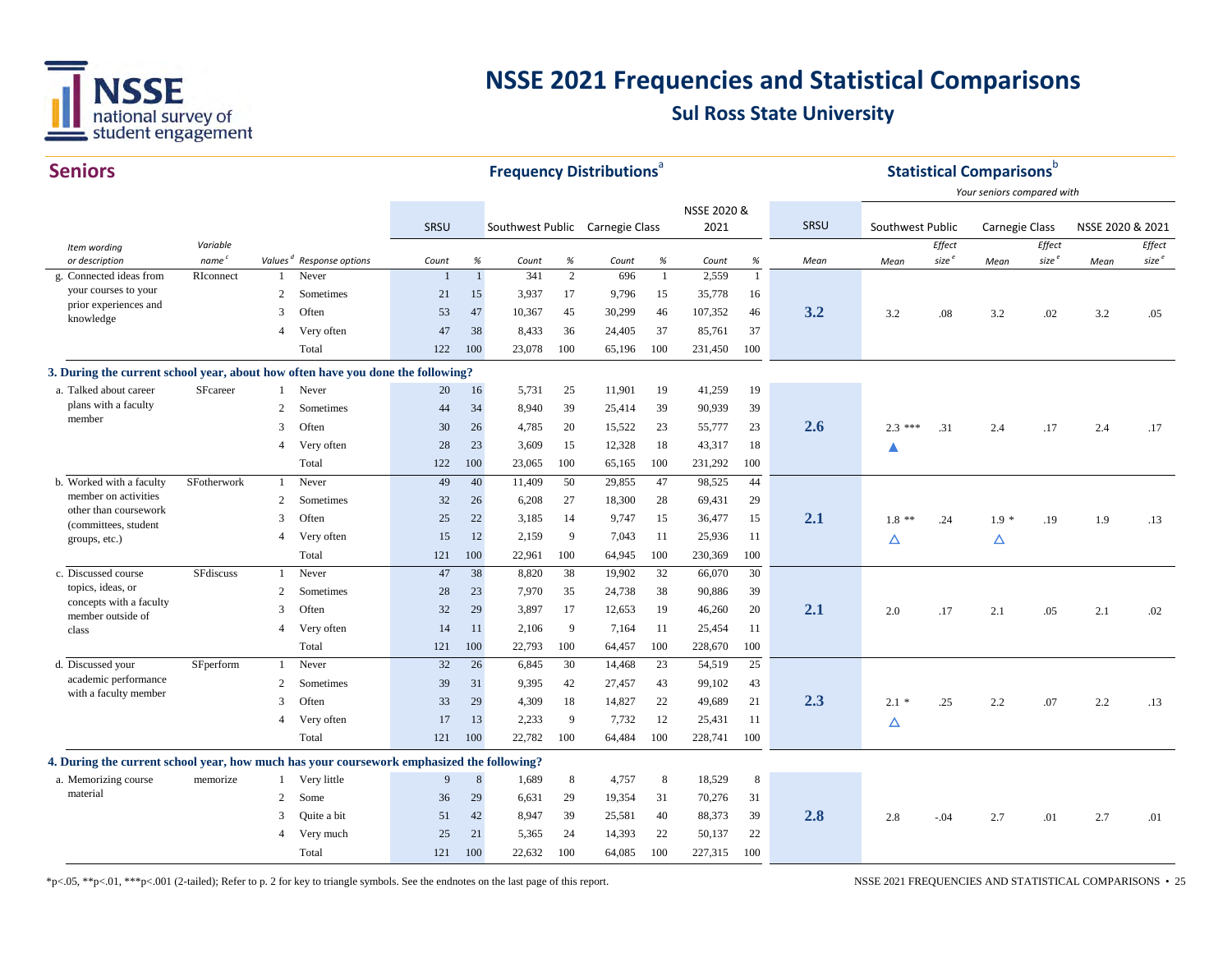# NSSE 2021 Frequencies and Statistical Comparisons

## Sul Ross State University

## Seniors

| Item wording or description | Variable name[c] | Values[d] | Response options | SRSU Count | SRSU % | Southwest Public Count | Southwest Public % | Carnegie Class Count | Carnegie Class % | NSSE 2020 & 2021 Count | NSSE 2020 & 2021 % | SRSU Mean | Southwest Public Mean | Southwest Public Effect size[e] | Carnegie Class Mean | Carnegie Class Effect size[e] | NSSE 2020 & 2021 Mean | NSSE 2020 & 2021 Effect size[e] |
|---|---|---|---|---|---|---|---|---|---|---|---|---|---|---|---|---|---|---|
| g. Connected ideas from your courses to your prior experiences and knowledge | RIconnect | 1 | Never | 1 | 1 | 341 | 2 | 696 | 1 | 2,559 | 1 | 3.2 | 3.2 | .08 | 3.2 | .02 | 3.2 | .05 |
| | | 2 | Sometimes | 21 | 15 | 3,937 | 17 | 9,796 | 15 | 35,778 | 16 | | | | | | | |
| | | 3 | Often | 53 | 47 | 10,367 | 45 | 30,299 | 46 | 107,352 | 46 | | | | | | | |
| | | 4 | Very often | 47 | 38 | 8,433 | 36 | 24,405 | 37 | 85,761 | 37 | | | | | | | |
| | | | Total | 122 | 100 | 23,078 | 100 | 65,196 | 100 | 231,450 | 100 | | | | | | | |
| **3. During the current school year, about how often have you done the following?** | | | | | | | | | | | | | | | | | | |
| a. Talked about career plans with a faculty member | SFcareer | 1 | Never | 20 | 16 | 5,731 | 25 | 11,901 | 19 | 41,259 | 19 | 2.6 | 2.3 *** ▲ | .31 | 2.4 | .17 | 2.4 | .17 |
| | | 2 | Sometimes | 44 | 34 | 8,940 | 39 | 25,414 | 39 | 90,939 | 39 | | | | | | | |
| | | 3 | Often | 30 | 26 | 4,785 | 20 | 15,522 | 23 | 55,777 | 23 | | | | | | | |
| | | 4 | Very often | 28 | 23 | 3,609 | 15 | 12,328 | 18 | 43,317 | 18 | | | | | | | |
| | | | Total | 122 | 100 | 23,065 | 100 | 65,165 | 100 | 231,292 | 100 | | | | | | | |
| b. Worked with a faculty member on activities other than coursework (committees, student groups, etc.) | SFotherwork | 1 | Never | 49 | 40 | 11,409 | 50 | 29,855 | 47 | 98,525 | 44 | 2.1 | 1.8 ** △ | .24 | 1.9 * △ | .19 | 1.9 | .13 |
| | | 2 | Sometimes | 32 | 26 | 6,208 | 27 | 18,300 | 28 | 69,431 | 29 | | | | | | | |
| | | 3 | Often | 25 | 22 | 3,185 | 14 | 9,747 | 15 | 36,477 | 15 | | | | | | | |
| | | 4 | Very often | 15 | 12 | 2,159 | 9 | 7,043 | 11 | 25,936 | 11 | | | | | | | |
| | | | Total | 121 | 100 | 22,961 | 100 | 64,945 | 100 | 230,369 | 100 | | | | | | | |
| c. Discussed course topics, ideas, or concepts with a faculty member outside of class | SFdiscuss | 1 | Never | 47 | 38 | 8,820 | 38 | 19,902 | 32 | 66,070 | 30 | 2.1 | 2.0 | .17 | 2.1 | .05 | 2.1 | .02 |
| | | 2 | Sometimes | 28 | 23 | 7,970 | 35 | 24,738 | 38 | 90,886 | 39 | | | | | | | |
| | | 3 | Often | 32 | 29 | 3,897 | 17 | 12,653 | 19 | 46,260 | 20 | | | | | | | |
| | | 4 | Very often | 14 | 11 | 2,106 | 9 | 7,164 | 11 | 25,454 | 11 | | | | | | | |
| | | | Total | 121 | 100 | 22,793 | 100 | 64,457 | 100 | 228,670 | 100 | | | | | | | |
| d. Discussed your academic performance with a faculty member | SFperform | 1 | Never | 32 | 26 | 6,845 | 30 | 14,468 | 23 | 54,519 | 25 | 2.3 | 2.1 * △ | .25 | 2.2 | .07 | 2.2 | .13 |
| | | 2 | Sometimes | 39 | 31 | 9,395 | 42 | 27,457 | 43 | 99,102 | 43 | | | | | | | |
| | | 3 | Often | 33 | 29 | 4,309 | 18 | 14,827 | 22 | 49,689 | 21 | | | | | | | |
| | | 4 | Very often | 17 | 13 | 2,233 | 9 | 7,732 | 12 | 25,431 | 11 | | | | | | | |
| | | | Total | 121 | 100 | 22,782 | 100 | 64,484 | 100 | 228,741 | 100 | | | | | | | |
| **4. During the current school year, how much has your coursework emphasized the following?** | | | | | | | | | | | | | | | | | | |
| a. Memorizing course material | memorize | 1 | Very little | 9 | 8 | 1,689 | 8 | 4,757 | 8 | 18,529 | 8 | 2.8 | 2.8 | -.04 | 2.7 | .01 | 2.7 | .01 |
| | | 2 | Some | 36 | 29 | 6,631 | 29 | 19,354 | 31 | 70,276 | 31 | | | | | | | |
| | | 3 | Quite a bit | 51 | 42 | 8,947 | 39 | 25,581 | 40 | 88,373 | 39 | | | | | | | |
| | | 4 | Very much | 25 | 21 | 5,365 | 24 | 14,393 | 22 | 50,137 | 22 | | | | | | | |
| | | | Total | 121 | 100 | 22,632 | 100 | 64,085 | 100 | 227,315 | 100 | | | | | | | |

Frequency Distributions[a]; Statistical Comparisons[b] — Your seniors compared with

*p<.05, **p<.01, ***p<.001 (2-tailed); Refer to p. 2 for key to triangle symbols. See the endnotes on the last page of this report.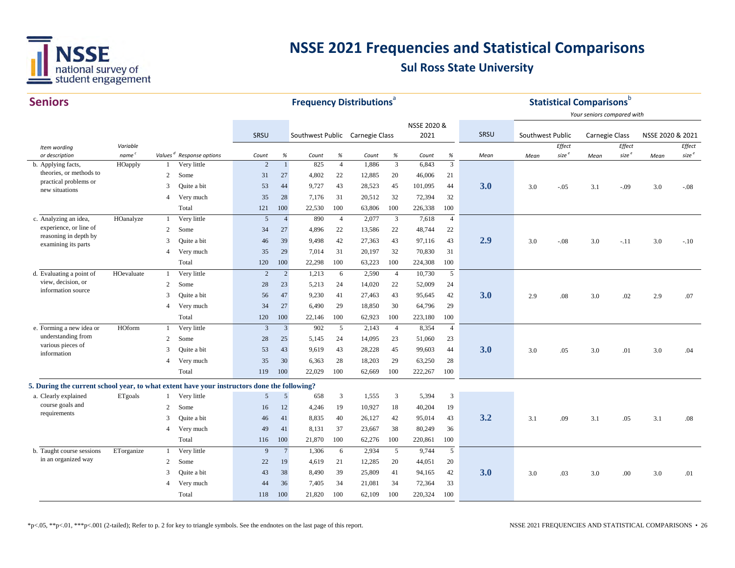# NSSE 2021 Frequencies and Statistical Comparisons

## Sul Ross State University

## Seniors

| Item wording or description | Variable name[c] | Values[d] | Response options | SRSU Count | SRSU % | Southwest Public Count | Southwest Public % | Carnegie Class Count | Carnegie Class % | NSSE 2020 & 2021 Count | NSSE 2020 & 2021 % | SRSU Mean | Southwest Public Mean | Southwest Public Effect size[e] | Carnegie Class Mean | Carnegie Class Effect size[e] | NSSE 2020 & 2021 Mean | NSSE 2020 & 2021 Effect size[e] |
|---|---|---|---|---|---|---|---|---|---|---|---|---|---|---|---|---|---|---|
| | | | | **Frequency Distributions[a]** | | | | | | | | **Statistical Comparisons[b]** (Your seniors compared with) | | | | | | |
| b. Applying facts, theories, or methods to practical problems or new situations | HOapply | 1 | Very little | 2 | 1 | 825 | 4 | 1,886 | 3 | 6,843 | 3 | **3.0** | 3.0 | -.05 | 3.1 | -.09 | 3.0 | -.08 |
| | | 2 | Some | 31 | 27 | 4,802 | 22 | 12,885 | 20 | 46,006 | 21 | | | | | | | |
| | | 3 | Quite a bit | 53 | 44 | 9,727 | 43 | 28,523 | 45 | 101,095 | 44 | | | | | | | |
| | | 4 | Very much | 35 | 28 | 7,176 | 31 | 20,512 | 32 | 72,394 | 32 | | | | | | | |
| | | | Total | 121 | 100 | 22,530 | 100 | 63,806 | 100 | 226,338 | 100 | | | | | | | |
| c. Analyzing an idea, experience, or line of reasoning in depth by examining its parts | HOanalyze | 1 | Very little | 5 | 4 | 890 | 4 | 2,077 | 3 | 7,618 | 4 | **2.9** | 3.0 | -.08 | 3.0 | -.11 | 3.0 | -.10 |
| | | 2 | Some | 34 | 27 | 4,896 | 22 | 13,586 | 22 | 48,744 | 22 | | | | | | | |
| | | 3 | Quite a bit | 46 | 39 | 9,498 | 42 | 27,363 | 43 | 97,116 | 43 | | | | | | | |
| | | 4 | Very much | 35 | 29 | 7,014 | 31 | 20,197 | 32 | 70,830 | 31 | | | | | | | |
| | | | Total | 120 | 100 | 22,298 | 100 | 63,223 | 100 | 224,308 | 100 | | | | | | | |
| d. Evaluating a point of view, decision, or information source | HOevaluate | 1 | Very little | 2 | 2 | 1,213 | 6 | 2,590 | 4 | 10,730 | 5 | **3.0** | 2.9 | .08 | 3.0 | .02 | 2.9 | .07 |
| | | 2 | Some | 28 | 23 | 5,213 | 24 | 14,020 | 22 | 52,009 | 24 | | | | | | | |
| | | 3 | Quite a bit | 56 | 47 | 9,230 | 41 | 27,463 | 43 | 95,645 | 42 | | | | | | | |
| | | 4 | Very much | 34 | 27 | 6,490 | 29 | 18,850 | 30 | 64,796 | 29 | | | | | | | |
| | | | Total | 120 | 100 | 22,146 | 100 | 62,923 | 100 | 223,180 | 100 | | | | | | | |
| e. Forming a new idea or understanding from various pieces of information | HOform | 1 | Very little | 3 | 3 | 902 | 5 | 2,143 | 4 | 8,354 | 4 | **3.0** | 3.0 | .05 | 3.0 | .01 | 3.0 | .04 |
| | | 2 | Some | 28 | 25 | 5,145 | 24 | 14,095 | 23 | 51,060 | 23 | | | | | | | |
| | | 3 | Quite a bit | 53 | 43 | 9,619 | 43 | 28,228 | 45 | 99,603 | 44 | | | | | | | |
| | | 4 | Very much | 35 | 30 | 6,363 | 28 | 18,203 | 29 | 63,250 | 28 | | | | | | | |
| | | | Total | 119 | 100 | 22,029 | 100 | 62,669 | 100 | 222,267 | 100 | | | | | | | |
| **5. During the current school year, to what extent have your instructors done the following?** | | | | | | | | | | | | | | | | | | |
| a. Clearly explained course goals and requirements | ETgoals | 1 | Very little | 5 | 5 | 658 | 3 | 1,555 | 3 | 5,394 | 3 | **3.2** | 3.1 | .09 | 3.1 | .05 | 3.1 | .08 |
| | | 2 | Some | 16 | 12 | 4,246 | 19 | 10,927 | 18 | 40,204 | 19 | | | | | | | |
| | | 3 | Quite a bit | 46 | 41 | 8,835 | 40 | 26,127 | 42 | 95,014 | 43 | | | | | | | |
| | | 4 | Very much | 49 | 41 | 8,131 | 37 | 23,667 | 38 | 80,249 | 36 | | | | | | | |
| | | | Total | 116 | 100 | 21,870 | 100 | 62,276 | 100 | 220,861 | 100 | | | | | | | |
| b. Taught course sessions in an organized way | ETorganize | 1 | Very little | 9 | 7 | 1,306 | 6 | 2,934 | 5 | 9,744 | 5 | **3.0** | 3.0 | .03 | 3.0 | .00 | 3.0 | .01 |
| | | 2 | Some | 22 | 19 | 4,619 | 21 | 12,285 | 20 | 44,051 | 20 | | | | | | | |
| | | 3 | Quite a bit | 43 | 38 | 8,490 | 39 | 25,809 | 41 | 94,165 | 42 | | | | | | | |
| | | 4 | Very much | 44 | 36 | 7,405 | 34 | 21,081 | 34 | 72,364 | 33 | | | | | | | |
| | | | Total | 118 | 100 | 21,820 | 100 | 62,109 | 100 | 220,324 | 100 | | | | | | | |

*p<.05, **p<.01, ***p<.001 (2-tailed); Refer to p. 2 for key to triangle symbols. See the endnotes on the last page of this report.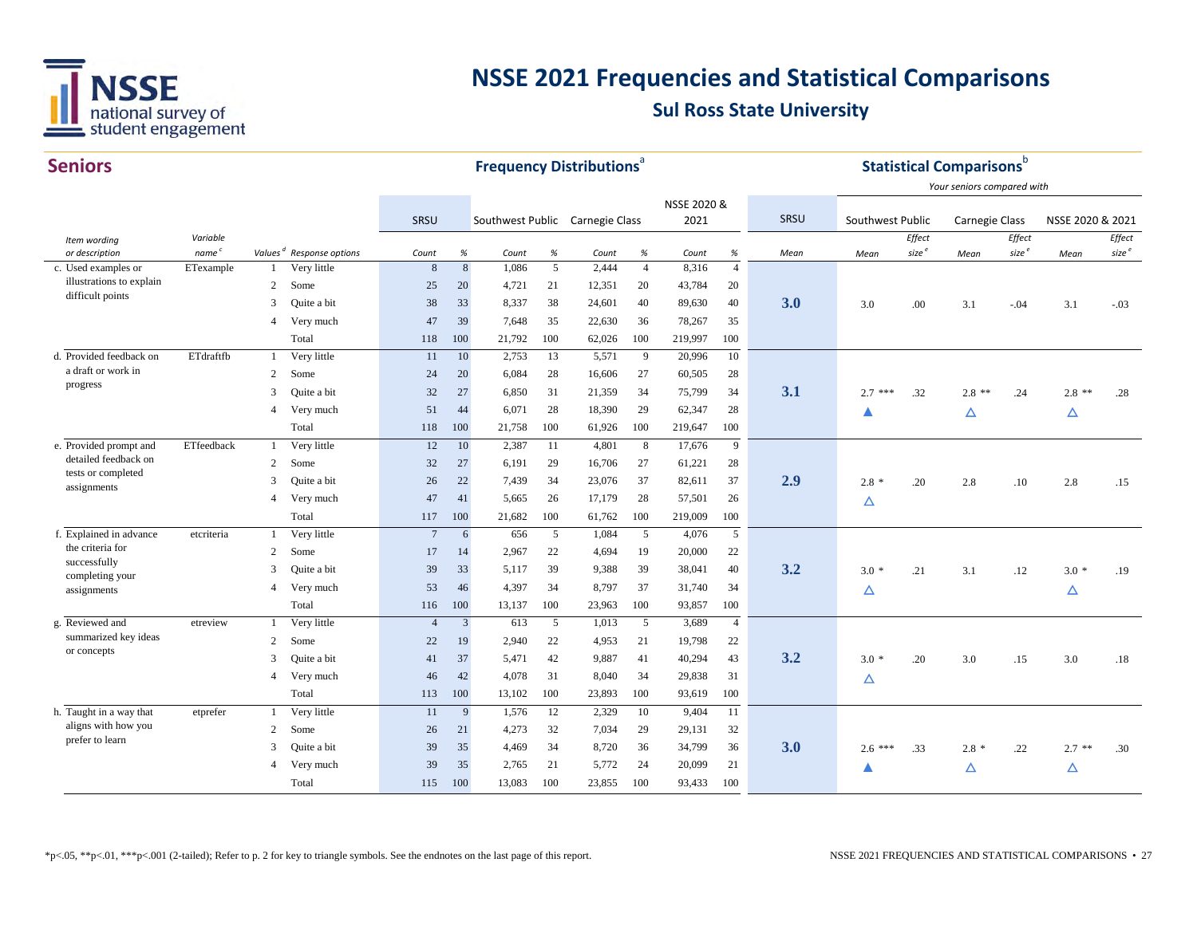# NSSE 2021 Frequencies and Statistical Comparisons

## Sul Ross State University

## Seniors

| Item wording or description | Variable name[c] | Values[d] | Response options | SRSU Count | SRSU % | Southwest Public Count | Southwest Public % | Carnegie Class Count | Carnegie Class % | NSSE 2020 & 2021 Count | NSSE 2020 & 2021 % | SRSU Mean | Southwest Public Mean | Southwest Public Effect size[e] | Carnegie Class Mean | Carnegie Class Effect size[e] | NSSE 2020 & 2021 Mean | NSSE 2020 & 2021 Effect size[e] |
|---|---|---|---|---|---|---|---|---|---|---|---|---|---|---|---|---|---|---|
| | | | | **Frequency Distributions[a]** | | | | | | | | **Statistical Comparisons[b]** (Your seniors compared with) | | | | | | |
| c. Used examples or illustrations to explain difficult points | ETexample | 1 | Very little | 8 | 8 | 1,086 | 5 | 2,444 | 4 | 8,316 | 4 | | | | | | | |
| | | 2 | Some | 25 | 20 | 4,721 | 21 | 12,351 | 20 | 43,784 | 20 | | | | | | | |
| | | 3 | Quite a bit | 38 | 33 | 8,337 | 38 | 24,601 | 40 | 89,630 | 40 | 3.0 | 3.0 | .00 | 3.1 | -.04 | 3.1 | -.03 |
| | | 4 | Very much | 47 | 39 | 7,648 | 35 | 22,630 | 36 | 78,267 | 35 | | | | | | | |
| | | | Total | 118 | 100 | 21,792 | 100 | 62,026 | 100 | 219,997 | 100 | | | | | | | |
| d. Provided feedback on a draft or work in progress | ETdraftfb | 1 | Very little | 11 | 10 | 2,753 | 13 | 5,571 | 9 | 20,996 | 10 | | | | | | | |
| | | 2 | Some | 24 | 20 | 6,084 | 28 | 16,606 | 27 | 60,505 | 28 | | | | | | | |
| | | 3 | Quite a bit | 32 | 27 | 6,850 | 31 | 21,359 | 34 | 75,799 | 34 | 3.1 | 2.7 *** ▲ | .32 | 2.8 ** △ | .24 | 2.8 ** △ | .28 |
| | | 4 | Very much | 51 | 44 | 6,071 | 28 | 18,390 | 29 | 62,347 | 28 | | | | | | | |
| | | | Total | 118 | 100 | 21,758 | 100 | 61,926 | 100 | 219,647 | 100 | | | | | | | |
| e. Provided prompt and detailed feedback on tests or completed assignments | ETfeedback | 1 | Very little | 12 | 10 | 2,387 | 11 | 4,801 | 8 | 17,676 | 9 | | | | | | | |
| | | 2 | Some | 32 | 27 | 6,191 | 29 | 16,706 | 27 | 61,221 | 28 | | | | | | | |
| | | 3 | Quite a bit | 26 | 22 | 7,439 | 34 | 23,076 | 37 | 82,611 | 37 | 2.9 | 2.8 * △ | .20 | 2.8 | .10 | 2.8 | .15 |
| | | 4 | Very much | 47 | 41 | 5,665 | 26 | 17,179 | 28 | 57,501 | 26 | | | | | | | |
| | | | Total | 117 | 100 | 21,682 | 100 | 61,762 | 100 | 219,009 | 100 | | | | | | | |
| f. Explained in advance the criteria for successfully completing your assignments | etcriteria | 1 | Very little | 7 | 6 | 656 | 5 | 1,084 | 5 | 4,076 | 5 | | | | | | | |
| | | 2 | Some | 17 | 14 | 2,967 | 22 | 4,694 | 19 | 20,000 | 22 | | | | | | | |
| | | 3 | Quite a bit | 39 | 33 | 5,117 | 39 | 9,388 | 39 | 38,041 | 40 | 3.2 | 3.0 * △ | .21 | 3.1 | .12 | 3.0 * △ | .19 |
| | | 4 | Very much | 53 | 46 | 4,397 | 34 | 8,797 | 37 | 31,740 | 34 | | | | | | | |
| | | | Total | 116 | 100 | 13,137 | 100 | 23,963 | 100 | 93,857 | 100 | | | | | | | |
| g. Reviewed and summarized key ideas or concepts | etreview | 1 | Very little | 4 | 3 | 613 | 5 | 1,013 | 5 | 3,689 | 4 | | | | | | | |
| | | 2 | Some | 22 | 19 | 2,940 | 22 | 4,953 | 21 | 19,798 | 22 | | | | | | | |
| | | 3 | Quite a bit | 41 | 37 | 5,471 | 42 | 9,887 | 41 | 40,294 | 43 | 3.2 | 3.0 * △ | .20 | 3.0 | .15 | 3.0 | .18 |
| | | 4 | Very much | 46 | 42 | 4,078 | 31 | 8,040 | 34 | 29,838 | 31 | | | | | | | |
| | | | Total | 113 | 100 | 13,102 | 100 | 23,893 | 100 | 93,619 | 100 | | | | | | | |
| h. Taught in a way that aligns with how you prefer to learn | etprefer | 1 | Very little | 11 | 9 | 1,576 | 12 | 2,329 | 10 | 9,404 | 11 | | | | | | | |
| | | 2 | Some | 26 | 21 | 4,273 | 32 | 7,034 | 29 | 29,131 | 32 | | | | | | | |
| | | 3 | Quite a bit | 39 | 35 | 4,469 | 34 | 8,720 | 36 | 34,799 | 36 | 3.0 | 2.6 *** ▲ | .33 | 2.8 * △ | .22 | 2.7 ** △ | .30 |
| | | 4 | Very much | 39 | 35 | 2,765 | 21 | 5,772 | 24 | 20,099 | 21 | | | | | | | |
| | | | Total | 115 | 100 | 13,083 | 100 | 23,855 | 100 | 93,433 | 100 | | | | | | | |

*p<.05, **p<.01, ***p<.001 (2-tailed); Refer to p. 2 for key to triangle symbols. See the endnotes on the last page of this report.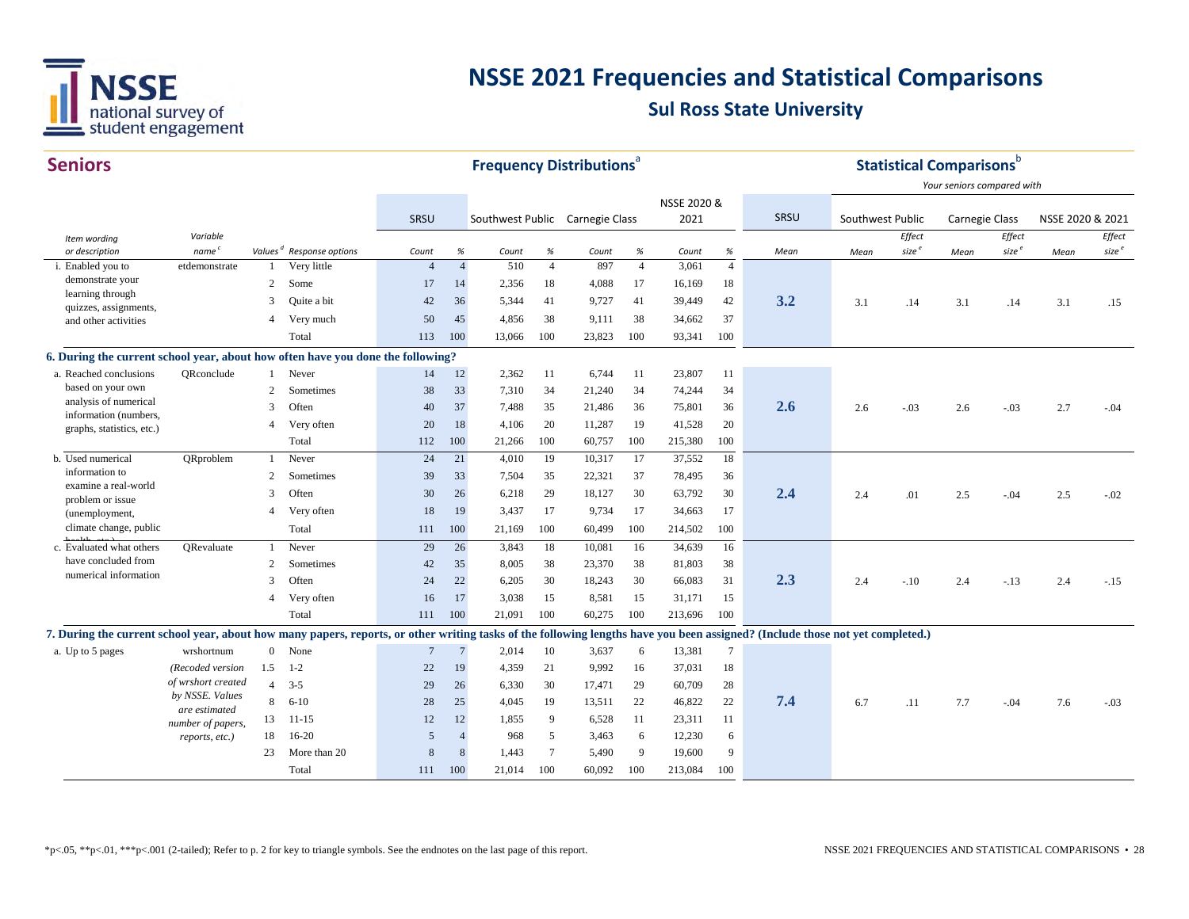# NSSE 2021 Frequencies and Statistical Comparisons

## Sul Ross State University

## Seniors

**Frequency Distributions**[a] / **Statistical Comparisons**[b] — *Your seniors compared with*

| Item wording or description | Variable name[c] | Values[d] | Response options | SRSU Count | SRSU % | Southwest Public Count | Southwest Public % | Carnegie Class Count | Carnegie Class % | NSSE 2020 & 2021 Count | NSSE 2020 & 2021 % | SRSU Mean | Southwest Public Mean | Southwest Public Effect size[e] | Carnegie Class Mean | Carnegie Class Effect size[e] | NSSE 2020 & 2021 Mean | NSSE 2020 & 2021 Effect size[e] |
|---|---|---|---|---|---|---|---|---|---|---|---|---|---|---|---|---|---|---|
| i. Enabled you to demonstrate your learning through quizzes, assignments, and other activities | etdemonstrate | 1 | Very little | 4 | 4 | 510 | 4 | 897 | 4 | 3,061 | 4 | 3.2 | 3.1 | .14 | 3.1 | .14 | 3.1 | .15 |
| | | 2 | Some | 17 | 14 | 2,356 | 18 | 4,088 | 17 | 16,169 | 18 | | | | | | | |
| | | 3 | Quite a bit | 42 | 36 | 5,344 | 41 | 9,727 | 41 | 39,449 | 42 | | | | | | | |
| | | 4 | Very much | 50 | 45 | 4,856 | 38 | 9,111 | 38 | 34,662 | 37 | | | | | | | |
| | | | Total | 113 | 100 | 13,066 | 100 | 23,823 | 100 | 93,341 | 100 | | | | | | | |
| **6. During the current school year, about how often have you done the following?** | | | | | | | | | | | | | | | | | | |
| a. Reached conclusions based on your own analysis of numerical information (numbers, graphs, statistics, etc.) | QRconclude | 1 | Never | 14 | 12 | 2,362 | 11 | 6,744 | 11 | 23,807 | 11 | 2.6 | 2.6 | -.03 | 2.6 | -.03 | 2.7 | -.04 |
| | | 2 | Sometimes | 38 | 33 | 7,310 | 34 | 21,240 | 34 | 74,244 | 34 | | | | | | | |
| | | 3 | Often | 40 | 37 | 7,488 | 35 | 21,486 | 36 | 75,801 | 36 | | | | | | | |
| | | 4 | Very often | 20 | 18 | 4,106 | 20 | 11,287 | 19 | 41,528 | 20 | | | | | | | |
| | | | Total | 112 | 100 | 21,266 | 100 | 60,757 | 100 | 215,380 | 100 | | | | | | | |
| b. Used numerical information to examine a real-world problem or issue (unemployment, climate change, public health, etc.) | QRproblem | 1 | Never | 24 | 21 | 4,010 | 19 | 10,317 | 17 | 37,552 | 18 | 2.4 | 2.4 | .01 | 2.5 | -.04 | 2.5 | -.02 |
| | | 2 | Sometimes | 39 | 33 | 7,504 | 35 | 22,321 | 37 | 78,495 | 36 | | | | | | | |
| | | 3 | Often | 30 | 26 | 6,218 | 29 | 18,127 | 30 | 63,792 | 30 | | | | | | | |
| | | 4 | Very often | 18 | 19 | 3,437 | 17 | 9,734 | 17 | 34,663 | 17 | | | | | | | |
| | | | Total | 111 | 100 | 21,169 | 100 | 60,499 | 100 | 214,502 | 100 | | | | | | | |
| c. Evaluated what others have concluded from numerical information | QRevaluate | 1 | Never | 29 | 26 | 3,843 | 18 | 10,081 | 16 | 34,639 | 16 | 2.3 | 2.4 | -.10 | 2.4 | -.13 | 2.4 | -.15 |
| | | 2 | Sometimes | 42 | 35 | 8,005 | 38 | 23,370 | 38 | 81,803 | 38 | | | | | | | |
| | | 3 | Often | 24 | 22 | 6,205 | 30 | 18,243 | 30 | 66,083 | 31 | | | | | | | |
| | | 4 | Very often | 16 | 17 | 3,038 | 15 | 8,581 | 15 | 31,171 | 15 | | | | | | | |
| | | | Total | 111 | 100 | 21,091 | 100 | 60,275 | 100 | 213,696 | 100 | | | | | | | |
| **7. During the current school year, about how many papers, reports, or other writing tasks of the following lengths have you been assigned? (Include those not yet completed.)** | | | | | | | | | | | | | | | | | | |
| a. Up to 5 pages | wrshortnum (*Recoded version of wrshort created by NSSE. Values are estimated number of papers, reports, etc.*) | 0 | None | 7 | 7 | 2,014 | 10 | 3,637 | 6 | 13,381 | 7 | 7.4 | 6.7 | .11 | 7.7 | -.04 | 7.6 | -.03 |
| | | 1.5 | 1-2 | 22 | 19 | 4,359 | 21 | 9,992 | 16 | 37,031 | 18 | | | | | | | |
| | | 4 | 3-5 | 29 | 26 | 6,330 | 30 | 17,471 | 29 | 60,709 | 28 | | | | | | | |
| | | 8 | 6-10 | 28 | 25 | 4,045 | 19 | 13,511 | 22 | 46,822 | 22 | | | | | | | |
| | | 13 | 11-15 | 12 | 12 | 1,855 | 9 | 6,528 | 11 | 23,311 | 11 | | | | | | | |
| | | 18 | 16-20 | 5 | 4 | 968 | 5 | 3,463 | 6 | 12,230 | 6 | | | | | | | |
| | | 23 | More than 20 | 8 | 8 | 1,443 | 7 | 5,490 | 9 | 19,600 | 9 | | | | | | | |
| | | | Total | 111 | 100 | 21,014 | 100 | 60,092 | 100 | 213,084 | 100 | | | | | | | |

*p<.05, **p<.01, ***p<.001 (2-tailed); Refer to p. 2 for key to triangle symbols. See the endnotes on the last page of this report.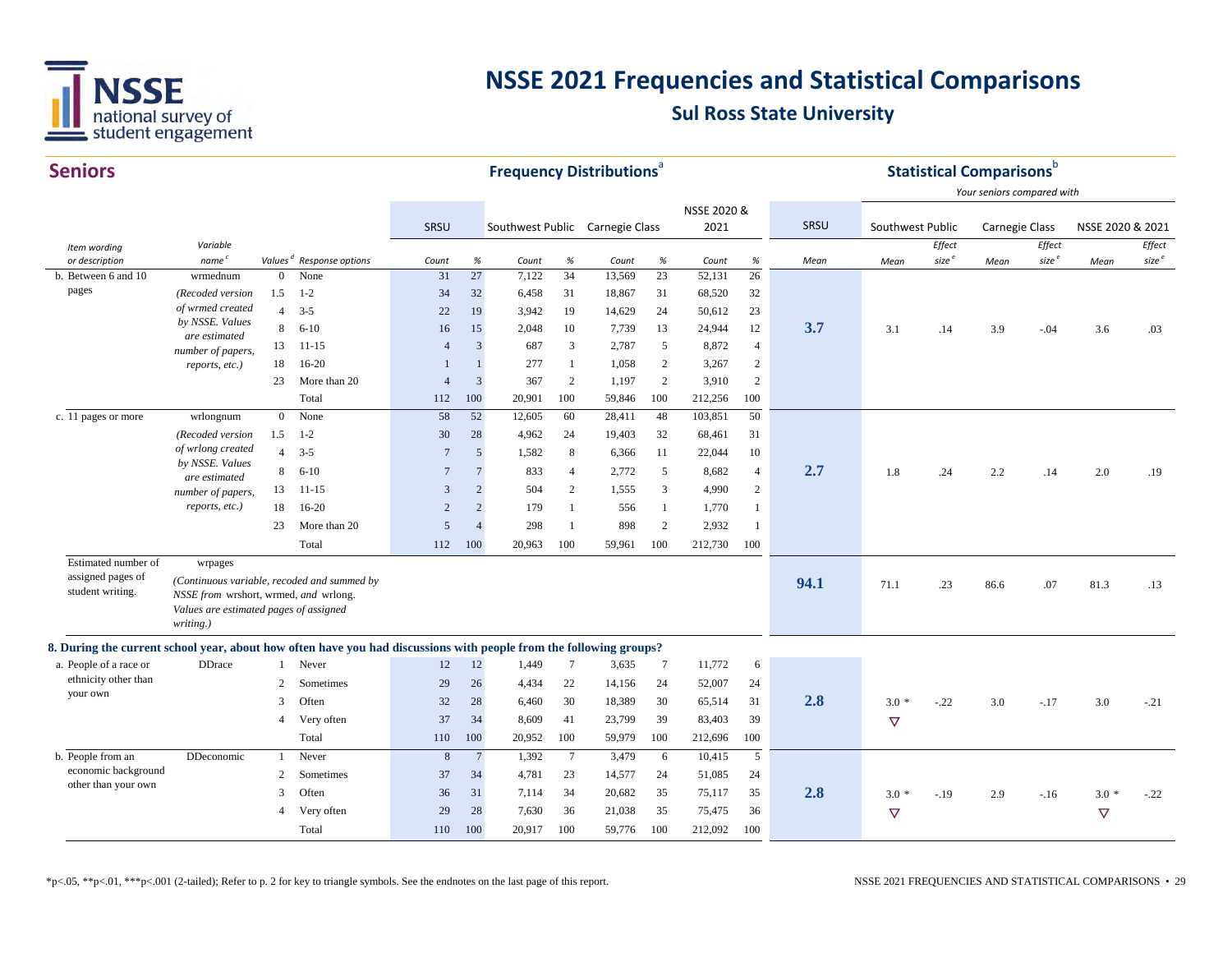# NSSE 2021 Frequencies and Statistical Comparisons

## Sul Ross State University

## Seniors

| Item wording or description | Variable name[c] | Values[d] | Response options | SRSU Count | SRSU % | Southwest Public Count | Southwest Public % | Carnegie Class Count | Carnegie Class % | NSSE 2020 & 2021 Count | NSSE 2020 & 2021 % | SRSU Mean | Southwest Public Mean | Southwest Public Effect size[e] | Carnegie Class Mean | Carnegie Class Effect size[e] | NSSE 2020 & 2021 Mean | NSSE 2020 & 2021 Effect size[e] |
|---|---|---|---|---|---|---|---|---|---|---|---|---|---|---|---|---|---|---|
| b. Between 6 and 10 pages | wrmednum (Recoded version of wrmed created by NSSE. Values are estimated number of papers, reports, etc.) | 0 | None | 31 | 27 | 7,122 | 34 | 13,569 | 23 | 52,131 | 26 | 3.7 | 3.1 | .14 | 3.9 | -.04 | 3.6 | .03 |
| | | 1.5 | 1-2 | 34 | 32 | 6,458 | 31 | 18,867 | 31 | 68,520 | 32 | | | | | | | |
| | | 4 | 3-5 | 22 | 19 | 3,942 | 19 | 14,629 | 24 | 50,612 | 23 | | | | | | | |
| | | 8 | 6-10 | 16 | 15 | 2,048 | 10 | 7,739 | 13 | 24,944 | 12 | | | | | | | |
| | | 13 | 11-15 | 4 | 3 | 687 | 3 | 2,787 | 5 | 8,872 | 4 | | | | | | | |
| | | 18 | 16-20 | 1 | 1 | 277 | 1 | 1,058 | 2 | 3,267 | 2 | | | | | | | |
| | | 23 | More than 20 | 4 | 3 | 367 | 2 | 1,197 | 2 | 3,910 | 2 | | | | | | | |
| | | | Total | 112 | 100 | 20,901 | 100 | 59,846 | 100 | 212,256 | 100 | | | | | | | |
| c. 11 pages or more | wrlongnum (Recoded version of wrlong created by NSSE. Values are estimated number of papers, reports, etc.) | 0 | None | 58 | 52 | 12,605 | 60 | 28,411 | 48 | 103,851 | 50 | 2.7 | 1.8 | .24 | 2.2 | .14 | 2.0 | .19 |
| | | 1.5 | 1-2 | 30 | 28 | 4,962 | 24 | 19,403 | 32 | 68,461 | 31 | | | | | | | |
| | | 4 | 3-5 | 7 | 5 | 1,582 | 8 | 6,366 | 11 | 22,044 | 10 | | | | | | | |
| | | 8 | 6-10 | 7 | 7 | 833 | 4 | 2,772 | 5 | 8,682 | 4 | | | | | | | |
| | | 13 | 11-15 | 3 | 2 | 504 | 2 | 1,555 | 3 | 4,990 | 2 | | | | | | | |
| | | 18 | 16-20 | 2 | 2 | 179 | 1 | 556 | 1 | 1,770 | 1 | | | | | | | |
| | | 23 | More than 20 | 5 | 4 | 298 | 1 | 898 | 2 | 2,932 | 1 | | | | | | | |
| | | | Total | 112 | 100 | 20,963 | 100 | 59,961 | 100 | 212,730 | 100 | | | | | | | |
| Estimated number of assigned pages of student writing. | wrpages (Continuous variable, recoded and summed by NSSE from wrshort, wrmed, and wrlong. Values are estimated pages of assigned writing.) | | | | | | | | | | | 94.1 | 71.1 | .23 | 86.6 | .07 | 81.3 | .13 |
| **8. During the current school year, about how often have you had discussions with people from the following groups?** | | | | | | | | | | | | | | | | | | |
| a. People of a race or ethnicity other than your own | DDrace | 1 | Never | 12 | 12 | 1,449 | 7 | 3,635 | 7 | 11,772 | 6 | 2.8 | 3.0 * ▽ | -.22 | 3.0 | -.17 | 3.0 | -.21 |
| | | 2 | Sometimes | 29 | 26 | 4,434 | 22 | 14,156 | 24 | 52,007 | 24 | | | | | | | |
| | | 3 | Often | 32 | 28 | 6,460 | 30 | 18,389 | 30 | 65,514 | 31 | | | | | | | |
| | | 4 | Very often | 37 | 34 | 8,609 | 41 | 23,799 | 39 | 83,403 | 39 | | | | | | | |
| | | | Total | 110 | 100 | 20,952 | 100 | 59,979 | 100 | 212,696 | 100 | | | | | | | |
| b. People from an economic background other than your own | DDeconomic | 1 | Never | 8 | 7 | 1,392 | 7 | 3,479 | 6 | 10,415 | 5 | 2.8 | 3.0 * ▽ | -.19 | 2.9 | -.16 | 3.0 * ▽ | -.22 |
| | | 2 | Sometimes | 37 | 34 | 4,781 | 23 | 14,577 | 24 | 51,085 | 24 | | | | | | | |
| | | 3 | Often | 36 | 31 | 7,114 | 34 | 20,682 | 35 | 75,117 | 35 | | | | | | | |
| | | 4 | Very often | 29 | 28 | 7,630 | 36 | 21,038 | 35 | 75,475 | 36 | | | | | | | |
| | | | Total | 110 | 100 | 20,917 | 100 | 59,776 | 100 | 212,092 | 100 | | | | | | | |

Frequency Distributions[a]; Statistical Comparisons[b] — Your seniors compared with

*p<.05, **p<.01, ***p<.001 (2-tailed); Refer to p. 2 for key to triangle symbols. See the endnotes on the last page of this report.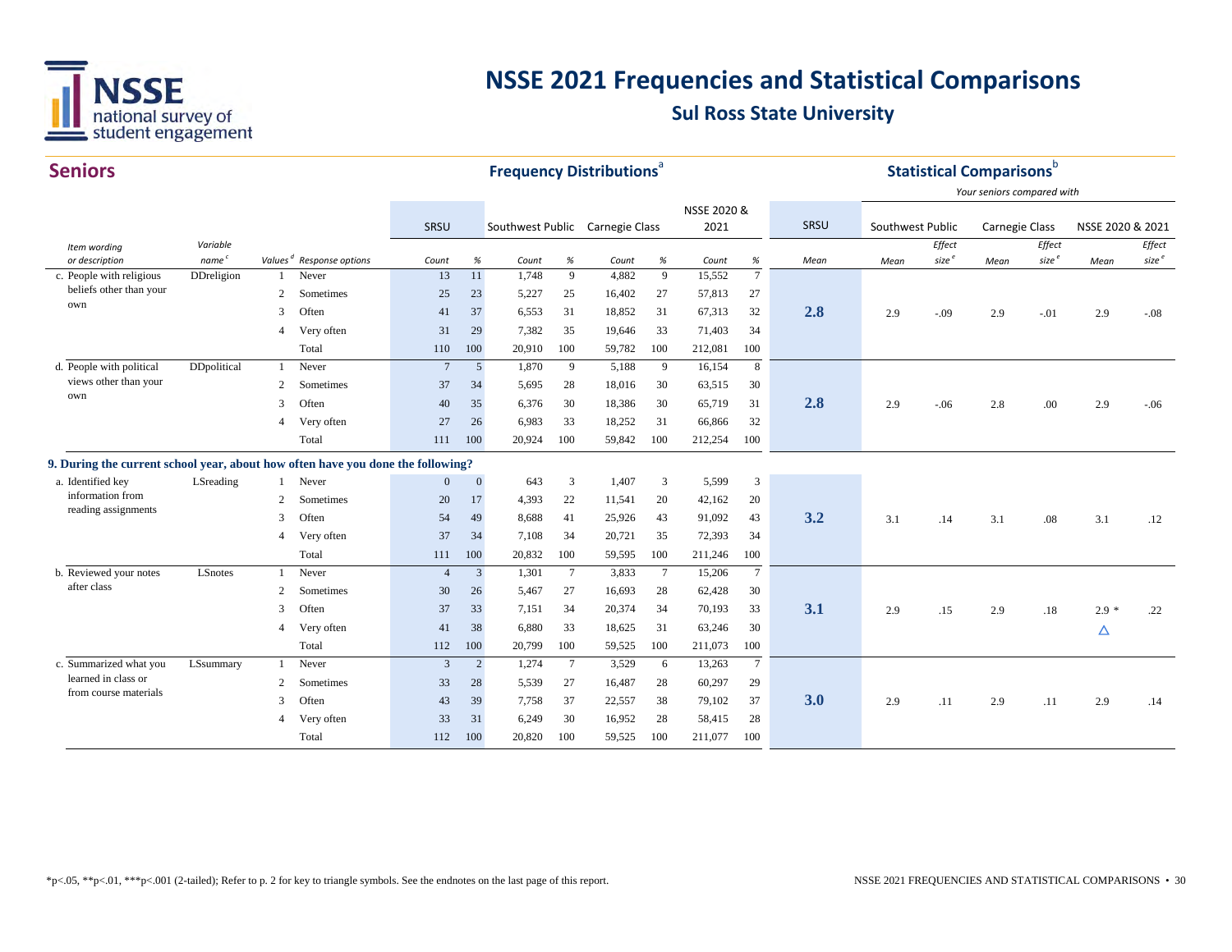# NSSE 2021 Frequencies and Statistical Comparisons

## Sul Ross State University

### Seniors

| Item wording or description | Variable name[c] | Values[d] | Response options | SRSU Count | SRSU % | Southwest Public Count | Southwest Public % | Carnegie Class Count | Carnegie Class % | NSSE 2020 & 2021 Count | NSSE 2020 & 2021 % | SRSU Mean | Southwest Public Mean | Southwest Public Effect size[e] | Carnegie Class Mean | Carnegie Class Effect size[e] | NSSE 2020 & 2021 Mean | NSSE 2020 & 2021 Effect size[e] |
|---|---|---|---|---|---|---|---|---|---|---|---|---|---|---|---|---|---|---|
| c. People with religious beliefs other than your own | DDreligion | 1 | Never | 13 | 11 | 1,748 | 9 | 4,882 | 9 | 15,552 | 7 | **2.8** | 2.9 | -.09 | 2.9 | -.01 | 2.9 | -.08 |
| | | 2 | Sometimes | 25 | 23 | 5,227 | 25 | 16,402 | 27 | 57,813 | 27 | | | | | | | |
| | | 3 | Often | 41 | 37 | 6,553 | 31 | 18,852 | 31 | 67,313 | 32 | | | | | | | |
| | | 4 | Very often | 31 | 29 | 7,382 | 35 | 19,646 | 33 | 71,403 | 34 | | | | | | | |
| | | | Total | 110 | 100 | 20,910 | 100 | 59,782 | 100 | 212,081 | 100 | | | | | | | |
| d. People with political views other than your own | DDpolitical | 1 | Never | 7 | 5 | 1,870 | 9 | 5,188 | 9 | 16,154 | 8 | **2.8** | 2.9 | -.06 | 2.8 | .00 | 2.9 | -.06 |
| | | 2 | Sometimes | 37 | 34 | 5,695 | 28 | 18,016 | 30 | 63,515 | 30 | | | | | | | |
| | | 3 | Often | 40 | 35 | 6,376 | 30 | 18,386 | 30 | 65,719 | 31 | | | | | | | |
| | | 4 | Very often | 27 | 26 | 6,983 | 33 | 18,252 | 31 | 66,866 | 32 | | | | | | | |
| | | | Total | 111 | 100 | 20,924 | 100 | 59,842 | 100 | 212,254 | 100 | | | | | | | |
| **9. During the current school year, about how often have you done the following?** | | | | | | | | | | | | | | | | | | |
| a. Identified key information from reading assignments | LSreading | 1 | Never | 0 | 0 | 643 | 3 | 1,407 | 3 | 5,599 | 3 | **3.2** | 3.1 | .14 | 3.1 | .08 | 3.1 | .12 |
| | | 2 | Sometimes | 20 | 17 | 4,393 | 22 | 11,541 | 20 | 42,162 | 20 | | | | | | | |
| | | 3 | Often | 54 | 49 | 8,688 | 41 | 25,926 | 43 | 91,092 | 43 | | | | | | | |
| | | 4 | Very often | 37 | 34 | 7,108 | 34 | 20,721 | 35 | 72,393 | 34 | | | | | | | |
| | | | Total | 111 | 100 | 20,832 | 100 | 59,595 | 100 | 211,246 | 100 | | | | | | | |
| b. Reviewed your notes after class | LSnotes | 1 | Never | 4 | 3 | 1,301 | 7 | 3,833 | 7 | 15,206 | 7 | **3.1** | 2.9 | .15 | 2.9 | .18 | 2.9 * △ | .22 |
| | | 2 | Sometimes | 30 | 26 | 5,467 | 27 | 16,693 | 28 | 62,428 | 30 | | | | | | | |
| | | 3 | Often | 37 | 33 | 7,151 | 34 | 20,374 | 34 | 70,193 | 33 | | | | | | | |
| | | 4 | Very often | 41 | 38 | 6,880 | 33 | 18,625 | 31 | 63,246 | 30 | | | | | | | |
| | | | Total | 112 | 100 | 20,799 | 100 | 59,525 | 100 | 211,073 | 100 | | | | | | | |
| c. Summarized what you learned in class or from course materials | LSsummary | 1 | Never | 3 | 2 | 1,274 | 7 | 3,529 | 6 | 13,263 | 7 | **3.0** | 2.9 | .11 | 2.9 | .11 | 2.9 | .14 |
| | | 2 | Sometimes | 33 | 28 | 5,539 | 27 | 16,487 | 28 | 60,297 | 29 | | | | | | | |
| | | 3 | Often | 43 | 39 | 7,758 | 37 | 22,557 | 38 | 79,102 | 37 | | | | | | | |
| | | 4 | Very often | 33 | 31 | 6,249 | 30 | 16,952 | 28 | 58,415 | 28 | | | | | | | |
| | | | Total | 112 | 100 | 20,820 | 100 | 59,525 | 100 | 211,077 | 100 | | | | | | | |

Frequency Distributions[a]; Statistical Comparisons[b] — Your seniors compared with

*p<.05, **p<.01, ***p<.001 (2-tailed); Refer to p. 2 for key to triangle symbols. See the endnotes on the last page of this report.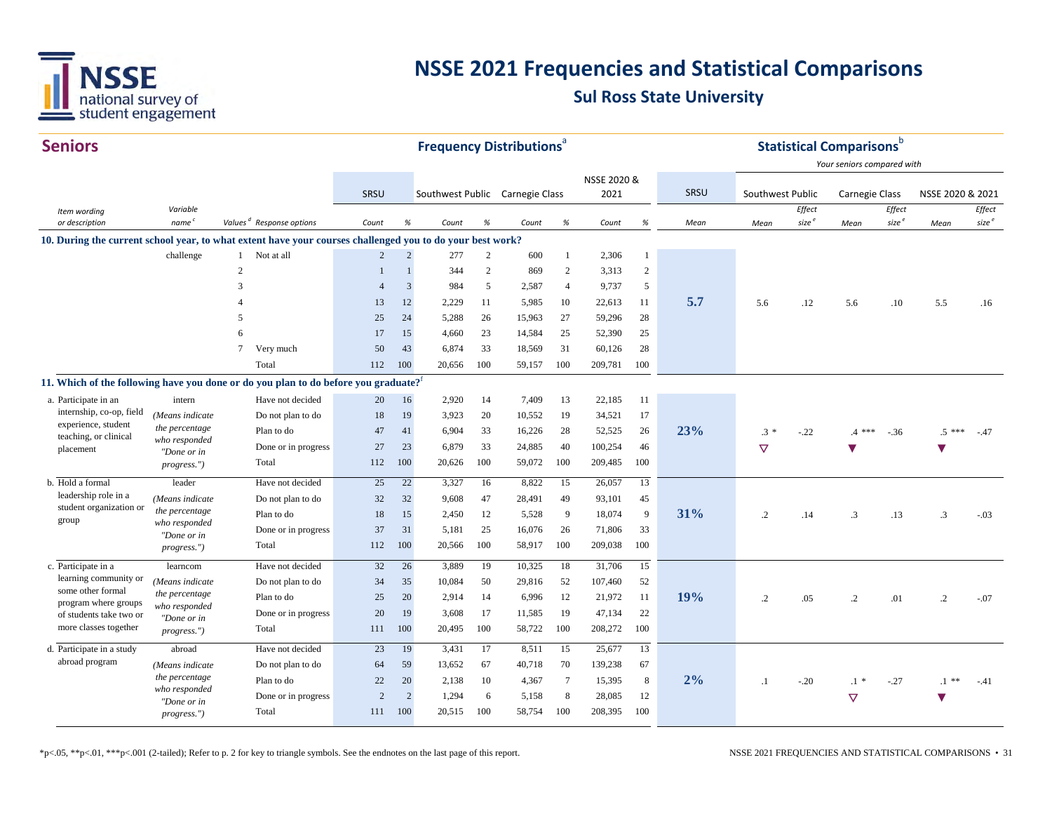# NSSE 2021 Frequencies and Statistical Comparisons

## Sul Ross State University

### Seniors

| Item wording or description | Variable name[c] | Values[d] | Response options | SRSU Count | SRSU % | Southwest Public Count | Southwest Public % | Carnegie Class Count | Carnegie Class % | NSSE 2020 & 2021 Count | NSSE 2020 & 2021 % | SRSU Mean | Southwest Public Mean | Southwest Public Effect size[e] | Carnegie Class Mean | Carnegie Class Effect size[e] | NSSE 2020 & 2021 Mean | NSSE 2020 & 2021 Effect size[e] |
|---|---|---|---|---|---|---|---|---|---|---|---|---|---|---|---|---|---|---|
| **10. During the current school year, to what extent have your courses challenged you to do your best work?** | | | | | | | | | | | | | | | | | | |
| | challenge | 1 | Not at all | 2 | 2 | 277 | 2 | 600 | 1 | 2,306 | 1 | 5.7 | 5.6 | .12 | 5.6 | .10 | 5.5 | .16 |
| | | 2 | | 1 | 1 | 344 | 2 | 869 | 2 | 3,313 | 2 | | | | | | | |
| | | 3 | | 4 | 3 | 984 | 5 | 2,587 | 4 | 9,737 | 5 | | | | | | | |
| | | 4 | | 13 | 12 | 2,229 | 11 | 5,985 | 10 | 22,613 | 11 | | | | | | | |
| | | 5 | | 25 | 24 | 5,288 | 26 | 15,963 | 27 | 59,296 | 28 | | | | | | | |
| | | 6 | | 17 | 15 | 4,660 | 23 | 14,584 | 25 | 52,390 | 25 | | | | | | | |
| | | 7 | Very much | 50 | 43 | 6,874 | 33 | 18,569 | 31 | 60,126 | 28 | | | | | | | |
| | | | Total | 112 | 100 | 20,656 | 100 | 59,157 | 100 | 209,781 | 100 | | | | | | | |
| **11. Which of the following have you done or do you plan to do before you graduate?[f]** | | | | | | | | | | | | | | | | | | |
| a. Participate in an internship, co-op, field experience, student teaching, or clinical placement | intern *(Means indicate the percentage who responded "Done or in progress.")* | | Have not decided | 20 | 16 | 2,920 | 14 | 7,409 | 13 | 22,185 | 11 | 23% | .3 * ▽ | -.22 | .4 *** ▼ | -.36 | .5 *** ▼ | -.47 |
| | | | Do not plan to do | 18 | 19 | 3,923 | 20 | 10,552 | 19 | 34,521 | 17 | | | | | | | |
| | | | Plan to do | 47 | 41 | 6,904 | 33 | 16,226 | 28 | 52,525 | 26 | | | | | | | |
| | | | Done or in progress | 27 | 23 | 6,879 | 33 | 24,885 | 40 | 100,254 | 46 | | | | | | | |
| | | | Total | 112 | 100 | 20,626 | 100 | 59,072 | 100 | 209,485 | 100 | | | | | | | |
| b. Hold a formal leadership role in a student organization or group | leader *(Means indicate the percentage who responded "Done or in progress.")* | | Have not decided | 25 | 22 | 3,327 | 16 | 8,822 | 15 | 26,057 | 13 | 31% | .2 | .14 | .3 | .13 | .3 | -.03 |
| | | | Do not plan to do | 32 | 32 | 9,608 | 47 | 28,491 | 49 | 93,101 | 45 | | | | | | | |
| | | | Plan to do | 18 | 15 | 2,450 | 12 | 5,528 | 9 | 18,074 | 9 | | | | | | | |
| | | | Done or in progress | 37 | 31 | 5,181 | 25 | 16,076 | 26 | 71,806 | 33 | | | | | | | |
| | | | Total | 112 | 100 | 20,566 | 100 | 58,917 | 100 | 209,038 | 100 | | | | | | | |
| c. Participate in a learning community or some other formal program where groups of students take two or more classes together | learncom *(Means indicate the percentage who responded "Done or in progress.")* | | Have not decided | 32 | 26 | 3,889 | 19 | 10,325 | 18 | 31,706 | 15 | 19% | .2 | .05 | .2 | .01 | .2 | -.07 |
| | | | Do not plan to do | 34 | 35 | 10,084 | 50 | 29,816 | 52 | 107,460 | 52 | | | | | | | |
| | | | Plan to do | 25 | 20 | 2,914 | 14 | 6,996 | 12 | 21,972 | 11 | | | | | | | |
| | | | Done or in progress | 20 | 19 | 3,608 | 17 | 11,585 | 19 | 47,134 | 22 | | | | | | | |
| | | | Total | 111 | 100 | 20,495 | 100 | 58,722 | 100 | 208,272 | 100 | | | | | | | |
| d. Participate in a study abroad program | abroad *(Means indicate the percentage who responded "Done or in progress.")* | | Have not decided | 23 | 19 | 3,431 | 17 | 8,511 | 15 | 25,677 | 13 | 2% | .1 | -.20 | .1 * ▽ | -.27 | .1 ** ▼ | -.41 |
| | | | Do not plan to do | 64 | 59 | 13,652 | 67 | 40,718 | 70 | 139,238 | 67 | | | | | | | |
| | | | Plan to do | 22 | 20 | 2,138 | 10 | 4,367 | 7 | 15,395 | 8 | | | | | | | |
| | | | Done or in progress | 2 | 2 | 1,294 | 6 | 5,158 | 8 | 28,085 | 12 | | | | | | | |
| | | | Total | 111 | 100 | 20,515 | 100 | 58,754 | 100 | 208,395 | 100 | | | | | | | |

Frequency Distributions[a]; Statistical Comparisons[b] — *Your seniors compared with*

*p<.05, **p<.01, ***p<.001 (2-tailed); Refer to p. 2 for key to triangle symbols. See the endnotes on the last page of this report.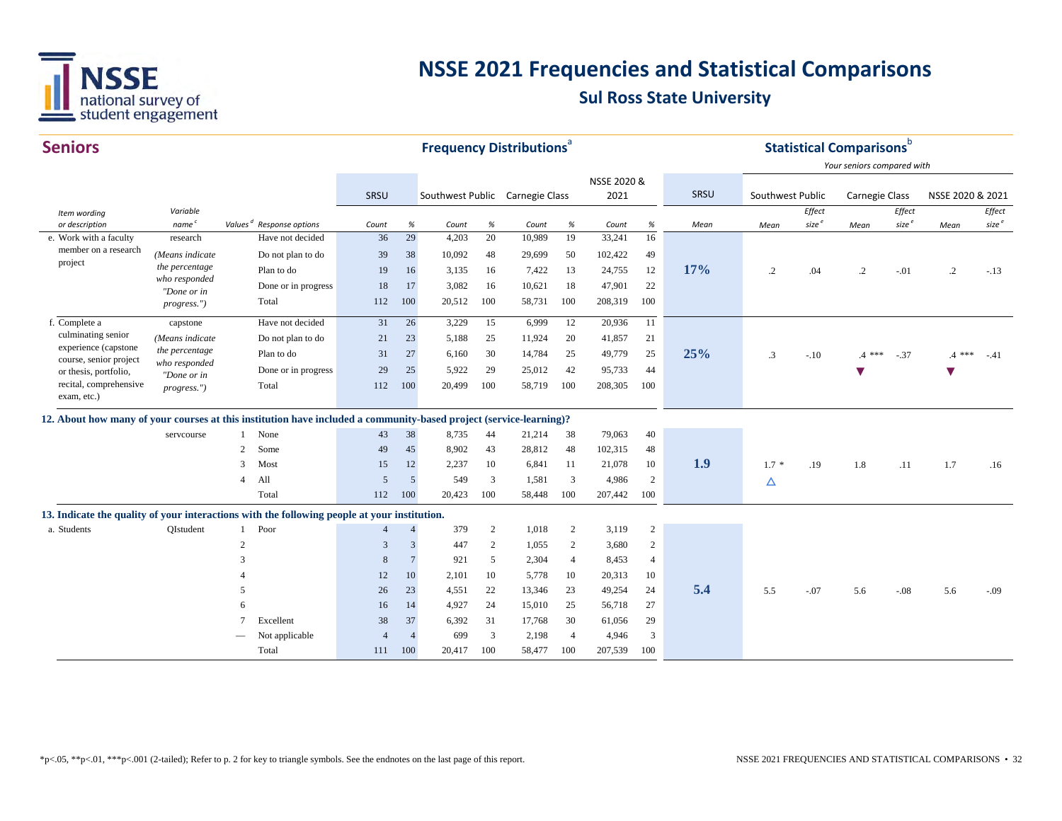# NSSE 2021 Frequencies and Statistical Comparisons

## Sul Ross State University

### Seniors

| Item wording or description | Variable name[c] | Values[d] | Response options | SRSU Count | SRSU % | Southwest Public Count | Southwest Public % | Carnegie Class Count | Carnegie Class % | NSSE 2020 & 2021 Count | NSSE 2020 & 2021 % | SRSU Mean | Southwest Public Mean | Southwest Public Effect size[e] | Carnegie Class Mean | Carnegie Class Effect size[e] | NSSE 2020 & 2021 Mean | NSSE 2020 & 2021 Effect size[e] |
|---|---|---|---|---|---|---|---|---|---|---|---|---|---|---|---|---|---|---|
| e. Work with a faculty member on a research project | research (Means indicate the percentage who responded "Done or in progress.") | | Have not decided | 36 | 29 | 4,203 | 20 | 10,989 | 19 | 33,241 | 16 | 17% | .2 | .04 | .2 | -.01 | .2 | -.13 |
| | | | Do not plan to do | 39 | 38 | 10,092 | 48 | 29,699 | 50 | 102,422 | 49 | | | | | | | |
| | | | Plan to do | 19 | 16 | 3,135 | 16 | 7,422 | 13 | 24,755 | 12 | | | | | | | |
| | | | Done or in progress | 18 | 17 | 3,082 | 16 | 10,621 | 18 | 47,901 | 22 | | | | | | | |
| | | | Total | 112 | 100 | 20,512 | 100 | 58,731 | 100 | 208,319 | 100 | | | | | | | |
| f. Complete a culminating senior experience (capstone course, senior project or thesis, portfolio, recital, comprehensive exam, etc.) | capstone (Means indicate the percentage who responded "Done or in progress.") | | Have not decided | 31 | 26 | 3,229 | 15 | 6,999 | 12 | 20,936 | 11 | 25% | .3 | -.10 | .4 *** ▼ | -.37 | .4 *** ▼ | -.41 |
| | | | Do not plan to do | 21 | 23 | 5,188 | 25 | 11,924 | 20 | 41,857 | 21 | | | | | | | |
| | | | Plan to do | 31 | 27 | 6,160 | 30 | 14,784 | 25 | 49,779 | 25 | | | | | | | |
| | | | Done or in progress | 29 | 25 | 5,922 | 29 | 25,012 | 42 | 95,733 | 44 | | | | | | | |
| | | | Total | 112 | 100 | 20,499 | 100 | 58,719 | 100 | 208,305 | 100 | | | | | | | |
| **12. About how many of your courses at this institution have included a community-based project (service-learning)?** | | | | | | | | | | | | | | | | | | |
| | servcourse | 1 | None | 43 | 38 | 8,735 | 44 | 21,214 | 38 | 79,063 | 40 | 1.9 | 1.7 * △ | .19 | 1.8 | .11 | 1.7 | .16 |
| | | 2 | Some | 49 | 45 | 8,902 | 43 | 28,812 | 48 | 102,315 | 48 | | | | | | | |
| | | 3 | Most | 15 | 12 | 2,237 | 10 | 6,841 | 11 | 21,078 | 10 | | | | | | | |
| | | 4 | All | 5 | 5 | 549 | 3 | 1,581 | 3 | 4,986 | 2 | | | | | | | |
| | | | Total | 112 | 100 | 20,423 | 100 | 58,448 | 100 | 207,442 | 100 | | | | | | | |
| **13. Indicate the quality of your interactions with the following people at your institution.** | | | | | | | | | | | | | | | | | | |
| a. Students | QIstudent | 1 | Poor | 4 | 4 | 379 | 2 | 1,018 | 2 | 3,119 | 2 | 5.4 | 5.5 | -.07 | 5.6 | -.08 | 5.6 | -.09 |
| | | 2 | | 3 | 3 | 447 | 2 | 1,055 | 2 | 3,680 | 2 | | | | | | | |
| | | 3 | | 8 | 7 | 921 | 5 | 2,304 | 4 | 8,453 | 4 | | | | | | | |
| | | 4 | | 12 | 10 | 2,101 | 10 | 5,778 | 10 | 20,313 | 10 | | | | | | | |
| | | 5 | | 26 | 23 | 4,551 | 22 | 13,346 | 23 | 49,254 | 24 | | | | | | | |
| | | 6 | | 16 | 14 | 4,927 | 24 | 15,010 | 25 | 56,718 | 27 | | | | | | | |
| | | 7 | Excellent | 38 | 37 | 6,392 | 31 | 17,768 | 30 | 61,056 | 29 | | | | | | | |
| | | — | Not applicable | 4 | 4 | 699 | 3 | 2,198 | 4 | 4,946 | 3 | | | | | | | |
| | | | Total | 111 | 100 | 20,417 | 100 | 58,477 | 100 | 207,539 | 100 | | | | | | | |

Frequency Distributions[a]; Statistical Comparisons[b] — Your seniors compared with Southwest Public, Carnegie Class, NSSE 2020 & 2021.

*p<.05, **p<.01, ***p<.001 (2-tailed); Refer to p. 2 for key to triangle symbols. See the endnotes on the last page of this report.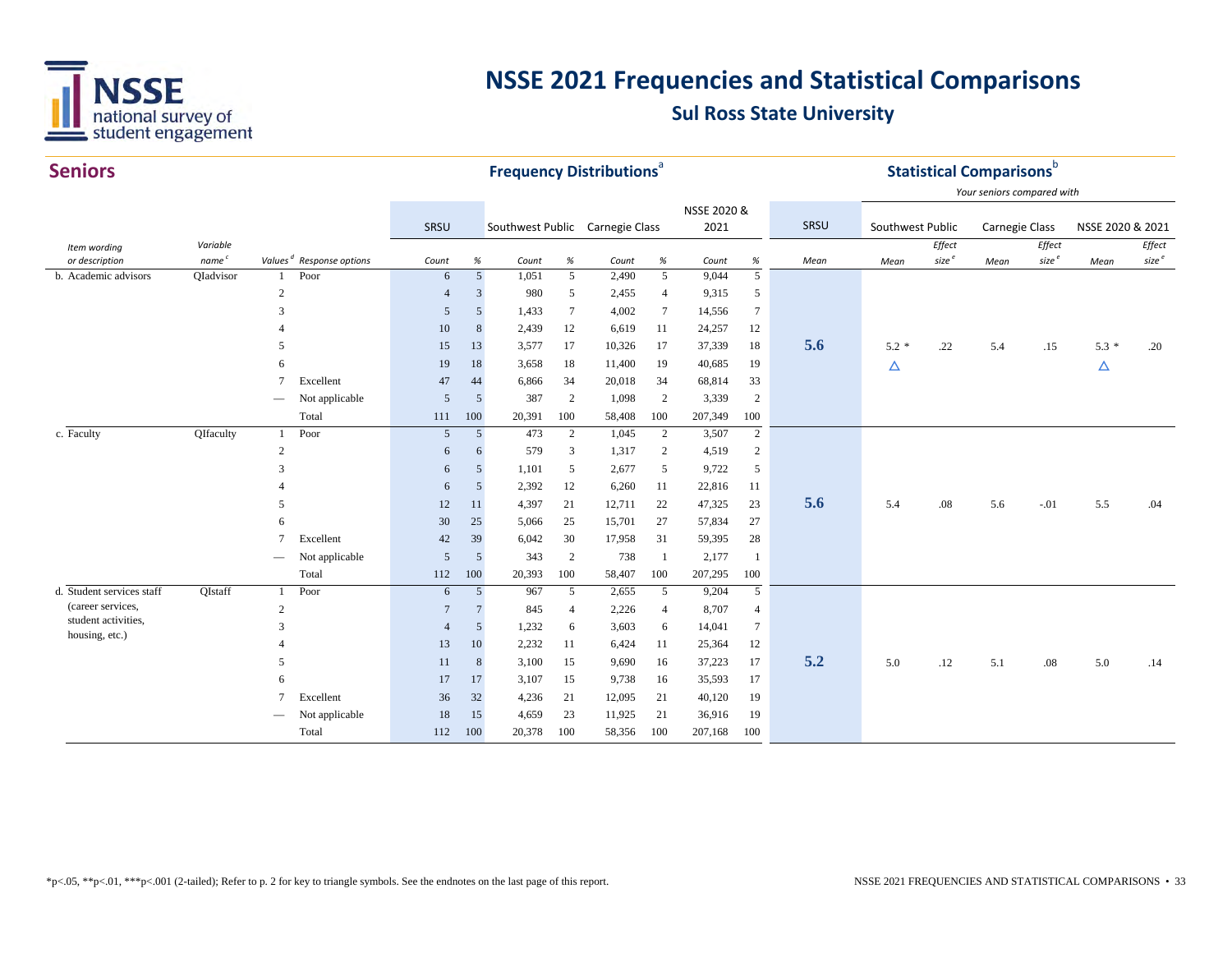# NSSE 2021 Frequencies and Statistical Comparisons

## Sul Ross State University

## Seniors

| | | | | **Frequency Distributions**[a] | | | | | | | | | **Statistical Comparisons**[b] | | | | | | |
|---|---|---|---|---|---|---|---|---|---|---|---|---|---|---|---|---|---|---|---|
| | | | | | | | | | | | | | *Your seniors compared with* | | | | | | |
| | | | | SRSU | | Southwest Public | | Carnegie Class | | NSSE 2020 & 2021 | | SRSU | Southwest Public | | Carnegie Class | | NSSE 2020 & 2021 | | |
| *Item wording or description* | *Variable name*[c] | *Values*[d] | *Response options* | *Count* | *%* | *Count* | *%* | *Count* | *%* | *Count* | *%* | *Mean* | *Mean* | *Effect size*[e] | *Mean* | *Effect size*[e] | *Mean* | *Effect size*[e] | |
| b. Academic advisors | QIadvisor | 1 | Poor | 6 | 5 | 1,051 | 5 | 2,490 | 5 | 9,044 | 5 | | | | | | | | |
| | | 2 | | 4 | 3 | 980 | 5 | 2,455 | 4 | 9,315 | 5 | | | | | | | | |
| | | 3 | | 5 | 5 | 1,433 | 7 | 4,002 | 7 | 14,556 | 7 | | | | | | | | |
| | | 4 | | 10 | 8 | 2,439 | 12 | 6,619 | 11 | 24,257 | 12 | | | | | | | | |
| | | 5 | | 15 | 13 | 3,577 | 17 | 10,326 | 17 | 37,339 | 18 | **5.6** | 5.2 * | .22 | 5.4 | .15 | 5.3 * | .20 | |
| | | 6 | | 19 | 18 | 3,658 | 18 | 11,400 | 19 | 40,685 | 19 | | △ | | | | △ | | |
| | | 7 | Excellent | 47 | 44 | 6,866 | 34 | 20,018 | 34 | 68,814 | 33 | | | | | | | | |
| | | — | Not applicable | 5 | 5 | 387 | 2 | 1,098 | 2 | 3,339 | 2 | | | | | | | | |
| | | | Total | 111 | 100 | 20,391 | 100 | 58,408 | 100 | 207,349 | 100 | | | | | | | | |
| c. Faculty | QIfaculty | 1 | Poor | 5 | 5 | 473 | 2 | 1,045 | 2 | 3,507 | 2 | | | | | | | | |
| | | 2 | | 6 | 6 | 579 | 3 | 1,317 | 2 | 4,519 | 2 | | | | | | | | |
| | | 3 | | 6 | 5 | 1,101 | 5 | 2,677 | 5 | 9,722 | 5 | | | | | | | | |
| | | 4 | | 6 | 5 | 2,392 | 12 | 6,260 | 11 | 22,816 | 11 | | | | | | | | |
| | | 5 | | 12 | 11 | 4,397 | 21 | 12,711 | 22 | 47,325 | 23 | **5.6** | 5.4 | .08 | 5.6 | -.01 | 5.5 | .04 | |
| | | 6 | | 30 | 25 | 5,066 | 25 | 15,701 | 27 | 57,834 | 27 | | | | | | | | |
| | | 7 | Excellent | 42 | 39 | 6,042 | 30 | 17,958 | 31 | 59,395 | 28 | | | | | | | | |
| | | — | Not applicable | 5 | 5 | 343 | 2 | 738 | 1 | 2,177 | 1 | | | | | | | | |
| | | | Total | 112 | 100 | 20,393 | 100 | 58,407 | 100 | 207,295 | 100 | | | | | | | | |
| d. Student services staff (career services, student activities, housing, etc.) | QIstaff | 1 | Poor | 6 | 5 | 967 | 5 | 2,655 | 5 | 9,204 | 5 | | | | | | | | |
| | | 2 | | 7 | 7 | 845 | 4 | 2,226 | 4 | 8,707 | 4 | | | | | | | | |
| | | 3 | | 4 | 5 | 1,232 | 6 | 3,603 | 6 | 14,041 | 7 | | | | | | | | |
| | | 4 | | 13 | 10 | 2,232 | 11 | 6,424 | 11 | 25,364 | 12 | | | | | | | | |
| | | 5 | | 11 | 8 | 3,100 | 15 | 9,690 | 16 | 37,223 | 17 | **5.2** | 5.0 | .12 | 5.1 | .08 | 5.0 | .14 | |
| | | 6 | | 17 | 17 | 3,107 | 15 | 9,738 | 16 | 35,593 | 17 | | | | | | | | |
| | | 7 | Excellent | 36 | 32 | 4,236 | 21 | 12,095 | 21 | 40,120 | 19 | | | | | | | | |
| | | — | Not applicable | 18 | 15 | 4,659 | 23 | 11,925 | 21 | 36,916 | 19 | | | | | | | | |
| | | | Total | 112 | 100 | 20,378 | 100 | 58,356 | 100 | 207,168 | 100 | | | | | | | | |

*p<.05, **p<.01, ***p<.001 (2-tailed); Refer to p. 2 for key to triangle symbols. See the endnotes on the last page of this report.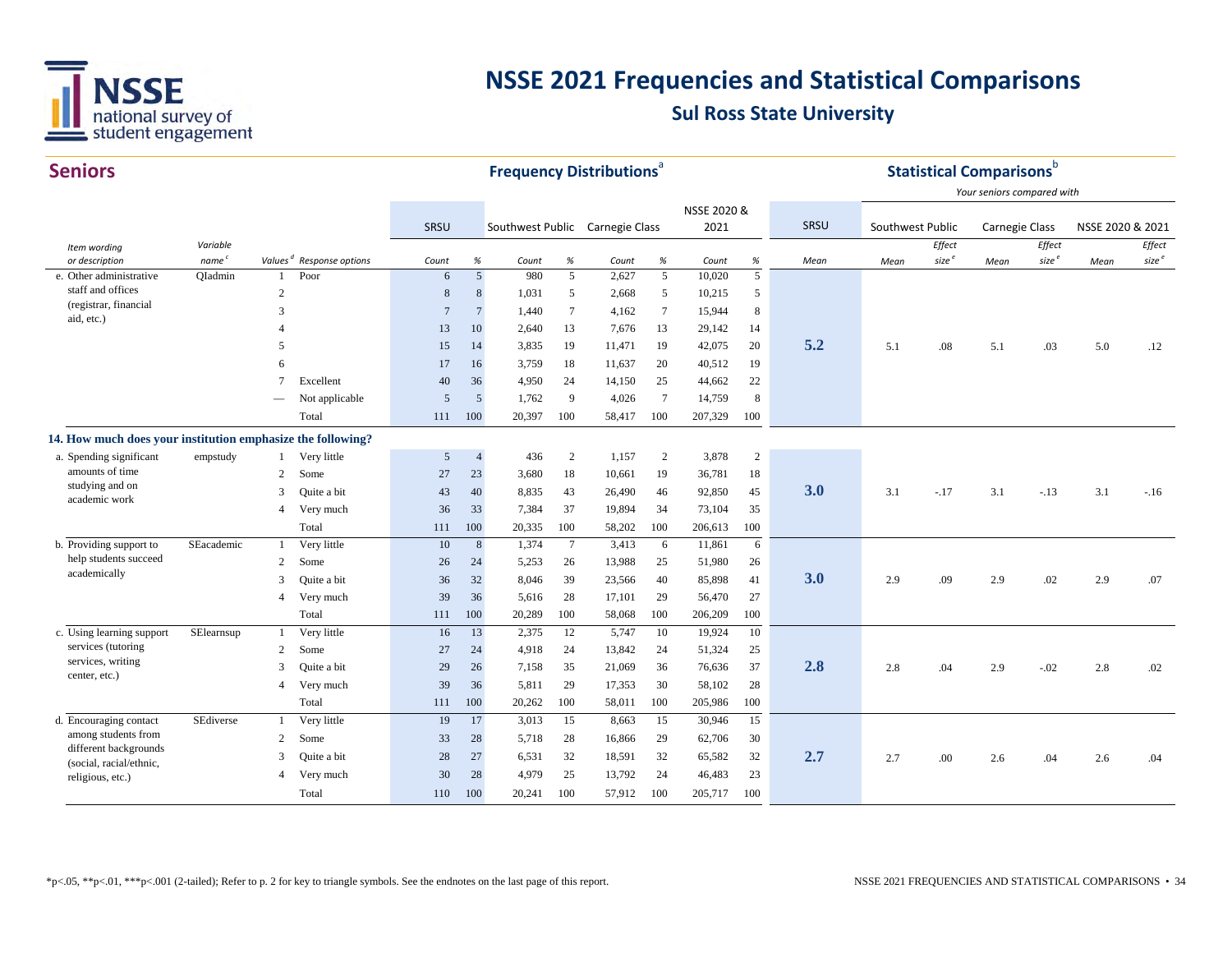# NSSE 2021 Frequencies and Statistical Comparisons

## Sul Ross State University

### Seniors

| | | | | Frequency Distributions[a] | | | | | | | | Statistical Comparisons[b] | | | | | | |
|---|---|---|---|---|---|---|---|---|---|---|---|---|---|---|---|---|---|---|
| | | | | | | | | | | | | | *Your seniors compared with* | | | | | |
| | | | | SRSU | | Southwest Public | | Carnegie Class | | NSSE 2020 & 2021 | | SRSU | Southwest Public | | Carnegie Class | | NSSE 2020 & 2021 | |
| *Item wording or description* | *Variable name[c]* | *Values[d]* | *Response options* | *Count* | *%* | *Count* | *%* | *Count* | *%* | *Count* | *%* | *Mean* | *Mean* | *Effect size[e]* | *Mean* | *Effect size[e]* | *Mean* | *Effect size[e]* |
| e. Other administrative staff and offices (registrar, financial aid, etc.) | QIadmin | 1 | Poor | 6 | 5 | 980 | 5 | 2,627 | 5 | 10,020 | 5 | **5.2** | 5.1 | .08 | 5.1 | .03 | 5.0 | .12 |
| | | 2 | | 8 | 8 | 1,031 | 5 | 2,668 | 5 | 10,215 | 5 | | | | | | | |
| | | 3 | | 7 | 7 | 1,440 | 7 | 4,162 | 7 | 15,944 | 8 | | | | | | | |
| | | 4 | | 13 | 10 | 2,640 | 13 | 7,676 | 13 | 29,142 | 14 | | | | | | | |
| | | 5 | | 15 | 14 | 3,835 | 19 | 11,471 | 19 | 42,075 | 20 | | | | | | | |
| | | 6 | | 17 | 16 | 3,759 | 18 | 11,637 | 20 | 40,512 | 19 | | | | | | | |
| | | 7 | Excellent | 40 | 36 | 4,950 | 24 | 14,150 | 25 | 44,662 | 22 | | | | | | | |
| | | — | Not applicable | 5 | 5 | 1,762 | 9 | 4,026 | 7 | 14,759 | 8 | | | | | | | |
| | | | Total | 111 | 100 | 20,397 | 100 | 58,417 | 100 | 207,329 | 100 | | | | | | | |
| **14. How much does your institution emphasize the following?** | | | | | | | | | | | | | | | | | | |
| a. Spending significant amounts of time studying and on academic work | empstudy | 1 | Very little | 5 | 4 | 436 | 2 | 1,157 | 2 | 3,878 | 2 | **3.0** | 3.1 | -.17 | 3.1 | -.13 | 3.1 | -.16 |
| | | 2 | Some | 27 | 23 | 3,680 | 18 | 10,661 | 19 | 36,781 | 18 | | | | | | | |
| | | 3 | Quite a bit | 43 | 40 | 8,835 | 43 | 26,490 | 46 | 92,850 | 45 | | | | | | | |
| | | 4 | Very much | 36 | 33 | 7,384 | 37 | 19,894 | 34 | 73,104 | 35 | | | | | | | |
| | | | Total | 111 | 100 | 20,335 | 100 | 58,202 | 100 | 206,613 | 100 | | | | | | | |
| b. Providing support to help students succeed academically | SEacademic | 1 | Very little | 10 | 8 | 1,374 | 7 | 3,413 | 6 | 11,861 | 6 | **3.0** | 2.9 | .09 | 2.9 | .02 | 2.9 | .07 |
| | | 2 | Some | 26 | 24 | 5,253 | 26 | 13,988 | 25 | 51,980 | 26 | | | | | | | |
| | | 3 | Quite a bit | 36 | 32 | 8,046 | 39 | 23,566 | 40 | 85,898 | 41 | | | | | | | |
| | | 4 | Very much | 39 | 36 | 5,616 | 28 | 17,101 | 29 | 56,470 | 27 | | | | | | | |
| | | | Total | 111 | 100 | 20,289 | 100 | 58,068 | 100 | 206,209 | 100 | | | | | | | |
| c. Using learning support services (tutoring services, writing center, etc.) | SElearnsup | 1 | Very little | 16 | 13 | 2,375 | 12 | 5,747 | 10 | 19,924 | 10 | **2.8** | 2.8 | .04 | 2.9 | -.02 | 2.8 | .02 |
| | | 2 | Some | 27 | 24 | 4,918 | 24 | 13,842 | 24 | 51,324 | 25 | | | | | | | |
| | | 3 | Quite a bit | 29 | 26 | 7,158 | 35 | 21,069 | 36 | 76,636 | 37 | | | | | | | |
| | | 4 | Very much | 39 | 36 | 5,811 | 29 | 17,353 | 30 | 58,102 | 28 | | | | | | | |
| | | | Total | 111 | 100 | 20,262 | 100 | 58,011 | 100 | 205,986 | 100 | | | | | | | |
| d. Encouraging contact among students from different backgrounds (social, racial/ethnic, religious, etc.) | SEdiverse | 1 | Very little | 19 | 17 | 3,013 | 15 | 8,663 | 15 | 30,946 | 15 | **2.7** | 2.7 | .00 | 2.6 | .04 | 2.6 | .04 |
| | | 2 | Some | 33 | 28 | 5,718 | 28 | 16,866 | 29 | 62,706 | 30 | | | | | | | |
| | | 3 | Quite a bit | 28 | 27 | 6,531 | 32 | 18,591 | 32 | 65,582 | 32 | | | | | | | |
| | | 4 | Very much | 30 | 28 | 4,979 | 25 | 13,792 | 24 | 46,483 | 23 | | | | | | | |
| | | | Total | 110 | 100 | 20,241 | 100 | 57,912 | 100 | 205,717 | 100 | | | | | | | |

*p<.05, **p<.01, ***p<.001 (2-tailed); Refer to p. 2 for key to triangle symbols. See the endnotes on the last page of this report.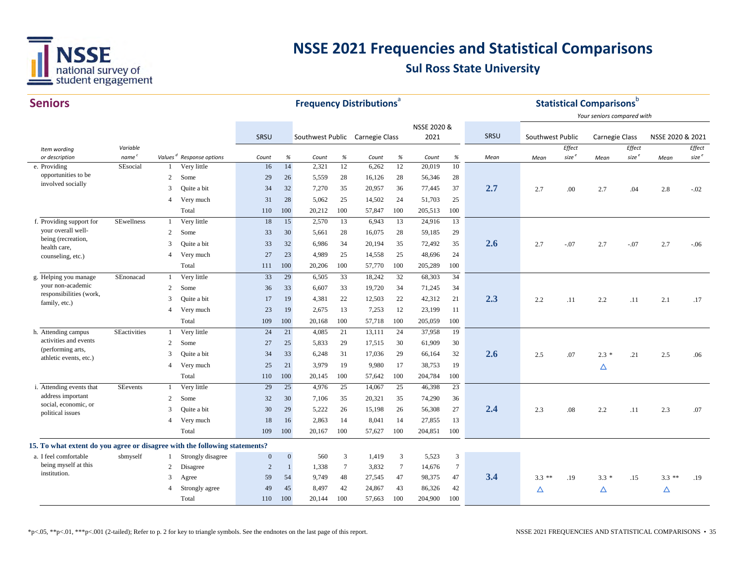# NSSE 2021 Frequencies and Statistical Comparisons

## Sul Ross State University

## Seniors

| Item wording or description | Variable name[c] | Values[d] | Response options | SRSU Count | SRSU % | Southwest Public Count | Southwest Public % | Carnegie Class Count | Carnegie Class % | NSSE 2020 & 2021 Count | NSSE 2020 & 2021 % | SRSU Mean | Southwest Public Mean | Southwest Public Effect size[e] | Carnegie Class Mean | Carnegie Class Effect size[e] | NSSE 2020 & 2021 Mean | NSSE 2020 & 2021 Effect size[e] |
|---|---|---|---|---|---|---|---|---|---|---|---|---|---|---|---|---|---|---|
| e. Providing opportunities to be involved socially | SEsocial | 1 | Very little | 16 | 14 | 2,321 | 12 | 6,262 | 12 | 20,019 | 10 | 2.7 | 2.7 | .00 | 2.7 | .04 | 2.8 | -.02 |
| | | 2 | Some | 29 | 26 | 5,559 | 28 | 16,126 | 28 | 56,346 | 28 | | | | | | | |
| | | 3 | Quite a bit | 34 | 32 | 7,270 | 35 | 20,957 | 36 | 77,445 | 37 | | | | | | | |
| | | 4 | Very much | 31 | 28 | 5,062 | 25 | 14,502 | 24 | 51,703 | 25 | | | | | | | |
| | | | Total | 110 | 100 | 20,212 | 100 | 57,847 | 100 | 205,513 | 100 | | | | | | | |
| f. Providing support for your overall well-being (recreation, health care, counseling, etc.) | SEwellness | 1 | Very little | 18 | 15 | 2,570 | 13 | 6,943 | 13 | 24,916 | 13 | 2.6 | 2.7 | -.07 | 2.7 | -.07 | 2.7 | -.06 |
| | | 2 | Some | 33 | 30 | 5,661 | 28 | 16,075 | 28 | 59,185 | 29 | | | | | | | |
| | | 3 | Quite a bit | 33 | 32 | 6,986 | 34 | 20,194 | 35 | 72,492 | 35 | | | | | | | |
| | | 4 | Very much | 27 | 23 | 4,989 | 25 | 14,558 | 25 | 48,696 | 24 | | | | | | | |
| | | | Total | 111 | 100 | 20,206 | 100 | 57,770 | 100 | 205,289 | 100 | | | | | | | |
| g. Helping you manage your non-academic responsibilities (work, family, etc.) | SEnonacad | 1 | Very little | 33 | 29 | 6,505 | 33 | 18,242 | 32 | 68,303 | 34 | 2.3 | 2.2 | .11 | 2.2 | .11 | 2.1 | .17 |
| | | 2 | Some | 36 | 33 | 6,607 | 33 | 19,720 | 34 | 71,245 | 34 | | | | | | | |
| | | 3 | Quite a bit | 17 | 19 | 4,381 | 22 | 12,503 | 22 | 42,312 | 21 | | | | | | | |
| | | 4 | Very much | 23 | 19 | 2,675 | 13 | 7,253 | 12 | 23,199 | 11 | | | | | | | |
| | | | Total | 109 | 100 | 20,168 | 100 | 57,718 | 100 | 205,059 | 100 | | | | | | | |
| h. Attending campus activities and events (performing arts, athletic events, etc.) | SEactivities | 1 | Very little | 24 | 21 | 4,085 | 21 | 13,111 | 24 | 37,958 | 19 | 2.6 | 2.5 | .07 | 2.3 * △ | .21 | 2.5 | .06 |
| | | 2 | Some | 27 | 25 | 5,833 | 29 | 17,515 | 30 | 61,909 | 30 | | | | | | | |
| | | 3 | Quite a bit | 34 | 33 | 6,248 | 31 | 17,036 | 29 | 66,164 | 32 | | | | | | | |
| | | 4 | Very much | 25 | 21 | 3,979 | 19 | 9,980 | 17 | 38,753 | 19 | | | | | | | |
| | | | Total | 110 | 100 | 20,145 | 100 | 57,642 | 100 | 204,784 | 100 | | | | | | | |
| i. Attending events that address important social, economic, or political issues | SEevents | 1 | Very little | 29 | 25 | 4,976 | 25 | 14,067 | 25 | 46,398 | 23 | 2.4 | 2.3 | .08 | 2.2 | .11 | 2.3 | .07 |
| | | 2 | Some | 32 | 30 | 7,106 | 35 | 20,321 | 35 | 74,290 | 36 | | | | | | | |
| | | 3 | Quite a bit | 30 | 29 | 5,222 | 26 | 15,198 | 26 | 56,308 | 27 | | | | | | | |
| | | 4 | Very much | 18 | 16 | 2,863 | 14 | 8,041 | 14 | 27,855 | 13 | | | | | | | |
| | | | Total | 109 | 100 | 20,167 | 100 | 57,627 | 100 | 204,851 | 100 | | | | | | | |
| **15. To what extent do you agree or disagree with the following statements?** | | | | | | | | | | | | | | | | | | |
| a. I feel comfortable being myself at this institution. | sbmyself | 1 | Strongly disagree | 0 | 0 | 560 | 3 | 1,419 | 3 | 5,523 | 3 | 3.4 | 3.3 ** △ | .19 | 3.3 * △ | .15 | 3.3 ** △ | .19 |
| | | 2 | Disagree | 2 | 1 | 1,338 | 7 | 3,832 | 7 | 14,676 | 7 | | | | | | | |
| | | 3 | Agree | 59 | 54 | 9,749 | 48 | 27,545 | 47 | 98,375 | 47 | | | | | | | |
| | | 4 | Strongly agree | 49 | 45 | 8,497 | 42 | 24,867 | 43 | 86,326 | 42 | | | | | | | |
| | | | Total | 110 | 100 | 20,144 | 100 | 57,663 | 100 | 204,900 | 100 | | | | | | | |

Frequency Distributions[a]; Statistical Comparisons[b] — Your seniors compared with

*p<.05, **p<.01, ***p<.001 (2-tailed); Refer to p. 2 for key to triangle symbols. See the endnotes on the last page of this report.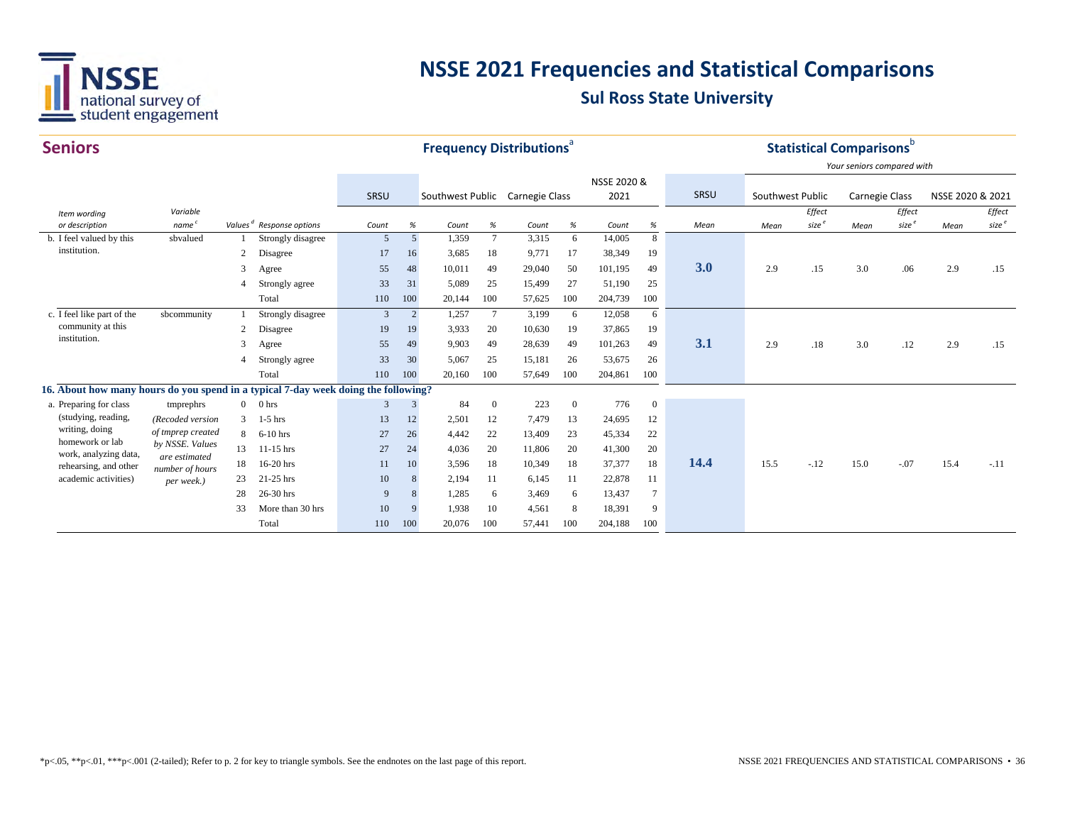# NSSE 2021 Frequencies and Statistical Comparisons

## Sul Ross State University

## Seniors

| | | | | Frequency Distributions[a] | | | | | | | | | | | Statistical Comparisons[b] | | | | | | |
|---|---|---|---|---|---|---|---|---|---|---|---|---|---|---|---|---|---|---|---|---|---|
| | | | | | | | | | | | | | | | *Your seniors compared with* | | | | | | |
| | | | | SRSU | | Southwest Public | | Carnegie Class | | NSSE 2020 & 2021 | | SRSU | Southwest Public | | Carnegie Class | | NSSE 2020 & 2021 | |
| *Item wording or description* | *Variable name[c]* | *Values[d]* | *Response options* | *Count* | *%* | *Count* | *%* | *Count* | *%* | *Count* | *%* | *Mean* | *Mean* | *Effect size[e]* | *Mean* | *Effect size[e]* | *Mean* | *Effect size[e]* |
| b. I feel valued by this institution. | sbvalued | 1 | Strongly disagree | 5 | 5 | 1,359 | 7 | 3,315 | 6 | 14,005 | 8 | | | | | | | |
| | | 2 | Disagree | 17 | 16 | 3,685 | 18 | 9,771 | 17 | 38,349 | 19 | | | | | | | |
| | | 3 | Agree | 55 | 48 | 10,011 | 49 | 29,040 | 50 | 101,195 | 49 | **3.0** | 2.9 | .15 | 3.0 | .06 | 2.9 | .15 |
| | | 4 | Strongly agree | 33 | 31 | 5,089 | 25 | 15,499 | 27 | 51,190 | 25 | | | | | | | |
| | | | Total | 110 | 100 | 20,144 | 100 | 57,625 | 100 | 204,739 | 100 | | | | | | | |
| c. I feel like part of the community at this institution. | sbcommunity | 1 | Strongly disagree | 3 | 2 | 1,257 | 7 | 3,199 | 6 | 12,058 | 6 | | | | | | | |
| | | 2 | Disagree | 19 | 19 | 3,933 | 20 | 10,630 | 19 | 37,865 | 19 | | | | | | | |
| | | 3 | Agree | 55 | 49 | 9,903 | 49 | 28,639 | 49 | 101,263 | 49 | **3.1** | 2.9 | .18 | 3.0 | .12 | 2.9 | .15 |
| | | 4 | Strongly agree | 33 | 30 | 5,067 | 25 | 15,181 | 26 | 53,675 | 26 | | | | | | | |
| | | | Total | 110 | 100 | 20,160 | 100 | 57,649 | 100 | 204,861 | 100 | | | | | | | |
| **16. About how many hours do you spend in a typical 7-day week doing the following?** | | | | | | | | | | | | | | | | | | |
| a. Preparing for class (studying, reading, writing, doing homework or lab work, analyzing data, rehearsing, and other academic activities) | tmprephrs *(Recoded version of tmprep created by NSSE. Values are estimated number of hours per week.)* | 0 | 0 hrs | 3 | 3 | 84 | 0 | 223 | 0 | 776 | 0 | | | | | | | |
| | | 3 | 1-5 hrs | 13 | 12 | 2,501 | 12 | 7,479 | 13 | 24,695 | 12 | | | | | | | |
| | | 8 | 6-10 hrs | 27 | 26 | 4,442 | 22 | 13,409 | 23 | 45,334 | 22 | | | | | | | |
| | | 13 | 11-15 hrs | 27 | 24 | 4,036 | 20 | 11,806 | 20 | 41,300 | 20 | | | | | | | |
| | | 18 | 16-20 hrs | 11 | 10 | 3,596 | 18 | 10,349 | 18 | 37,377 | 18 | **14.4** | 15.5 | -.12 | 15.0 | -.07 | 15.4 | -.11 |
| | | 23 | 21-25 hrs | 10 | 8 | 2,194 | 11 | 6,145 | 11 | 22,878 | 11 | | | | | | | |
| | | 28 | 26-30 hrs | 9 | 8 | 1,285 | 6 | 3,469 | 6 | 13,437 | 7 | | | | | | | |
| | | 33 | More than 30 hrs | 10 | 9 | 1,938 | 10 | 4,561 | 8 | 18,391 | 9 | | | | | | | |
| | | | Total | 110 | 100 | 20,076 | 100 | 57,441 | 100 | 204,188 | 100 | | | | | | | |

*p<.05, **p<.01, ***p<.001 (2-tailed); Refer to p. 2 for key to triangle symbols. See the endnotes on the last page of this report.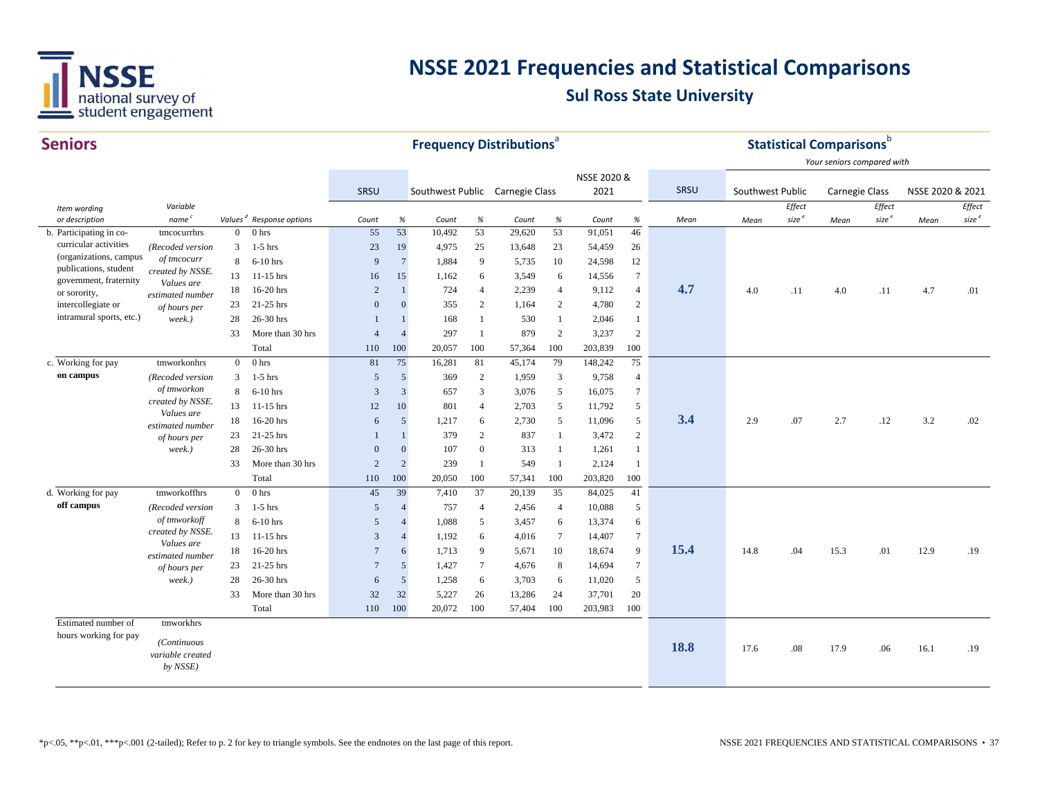# NSSE 2021 Frequencies and Statistical Comparisons

## Sul Ross State University

## Seniors

| Item wording or description | Variable name[c] | Values[d] | Response options | SRSU Count | SRSU % | Southwest Public Count | Southwest Public % | Carnegie Class Count | Carnegie Class % | NSSE 2020 & 2021 Count | NSSE 2020 & 2021 % | SRSU Mean | Southwest Public Mean | Southwest Public Effect size[e] | Carnegie Class Mean | Carnegie Class Effect size[e] | NSSE 2020 & 2021 Mean | NSSE 2020 & 2021 Effect size[e] |
|---|---|---|---|---|---|---|---|---|---|---|---|---|---|---|---|---|---|---|
| b. Participating in co-curricular activities (organizations, campus publications, student government, fraternity or sorority, intercollegiate or intramural sports, etc.) | tmcocurrhrs (Recoded version of tmcocurr created by NSSE. Values are estimated number of hours per week.) | 0 | 0 hrs | 55 | 53 | 10,492 | 53 | 29,620 | 53 | 91,051 | 46 | 4.7 | 4.0 | .11 | 4.0 | .11 | 4.7 | .01 |
| | | 3 | 1-5 hrs | 23 | 19 | 4,975 | 25 | 13,648 | 23 | 54,459 | 26 | | | | | | | |
| | | 8 | 6-10 hrs | 9 | 7 | 1,884 | 9 | 5,735 | 10 | 24,598 | 12 | | | | | | | |
| | | 13 | 11-15 hrs | 16 | 15 | 1,162 | 6 | 3,549 | 6 | 14,556 | 7 | | | | | | | |
| | | 18 | 16-20 hrs | 2 | 1 | 724 | 4 | 2,239 | 4 | 9,112 | 4 | | | | | | | |
| | | 23 | 21-25 hrs | 0 | 0 | 355 | 2 | 1,164 | 2 | 4,780 | 2 | | | | | | | |
| | | 28 | 26-30 hrs | 1 | 1 | 168 | 1 | 530 | 1 | 2,046 | 1 | | | | | | | |
| | | 33 | More than 30 hrs | 4 | 4 | 297 | 1 | 879 | 2 | 3,237 | 2 | | | | | | | |
| | | | Total | 110 | 100 | 20,057 | 100 | 57,364 | 100 | 203,839 | 100 | | | | | | | |
| c. Working for pay **on campus** | tmworkonhrs (Recoded version of tmworkon created by NSSE. Values are estimated number of hours per week.) | 0 | 0 hrs | 81 | 75 | 16,281 | 81 | 45,174 | 79 | 148,242 | 75 | 3.4 | 2.9 | .07 | 2.7 | .12 | 3.2 | .02 |
| | | 3 | 1-5 hrs | 5 | 5 | 369 | 2 | 1,959 | 3 | 9,758 | 4 | | | | | | | |
| | | 8 | 6-10 hrs | 3 | 3 | 657 | 3 | 3,076 | 5 | 16,075 | 7 | | | | | | | |
| | | 13 | 11-15 hrs | 12 | 10 | 801 | 4 | 2,703 | 5 | 11,792 | 5 | | | | | | | |
| | | 18 | 16-20 hrs | 6 | 5 | 1,217 | 6 | 2,730 | 5 | 11,096 | 5 | | | | | | | |
| | | 23 | 21-25 hrs | 1 | 1 | 379 | 2 | 837 | 1 | 3,472 | 2 | | | | | | | |
| | | 28 | 26-30 hrs | 0 | 0 | 107 | 0 | 313 | 1 | 1,261 | 1 | | | | | | | |
| | | 33 | More than 30 hrs | 2 | 2 | 239 | 1 | 549 | 1 | 2,124 | 1 | | | | | | | |
| | | | Total | 110 | 100 | 20,050 | 100 | 57,341 | 100 | 203,820 | 100 | | | | | | | |
| d. Working for pay **off campus** | tmworkoffhrs (Recoded version of tmworkoff created by NSSE. Values are estimated number of hours per week.) | 0 | 0 hrs | 45 | 39 | 7,410 | 37 | 20,139 | 35 | 84,025 | 41 | 15.4 | 14.8 | .04 | 15.3 | .01 | 12.9 | .19 |
| | | 3 | 1-5 hrs | 5 | 4 | 757 | 4 | 2,456 | 4 | 10,088 | 5 | | | | | | | |
| | | 8 | 6-10 hrs | 5 | 4 | 1,088 | 5 | 3,457 | 6 | 13,374 | 6 | | | | | | | |
| | | 13 | 11-15 hrs | 3 | 4 | 1,192 | 6 | 4,016 | 7 | 14,407 | 7 | | | | | | | |
| | | 18 | 16-20 hrs | 7 | 6 | 1,713 | 9 | 5,671 | 10 | 18,674 | 9 | | | | | | | |
| | | 23 | 21-25 hrs | 7 | 5 | 1,427 | 7 | 4,676 | 8 | 14,694 | 7 | | | | | | | |
| | | 28 | 26-30 hrs | 6 | 5 | 1,258 | 6 | 3,703 | 6 | 11,020 | 5 | | | | | | | |
| | | 33 | More than 30 hrs | 32 | 32 | 5,227 | 26 | 13,286 | 24 | 37,701 | 20 | | | | | | | |
| | | | Total | 110 | 100 | 20,072 | 100 | 57,404 | 100 | 203,983 | 100 | | | | | | | |
| Estimated number of hours working for pay | tmworkhrs (Continuous variable created by NSSE) | | | | | | | | | | | 18.8 | 17.6 | .08 | 17.9 | .06 | 16.1 | .19 |

Frequency Distributions[a]; Statistical Comparisons[b] — Your seniors compared with

*p<.05, **p<.01, ***p<.001 (2-tailed); Refer to p. 2 for key to triangle symbols. See the endnotes on the last page of this report.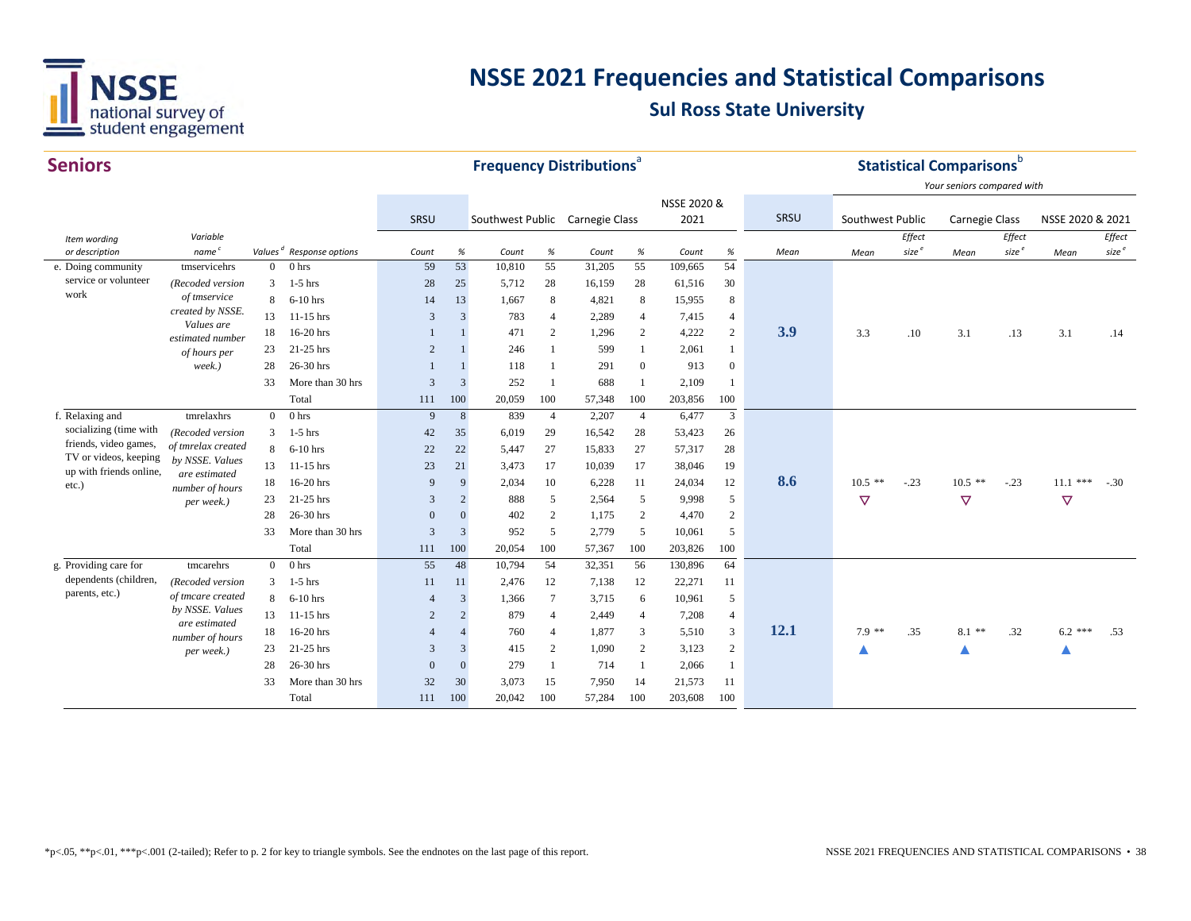# NSSE 2021 Frequencies and Statistical Comparisons

## Sul Ross State University

## Seniors

| Item wording or description | Variable name[c] | Values[d] | Response options | SRSU Count | SRSU % | Southwest Public Count | Southwest Public % | Carnegie Class Count | Carnegie Class % | NSSE 2020 & 2021 Count | NSSE 2020 & 2021 % | SRSU Mean | Southwest Public Mean | Southwest Public Effect size[e] | Carnegie Class Mean | Carnegie Class Effect size[e] | NSSE 2020 & 2021 Mean | NSSE 2020 & 2021 Effect size[e] |
|---|---|---|---|---|---|---|---|---|---|---|---|---|---|---|---|---|---|---|
| e. Doing community service or volunteer work | tmservicehrs (Recoded version of tmservice created by NSSE. Values are estimated number of hours per week.) | 0 | 0 hrs | 59 | 53 | 10,810 | 55 | 31,205 | 55 | 109,665 | 54 | 3.9 | 3.3 | .10 | 3.1 | .13 | 3.1 | .14 |
| | | 3 | 1-5 hrs | 28 | 25 | 5,712 | 28 | 16,159 | 28 | 61,516 | 30 | | | | | | | |
| | | 8 | 6-10 hrs | 14 | 13 | 1,667 | 8 | 4,821 | 8 | 15,955 | 8 | | | | | | | |
| | | 13 | 11-15 hrs | 3 | 3 | 783 | 4 | 2,289 | 4 | 7,415 | 4 | | | | | | | |
| | | 18 | 16-20 hrs | 1 | 1 | 471 | 2 | 1,296 | 2 | 4,222 | 2 | | | | | | | |
| | | 23 | 21-25 hrs | 2 | 1 | 246 | 1 | 599 | 1 | 2,061 | 1 | | | | | | | |
| | | 28 | 26-30 hrs | 1 | 1 | 118 | 1 | 291 | 0 | 913 | 0 | | | | | | | |
| | | 33 | More than 30 hrs | 3 | 3 | 252 | 1 | 688 | 1 | 2,109 | 1 | | | | | | | |
| | | | Total | 111 | 100 | 20,059 | 100 | 57,348 | 100 | 203,856 | 100 | | | | | | | |
| f. Relaxing and socializing (time with friends, video games, TV or videos, keeping up with friends online, etc.) | tmrelaxhrs (Recoded version of tmrelax created by NSSE. Values are estimated number of hours per week.) | 0 | 0 hrs | 9 | 8 | 839 | 4 | 2,207 | 4 | 6,477 | 3 | 8.6 | 10.5 ** ▽ | -.23 | 10.5 ** ▽ | -.23 | 11.1 *** ▽ | -.30 |
| | | 3 | 1-5 hrs | 42 | 35 | 6,019 | 29 | 16,542 | 28 | 53,423 | 26 | | | | | | | |
| | | 8 | 6-10 hrs | 22 | 22 | 5,447 | 27 | 15,833 | 27 | 57,317 | 28 | | | | | | | |
| | | 13 | 11-15 hrs | 23 | 21 | 3,473 | 17 | 10,039 | 17 | 38,046 | 19 | | | | | | | |
| | | 18 | 16-20 hrs | 9 | 9 | 2,034 | 10 | 6,228 | 11 | 24,034 | 12 | | | | | | | |
| | | 23 | 21-25 hrs | 3 | 2 | 888 | 5 | 2,564 | 5 | 9,998 | 5 | | | | | | | |
| | | 28 | 26-30 hrs | 0 | 0 | 402 | 2 | 1,175 | 2 | 4,470 | 2 | | | | | | | |
| | | 33 | More than 30 hrs | 3 | 3 | 952 | 5 | 2,779 | 5 | 10,061 | 5 | | | | | | | |
| | | | Total | 111 | 100 | 20,054 | 100 | 57,367 | 100 | 203,826 | 100 | | | | | | | |
| g. Providing care for dependents (children, parents, etc.) | tmcarehrs (Recoded version of tmcare created by NSSE. Values are estimated number of hours per week.) | 0 | 0 hrs | 55 | 48 | 10,794 | 54 | 32,351 | 56 | 130,896 | 64 | 12.1 | 7.9 ** ▲ | .35 | 8.1 ** ▲ | .32 | 6.2 *** ▲ | .53 |
| | | 3 | 1-5 hrs | 11 | 11 | 2,476 | 12 | 7,138 | 12 | 22,271 | 11 | | | | | | | |
| | | 8 | 6-10 hrs | 4 | 3 | 1,366 | 7 | 3,715 | 6 | 10,961 | 5 | | | | | | | |
| | | 13 | 11-15 hrs | 2 | 2 | 879 | 4 | 2,449 | 4 | 7,208 | 4 | | | | | | | |
| | | 18 | 16-20 hrs | 4 | 4 | 760 | 4 | 1,877 | 3 | 5,510 | 3 | | | | | | | |
| | | 23 | 21-25 hrs | 3 | 3 | 415 | 2 | 1,090 | 2 | 3,123 | 2 | | | | | | | |
| | | 28 | 26-30 hrs | 0 | 0 | 279 | 1 | 714 | 1 | 2,066 | 1 | | | | | | | |
| | | 33 | More than 30 hrs | 32 | 30 | 3,073 | 15 | 7,950 | 14 | 21,573 | 11 | | | | | | | |
| | | | Total | 111 | 100 | 20,042 | 100 | 57,284 | 100 | 203,608 | 100 | | | | | | | |

Frequency Distributions[a]; Statistical Comparisons[b] — Your seniors compared with

*p<.05, **p<.01, ***p<.001 (2-tailed); Refer to p. 2 for key to triangle symbols. See the endnotes on the last page of this report.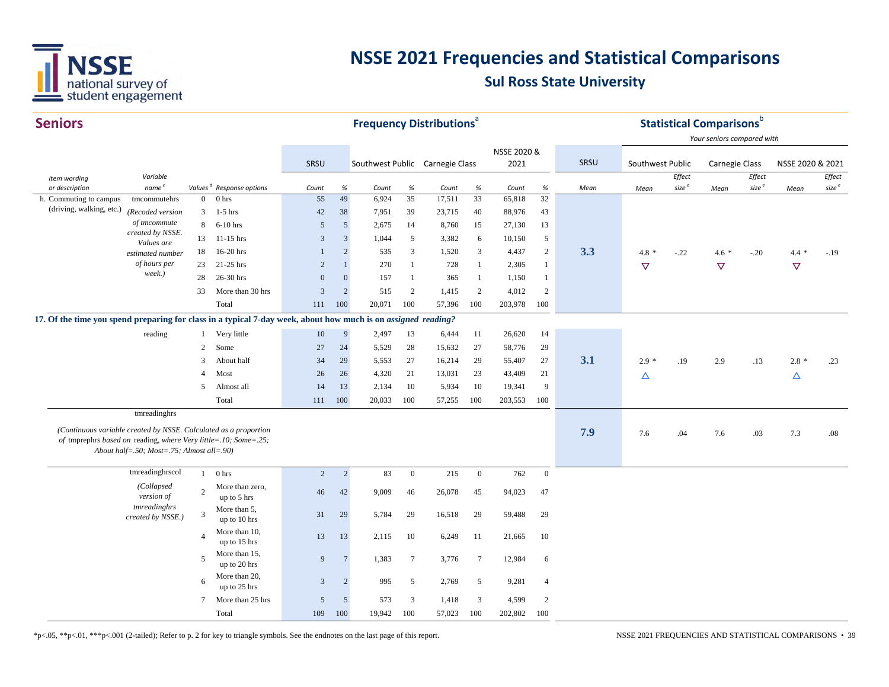# NSSE 2021 Frequencies and Statistical Comparisons

## Sul Ross State University

## Seniors

| | | | | Frequency Distributions[a] | | | | | | | | Statistical Comparisons[b] | | | | | | |
|---|---|---|---|---|---|---|---|---|---|---|---|---|---|---|---|---|---|---|
| | | | | | | | | | | | | | *Your seniors compared with* | | | | | |
| | | | | SRSU | | Southwest Public | | Carnegie Class | | NSSE 2020 & 2021 | | SRSU | Southwest Public | | Carnegie Class | | NSSE 2020 & 2021 | |
| *Item wording or description* | *Variable name[c]* | *Values[d]* | *Response options* | *Count* | *%* | *Count* | *%* | *Count* | *%* | *Count* | *%* | *Mean* | *Mean* | *Effect size[e]* | *Mean* | *Effect size[e]* | *Mean* | *Effect size[e]* |
| h. Commuting to campus (driving, walking, etc.) | tmcommutehrs | 0 | 0 hrs | 55 | 49 | 6,924 | 35 | 17,511 | 33 | 65,818 | 32 | | | | | | | |
| | *(Recoded version* | 3 | 1-5 hrs | 42 | 38 | 7,951 | 39 | 23,715 | 40 | 88,976 | 43 | | | | | | | |
| | *of tmcommute* | 8 | 6-10 hrs | 5 | 5 | 2,675 | 14 | 8,760 | 15 | 27,130 | 13 | | | | | | | |
| | *created by NSSE. Values are* | 13 | 11-15 hrs | 3 | 3 | 1,044 | 5 | 3,382 | 6 | 10,150 | 5 | | | | | | | |
| | *estimated number* | 18 | 16-20 hrs | 1 | 2 | 535 | 3 | 1,520 | 3 | 4,437 | 2 | **3.3** | 4.8 * ▽ | -.22 | 4.6 * ▽ | -.20 | 4.4 * ▽ | -.19 |
| | *of hours per* | 23 | 21-25 hrs | 2 | 1 | 270 | 1 | 728 | 1 | 2,305 | 1 | | | | | | | |
| | *week.)* | 28 | 26-30 hrs | 0 | 0 | 157 | 1 | 365 | 1 | 1,150 | 1 | | | | | | | |
| | | 33 | More than 30 hrs | 3 | 2 | 515 | 2 | 1,415 | 2 | 4,012 | 2 | | | | | | | |
| | | | Total | 111 | 100 | 20,071 | 100 | 57,396 | 100 | 203,978 | 100 | | | | | | | |
| **17. Of the time you spend preparing for class in a typical 7-day week, about how much is on *assigned reading?*** | | | | | | | | | | | | | | | | | | |
| | reading | 1 | Very little | 10 | 9 | 2,497 | 13 | 6,444 | 11 | 26,620 | 14 | | | | | | | |
| | | 2 | Some | 27 | 24 | 5,529 | 28 | 15,632 | 27 | 58,776 | 29 | | | | | | | |
| | | 3 | About half | 34 | 29 | 5,553 | 27 | 16,214 | 29 | 55,407 | 27 | **3.1** | 2.9 * △ | .19 | 2.9 | .13 | 2.8 * △ | .23 |
| | | 4 | Most | 26 | 26 | 4,320 | 21 | 13,031 | 23 | 43,409 | 21 | | | | | | | |
| | | 5 | Almost all | 14 | 13 | 2,134 | 10 | 5,934 | 10 | 19,341 | 9 | | | | | | | |
| | | | Total | 111 | 100 | 20,033 | 100 | 57,255 | 100 | 203,553 | 100 | | | | | | | |
| | tmreadinghrs *(Continuous variable created by NSSE. Calculated as a proportion of* tmprephrs *based on* reading, *where Very little=.10; Some=.25; About half=.50; Most=.75; Almost all=.90)* | | | | | | | | | | | **7.9** | 7.6 | .04 | 7.6 | .03 | 7.3 | .08 |
| | tmreadinghrscol | 1 | 0 hrs | 2 | 2 | 83 | 0 | 215 | 0 | 762 | 0 | | | | | | | |
| | *(Collapsed version of* | 2 | More than zero, up to 5 hrs | 46 | 42 | 9,009 | 46 | 26,078 | 45 | 94,023 | 47 | | | | | | | |
| | *tmreadinghrs created by NSSE.)* | 3 | More than 5, up to 10 hrs | 31 | 29 | 5,784 | 29 | 16,518 | 29 | 59,488 | 29 | | | | | | | |
| | | 4 | More than 10, up to 15 hrs | 13 | 13 | 2,115 | 10 | 6,249 | 11 | 21,665 | 10 | | | | | | | |
| | | 5 | More than 15, up to 20 hrs | 9 | 7 | 1,383 | 7 | 3,776 | 7 | 12,984 | 6 | | | | | | | |
| | | 6 | More than 20, up to 25 hrs | 3 | 2 | 995 | 5 | 2,769 | 5 | 9,281 | 4 | | | | | | | |
| | | 7 | More than 25 hrs | 5 | 5 | 573 | 3 | 1,418 | 3 | 4,599 | 2 | | | | | | | |
| | | | Total | 109 | 100 | 19,942 | 100 | 57,023 | 100 | 202,802 | 100 | | | | | | | |

*p<.05, **p<.01, ***p<.001 (2-tailed); Refer to p. 2 for key to triangle symbols. See the endnotes on the last page of this report.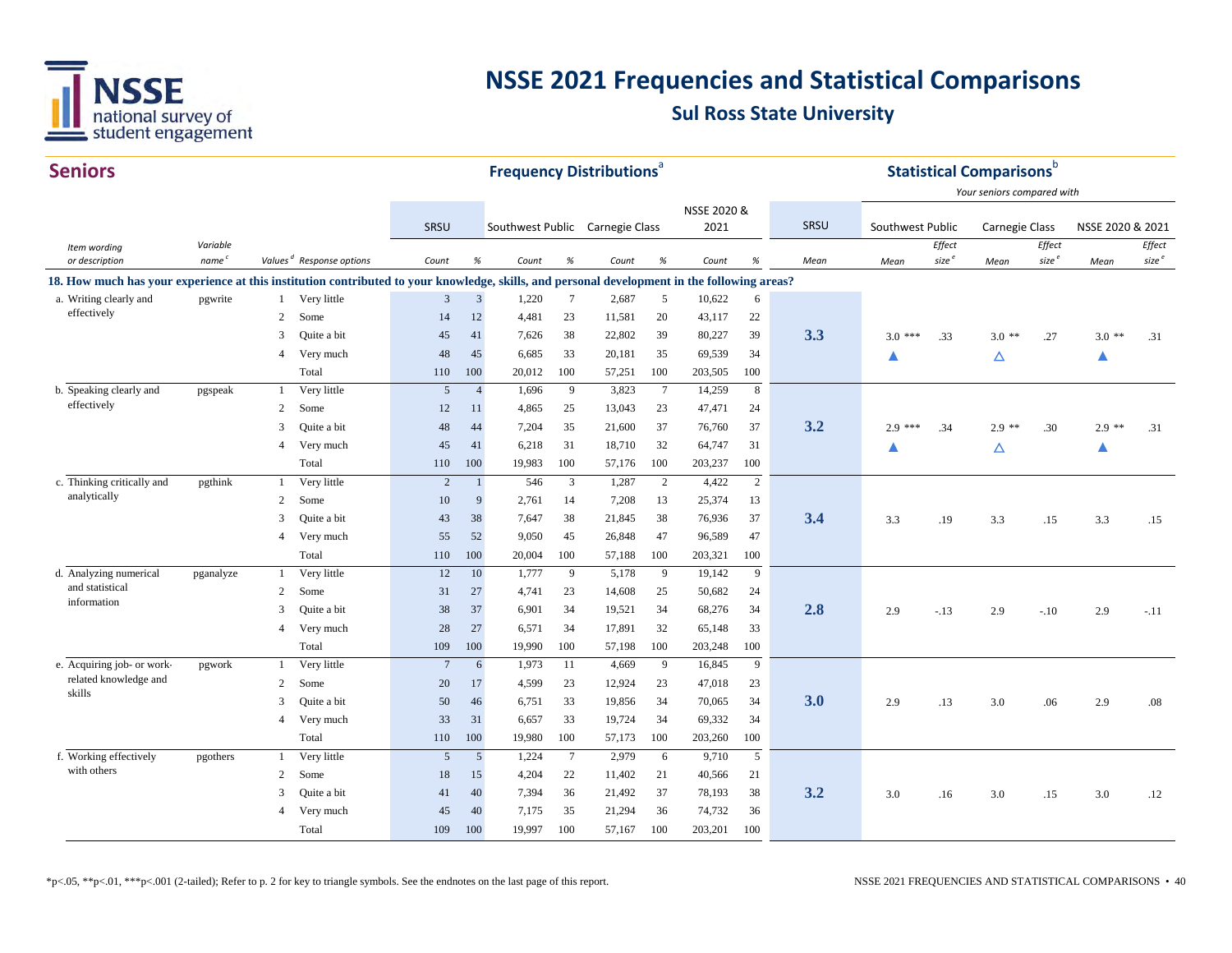# NSSE 2021 Frequencies and Statistical Comparisons

## Sul Ross State University

## Seniors

| Item wording or description | Variable name[c] | Values[d] | Response options | SRSU Count | SRSU % | Southwest Public Count | Southwest Public % | Carnegie Class Count | Carnegie Class % | NSSE 2020 & 2021 Count | NSSE 2020 & 2021 % | SRSU Mean | Southwest Public Mean | Southwest Public Effect size[e] | Carnegie Class Mean | Carnegie Class Effect size[e] | NSSE 2020 & 2021 Mean | NSSE 2020 & 2021 Effect size[e] |
|---|---|---|---|---|---|---|---|---|---|---|---|---|---|---|---|---|---|---|
| **18. How much has your experience at this institution contributed to your knowledge, skills, and personal development in the following areas?** | | | | | | | | | | | | | | | | | | |
| a. Writing clearly and effectively | pgwrite | 1 | Very little | 3 | 3 | 1,220 | 7 | 2,687 | 5 | 10,622 | 6 | | | | | | | |
| | | 2 | Some | 14 | 12 | 4,481 | 23 | 11,581 | 20 | 43,117 | 22 | | | | | | | |
| | | 3 | Quite a bit | 45 | 41 | 7,626 | 38 | 22,802 | 39 | 80,227 | 39 | **3.3** | 3.0 *** | .33 | 3.0 ** | .27 | 3.0 ** | .31 |
| | | 4 | Very much | 48 | 45 | 6,685 | 33 | 20,181 | 35 | 69,539 | 34 | | ▲ | | △ | | ▲ | |
| | | | Total | 110 | 100 | 20,012 | 100 | 57,251 | 100 | 203,505 | 100 | | | | | | | |
| b. Speaking clearly and effectively | pgspeak | 1 | Very little | 5 | 4 | 1,696 | 9 | 3,823 | 7 | 14,259 | 8 | | | | | | | |
| | | 2 | Some | 12 | 11 | 4,865 | 25 | 13,043 | 23 | 47,471 | 24 | | | | | | | |
| | | 3 | Quite a bit | 48 | 44 | 7,204 | 35 | 21,600 | 37 | 76,760 | 37 | **3.2** | 2.9 *** | .34 | 2.9 ** | .30 | 2.9 ** | .31 |
| | | 4 | Very much | 45 | 41 | 6,218 | 31 | 18,710 | 32 | 64,747 | 31 | | ▲ | | △ | | ▲ | |
| | | | Total | 110 | 100 | 19,983 | 100 | 57,176 | 100 | 203,237 | 100 | | | | | | | |
| c. Thinking critically and analytically | pgthink | 1 | Very little | 2 | 1 | 546 | 3 | 1,287 | 2 | 4,422 | 2 | | | | | | | |
| | | 2 | Some | 10 | 9 | 2,761 | 14 | 7,208 | 13 | 25,374 | 13 | | | | | | | |
| | | 3 | Quite a bit | 43 | 38 | 7,647 | 38 | 21,845 | 38 | 76,936 | 37 | **3.4** | 3.3 | .19 | 3.3 | .15 | 3.3 | .15 |
| | | 4 | Very much | 55 | 52 | 9,050 | 45 | 26,848 | 47 | 96,589 | 47 | | | | | | | |
| | | | Total | 110 | 100 | 20,004 | 100 | 57,188 | 100 | 203,321 | 100 | | | | | | | |
| d. Analyzing numerical and statistical information | pganalyze | 1 | Very little | 12 | 10 | 1,777 | 9 | 5,178 | 9 | 19,142 | 9 | | | | | | | |
| | | 2 | Some | 31 | 27 | 4,741 | 23 | 14,608 | 25 | 50,682 | 24 | | | | | | | |
| | | 3 | Quite a bit | 38 | 37 | 6,901 | 34 | 19,521 | 34 | 68,276 | 34 | **2.8** | 2.9 | -.13 | 2.9 | -.10 | 2.9 | -.11 |
| | | 4 | Very much | 28 | 27 | 6,571 | 34 | 17,891 | 32 | 65,148 | 33 | | | | | | | |
| | | | Total | 109 | 100 | 19,990 | 100 | 57,198 | 100 | 203,248 | 100 | | | | | | | |
| e. Acquiring job- or work-related knowledge and skills | pgwork | 1 | Very little | 7 | 6 | 1,973 | 11 | 4,669 | 9 | 16,845 | 9 | | | | | | | |
| | | 2 | Some | 20 | 17 | 4,599 | 23 | 12,924 | 23 | 47,018 | 23 | | | | | | | |
| | | 3 | Quite a bit | 50 | 46 | 6,751 | 33 | 19,856 | 34 | 70,065 | 34 | **3.0** | 2.9 | .13 | 3.0 | .06 | 2.9 | .08 |
| | | 4 | Very much | 33 | 31 | 6,657 | 33 | 19,724 | 34 | 69,332 | 34 | | | | | | | |
| | | | Total | 110 | 100 | 19,980 | 100 | 57,173 | 100 | 203,260 | 100 | | | | | | | |
| f. Working effectively with others | pgothers | 1 | Very little | 5 | 5 | 1,224 | 7 | 2,979 | 6 | 9,710 | 5 | | | | | | | |
| | | 2 | Some | 18 | 15 | 4,204 | 22 | 11,402 | 21 | 40,566 | 21 | | | | | | | |
| | | 3 | Quite a bit | 41 | 40 | 7,394 | 36 | 21,492 | 37 | 78,193 | 38 | **3.2** | 3.0 | .16 | 3.0 | .15 | 3.0 | .12 |
| | | 4 | Very much | 45 | 40 | 7,175 | 35 | 21,294 | 36 | 74,732 | 36 | | | | | | | |
| | | | Total | 109 | 100 | 19,997 | 100 | 57,167 | 100 | 203,201 | 100 | | | | | | | |

Frequency Distributions[a]; Statistical Comparisons[b] — Your seniors compared with

*p<.05, **p<.01, ***p<.001 (2-tailed); Refer to p. 2 for key to triangle symbols. See the endnotes on the last page of this report.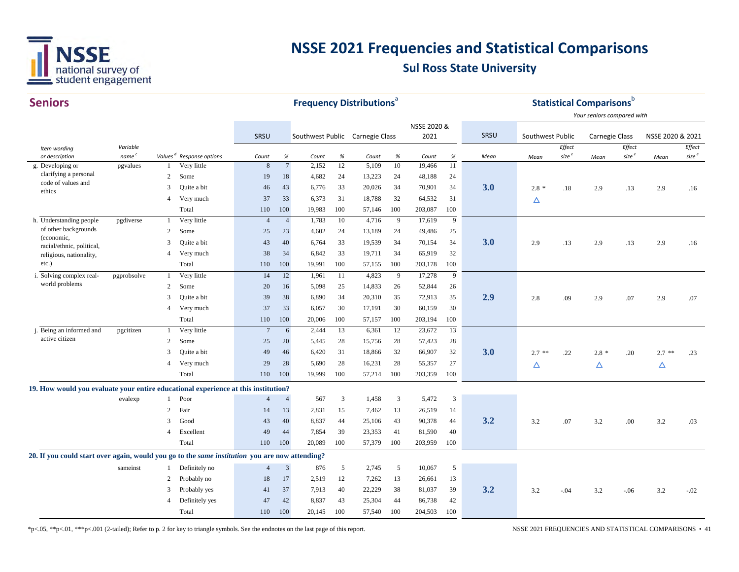# NSSE 2021 Frequencies and Statistical Comparisons

## Sul Ross State University

## Seniors

| | | | | Frequency Distributions[a] | | | | | | | | | | Statistical Comparisons[b] | | | | | | |
|---|---|---|---|---|---|---|---|---|---|---|---|---|---|---|---|---|---|---|---|---|
| | | | | | | | | | | | | | | *Your seniors compared with* | | | | | | |
| | | | | SRSU | | Southwest Public | | Carnegie Class | | NSSE 2020 & 2021 | | | SRSU | Southwest Public | | Carnegie Class | | NSSE 2020 & 2021 | | |
| *Item wording or description* | *Variable name[c]* | *Values[d]* | *Response options* | *Count* | *%* | *Count* | *%* | *Count* | *%* | *Count* | *%* | | *Mean* | *Mean* | *Effect size[e]* | *Mean* | *Effect size[e]* | *Mean* | *Effect size[e]* | |
| g. Developing or clarifying a personal code of values and ethics | pgvalues | 1 | Very little | 8 | 7 | 2,152 | 12 | 5,109 | 10 | 19,466 | 11 | | | | | | | | | |
| | | 2 | Some | 19 | 18 | 4,682 | 24 | 13,223 | 24 | 48,188 | 24 | | | | | | | | | |
| | | 3 | Quite a bit | 46 | 43 | 6,776 | 33 | 20,026 | 34 | 70,901 | 34 | | **3.0** | 2.8 * | .18 | 2.9 | .13 | 2.9 | .16 | |
| | | 4 | Very much | 37 | 33 | 6,373 | 31 | 18,788 | 32 | 64,532 | 31 | | | △ | | | | | | |
| | | | Total | 110 | 100 | 19,983 | 100 | 57,146 | 100 | 203,087 | 100 | | | | | | | | | |
| h. Understanding people of other backgrounds (economic, racial/ethnic, political, religious, nationality, etc.) | pgdiverse | 1 | Very little | 4 | 4 | 1,783 | 10 | 4,716 | 9 | 17,619 | 9 | | | | | | | | | |
| | | 2 | Some | 25 | 23 | 4,602 | 24 | 13,189 | 24 | 49,486 | 25 | | | | | | | | | |
| | | 3 | Quite a bit | 43 | 40 | 6,764 | 33 | 19,539 | 34 | 70,154 | 34 | | **3.0** | 2.9 | .13 | 2.9 | .13 | 2.9 | .16 | |
| | | 4 | Very much | 38 | 34 | 6,842 | 33 | 19,711 | 34 | 65,919 | 32 | | | | | | | | | |
| | | | Total | 110 | 100 | 19,991 | 100 | 57,155 | 100 | 203,178 | 100 | | | | | | | | | |
| i. Solving complex real-world problems | pgprobsolve | 1 | Very little | 14 | 12 | 1,961 | 11 | 4,823 | 9 | 17,278 | 9 | | | | | | | | | |
| | | 2 | Some | 20 | 16 | 5,098 | 25 | 14,833 | 26 | 52,844 | 26 | | | | | | | | | |
| | | 3 | Quite a bit | 39 | 38 | 6,890 | 34 | 20,310 | 35 | 72,913 | 35 | | **2.9** | 2.8 | .09 | 2.9 | .07 | 2.9 | .07 | |
| | | 4 | Very much | 37 | 33 | 6,057 | 30 | 17,191 | 30 | 60,159 | 30 | | | | | | | | | |
| | | | Total | 110 | 100 | 20,006 | 100 | 57,157 | 100 | 203,194 | 100 | | | | | | | | | |
| j. Being an informed and active citizen | pgcitizen | 1 | Very little | 7 | 6 | 2,444 | 13 | 6,361 | 12 | 23,672 | 13 | | | | | | | | | |
| | | 2 | Some | 25 | 20 | 5,445 | 28 | 15,756 | 28 | 57,423 | 28 | | | | | | | | | |
| | | 3 | Quite a bit | 49 | 46 | 6,420 | 31 | 18,866 | 32 | 66,907 | 32 | | **3.0** | 2.7 ** | .22 | 2.8 * | .20 | 2.7 ** | .23 | |
| | | 4 | Very much | 29 | 28 | 5,690 | 28 | 16,231 | 28 | 55,357 | 27 | | | △ | | △ | | △ | | |
| | | | Total | 110 | 100 | 19,999 | 100 | 57,214 | 100 | 203,359 | 100 | | | | | | | | | |
| **19. How would you evaluate your entire educational experience at this institution?** | | | | | | | | | | | | | | | | | | | | |
| | evalexp | 1 | Poor | 4 | 4 | 567 | 3 | 1,458 | 3 | 5,472 | 3 | | | | | | | | | |
| | | 2 | Fair | 14 | 13 | 2,831 | 15 | 7,462 | 13 | 26,519 | 14 | | | | | | | | | |
| | | 3 | Good | 43 | 40 | 8,837 | 44 | 25,106 | 43 | 90,378 | 44 | | **3.2** | 3.2 | .07 | 3.2 | .00 | 3.2 | .03 | |
| | | 4 | Excellent | 49 | 44 | 7,854 | 39 | 23,353 | 41 | 81,590 | 40 | | | | | | | | | |
| | | | Total | 110 | 100 | 20,089 | 100 | 57,379 | 100 | 203,959 | 100 | | | | | | | | | |
| **20. If you could start over again, would you go to the *same institution* you are now attending?** | | | | | | | | | | | | | | | | | | | | |
| | sameinst | 1 | Definitely no | 4 | 3 | 876 | 5 | 2,745 | 5 | 10,067 | 5 | | | | | | | | | |
| | | 2 | Probably no | 18 | 17 | 2,519 | 12 | 7,262 | 13 | 26,661 | 13 | | | | | | | | | |
| | | 3 | Probably yes | 41 | 37 | 7,913 | 40 | 22,229 | 38 | 81,037 | 39 | | **3.2** | 3.2 | -.04 | 3.2 | -.06 | 3.2 | -.02 | |
| | | 4 | Definitely yes | 47 | 42 | 8,837 | 43 | 25,304 | 44 | 86,738 | 42 | | | | | | | | | |
| | | | Total | 110 | 100 | 20,145 | 100 | 57,540 | 100 | 204,503 | 100 | | | | | | | | | |

*p<.05, **p<.01, ***p<.001 (2-tailed); Refer to p. 2 for key to triangle symbols. See the endnotes on the last page of this report.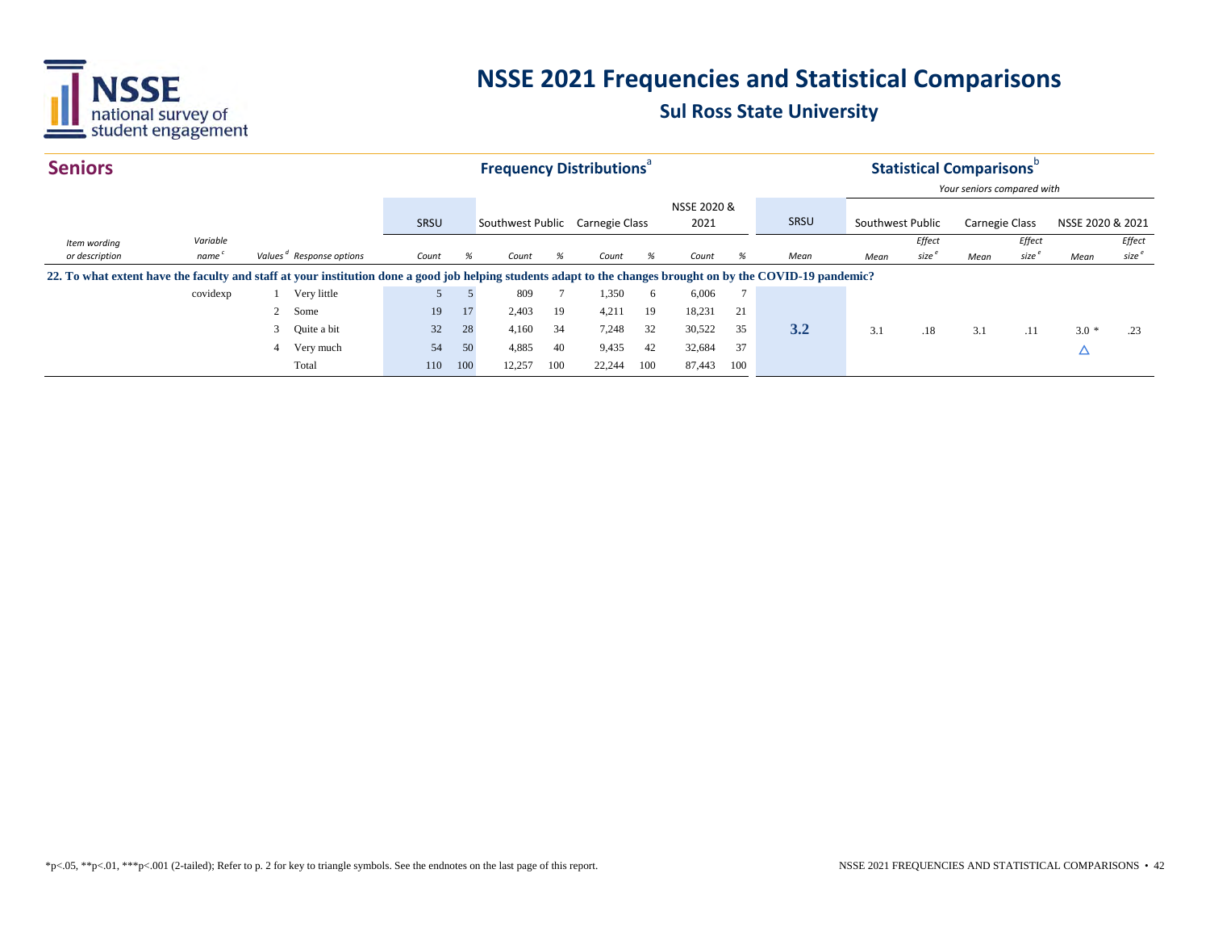# NSSE 2021 Frequencies and Statistical Comparisons

## Sul Ross State University

### Seniors

| | | | | Frequency Distributions[a] | | | | | | | | | Statistical Comparisons[b] | | | | | | |
|---|---|---|---|---|---|---|---|---|---|---|---|---|---|---|---|---|---|---|---|
| | | | | | | | | | | | | | *Your seniors compared with* | | | | | | |
| | | | | SRSU | | Southwest Public | | Carnegie Class | | NSSE 2020 & 2021 | | SRSU | Southwest Public | | Carnegie Class | | NSSE 2020 & 2021 | |
| *Item wording or description* | *Variable name[c]* | *Values[d]* | *Response options* | *Count* | *%* | *Count* | *%* | *Count* | *%* | *Count* | *%* | *Mean* | *Mean* | *Effect size[e]* | *Mean* | *Effect size[e]* | *Mean* | *Effect size[e]* |
| **22. To what extent have the faculty and staff at your institution done a good job helping students adapt to the changes brought on by the COVID-19 pandemic?** | | | | | | | | | | | | | | | | | | |
| | covidexp | 1 | Very little | 5 | 5 | 809 | 7 | 1,350 | 6 | 6,006 | 7 | | | | | | | |
| | | 2 | Some | 19 | 17 | 2,403 | 19 | 4,211 | 19 | 18,231 | 21 | | | | | | | |
| | | 3 | Quite a bit | 32 | 28 | 4,160 | 34 | 7,248 | 32 | 30,522 | 35 | **3.2** | 3.1 | .18 | 3.1 | .11 | 3.0 * | .23 |
| | | 4 | Very much | 54 | 50 | 4,885 | 40 | 9,435 | 42 | 32,684 | 37 | | | | | | △ | |
| | | | Total | 110 | 100 | 12,257 | 100 | 22,244 | 100 | 87,443 | 100 | | | | | | | |

*p<.05, **p<.01, ***p<.001 (2-tailed); Refer to p. 2 for key to triangle symbols. See the endnotes on the last page of this report.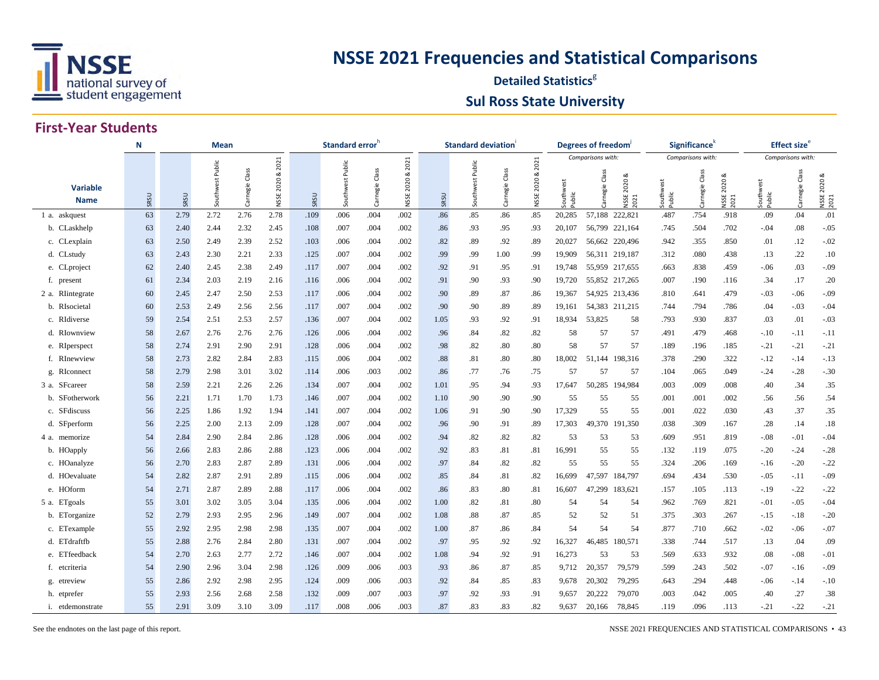# NSSE 2021 Frequencies and Statistical Comparisons

**Detailed Statistics[g]**

## Sul Ross State University

### First-Year Students

| Variable Name | N | Mean | | | | Standard error[h] | | | | Standard deviation[i] | | | | Degrees of freedom[j] | | | Significance[k] | | | Effect size[e] | | |
|---|---|---|---|---|---|---|---|---|---|---|---|---|---|---|---|---|---|---|---|---|---|---|
| | | | | | | | | | | | | | | *Comparisons with:* | | | *Comparisons with:* | | | *Comparisons with:* | | |
| | SRSU | SRSU | Southwest Public | Carnegie Class | NSSE 2020 & 2021 | SRSU | Southwest Public | Carnegie Class | NSSE 2020 & 2021 | SRSU | Southwest Public | Carnegie Class | NSSE 2020 & 2021 | Southwest Public | Carnegie Class | NSSE 2020 & 2021 | Southwest Public | Carnegie Class | NSSE 2020 & 2021 | Southwest Public | Carnegie Class | NSSE 2020 & 2021 |
| 1 a. askquest | 63 | 2.79 | 2.72 | 2.76 | 2.78 | .109 | .006 | .004 | .002 | .86 | .85 | .86 | .85 | 20,285 | 57,188 | 222,821 | .487 | .754 | .918 | .09 | .04 | .01 |
| b. CLaskhelp | 63 | 2.40 | 2.44 | 2.32 | 2.45 | .108 | .007 | .004 | .002 | .86 | .93 | .95 | .93 | 20,107 | 56,799 | 221,164 | .745 | .504 | .702 | -.04 | .08 | -.05 |
| c. CLexplain | 63 | 2.50 | 2.49 | 2.39 | 2.52 | .103 | .006 | .004 | .002 | .82 | .89 | .92 | .89 | 20,027 | 56,662 | 220,496 | .942 | .355 | .850 | .01 | .12 | -.02 |
| d. CLstudy | 63 | 2.43 | 2.30 | 2.21 | 2.33 | .125 | .007 | .004 | .002 | .99 | .99 | 1.00 | .99 | 19,909 | 56,311 | 219,187 | .312 | .080 | .438 | .13 | .22 | .10 |
| e. CLproject | 62 | 2.40 | 2.45 | 2.38 | 2.49 | .117 | .007 | .004 | .002 | .92 | .91 | .95 | .91 | 19,748 | 55,959 | 217,655 | .663 | .838 | .459 | -.06 | .03 | -.09 |
| f. present | 61 | 2.34 | 2.03 | 2.19 | 2.16 | .116 | .006 | .004 | .002 | .91 | .90 | .93 | .90 | 19,720 | 55,852 | 217,265 | .007 | .190 | .116 | .34 | .17 | .20 |
| 2 a. RIintegrate | 60 | 2.45 | 2.47 | 2.50 | 2.53 | .117 | .006 | .004 | .002 | .90 | .89 | .87 | .86 | 19,367 | 54,925 | 213,436 | .810 | .641 | .479 | -.03 | -.06 | -.09 |
| b. RIsocietal | 60 | 2.53 | 2.49 | 2.56 | 2.56 | .117 | .007 | .004 | .002 | .90 | .90 | .89 | .89 | 19,161 | 54,383 | 211,215 | .744 | .794 | .786 | .04 | -.03 | -.04 |
| c. RIdiverse | 59 | 2.54 | 2.51 | 2.53 | 2.57 | .136 | .007 | .004 | .002 | 1.05 | .93 | .92 | .91 | 18,934 | 53,825 | 58 | .793 | .930 | .837 | .03 | .01 | -.03 |
| d. RIownview | 58 | 2.67 | 2.76 | 2.76 | 2.76 | .126 | .006 | .004 | .002 | .96 | .84 | .82 | .82 | 58 | 57 | 57 | .491 | .479 | .468 | -.10 | -.11 | -.11 |
| e. RIperspect | 58 | 2.74 | 2.91 | 2.90 | 2.91 | .128 | .006 | .004 | .002 | .98 | .82 | .80 | .80 | 58 | 57 | 57 | .189 | .196 | .185 | -.21 | -.21 | -.21 |
| f. RInewview | 58 | 2.73 | 2.82 | 2.84 | 2.83 | .115 | .006 | .004 | .002 | .88 | .81 | .80 | .80 | 18,002 | 51,144 | 198,316 | .378 | .290 | .322 | -.12 | -.14 | -.13 |
| g. RIconnect | 58 | 2.79 | 2.98 | 3.01 | 3.02 | .114 | .006 | .003 | .002 | .86 | .77 | .76 | .75 | 57 | 57 | 57 | .104 | .065 | .049 | -.24 | -.28 | -.30 |
| 3 a. SFcareer | 58 | 2.59 | 2.21 | 2.26 | 2.26 | .134 | .007 | .004 | .002 | 1.01 | .95 | .94 | .93 | 17,647 | 50,285 | 194,984 | .003 | .009 | .008 | .40 | .34 | .35 |
| b. SFotherwork | 56 | 2.21 | 1.71 | 1.70 | 1.73 | .146 | .007 | .004 | .002 | 1.10 | .90 | .90 | .90 | 55 | 55 | 55 | .001 | .001 | .002 | .56 | .56 | .54 |
| c. SFdiscuss | 56 | 2.25 | 1.86 | 1.92 | 1.94 | .141 | .007 | .004 | .002 | 1.06 | .91 | .90 | .90 | 17,329 | 55 | 55 | .001 | .022 | .030 | .43 | .37 | .35 |
| d. SFperform | 56 | 2.25 | 2.00 | 2.13 | 2.09 | .128 | .007 | .004 | .002 | .96 | .90 | .91 | .89 | 17,303 | 49,370 | 191,350 | .038 | .309 | .167 | .28 | .14 | .18 |
| 4 a. memorize | 54 | 2.84 | 2.90 | 2.84 | 2.86 | .128 | .006 | .004 | .002 | .94 | .82 | .82 | .82 | 53 | 53 | 53 | .609 | .951 | .819 | -.08 | -.01 | -.04 |
| b. HOapply | 56 | 2.66 | 2.83 | 2.86 | 2.88 | .123 | .006 | .004 | .002 | .92 | .83 | .81 | .81 | 16,991 | 55 | 55 | .132 | .119 | .075 | -.20 | -.24 | -.28 |
| c. HOanalyze | 56 | 2.70 | 2.83 | 2.87 | 2.89 | .131 | .006 | .004 | .002 | .97 | .84 | .82 | .82 | 55 | 55 | 55 | .324 | .206 | .169 | -.16 | -.20 | -.22 |
| d. HOevaluate | 54 | 2.82 | 2.87 | 2.91 | 2.89 | .115 | .006 | .004 | .002 | .85 | .84 | .81 | .82 | 16,699 | 47,597 | 184,797 | .694 | .434 | .530 | -.05 | -.11 | -.09 |
| e. HOform | 54 | 2.71 | 2.87 | 2.89 | 2.88 | .117 | .006 | .004 | .002 | .86 | .83 | .80 | .81 | 16,607 | 47,299 | 183,621 | .157 | .105 | .113 | -.19 | -.22 | -.22 |
| 5 a. ETgoals | 55 | 3.01 | 3.02 | 3.05 | 3.04 | .135 | .006 | .004 | .002 | 1.00 | .82 | .81 | .80 | 54 | 54 | 54 | .962 | .769 | .821 | -.01 | -.05 | -.04 |
| b. ETorganize | 52 | 2.79 | 2.93 | 2.95 | 2.96 | .149 | .007 | .004 | .002 | 1.08 | .88 | .87 | .85 | 52 | 52 | 51 | .375 | .303 | .267 | -.15 | -.18 | -.20 |
| c. ETexample | 55 | 2.92 | 2.95 | 2.98 | 2.98 | .135 | .007 | .004 | .002 | 1.00 | .87 | .86 | .84 | 54 | 54 | 54 | .877 | .710 | .662 | -.02 | -.06 | -.07 |
| d. ETdraftfb | 55 | 2.88 | 2.76 | 2.84 | 2.80 | .131 | .007 | .004 | .002 | .97 | .95 | .92 | .92 | 16,327 | 46,485 | 180,571 | .338 | .744 | .517 | .13 | .04 | .09 |
| e. ETfeedback | 54 | 2.70 | 2.63 | 2.77 | 2.72 | .146 | .007 | .004 | .002 | 1.08 | .94 | .92 | .91 | 16,273 | 53 | 53 | .569 | .633 | .932 | .08 | -.08 | -.01 |
| f. etcriteria | 54 | 2.90 | 2.96 | 3.04 | 2.98 | .126 | .009 | .006 | .003 | .93 | .86 | .87 | .85 | 9,712 | 20,357 | 79,579 | .599 | .243 | .502 | -.07 | -.16 | -.09 |
| g. etreview | 55 | 2.86 | 2.92 | 2.98 | 2.95 | .124 | .009 | .006 | .003 | .92 | .84 | .85 | .83 | 9,678 | 20,302 | 79,295 | .643 | .294 | .448 | -.06 | -.14 | -.10 |
| h. etprefer | 55 | 2.93 | 2.56 | 2.68 | 2.58 | .132 | .009 | .007 | .003 | .97 | .92 | .93 | .91 | 9,657 | 20,222 | 79,070 | .003 | .042 | .005 | .40 | .27 | .38 |
| i. etdemonstrate | 55 | 2.91 | 3.09 | 3.10 | 3.09 | .117 | .008 | .006 | .003 | .87 | .83 | .83 | .82 | 9,637 | 20,166 | 78,845 | .119 | .096 | .113 | -.21 | -.22 | -.21 |

See the endnotes on the last page of this report.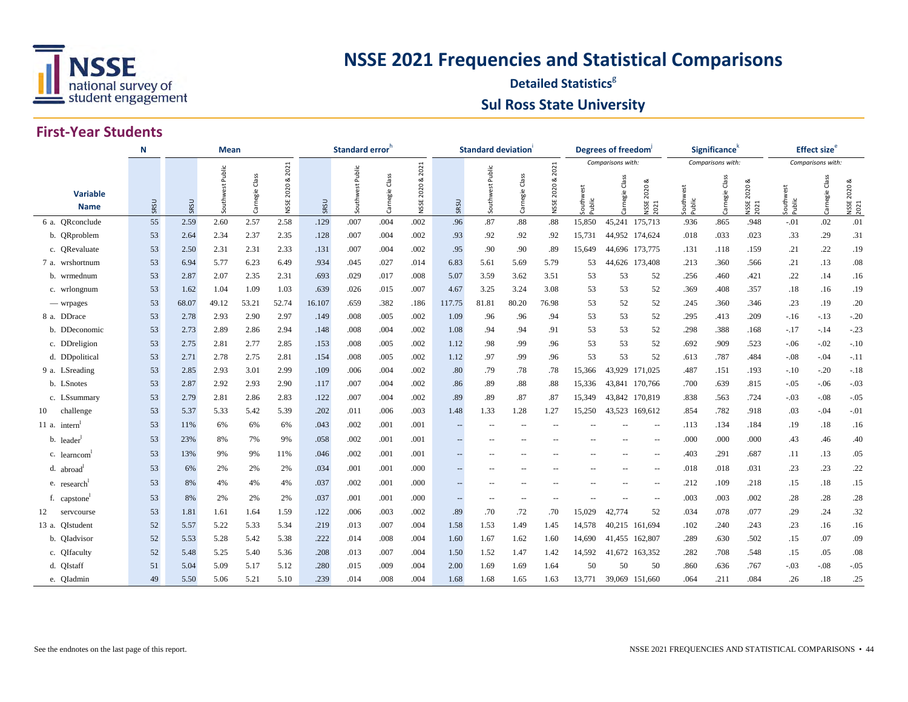# NSSE 2021 Frequencies and Statistical Comparisons

## Detailed Statistics[g]

## Sul Ross State University

### First-Year Students

| Variable Name | | N | Mean | | | | Standard error[h] | | | | Standard deviation[i] | | | | Degrees of freedom[j] | | | Significance[k] | | | Effect size[e] | | |
|---|---|---|---|---|---|---|---|---|---|---|---|---|---|---|---|---|---|---|---|---|---|---|---|
| | | | | | | | | | | | | | | | Comparisons with: | | | Comparisons with: | | | Comparisons with: | | |
| | | SRSU | SRSU | Southwest Public | Carnegie Class | NSSE 2020 & 2021 | SRSU | Southwest Public | Carnegie Class | NSSE 2020 & 2021 | SRSU | Southwest Public | Carnegie Class | NSSE 2020 & 2021 | Southwest Public | Carnegie Class | NSSE 2020 & 2021 | Southwest Public | Carnegie Class | NSSE 2020 & 2021 | Southwest Public | Carnegie Class | NSSE 2020 & 2021 |
| 6 a. | QRconclude | 55 | 2.59 | 2.60 | 2.57 | 2.58 | .129 | .007 | .004 | .002 | .96 | .87 | .88 | .88 | 15,850 | 45,241 | 175,713 | .936 | .865 | .948 | -.01 | .02 | .01 |
| b. | QRproblem | 53 | 2.64 | 2.34 | 2.37 | 2.35 | .128 | .007 | .004 | .002 | .93 | .92 | .92 | .92 | 15,731 | 44,952 | 174,624 | .018 | .033 | .023 | .33 | .29 | .31 |
| c. | QRevaluate | 53 | 2.50 | 2.31 | 2.31 | 2.33 | .131 | .007 | .004 | .002 | .95 | .90 | .90 | .89 | 15,649 | 44,696 | 173,775 | .131 | .118 | .159 | .21 | .22 | .19 |
| 7 a. | wrshortnum | 53 | 6.94 | 5.77 | 6.23 | 6.49 | .934 | .045 | .027 | .014 | 6.83 | 5.61 | 5.69 | 5.79 | 53 | 44,626 | 173,408 | .213 | .360 | .566 | .21 | .13 | .08 |
| b. | wrmednum | 53 | 2.87 | 2.07 | 2.35 | 2.31 | .693 | .029 | .017 | .008 | 5.07 | 3.59 | 3.62 | 3.51 | 53 | 53 | 52 | .256 | .460 | .421 | .22 | .14 | .16 |
| c. | wrlongnum | 53 | 1.62 | 1.04 | 1.09 | 1.03 | .639 | .026 | .015 | .007 | 4.67 | 3.25 | 3.24 | 3.08 | 53 | 53 | 52 | .369 | .408 | .357 | .18 | .16 | .19 |
| — | wrpages | 53 | 68.07 | 49.12 | 53.21 | 52.74 | 16.107 | .659 | .382 | .186 | 117.75 | 81.81 | 80.20 | 76.98 | 53 | 52 | 52 | .245 | .360 | .346 | .23 | .19 | .20 |
| 8 a. | DDrace | 53 | 2.78 | 2.93 | 2.90 | 2.97 | .149 | .008 | .005 | .002 | 1.09 | .96 | .96 | .94 | 53 | 53 | 52 | .295 | .413 | .209 | -.16 | -.13 | -.20 |
| b. | DDeconomic | 53 | 2.73 | 2.89 | 2.86 | 2.94 | .148 | .008 | .004 | .002 | 1.08 | .94 | .94 | .91 | 53 | 53 | 52 | .298 | .388 | .168 | -.17 | -.14 | -.23 |
| c. | DDreligion | 53 | 2.75 | 2.81 | 2.77 | 2.85 | .153 | .008 | .005 | .002 | 1.12 | .98 | .99 | .96 | 53 | 53 | 52 | .692 | .909 | .523 | -.06 | -.02 | -.10 |
| d. | DDpolitical | 53 | 2.71 | 2.78 | 2.75 | 2.81 | .154 | .008 | .005 | .002 | 1.12 | .97 | .99 | .96 | 53 | 53 | 52 | .613 | .787 | .484 | -.08 | -.04 | -.11 |
| 9 a. | LSreading | 53 | 2.85 | 2.93 | 3.01 | 2.99 | .109 | .006 | .004 | .002 | .80 | .79 | .78 | .78 | 15,366 | 43,929 | 171,025 | .487 | .151 | .193 | -.10 | -.20 | -.18 |
| b. | LSnotes | 53 | 2.87 | 2.92 | 2.93 | 2.90 | .117 | .007 | .004 | .002 | .86 | .89 | .88 | .88 | 15,336 | 43,841 | 170,766 | .700 | .639 | .815 | -.05 | -.06 | -.03 |
| c. | LSsummary | 53 | 2.79 | 2.81 | 2.86 | 2.83 | .122 | .007 | .004 | .002 | .89 | .89 | .87 | .87 | 15,349 | 43,842 | 170,819 | .838 | .563 | .724 | -.03 | -.08 | -.05 |
| 10 | challenge | 53 | 5.37 | 5.33 | 5.42 | 5.39 | .202 | .011 | .006 | .003 | 1.48 | 1.33 | 1.28 | 1.27 | 15,250 | 43,523 | 169,612 | .854 | .782 | .918 | .03 | -.04 | -.01 |
| 11 a. | intern[l] | 53 | 11% | 6% | 6% | 6% | .043 | .002 | .001 | .001 | -- | -- | -- | -- | -- | -- | -- | .113 | .134 | .184 | .19 | .18 | .16 |
| b. | leader[l] | 53 | 23% | 8% | 7% | 9% | .058 | .002 | .001 | .001 | -- | -- | -- | -- | -- | -- | -- | .000 | .000 | .000 | .43 | .46 | .40 |
| c. | learncom[l] | 53 | 13% | 9% | 9% | 11% | .046 | .002 | .001 | .001 | -- | -- | -- | -- | -- | -- | -- | .403 | .291 | .687 | .11 | .13 | .05 |
| d. | abroad[l] | 53 | 6% | 2% | 2% | 2% | .034 | .001 | .001 | .000 | -- | -- | -- | -- | -- | -- | -- | .018 | .018 | .031 | .23 | .23 | .22 |
| e. | research[l] | 53 | 8% | 4% | 4% | 4% | .037 | .002 | .001 | .000 | -- | -- | -- | -- | -- | -- | -- | .212 | .109 | .218 | .15 | .18 | .15 |
| f. | capstone[l] | 53 | 8% | 2% | 2% | 2% | .037 | .001 | .001 | .000 | -- | -- | -- | -- | -- | -- | -- | .003 | .003 | .002 | .28 | .28 | .28 |
| 12 | servcourse | 53 | 1.81 | 1.61 | 1.64 | 1.59 | .122 | .006 | .003 | .002 | .89 | .70 | .72 | .70 | 15,029 | 42,774 | 52 | .034 | .078 | .077 | .29 | .24 | .32 |
| 13 a. | QIstudent | 52 | 5.57 | 5.22 | 5.33 | 5.34 | .219 | .013 | .007 | .004 | 1.58 | 1.53 | 1.49 | 1.45 | 14,578 | 40,215 | 161,694 | .102 | .240 | .243 | .23 | .16 | .16 |
| b. | QIadvisor | 52 | 5.53 | 5.28 | 5.42 | 5.38 | .222 | .014 | .008 | .004 | 1.60 | 1.67 | 1.62 | 1.60 | 14,690 | 41,455 | 162,807 | .289 | .630 | .502 | .15 | .07 | .09 |
| c. | QIfaculty | 52 | 5.48 | 5.25 | 5.40 | 5.36 | .208 | .013 | .007 | .004 | 1.50 | 1.52 | 1.47 | 1.42 | 14,592 | 41,672 | 163,352 | .282 | .708 | .548 | .15 | .05 | .08 |
| d. | QIstaff | 51 | 5.04 | 5.09 | 5.17 | 5.12 | .280 | .015 | .009 | .004 | 2.00 | 1.69 | 1.69 | 1.64 | 50 | 50 | 50 | .860 | .636 | .767 | -.03 | -.08 | -.05 |
| e. | QIadmin | 49 | 5.50 | 5.06 | 5.21 | 5.10 | .239 | .014 | .008 | .004 | 1.68 | 1.68 | 1.65 | 1.63 | 13,771 | 39,069 | 151,660 | .064 | .211 | .084 | .26 | .18 | .25 |

See the endnotes on the last page of this report.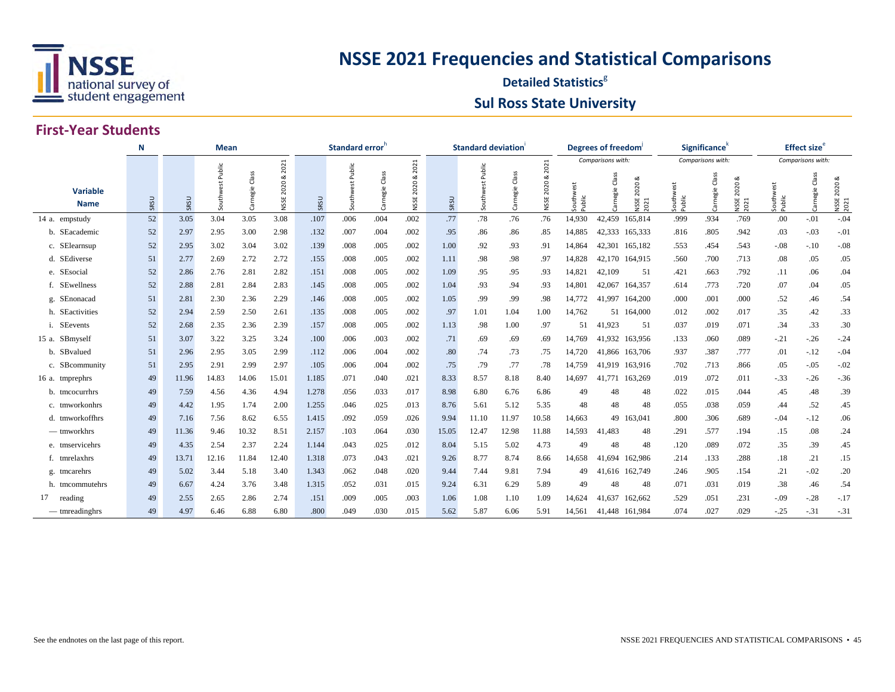# NSSE 2021 Frequencies and Statistical Comparisons

**Detailed Statistics[g]**

**Sul Ross State University**

## First-Year Students

| Variable Name | N | Mean | | | | Standard error[h] | | | | Standard deviation[i] | | | | Degrees of freedom[j] | | | Significance[k] | | | Effect size[e] | | |
|---|---|---|---|---|---|---|---|---|---|---|---|---|---|---|---|---|---|---|---|---|---|---|
| | | | | | | | | | | | | | | Comparisons with: | | | Comparisons with: | | | Comparisons with: | | |
| | SRSU | SRSU | Southwest Public | Carnegie Class | NSSE 2020 & 2021 | SRSU | Southwest Public | Carnegie Class | NSSE 2020 & 2021 | SRSU | Southwest Public | Carnegie Class | NSSE 2020 & 2021 | Southwest Public | Carnegie Class | NSSE 2020 & 2021 | Southwest Public | Carnegie Class | NSSE 2020 & 2021 | Southwest Public | Carnegie Class | NSSE 2020 & 2021 |
| 14 a. empstudy | 52 | 3.05 | 3.04 | 3.05 | 3.08 | .107 | .006 | .004 | .002 | .77 | .78 | .76 | .76 | 14,930 | 42,459 | 165,814 | .999 | .934 | .769 | .00 | -.01 | -.04 |
| b. SEacademic | 52 | 2.97 | 2.95 | 3.00 | 2.98 | .132 | .007 | .004 | .002 | .95 | .86 | .86 | .85 | 14,885 | 42,333 | 165,333 | .816 | .805 | .942 | .03 | -.03 | -.01 |
| c. SElearnsup | 52 | 2.95 | 3.02 | 3.04 | 3.02 | .139 | .008 | .005 | .002 | 1.00 | .92 | .93 | .91 | 14,864 | 42,301 | 165,182 | .553 | .454 | .543 | -.08 | -.10 | -.08 |
| d. SEdiverse | 51 | 2.77 | 2.69 | 2.72 | 2.72 | .155 | .008 | .005 | .002 | 1.11 | .98 | .98 | .97 | 14,828 | 42,170 | 164,915 | .560 | .700 | .713 | .08 | .05 | .05 |
| e. SEsocial | 52 | 2.86 | 2.76 | 2.81 | 2.82 | .151 | .008 | .005 | .002 | 1.09 | .95 | .95 | .93 | 14,821 | 42,109 | 51 | .421 | .663 | .792 | .11 | .06 | .04 |
| f. SEwellness | 52 | 2.88 | 2.81 | 2.84 | 2.83 | .145 | .008 | .005 | .002 | 1.04 | .93 | .94 | .93 | 14,801 | 42,067 | 164,357 | .614 | .773 | .720 | .07 | .04 | .05 |
| g. SEnonacad | 51 | 2.81 | 2.30 | 2.36 | 2.29 | .146 | .008 | .005 | .002 | 1.05 | .99 | .99 | .98 | 14,772 | 41,997 | 164,200 | .000 | .001 | .000 | .52 | .46 | .54 |
| h. SEactivities | 52 | 2.94 | 2.59 | 2.50 | 2.61 | .135 | .008 | .005 | .002 | .97 | 1.01 | 1.04 | 1.00 | 14,762 | 51 | 164,000 | .012 | .002 | .017 | .35 | .42 | .33 |
| i. SEevents | 52 | 2.68 | 2.35 | 2.36 | 2.39 | .157 | .008 | .005 | .002 | 1.13 | .98 | 1.00 | .97 | 51 | 41,923 | 51 | .037 | .019 | .071 | .34 | .33 | .30 |
| 15 a. SBmyself | 51 | 3.07 | 3.22 | 3.25 | 3.24 | .100 | .006 | .003 | .002 | .71 | .69 | .69 | .69 | 14,769 | 41,932 | 163,956 | .133 | .060 | .089 | -.21 | -.26 | -.24 |
| b. SBvalued | 51 | 2.96 | 2.95 | 3.05 | 2.99 | .112 | .006 | .004 | .002 | .80 | .74 | .73 | .75 | 14,720 | 41,866 | 163,706 | .937 | .387 | .777 | .01 | -.12 | -.04 |
| c. SBcommunity | 51 | 2.95 | 2.91 | 2.99 | 2.97 | .105 | .006 | .004 | .002 | .75 | .79 | .77 | .78 | 14,759 | 41,919 | 163,916 | .702 | .713 | .866 | .05 | -.05 | -.02 |
| 16 a. tmprephrs | 49 | 11.96 | 14.83 | 14.06 | 15.01 | 1.185 | .071 | .040 | .021 | 8.33 | 8.57 | 8.18 | 8.40 | 14,697 | 41,771 | 163,269 | .019 | .072 | .011 | -.33 | -.26 | -.36 |
| b. tmcocurrhrs | 49 | 7.59 | 4.56 | 4.36 | 4.94 | 1.278 | .056 | .033 | .017 | 8.98 | 6.80 | 6.76 | 6.86 | 49 | 48 | 48 | .022 | .015 | .044 | .45 | .48 | .39 |
| c. tmworkonhrs | 49 | 4.42 | 1.95 | 1.74 | 2.00 | 1.255 | .046 | .025 | .013 | 8.76 | 5.61 | 5.12 | 5.35 | 48 | 48 | 48 | .055 | .038 | .059 | .44 | .52 | .45 |
| d. tmworkoffhrs | 49 | 7.16 | 7.56 | 8.62 | 6.55 | 1.415 | .092 | .059 | .026 | 9.94 | 11.10 | 11.97 | 10.58 | 14,663 | 49 | 163,041 | .800 | .306 | .689 | -.04 | -.12 | .06 |
| — tmworkhrs | 49 | 11.36 | 9.46 | 10.32 | 8.51 | 2.157 | .103 | .064 | .030 | 15.05 | 12.47 | 12.98 | 11.88 | 14,593 | 41,483 | 48 | .291 | .577 | .194 | .15 | .08 | .24 |
| e. tmservicehrs | 49 | 4.35 | 2.54 | 2.37 | 2.24 | 1.144 | .043 | .025 | .012 | 8.04 | 5.15 | 5.02 | 4.73 | 49 | 48 | 48 | .120 | .089 | .072 | .35 | .39 | .45 |
| f. tmrelaxhrs | 49 | 13.71 | 12.16 | 11.84 | 12.40 | 1.318 | .073 | .043 | .021 | 9.26 | 8.77 | 8.74 | 8.66 | 14,658 | 41,694 | 162,986 | .214 | .133 | .288 | .18 | .21 | .15 |
| g. tmcarehrs | 49 | 5.02 | 3.44 | 5.18 | 3.40 | 1.343 | .062 | .048 | .020 | 9.44 | 7.44 | 9.81 | 7.94 | 49 | 41,616 | 162,749 | .246 | .905 | .154 | .21 | -.02 | .20 |
| h. tmcommutehrs | 49 | 6.67 | 4.24 | 3.76 | 3.48 | 1.315 | .052 | .031 | .015 | 9.24 | 6.31 | 6.29 | 5.89 | 49 | 48 | 48 | .071 | .031 | .019 | .38 | .46 | .54 |
| 17 reading | 49 | 2.55 | 2.65 | 2.86 | 2.74 | .151 | .009 | .005 | .003 | 1.06 | 1.08 | 1.10 | 1.09 | 14,624 | 41,637 | 162,662 | .529 | .051 | .231 | -.09 | -.28 | -.17 |
| — tmreadinghrs | 49 | 4.97 | 6.46 | 6.88 | 6.80 | .800 | .049 | .030 | .015 | 5.62 | 5.87 | 6.06 | 5.91 | 14,561 | 41,448 | 161,984 | .074 | .027 | .029 | -.25 | -.31 | -.31 |

See the endnotes on the last page of this report.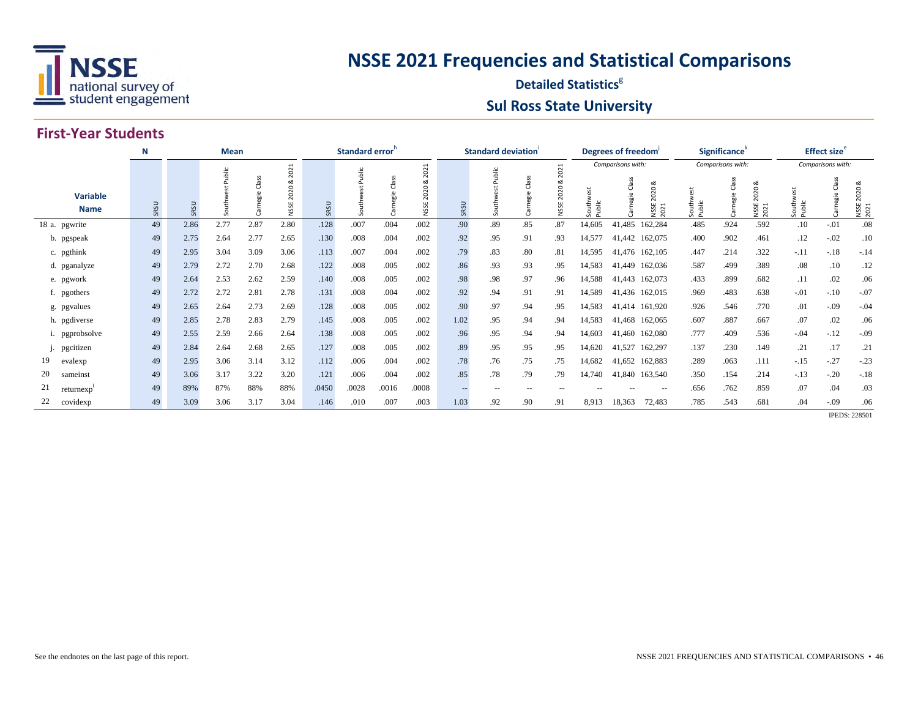# NSSE 2021 Frequencies and Statistical Comparisons

## Detailed Statistics[g]

## Sul Ross State University

### First-Year Students

| | Variable Name | N | Mean | | | | Standard error[h] | | | | Standard deviation[i] | | | | Degrees of freedom[j] | | | Significance[k] | | | Effect size[e] | | |
|---|---|---|---|---|---|---|---|---|---|---|---|---|---|---|---|---|---|---|---|---|---|---|---|
| | | | | | | | | | | | | | | | Comparisons with: | | | Comparisons with: | | | Comparisons with: | | |
| | | SRSU | SRSU | Southwest Public | Carnegie Class | NSSE 2020 & 2021 | SRSU | Southwest Public | Carnegie Class | NSSE 2020 & 2021 | SRSU | Southwest Public | Carnegie Class | NSSE 2020 & 2021 | Southwest Public | Carnegie Class | NSSE 2020 & 2021 | Southwest Public | Carnegie Class | NSSE 2020 & 2021 | Southwest Public | Carnegie Class | NSSE 2020 & 2021 |
| 18 a. | pgwrite | 49 | 2.86 | 2.77 | 2.87 | 2.80 | .128 | .007 | .004 | .002 | .90 | .89 | .85 | .87 | 14,605 | 41,485 | 162,284 | .485 | .924 | .592 | .10 | -.01 | .08 |
| b. | pgspeak | 49 | 2.75 | 2.64 | 2.77 | 2.65 | .130 | .008 | .004 | .002 | .92 | .95 | .91 | .93 | 14,577 | 41,442 | 162,075 | .400 | .902 | .461 | .12 | -.02 | .10 |
| c. | pgthink | 49 | 2.95 | 3.04 | 3.09 | 3.06 | .113 | .007 | .004 | .002 | .79 | .83 | .80 | .81 | 14,595 | 41,476 | 162,105 | .447 | .214 | .322 | -.11 | -.18 | -.14 |
| d. | pganalyze | 49 | 2.79 | 2.72 | 2.70 | 2.68 | .122 | .008 | .005 | .002 | .86 | .93 | .93 | .95 | 14,583 | 41,449 | 162,036 | .587 | .499 | .389 | .08 | .10 | .12 |
| e. | pgwork | 49 | 2.64 | 2.53 | 2.62 | 2.59 | .140 | .008 | .005 | .002 | .98 | .98 | .97 | .96 | 14,588 | 41,443 | 162,073 | .433 | .899 | .682 | .11 | .02 | .06 |
| f. | pgothers | 49 | 2.72 | 2.72 | 2.81 | 2.78 | .131 | .008 | .004 | .002 | .92 | .94 | .91 | .91 | 14,589 | 41,436 | 162,015 | .969 | .483 | .638 | -.01 | -.10 | -.07 |
| g. | pgvalues | 49 | 2.65 | 2.64 | 2.73 | 2.69 | .128 | .008 | .005 | .002 | .90 | .97 | .94 | .95 | 14,583 | 41,414 | 161,920 | .926 | .546 | .770 | .01 | -.09 | -.04 |
| h. | pgdiverse | 49 | 2.85 | 2.78 | 2.83 | 2.79 | .145 | .008 | .005 | .002 | 1.02 | .95 | .94 | .94 | 14,583 | 41,468 | 162,065 | .607 | .887 | .667 | .07 | .02 | .06 |
| i. | pgprobsolve | 49 | 2.55 | 2.59 | 2.66 | 2.64 | .138 | .008 | .005 | .002 | .96 | .95 | .94 | .94 | 14,603 | 41,460 | 162,080 | .777 | .409 | .536 | -.04 | -.12 | -.09 |
| j. | pgcitizen | 49 | 2.84 | 2.64 | 2.68 | 2.65 | .127 | .008 | .005 | .002 | .89 | .95 | .95 | .95 | 14,620 | 41,527 | 162,297 | .137 | .230 | .149 | .21 | .17 | .21 |
| 19 | evalexp | 49 | 2.95 | 3.06 | 3.14 | 3.12 | .112 | .006 | .004 | .002 | .78 | .76 | .75 | .75 | 14,682 | 41,652 | 162,883 | .289 | .063 | .111 | -.15 | -.27 | -.23 |
| 20 | sameinst | 49 | 3.06 | 3.17 | 3.22 | 3.20 | .121 | .006 | .004 | .002 | .85 | .78 | .79 | .79 | 14,740 | 41,840 | 163,540 | .350 | .154 | .214 | -.13 | -.20 | -.18 |
| 21 | returnexp[l] | 49 | 89% | 87% | 88% | 88% | .0450 | .0028 | .0016 | .0008 | -- | -- | -- | -- | -- | -- | -- | .656 | .762 | .859 | .07 | .04 | .03 |
| 22 | covidexp | 49 | 3.09 | 3.06 | 3.17 | 3.04 | .146 | .010 | .007 | .003 | 1.03 | .92 | .90 | .91 | 8,913 | 18,363 | 72,483 | .785 | .543 | .681 | .04 | -.09 | .06 |

IPEDS: 228501

See the endnotes on the last page of this report.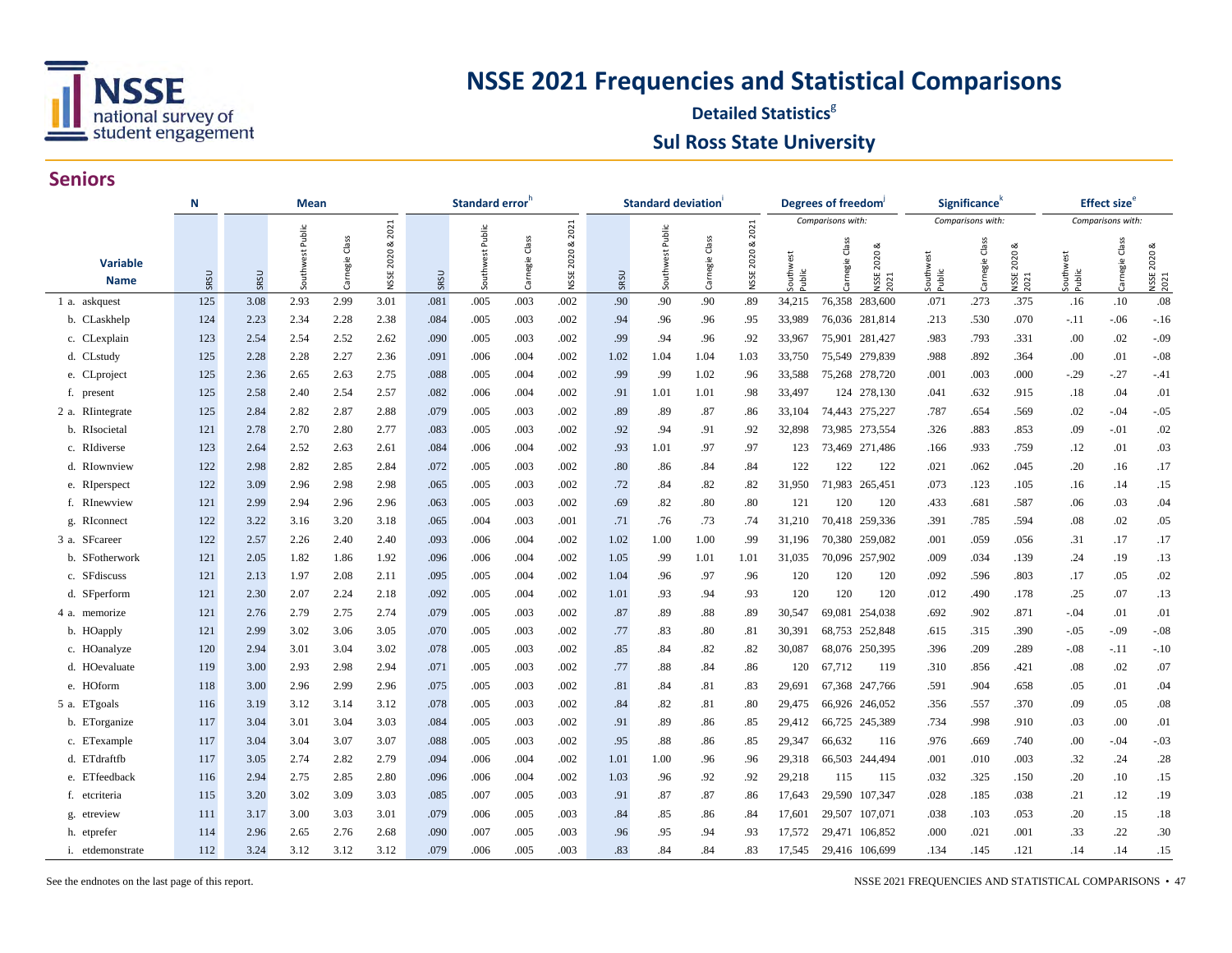# NSSE 2021 Frequencies and Statistical Comparisons

**Detailed Statistics[g]**

**Sul Ross State University**

## Seniors

| Variable Name | N | Mean | | | | Standard error[h] | | | | Standard deviation[i] | | | | Degrees of freedom[j] | | | Significance[k] | | | Effect size[e] | | |
|---|---|---|---|---|---|---|---|---|---|---|---|---|---|---|---|---|---|---|---|---|---|---|
| | | | | | | | | | | | | | | Comparisons with: | | | Comparisons with: | | | Comparisons with: | | |
| | SRSU | SRSU | Southwest Public | Carnegie Class | NSSE 2020 & 2021 | SRSU | Southwest Public | Carnegie Class | NSSE 2020 & 2021 | SRSU | Southwest Public | Carnegie Class | NSSE 2020 & 2021 | Southwest Public | Carnegie Class | NSSE 2020 & 2021 | Southwest Public | Carnegie Class | NSSE 2020 & 2021 | Southwest Public | Carnegie Class | NSSE 2020 & 2021 |
| 1 a. askquest | 125 | 3.08 | 2.93 | 2.99 | 3.01 | .081 | .005 | .003 | .002 | .90 | .90 | .90 | .89 | 34,215 | 76,358 | 283,600 | .071 | .273 | .375 | .16 | .10 | .08 |
| b. CLaskhelp | 124 | 2.23 | 2.34 | 2.28 | 2.38 | .084 | .005 | .003 | .002 | .94 | .96 | .96 | .95 | 33,989 | 76,036 | 281,814 | .213 | .530 | .070 | -.11 | -.06 | -.16 |
| c. CLexplain | 123 | 2.54 | 2.54 | 2.52 | 2.62 | .090 | .005 | .003 | .002 | .99 | .94 | .96 | .92 | 33,967 | 75,901 | 281,427 | .983 | .793 | .331 | .00 | .02 | -.09 |
| d. CLstudy | 125 | 2.28 | 2.28 | 2.27 | 2.36 | .091 | .006 | .004 | .002 | 1.02 | 1.04 | 1.04 | 1.03 | 33,750 | 75,549 | 279,839 | .988 | .892 | .364 | .00 | .01 | -.08 |
| e. CLproject | 125 | 2.36 | 2.65 | 2.63 | 2.75 | .088 | .005 | .004 | .002 | .99 | .99 | 1.02 | .96 | 33,588 | 75,268 | 278,720 | .001 | .003 | .000 | -.29 | -.27 | -.41 |
| f. present | 125 | 2.58 | 2.40 | 2.54 | 2.57 | .082 | .006 | .004 | .002 | .91 | 1.01 | 1.01 | .98 | 33,497 | 124 | 278,130 | .041 | .632 | .915 | .18 | .04 | .01 |
| 2 a. RIintegrate | 125 | 2.84 | 2.82 | 2.87 | 2.88 | .079 | .005 | .003 | .002 | .89 | .89 | .87 | .86 | 33,104 | 74,443 | 275,227 | .787 | .654 | .569 | .02 | -.04 | -.05 |
| b. RIsocietal | 121 | 2.78 | 2.70 | 2.80 | 2.77 | .083 | .005 | .003 | .002 | .92 | .94 | .91 | .92 | 32,898 | 73,985 | 273,554 | .326 | .883 | .853 | .09 | -.01 | .02 |
| c. RIdiverse | 123 | 2.64 | 2.52 | 2.63 | 2.61 | .084 | .006 | .004 | .002 | .93 | 1.01 | .97 | .97 | 123 | 73,469 | 271,486 | .166 | .933 | .759 | .12 | .01 | .03 |
| d. RIownview | 122 | 2.98 | 2.82 | 2.85 | 2.84 | .072 | .005 | .003 | .002 | .80 | .86 | .84 | .84 | 122 | 122 | 122 | .021 | .062 | .045 | .20 | .16 | .17 |
| e. RIperspect | 122 | 3.09 | 2.96 | 2.98 | 2.98 | .065 | .005 | .003 | .002 | .72 | .84 | .82 | .82 | 31,950 | 71,983 | 265,451 | .073 | .123 | .105 | .16 | .14 | .15 |
| f. RInewview | 121 | 2.99 | 2.94 | 2.96 | 2.96 | .063 | .005 | .003 | .002 | .69 | .82 | .80 | .80 | 121 | 120 | 120 | .433 | .681 | .587 | .06 | .03 | .04 |
| g. RIconnect | 122 | 3.22 | 3.16 | 3.20 | 3.18 | .065 | .004 | .003 | .001 | .71 | .76 | .73 | .74 | 31,210 | 70,418 | 259,336 | .391 | .785 | .594 | .08 | .02 | .05 |
| 3 a. SFcareer | 122 | 2.57 | 2.26 | 2.40 | 2.40 | .093 | .006 | .004 | .002 | 1.02 | 1.00 | 1.00 | .99 | 31,196 | 70,380 | 259,082 | .001 | .059 | .056 | .31 | .17 | .17 |
| b. SFotherwork | 121 | 2.05 | 1.82 | 1.86 | 1.92 | .096 | .006 | .004 | .002 | 1.05 | .99 | 1.01 | 1.01 | 31,035 | 70,096 | 257,902 | .009 | .034 | .139 | .24 | .19 | .13 |
| c. SFdiscuss | 121 | 2.13 | 1.97 | 2.08 | 2.11 | .095 | .005 | .004 | .002 | 1.04 | .96 | .97 | .96 | 120 | 120 | 120 | .092 | .596 | .803 | .17 | .05 | .02 |
| d. SFperform | 121 | 2.30 | 2.07 | 2.24 | 2.18 | .092 | .005 | .004 | .002 | 1.01 | .93 | .94 | .93 | 120 | 120 | 120 | .012 | .490 | .178 | .25 | .07 | .13 |
| 4 a. memorize | 121 | 2.76 | 2.79 | 2.75 | 2.74 | .079 | .005 | .003 | .002 | .87 | .89 | .88 | .89 | 30,547 | 69,081 | 254,038 | .692 | .902 | .871 | -.04 | .01 | .01 |
| b. HOapply | 121 | 2.99 | 3.02 | 3.06 | 3.05 | .070 | .005 | .003 | .002 | .77 | .83 | .80 | .81 | 30,391 | 68,753 | 252,848 | .615 | .315 | .390 | -.05 | -.09 | -.08 |
| c. HOanalyze | 120 | 2.94 | 3.01 | 3.04 | 3.02 | .078 | .005 | .003 | .002 | .85 | .84 | .82 | .82 | 30,087 | 68,076 | 250,395 | .396 | .209 | .289 | -.08 | -.11 | -.10 |
| d. HOevaluate | 119 | 3.00 | 2.93 | 2.98 | 2.94 | .071 | .005 | .003 | .002 | .77 | .88 | .84 | .86 | 120 | 67,712 | 119 | .310 | .856 | .421 | .08 | .02 | .07 |
| e. HOform | 118 | 3.00 | 2.96 | 2.99 | 2.96 | .075 | .005 | .003 | .002 | .81 | .84 | .81 | .83 | 29,691 | 67,368 | 247,766 | .591 | .904 | .658 | .05 | .01 | .04 |
| 5 a. ETgoals | 116 | 3.19 | 3.12 | 3.14 | 3.12 | .078 | .005 | .003 | .002 | .84 | .82 | .81 | .80 | 29,475 | 66,926 | 246,052 | .356 | .557 | .370 | .09 | .05 | .08 |
| b. ETorganize | 117 | 3.04 | 3.01 | 3.04 | 3.03 | .084 | .005 | .003 | .002 | .91 | .89 | .86 | .85 | 29,412 | 66,725 | 245,389 | .734 | .998 | .910 | .03 | .00 | .01 |
| c. ETexample | 117 | 3.04 | 3.04 | 3.07 | 3.07 | .088 | .005 | .003 | .002 | .95 | .88 | .86 | .85 | 29,347 | 66,632 | 116 | .976 | .669 | .740 | .00 | -.04 | -.03 |
| d. ETdraftfb | 117 | 3.05 | 2.74 | 2.82 | 2.79 | .094 | .006 | .004 | .002 | 1.01 | 1.00 | .96 | .96 | 29,318 | 66,503 | 244,494 | .001 | .010 | .003 | .32 | .24 | .28 |
| e. ETfeedback | 116 | 2.94 | 2.75 | 2.85 | 2.80 | .096 | .006 | .004 | .002 | 1.03 | .96 | .92 | .92 | 29,218 | 115 | 115 | .032 | .325 | .150 | .20 | .10 | .15 |
| f. etcriteria | 115 | 3.20 | 3.02 | 3.09 | 3.03 | .085 | .007 | .005 | .003 | .91 | .87 | .87 | .86 | 17,643 | 29,590 | 107,347 | .028 | .185 | .038 | .21 | .12 | .19 |
| g. etreview | 111 | 3.17 | 3.00 | 3.03 | 3.01 | .079 | .006 | .005 | .003 | .84 | .85 | .86 | .84 | 17,601 | 29,507 | 107,071 | .038 | .103 | .053 | .20 | .15 | .18 |
| h. etprefer | 114 | 2.96 | 2.65 | 2.76 | 2.68 | .090 | .007 | .005 | .003 | .96 | .95 | .94 | .93 | 17,572 | 29,471 | 106,852 | .000 | .021 | .001 | .33 | .22 | .30 |
| i. etdemonstrate | 112 | 3.24 | 3.12 | 3.12 | 3.12 | .079 | .006 | .005 | .003 | .83 | .84 | .84 | .83 | 17,545 | 29,416 | 106,699 | .134 | .145 | .121 | .14 | .14 | .15 |

See the endnotes on the last page of this report.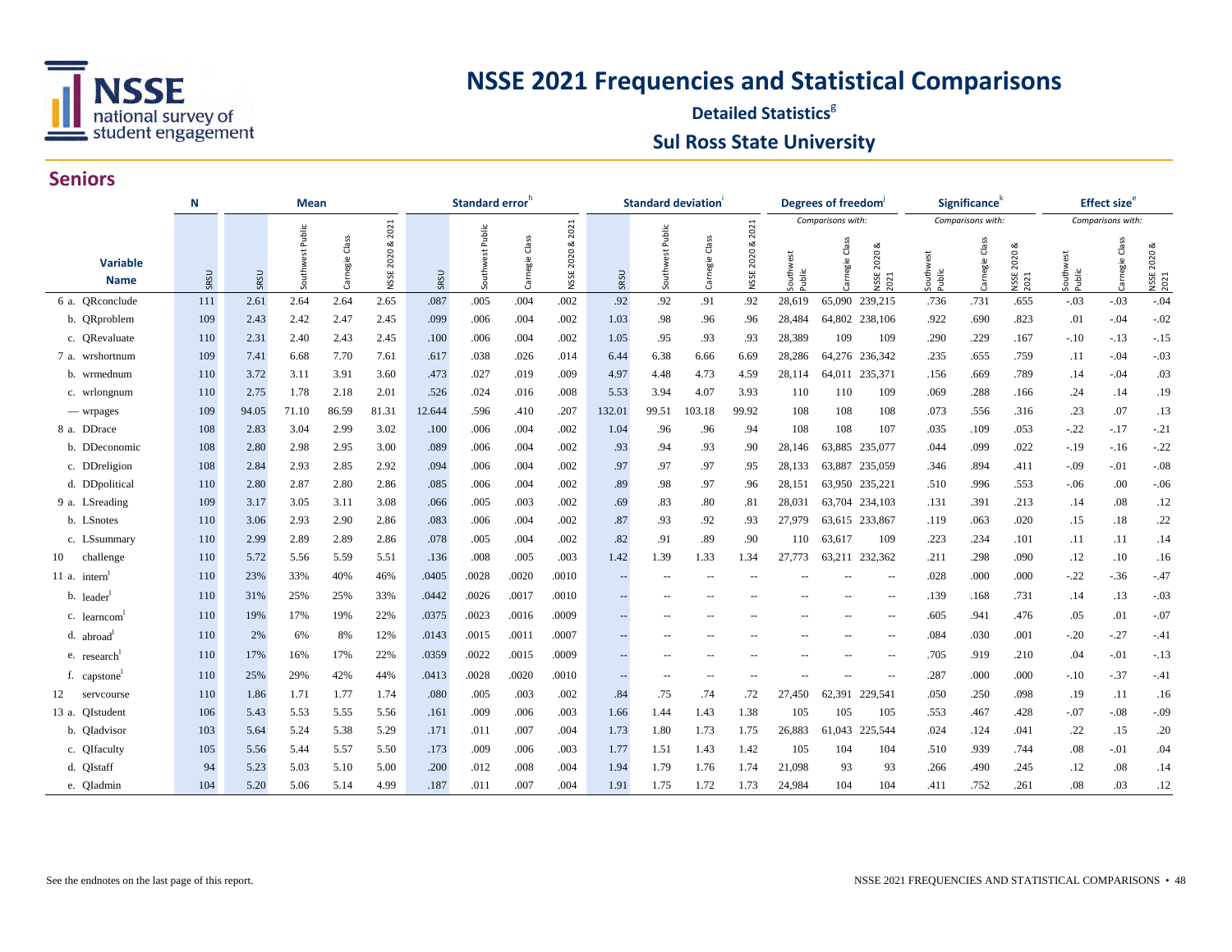# NSSE 2021 Frequencies and Statistical Comparisons

## Detailed Statistics[g]

## Sul Ross State University

### Seniors

| Variable Name | N | Mean | | | | Standard error[h] | | | | Standard deviation[i] | | | | Degrees of freedom[j] | | | Significance[k] | | | Effect size[e] | | |
|---|---|---|---|---|---|---|---|---|---|---|---|---|---|---|---|---|---|---|---|---|---|---|
| | | | | | | | | | | | | | | Comparisons with: | | | Comparisons with: | | | Comparisons with: | | |
| | SRSU | SRSU | Southwest Public | Carnegie Class | NSSE 2020 & 2021 | SRSU | Southwest Public | Carnegie Class | NSSE 2020 & 2021 | SRSU | Southwest Public | Carnegie Class | NSSE 2020 & 2021 | Southwest Public | Carnegie Class | NSSE 2020 & 2021 | Southwest Public | Carnegie Class | NSSE 2020 & 2021 | Southwest Public | Carnegie Class | NSSE 2020 & 2021 |
| 6 a. QRconclude | 111 | 2.61 | 2.64 | 2.64 | 2.65 | .087 | .005 | .004 | .002 | .92 | .92 | .91 | .92 | 28,619 | 65,090 | 239,215 | .736 | .731 | .655 | -.03 | -.03 | -.04 |
| b. QRproblem | 109 | 2.43 | 2.42 | 2.47 | 2.45 | .099 | .006 | .004 | .002 | 1.03 | .98 | .96 | .96 | 28,484 | 64,802 | 238,106 | .922 | .690 | .823 | .01 | -.04 | -.02 |
| c. QRevaluate | 110 | 2.31 | 2.40 | 2.43 | 2.45 | .100 | .006 | .004 | .002 | 1.05 | .95 | .93 | .93 | 28,389 | 109 | 109 | .290 | .229 | .167 | -.10 | -.13 | -.15 |
| 7 a. wrshortnum | 109 | 7.41 | 6.68 | 7.70 | 7.61 | .617 | .038 | .026 | .014 | 6.44 | 6.38 | 6.66 | 6.69 | 28,286 | 64,276 | 236,342 | .235 | .655 | .759 | .11 | -.04 | -.03 |
| b. wrmednum | 110 | 3.72 | 3.11 | 3.91 | 3.60 | .473 | .027 | .019 | .009 | 4.97 | 4.48 | 4.73 | 4.59 | 28,114 | 64,011 | 235,371 | .156 | .669 | .789 | .14 | -.04 | .03 |
| c. wrlongnum | 110 | 2.75 | 1.78 | 2.18 | 2.01 | .526 | .024 | .016 | .008 | 5.53 | 3.94 | 4.07 | 3.93 | 110 | 110 | 109 | .069 | .288 | .166 | .24 | .14 | .19 |
| — wrpages | 109 | 94.05 | 71.10 | 86.59 | 81.31 | 12.644 | .596 | .410 | .207 | 132.01 | 99.51 | 103.18 | 99.92 | 108 | 108 | 108 | .073 | .556 | .316 | .23 | .07 | .13 |
| 8 a. DDrace | 108 | 2.83 | 3.04 | 2.99 | 3.02 | .100 | .006 | .004 | .002 | 1.04 | .96 | .96 | .94 | 108 | 108 | 107 | .035 | .109 | .053 | -.22 | -.17 | -.21 |
| b. DDeconomic | 108 | 2.80 | 2.98 | 2.95 | 3.00 | .089 | .006 | .004 | .002 | .93 | .94 | .93 | .90 | 28,146 | 63,885 | 235,077 | .044 | .099 | .022 | -.19 | -.16 | -.22 |
| c. DDreligion | 108 | 2.84 | 2.93 | 2.85 | 2.92 | .094 | .006 | .004 | .002 | .97 | .97 | .97 | .95 | 28,133 | 63,887 | 235,059 | .346 | .894 | .411 | -.09 | -.01 | -.08 |
| d. DDpolitical | 110 | 2.80 | 2.87 | 2.80 | 2.86 | .085 | .006 | .004 | .002 | .89 | .98 | .97 | .96 | 28,151 | 63,950 | 235,221 | .510 | .996 | .553 | -.06 | .00 | -.06 |
| 9 a. LSreading | 109 | 3.17 | 3.05 | 3.11 | 3.08 | .066 | .005 | .003 | .002 | .69 | .83 | .80 | .81 | 28,031 | 63,704 | 234,103 | .131 | .391 | .213 | .14 | .08 | .12 |
| b. LSnotes | 110 | 3.06 | 2.93 | 2.90 | 2.86 | .083 | .006 | .004 | .002 | .87 | .93 | .92 | .93 | 27,979 | 63,615 | 233,867 | .119 | .063 | .020 | .15 | .18 | .22 |
| c. LSsummary | 110 | 2.99 | 2.89 | 2.89 | 2.86 | .078 | .005 | .004 | .002 | .82 | .91 | .89 | .90 | 110 | 63,617 | 109 | .223 | .234 | .101 | .11 | .11 | .14 |
| 10 challenge | 110 | 5.72 | 5.56 | 5.59 | 5.51 | .136 | .008 | .005 | .003 | 1.42 | 1.39 | 1.33 | 1.34 | 27,773 | 63,211 | 232,362 | .211 | .298 | .090 | .12 | .10 | .16 |
| 11 a. intern[l] | 110 | 23% | 33% | 40% | 46% | .0405 | .0028 | .0020 | .0010 | -- | -- | -- | -- | -- | -- | -- | .028 | .000 | .000 | -.22 | -.36 | -.47 |
| b. leader[l] | 110 | 31% | 25% | 25% | 33% | .0442 | .0026 | .0017 | .0010 | -- | -- | -- | -- | -- | -- | -- | .139 | .168 | .731 | .14 | .13 | -.03 |
| c. learncom[l] | 110 | 19% | 17% | 19% | 22% | .0375 | .0023 | .0016 | .0009 | -- | -- | -- | -- | -- | -- | -- | .605 | .941 | .476 | .05 | .01 | -.07 |
| d. abroad[l] | 110 | 2% | 6% | 8% | 12% | .0143 | .0015 | .0011 | .0007 | -- | -- | -- | -- | -- | -- | -- | .084 | .030 | .001 | -.20 | -.27 | -.41 |
| e. research[l] | 110 | 17% | 16% | 17% | 22% | .0359 | .0022 | .0015 | .0009 | -- | -- | -- | -- | -- | -- | -- | .705 | .919 | .210 | .04 | -.01 | -.13 |
| f. capstone[l] | 110 | 25% | 29% | 42% | 44% | .0413 | .0028 | .0020 | .0010 | -- | -- | -- | -- | -- | -- | -- | .287 | .000 | .000 | -.10 | -.37 | -.41 |
| 12 servcourse | 110 | 1.86 | 1.71 | 1.77 | 1.74 | .080 | .005 | .003 | .002 | .84 | .75 | .74 | .72 | 27,450 | 62,391 | 229,541 | .050 | .250 | .098 | .19 | .11 | .16 |
| 13 a. QIstudent | 106 | 5.43 | 5.53 | 5.55 | 5.56 | .161 | .009 | .006 | .003 | 1.66 | 1.44 | 1.43 | 1.38 | 105 | 105 | 105 | .553 | .467 | .428 | -.07 | -.08 | -.09 |
| b. QIadvisor | 103 | 5.64 | 5.24 | 5.38 | 5.29 | .171 | .011 | .007 | .004 | 1.73 | 1.80 | 1.73 | 1.75 | 26,883 | 61,043 | 225,544 | .024 | .124 | .041 | .22 | .15 | .20 |
| c. QIfaculty | 105 | 5.56 | 5.44 | 5.57 | 5.50 | .173 | .009 | .006 | .003 | 1.77 | 1.51 | 1.43 | 1.42 | 105 | 104 | 104 | .510 | .939 | .744 | .08 | -.01 | .04 |
| d. QIstaff | 94 | 5.23 | 5.03 | 5.10 | 5.00 | .200 | .012 | .008 | .004 | 1.94 | 1.79 | 1.76 | 1.74 | 21,098 | 93 | 93 | .266 | .490 | .245 | .12 | .08 | .14 |
| e. QIadmin | 104 | 5.20 | 5.06 | 5.14 | 4.99 | .187 | .011 | .007 | .004 | 1.91 | 1.75 | 1.72 | 1.73 | 24,984 | 104 | 104 | .411 | .752 | .261 | .08 | .03 | .12 |

See the endnotes on the last page of this report.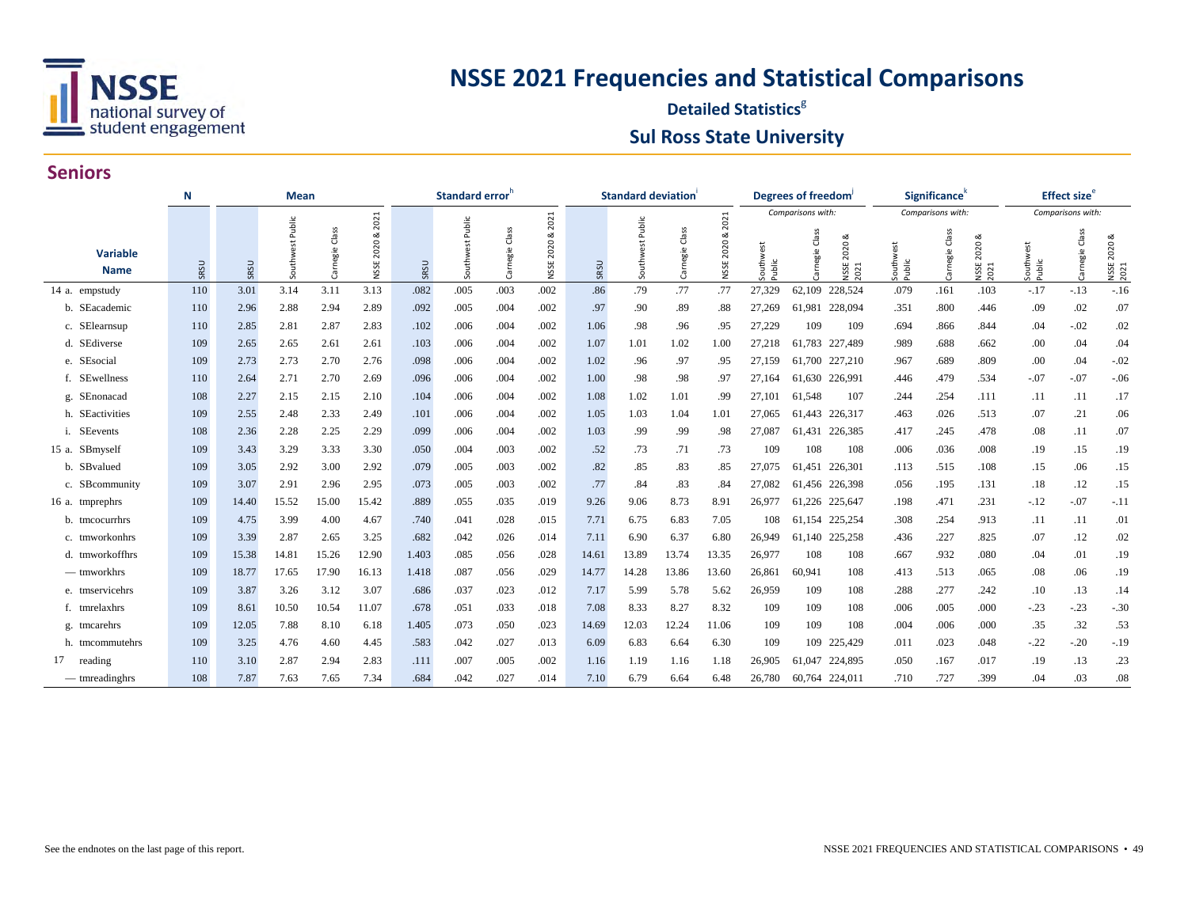# NSSE 2021 Frequencies and Statistical Comparisons

**Detailed Statistics[g]**

## Sul Ross State University

## Seniors

| Variable Name | N | Mean | | | | Standard error[h] | | | | Standard deviation[i] | | | | Degrees of freedom[j] | | | Significance[k] | | | Effect size[e] | | |
|---|---|---|---|---|---|---|---|---|---|---|---|---|---|---|---|---|---|---|---|---|---|---|
| | | | | | | | | | | | | | | Comparisons with: | | | Comparisons with: | | | Comparisons with: | | |
| | SRSU | SRSU | Southwest Public | Carnegie Class | NSSE 2020 & 2021 | SRSU | Southwest Public | Carnegie Class | NSSE 2020 & 2021 | SRSU | Southwest Public | Carnegie Class | NSSE 2020 & 2021 | Southwest Public | Carnegie Class | NSSE 2020 & 2021 | Southwest Public | Carnegie Class | NSSE 2020 & 2021 | Southwest Public | Carnegie Class | NSSE 2020 & 2021 |
| 14 a. empstudy | 110 | 3.01 | 3.14 | 3.11 | 3.13 | .082 | .005 | .003 | .002 | .86 | .79 | .77 | .77 | 27,329 | 62,109 | 228,524 | .079 | .161 | .103 | -.17 | -.13 | -.16 |
| b. SEacademic | 110 | 2.96 | 2.88 | 2.94 | 2.89 | .092 | .005 | .004 | .002 | .97 | .90 | .89 | .88 | 27,269 | 61,981 | 228,094 | .351 | .800 | .446 | .09 | .02 | .07 |
| c. SElearnsup | 110 | 2.85 | 2.81 | 2.87 | 2.83 | .102 | .006 | .004 | .002 | 1.06 | .98 | .96 | .95 | 27,229 | 109 | 109 | .694 | .866 | .844 | .04 | -.02 | .02 |
| d. SEdiverse | 109 | 2.65 | 2.65 | 2.61 | 2.61 | .103 | .006 | .004 | .002 | 1.07 | 1.01 | 1.02 | 1.00 | 27,218 | 61,783 | 227,489 | .989 | .688 | .662 | .00 | .04 | .04 |
| e. SEsocial | 109 | 2.73 | 2.73 | 2.70 | 2.76 | .098 | .006 | .004 | .002 | 1.02 | .96 | .97 | .95 | 27,159 | 61,700 | 227,210 | .967 | .689 | .809 | .00 | .04 | -.02 |
| f. SEwellness | 110 | 2.64 | 2.71 | 2.70 | 2.69 | .096 | .006 | .004 | .002 | 1.00 | .98 | .98 | .97 | 27,164 | 61,630 | 226,991 | .446 | .479 | .534 | -.07 | -.07 | -.06 |
| g. SEnonacad | 108 | 2.27 | 2.15 | 2.15 | 2.10 | .104 | .006 | .004 | .002 | 1.08 | 1.02 | 1.01 | .99 | 27,101 | 61,548 | 107 | .244 | .254 | .111 | .11 | .11 | .17 |
| h. SEactivities | 109 | 2.55 | 2.48 | 2.33 | 2.49 | .101 | .006 | .004 | .002 | 1.05 | 1.03 | 1.04 | 1.01 | 27,065 | 61,443 | 226,317 | .463 | .026 | .513 | .07 | .21 | .06 |
| i. SEevents | 108 | 2.36 | 2.28 | 2.25 | 2.29 | .099 | .006 | .004 | .002 | 1.03 | .99 | .99 | .98 | 27,087 | 61,431 | 226,385 | .417 | .245 | .478 | .08 | .11 | .07 |
| 15 a. SBmyself | 109 | 3.43 | 3.29 | 3.33 | 3.30 | .050 | .004 | .003 | .002 | .52 | .73 | .71 | .73 | 109 | 108 | 108 | .006 | .036 | .008 | .19 | .15 | .19 |
| b. SBvalued | 109 | 3.05 | 2.92 | 3.00 | 2.92 | .079 | .005 | .003 | .002 | .82 | .85 | .83 | .85 | 27,075 | 61,451 | 226,301 | .113 | .515 | .108 | .15 | .06 | .15 |
| c. SBcommunity | 109 | 3.07 | 2.91 | 2.96 | 2.95 | .073 | .005 | .003 | .002 | .77 | .84 | .83 | .84 | 27,082 | 61,456 | 226,398 | .056 | .195 | .131 | .18 | .12 | .15 |
| 16 a. tmprephrs | 109 | 14.40 | 15.52 | 15.00 | 15.42 | .889 | .055 | .035 | .019 | 9.26 | 9.06 | 8.73 | 8.91 | 26,977 | 61,226 | 225,647 | .198 | .471 | .231 | -.12 | -.07 | -.11 |
| b. tmcocurrhrs | 109 | 4.75 | 3.99 | 4.00 | 4.67 | .740 | .041 | .028 | .015 | 7.71 | 6.75 | 6.83 | 7.05 | 108 | 61,154 | 225,254 | .308 | .254 | .913 | .11 | .11 | .01 |
| c. tmworkonhrs | 109 | 3.39 | 2.87 | 2.65 | 3.25 | .682 | .042 | .026 | .014 | 7.11 | 6.90 | 6.37 | 6.80 | 26,949 | 61,140 | 225,258 | .436 | .227 | .825 | .07 | .12 | .02 |
| d. tmworkoffhrs | 109 | 15.38 | 14.81 | 15.26 | 12.90 | 1.403 | .085 | .056 | .028 | 14.61 | 13.89 | 13.74 | 13.35 | 26,977 | 108 | 108 | .667 | .932 | .080 | .04 | .01 | .19 |
| — tmworkhrs | 109 | 18.77 | 17.65 | 17.90 | 16.13 | 1.418 | .087 | .056 | .029 | 14.77 | 14.28 | 13.86 | 13.60 | 26,861 | 60,941 | 108 | .413 | .513 | .065 | .08 | .06 | .19 |
| e. tmservicehrs | 109 | 3.87 | 3.26 | 3.12 | 3.07 | .686 | .037 | .023 | .012 | 7.17 | 5.99 | 5.78 | 5.62 | 26,959 | 109 | 108 | .288 | .277 | .242 | .10 | .13 | .14 |
| f. tmrelaxhrs | 109 | 8.61 | 10.50 | 10.54 | 11.07 | .678 | .051 | .033 | .018 | 7.08 | 8.33 | 8.27 | 8.32 | 109 | 109 | 108 | .006 | .005 | .000 | -.23 | -.23 | -.30 |
| g. tmcarehrs | 109 | 12.05 | 7.88 | 8.10 | 6.18 | 1.405 | .073 | .050 | .023 | 14.69 | 12.03 | 12.24 | 11.06 | 109 | 109 | 108 | .004 | .006 | .000 | .35 | .32 | .53 |
| h. tmcommutehrs | 109 | 3.25 | 4.76 | 4.60 | 4.45 | .583 | .042 | .027 | .013 | 6.09 | 6.83 | 6.64 | 6.30 | 109 | 109 | 225,429 | .011 | .023 | .048 | -.22 | -.20 | -.19 |
| 17 reading | 110 | 3.10 | 2.87 | 2.94 | 2.83 | .111 | .007 | .005 | .002 | 1.16 | 1.19 | 1.16 | 1.18 | 26,905 | 61,047 | 224,895 | .050 | .167 | .017 | .19 | .13 | .23 |
| — tmreadinghrs | 108 | 7.87 | 7.63 | 7.65 | 7.34 | .684 | .042 | .027 | .014 | 7.10 | 6.79 | 6.64 | 6.48 | 26,780 | 60,764 | 224,011 | .710 | .727 | .399 | .04 | .03 | .08 |

See the endnotes on the last page of this report.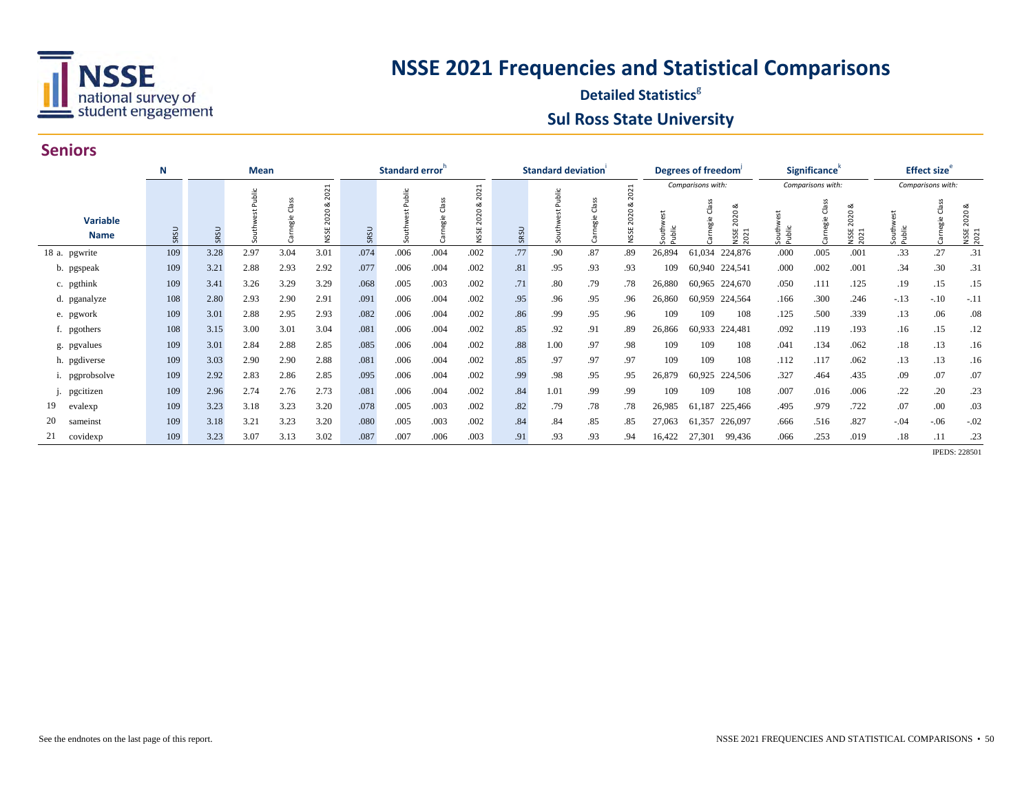# NSSE 2021 Frequencies and Statistical Comparisons

**Detailed Statistics**[g]

## Sul Ross State University

### Seniors

| | N | Mean | | | | Standard error[h] | | | | Standard deviation[i] | | | | Degrees of freedom[j] | | | Significance[k] | | | Effect size[e] | | |
|---|---|---|---|---|---|---|---|---|---|---|---|---|---|---|---|---|---|---|---|---|---|---|
| | | | | | | | | | | | | | | *Comparisons with:* | | | *Comparisons with:* | | | *Comparisons with:* | | |
| **Variable Name** | SRSU | SRSU | Southwest Public | Carnegie Class | NSSE 2020 & 2021 | SRSU | Southwest Public | Carnegie Class | NSSE 2020 & 2021 | SRSU | Southwest Public | Carnegie Class | NSSE 2020 & 2021 | Southwest Public | Carnegie Class | NSSE 2020 & 2021 | Southwest Public | Carnegie Class | NSSE 2020 & 2021 | Southwest Public | Carnegie Class | NSSE 2020 & 2021 |
| 18 a. pgwrite | 109 | 3.28 | 2.97 | 3.04 | 3.01 | .074 | .006 | .004 | .002 | .77 | .90 | .87 | .89 | 26,894 | 61,034 | 224,876 | .000 | .005 | .001 | .33 | .27 | .31 |
| b. pgspeak | 109 | 3.21 | 2.88 | 2.93 | 2.92 | .077 | .006 | .004 | .002 | .81 | .95 | .93 | .93 | 109 | 60,940 | 224,541 | .000 | .002 | .001 | .34 | .30 | .31 |
| c. pgthink | 109 | 3.41 | 3.26 | 3.29 | 3.29 | .068 | .005 | .003 | .002 | .71 | .80 | .79 | .78 | 26,880 | 60,965 | 224,670 | .050 | .111 | .125 | .19 | .15 | .15 |
| d. pganalyze | 108 | 2.80 | 2.93 | 2.90 | 2.91 | .091 | .006 | .004 | .002 | .95 | .96 | .95 | .96 | 26,860 | 60,959 | 224,564 | .166 | .300 | .246 | -.13 | -.10 | -.11 |
| e. pgwork | 109 | 3.01 | 2.88 | 2.95 | 2.93 | .082 | .006 | .004 | .002 | .86 | .99 | .95 | .96 | 109 | 109 | 108 | .125 | .500 | .339 | .13 | .06 | .08 |
| f. pgothers | 108 | 3.15 | 3.00 | 3.01 | 3.04 | .081 | .006 | .004 | .002 | .85 | .92 | .91 | .89 | 26,866 | 60,933 | 224,481 | .092 | .119 | .193 | .16 | .15 | .12 |
| g. pgvalues | 109 | 3.01 | 2.84 | 2.88 | 2.85 | .085 | .006 | .004 | .002 | .88 | 1.00 | .97 | .98 | 109 | 109 | 108 | .041 | .134 | .062 | .18 | .13 | .16 |
| h. pgdiverse | 109 | 3.03 | 2.90 | 2.90 | 2.88 | .081 | .006 | .004 | .002 | .85 | .97 | .97 | .97 | 109 | 109 | 108 | .112 | .117 | .062 | .13 | .13 | .16 |
| i. pgprobsolve | 109 | 2.92 | 2.83 | 2.86 | 2.85 | .095 | .006 | .004 | .002 | .99 | .98 | .95 | .95 | 26,879 | 60,925 | 224,506 | .327 | .464 | .435 | .09 | .07 | .07 |
| j. pgcitizen | 109 | 2.96 | 2.74 | 2.76 | 2.73 | .081 | .006 | .004 | .002 | .84 | 1.01 | .99 | .99 | 109 | 109 | 108 | .007 | .016 | .006 | .22 | .20 | .23 |
| 19 evalexp | 109 | 3.23 | 3.18 | 3.23 | 3.20 | .078 | .005 | .003 | .002 | .82 | .79 | .78 | .78 | 26,985 | 61,187 | 225,466 | .495 | .979 | .722 | .07 | .00 | .03 |
| 20 sameinst | 109 | 3.18 | 3.21 | 3.23 | 3.20 | .080 | .005 | .003 | .002 | .84 | .84 | .85 | .85 | 27,063 | 61,357 | 226,097 | .666 | .516 | .827 | -.04 | -.06 | -.02 |
| 21 covidexp | 109 | 3.23 | 3.07 | 3.13 | 3.02 | .087 | .007 | .006 | .003 | .91 | .93 | .93 | .94 | 16,422 | 27,301 | 99,436 | .066 | .253 | .019 | .18 | .11 | .23 |

IPEDS: 228501

See the endnotes on the last page of this report.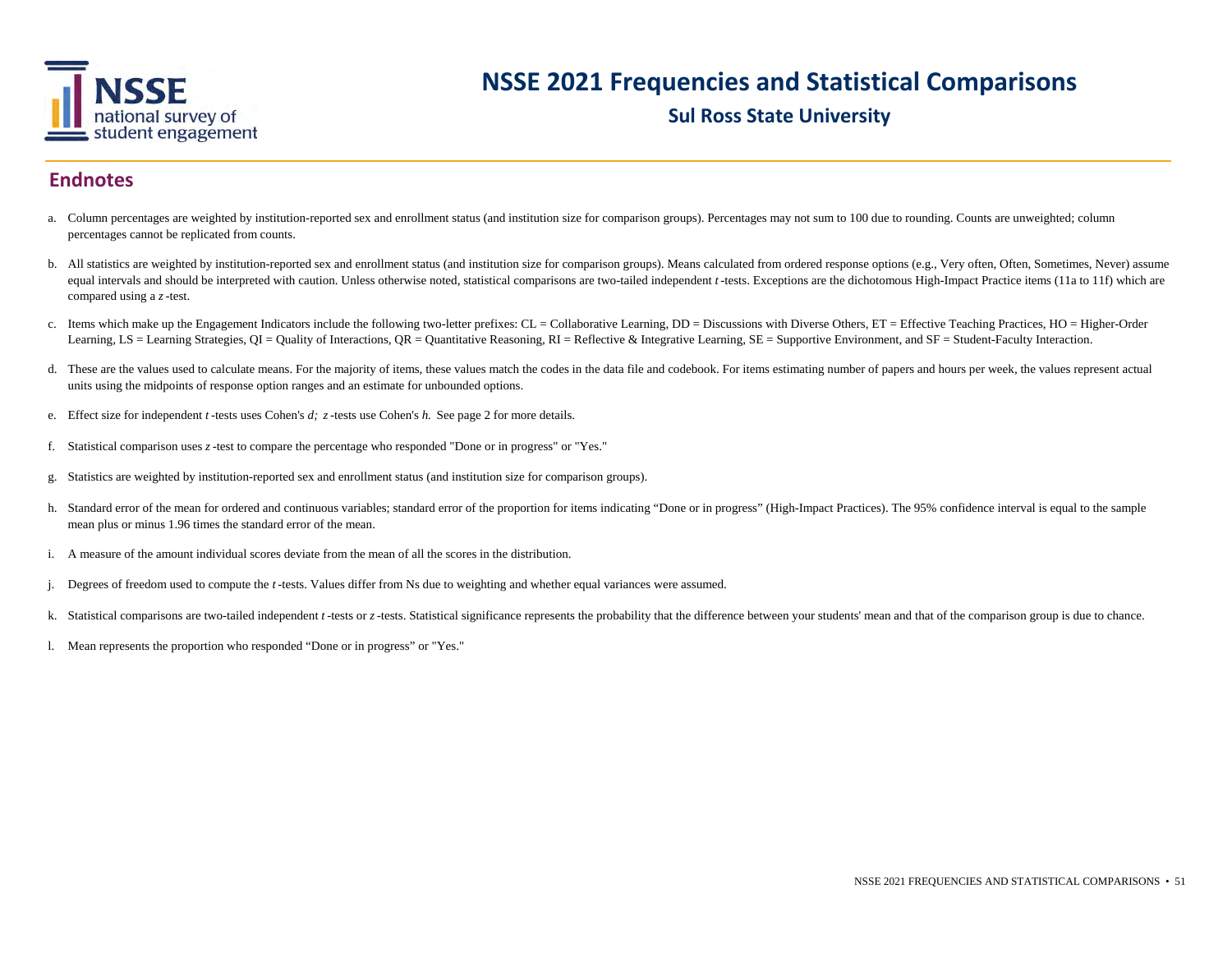# NSSE 2021 Frequencies and Statistical Comparisons

### Sul Ross State University

## Endnotes

a. Column percentages are weighted by institution-reported sex and enrollment status (and institution size for comparison groups). Percentages may not sum to 100 due to rounding. Counts are unweighted; column percentages cannot be replicated from counts.

b. All statistics are weighted by institution-reported sex and enrollment status (and institution size for comparison groups). Means calculated from ordered response options (e.g., Very often, Often, Sometimes, Never) assume equal intervals and should be interpreted with caution. Unless otherwise noted, statistical comparisons are two-tailed independent *t*-tests. Exceptions are the dichotomous High-Impact Practice items (11a to 11f) which are compared using a *z*-test.

c. Items which make up the Engagement Indicators include the following two-letter prefixes: CL = Collaborative Learning, DD = Discussions with Diverse Others, ET = Effective Teaching Practices, HO = Higher-Order Learning, LS = Learning Strategies, QI = Quality of Interactions, QR = Quantitative Reasoning, RI = Reflective & Integrative Learning, SE = Supportive Environment, and SF = Student-Faculty Interaction.

d. These are the values used to calculate means. For the majority of items, these values match the codes in the data file and codebook. For items estimating number of papers and hours per week, the values represent actual units using the midpoints of response option ranges and an estimate for unbounded options.

e. Effect size for independent *t*-tests uses Cohen's *d; z*-tests use Cohen's *h.* See page 2 for more details.

f. Statistical comparison uses *z*-test to compare the percentage who responded "Done or in progress" or "Yes."

g. Statistics are weighted by institution-reported sex and enrollment status (and institution size for comparison groups).

h. Standard error of the mean for ordered and continuous variables; standard error of the proportion for items indicating "Done or in progress" (High-Impact Practices). The 95% confidence interval is equal to the sample mean plus or minus 1.96 times the standard error of the mean.

i. A measure of the amount individual scores deviate from the mean of all the scores in the distribution.

j. Degrees of freedom used to compute the *t*-tests. Values differ from Ns due to weighting and whether equal variances were assumed.

k. Statistical comparisons are two-tailed independent *t*-tests or *z*-tests. Statistical significance represents the probability that the difference between your students' mean and that of the comparison group is due to chance.

l. Mean represents the proportion who responded "Done or in progress" or "Yes."